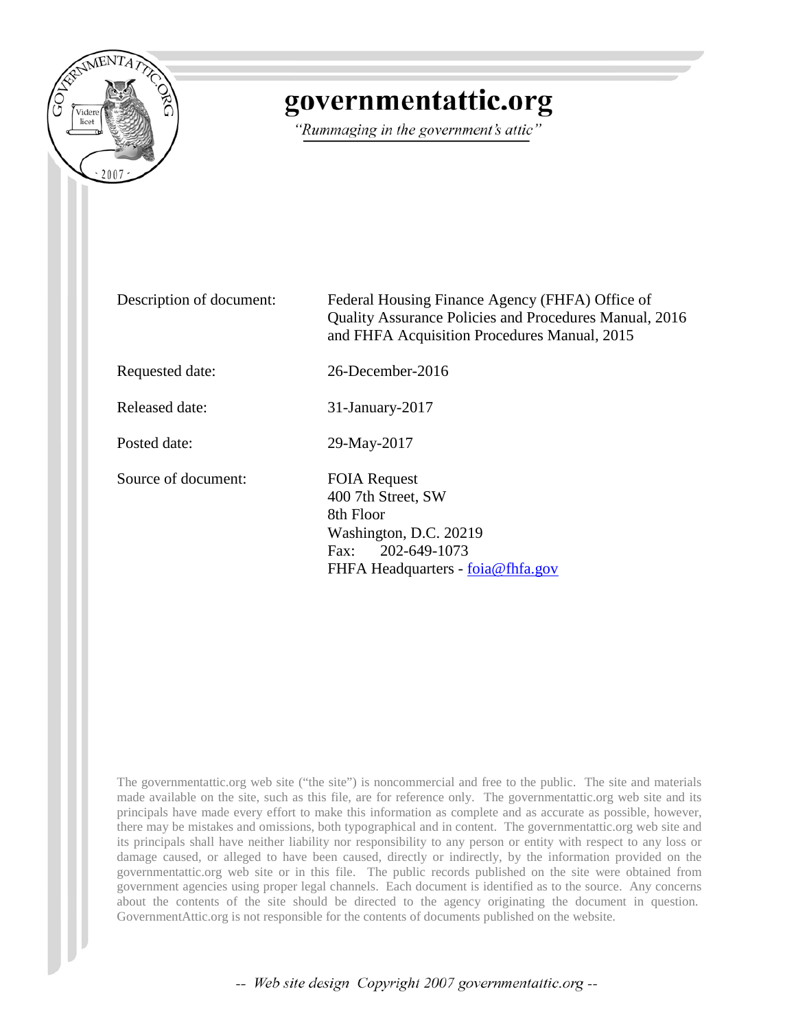# governmentattic.org

*"Rummaging in the government's attic"*

| | |
|---|---|
| Description of document: | Federal Housing Finance Agency (FHFA) Office of Quality Assurance Policies and Procedures Manual, 2016 and FHFA Acquisition Procedures Manual, 2015 |
| Requested date: | 26-December-2016 |
| Released date: | 31-January-2017 |
| Posted date: | 29-May-2017 |
| Source of document: | FOIA Request<br>400 7th Street, SW<br>8th Floor<br>Washington, D.C. 20219<br>Fax: 202-649-1073<br>FHFA Headquarters - foia@fhfa.gov |

The governmentattic.org web site ("the site") is noncommercial and free to the public. The site and materials made available on the site, such as this file, are for reference only. The governmentattic.org web site and its principals have made every effort to make this information as complete and as accurate as possible, however, there may be mistakes and omissions, both typographical and in content. The governmentattic.org web site and its principals shall have neither liability nor responsibility to any person or entity with respect to any loss or damage caused, or alleged to have been caused, directly or indirectly, by the information provided on the governmentattic.org web site or in this file. The public records published on the site were obtained from government agencies using proper legal channels. Each document is identified as to the source. Any concerns about the contents of the site should be directed to the agency originating the document in question. GovernmentAttic.org is not responsible for the contents of documents published on the website.

*-- Web site design Copyright 2007 governmentattic.org --*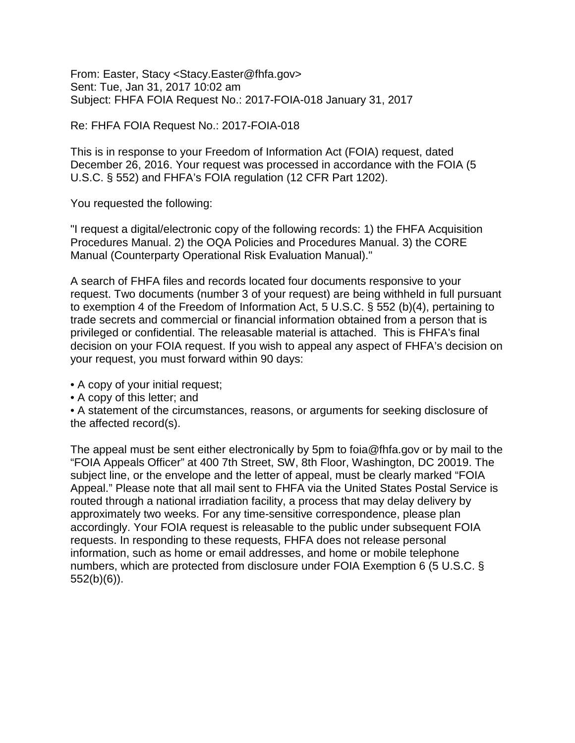From: Easter, Stacy <Stacy.Easter@fhfa.gov>
Sent: Tue, Jan 31, 2017 10:02 am
Subject: FHFA FOIA Request No.: 2017-FOIA-018 January 31, 2017

Re: FHFA FOIA Request No.: 2017-FOIA-018

This is in response to your Freedom of Information Act (FOIA) request, dated December 26, 2016. Your request was processed in accordance with the FOIA (5 U.S.C. § 552) and FHFA's FOIA regulation (12 CFR Part 1202).

You requested the following:

"I request a digital/electronic copy of the following records: 1) the FHFA Acquisition Procedures Manual. 2) the OQA Policies and Procedures Manual. 3) the CORE Manual (Counterparty Operational Risk Evaluation Manual)."

A search of FHFA files and records located four documents responsive to your request. Two documents (number 3 of your request) are being withheld in full pursuant to exemption 4 of the Freedom of Information Act, 5 U.S.C. § 552 (b)(4), pertaining to trade secrets and commercial or financial information obtained from a person that is privileged or confidential. The releasable material is attached. This is FHFA's final decision on your FOIA request. If you wish to appeal any aspect of FHFA's decision on your request, you must forward within 90 days:

- A copy of your initial request;
- A copy of this letter; and
- A statement of the circumstances, reasons, or arguments for seeking disclosure of the affected record(s).

The appeal must be sent either electronically by 5pm to foia@fhfa.gov or by mail to the "FOIA Appeals Officer" at 400 7th Street, SW, 8th Floor, Washington, DC 20019. The subject line, or the envelope and the letter of appeal, must be clearly marked "FOIA Appeal." Please note that all mail sent to FHFA via the United States Postal Service is routed through a national irradiation facility, a process that may delay delivery by approximately two weeks. For any time-sensitive correspondence, please plan accordingly. Your FOIA request is releasable to the public under subsequent FOIA requests. In responding to these requests, FHFA does not release personal information, such as home or email addresses, and home or mobile telephone numbers, which are protected from disclosure under FOIA Exemption 6 (5 U.S.C. § 552(b)(6)).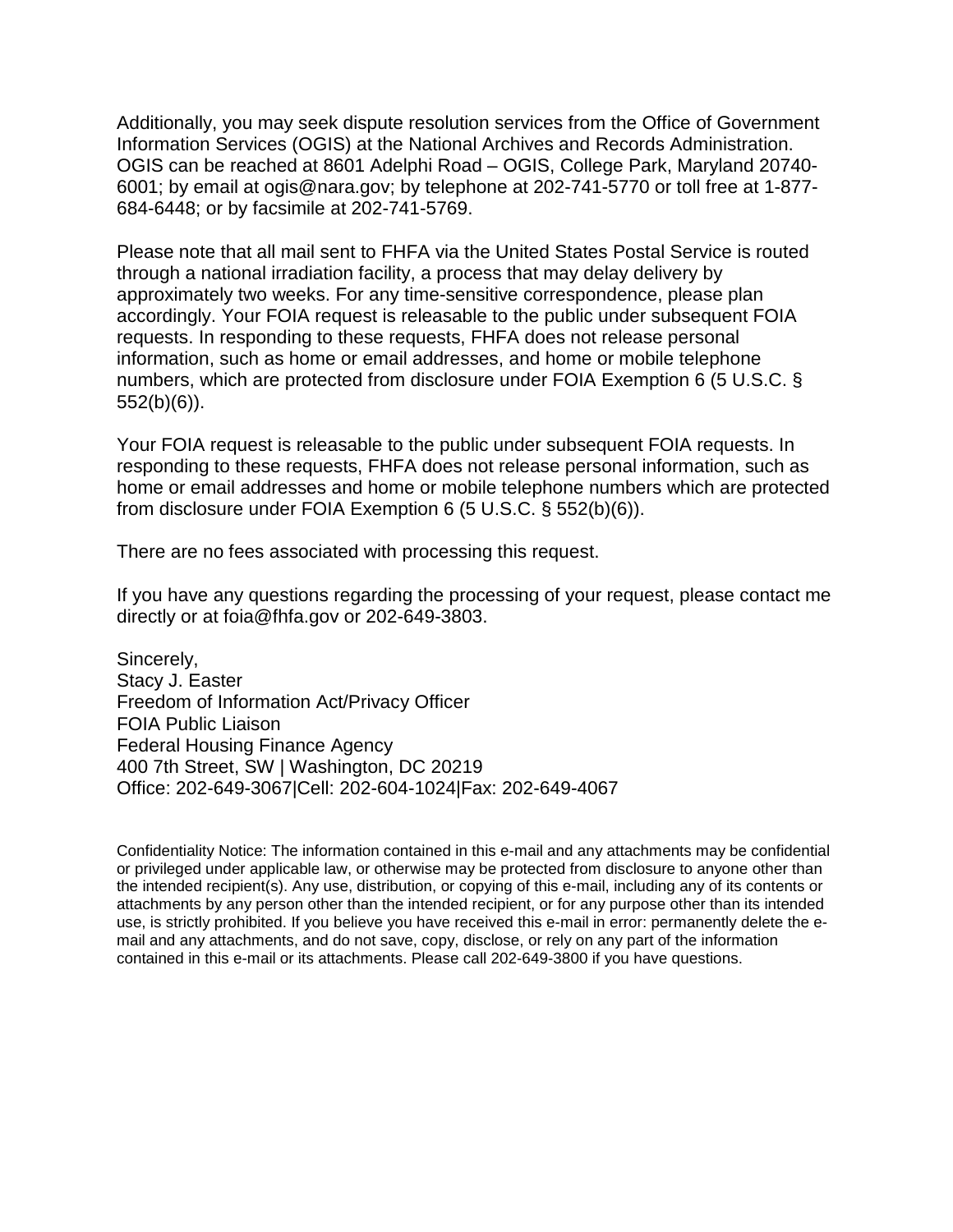Additionally, you may seek dispute resolution services from the Office of Government Information Services (OGIS) at the National Archives and Records Administration. OGIS can be reached at 8601 Adelphi Road – OGIS, College Park, Maryland 20740-6001; by email at ogis@nara.gov; by telephone at 202-741-5770 or toll free at 1-877-684-6448; or by facsimile at 202-741-5769.

Please note that all mail sent to FHFA via the United States Postal Service is routed through a national irradiation facility, a process that may delay delivery by approximately two weeks. For any time-sensitive correspondence, please plan accordingly. Your FOIA request is releasable to the public under subsequent FOIA requests. In responding to these requests, FHFA does not release personal information, such as home or email addresses, and home or mobile telephone numbers, which are protected from disclosure under FOIA Exemption 6 (5 U.S.C. § 552(b)(6)).

Your FOIA request is releasable to the public under subsequent FOIA requests. In responding to these requests, FHFA does not release personal information, such as home or email addresses and home or mobile telephone numbers which are protected from disclosure under FOIA Exemption 6 (5 U.S.C. § 552(b)(6)).

There are no fees associated with processing this request.

If you have any questions regarding the processing of your request, please contact me directly or at foia@fhfa.gov or 202-649-3803.

Sincerely,
Stacy J. Easter
Freedom of Information Act/Privacy Officer
FOIA Public Liaison
Federal Housing Finance Agency
400 7th Street, SW | Washington, DC 20219
Office: 202-649-3067|Cell: 202-604-1024|Fax: 202-649-4067

Confidentiality Notice: The information contained in this e-mail and any attachments may be confidential or privileged under applicable law, or otherwise may be protected from disclosure to anyone other than the intended recipient(s). Any use, distribution, or copying of this e-mail, including any of its contents or attachments by any person other than the intended recipient, or for any purpose other than its intended use, is strictly prohibited. If you believe you have received this e-mail in error: permanently delete the e-mail and any attachments, and do not save, copy, disclose, or rely on any part of the information contained in this e-mail or its attachments. Please call 202-649-3800 if you have questions.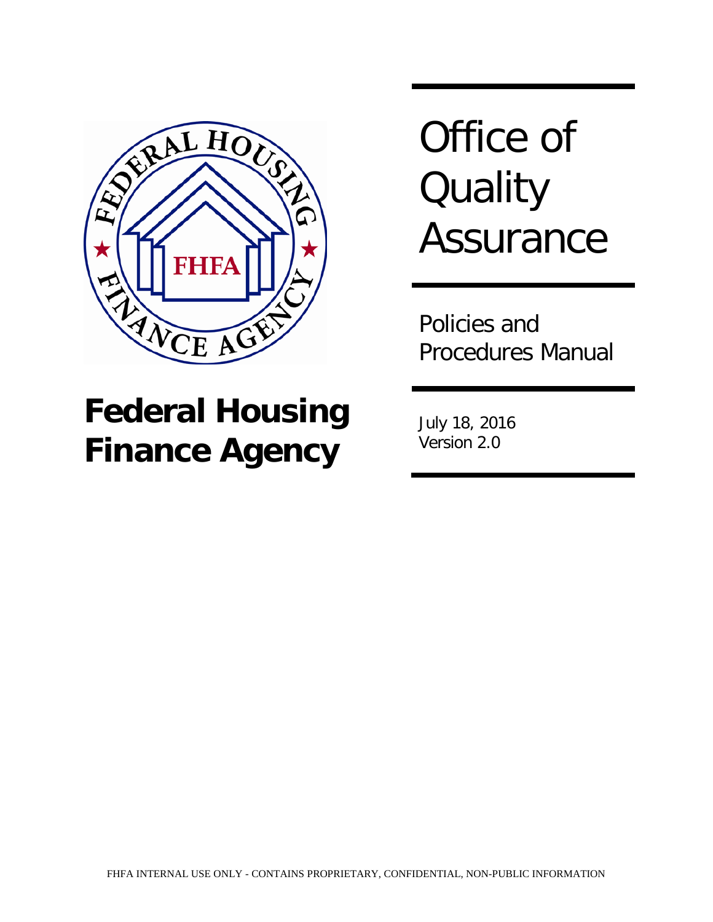# Federal Housing Finance Agency

# Office of Quality Assurance

## Policies and Procedures Manual

July 18, 2016
Version 2.0

FHFA INTERNAL USE ONLY - CONTAINS PROPRIETARY, CONFIDENTIAL, NON-PUBLIC INFORMATION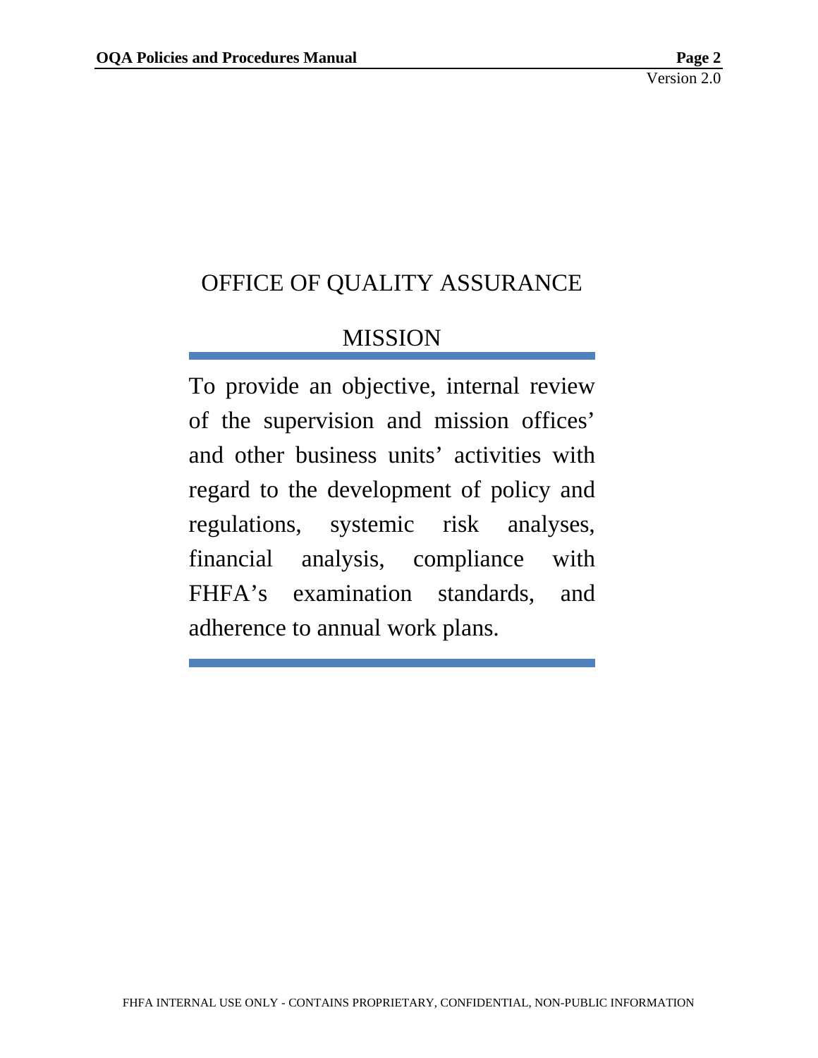# OFFICE OF QUALITY ASSURANCE

## MISSION

To provide an objective, internal review of the supervision and mission offices' and other business units' activities with regard to the development of policy and regulations, systemic risk analyses, financial analysis, compliance with FHFA's examination standards, and adherence to annual work plans.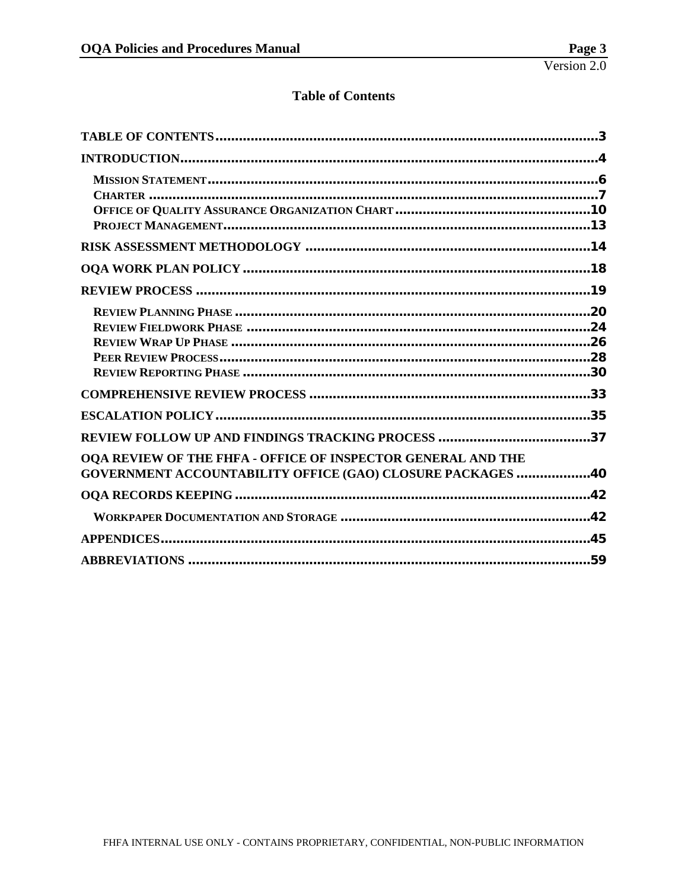# Table of Contents

TABLE OF CONTENTS .......... 3

INTRODUCTION .......... 4

- MISSION STATEMENT .......... 6
- CHARTER .......... 7
- OFFICE OF QUALITY ASSURANCE ORGANIZATION CHART .......... 10
- PROJECT MANAGEMENT .......... 13

RISK ASSESSMENT METHODOLOGY .......... 14

OQA WORK PLAN POLICY .......... 18

REVIEW PROCESS .......... 19

- REVIEW PLANNING PHASE .......... 20
- REVIEW FIELDWORK PHASE .......... 24
- REVIEW WRAP UP PHASE .......... 26
- PEER REVIEW PROCESS .......... 28
- REVIEW REPORTING PHASE .......... 30

COMPREHENSIVE REVIEW PROCESS .......... 33

ESCALATION POLICY .......... 35

REVIEW FOLLOW UP AND FINDINGS TRACKING PROCESS .......... 37

OQA REVIEW OF THE FHFA - OFFICE OF INSPECTOR GENERAL AND THE GOVERNMENT ACCOUNTABILITY OFFICE (GAO) CLOSURE PACKAGES .......... 40

OQA RECORDS KEEPING .......... 42

- WORKPAPER DOCUMENTATION AND STORAGE .......... 42

APPENDICES .......... 45

ABBREVIATIONS .......... 59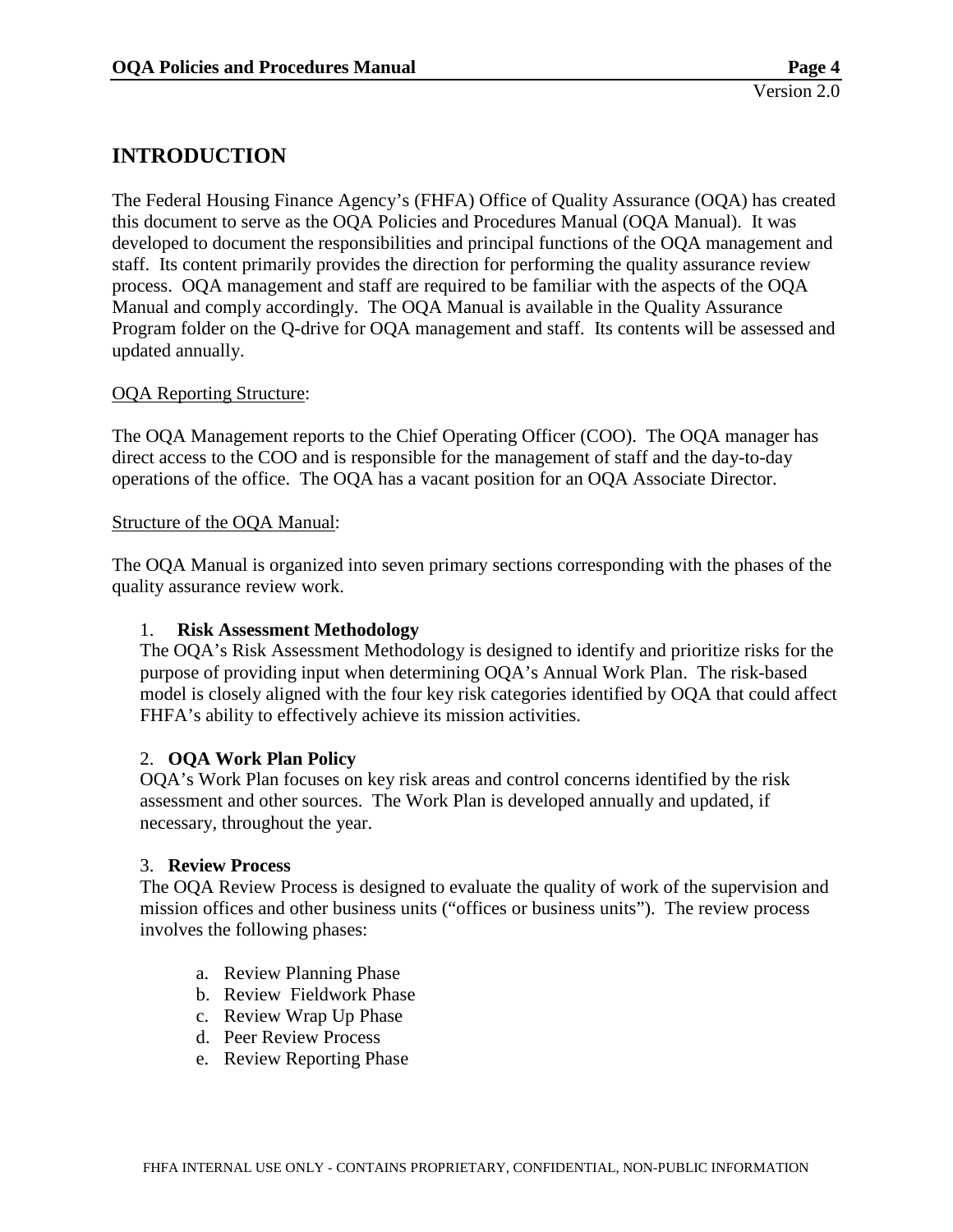# INTRODUCTION

The Federal Housing Finance Agency's (FHFA) Office of Quality Assurance (OQA) has created this document to serve as the OQA Policies and Procedures Manual (OQA Manual). It was developed to document the responsibilities and principal functions of the OQA management and staff. Its content primarily provides the direction for performing the quality assurance review process. OQA management and staff are required to be familiar with the aspects of the OQA Manual and comply accordingly. The OQA Manual is available in the Quality Assurance Program folder on the Q-drive for OQA management and staff. Its contents will be assessed and updated annually.

OQA Reporting Structure:

The OQA Management reports to the Chief Operating Officer (COO). The OQA manager has direct access to the COO and is responsible for the management of staff and the day-to-day operations of the office. The OQA has a vacant position for an OQA Associate Director.

Structure of the OQA Manual:

The OQA Manual is organized into seven primary sections corresponding with the phases of the quality assurance review work.

1. **Risk Assessment Methodology**
   The OQA's Risk Assessment Methodology is designed to identify and prioritize risks for the purpose of providing input when determining OQA's Annual Work Plan. The risk-based model is closely aligned with the four key risk categories identified by OQA that could affect FHFA's ability to effectively achieve its mission activities.

2. **OQA Work Plan Policy**
   OQA's Work Plan focuses on key risk areas and control concerns identified by the risk assessment and other sources. The Work Plan is developed annually and updated, if necessary, throughout the year.

3. **Review Process**
   The OQA Review Process is designed to evaluate the quality of work of the supervision and mission offices and other business units ("offices or business units"). The review process involves the following phases:

   a. Review Planning Phase
   b. Review Fieldwork Phase
   c. Review Wrap Up Phase
   d. Peer Review Process
   e. Review Reporting Phase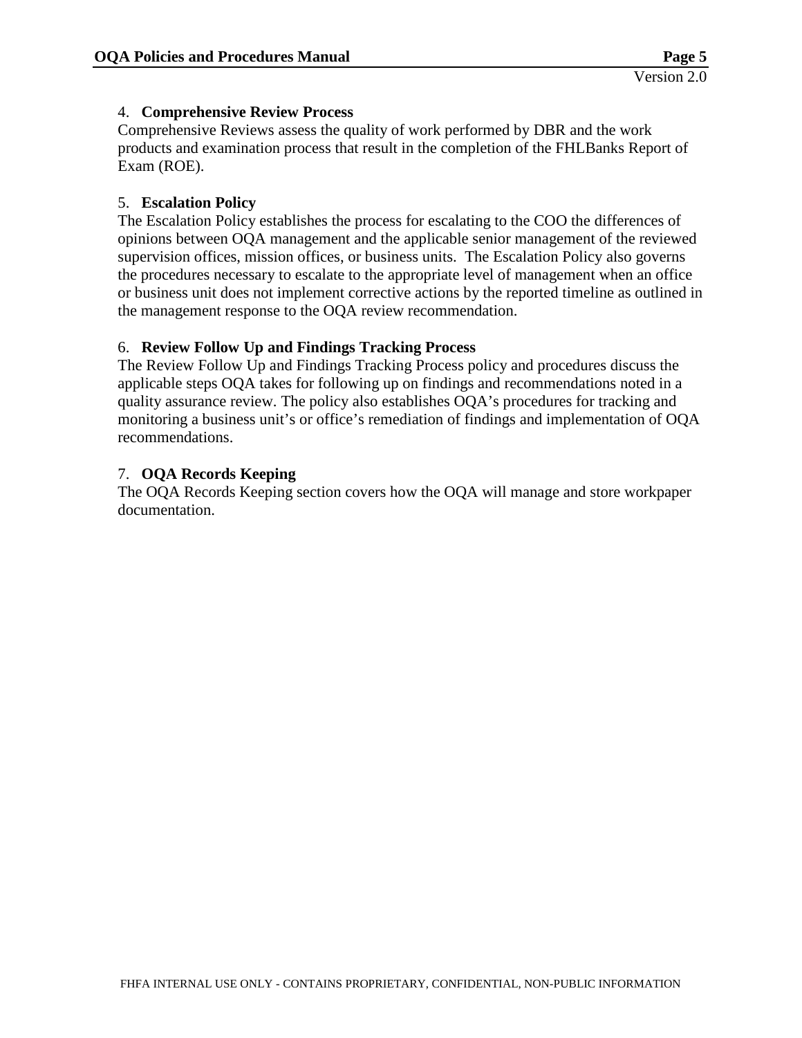4. **Comprehensive Review Process**

Comprehensive Reviews assess the quality of work performed by DBR and the work products and examination process that result in the completion of the FHLBanks Report of Exam (ROE).

5. **Escalation Policy**

The Escalation Policy establishes the process for escalating to the COO the differences of opinions between OQA management and the applicable senior management of the reviewed supervision offices, mission offices, or business units. The Escalation Policy also governs the procedures necessary to escalate to the appropriate level of management when an office or business unit does not implement corrective actions by the reported timeline as outlined in the management response to the OQA review recommendation.

6. **Review Follow Up and Findings Tracking Process**

The Review Follow Up and Findings Tracking Process policy and procedures discuss the applicable steps OQA takes for following up on findings and recommendations noted in a quality assurance review. The policy also establishes OQA's procedures for tracking and monitoring a business unit's or office's remediation of findings and implementation of OQA recommendations.

7. **OQA Records Keeping**

The OQA Records Keeping section covers how the OQA will manage and store workpaper documentation.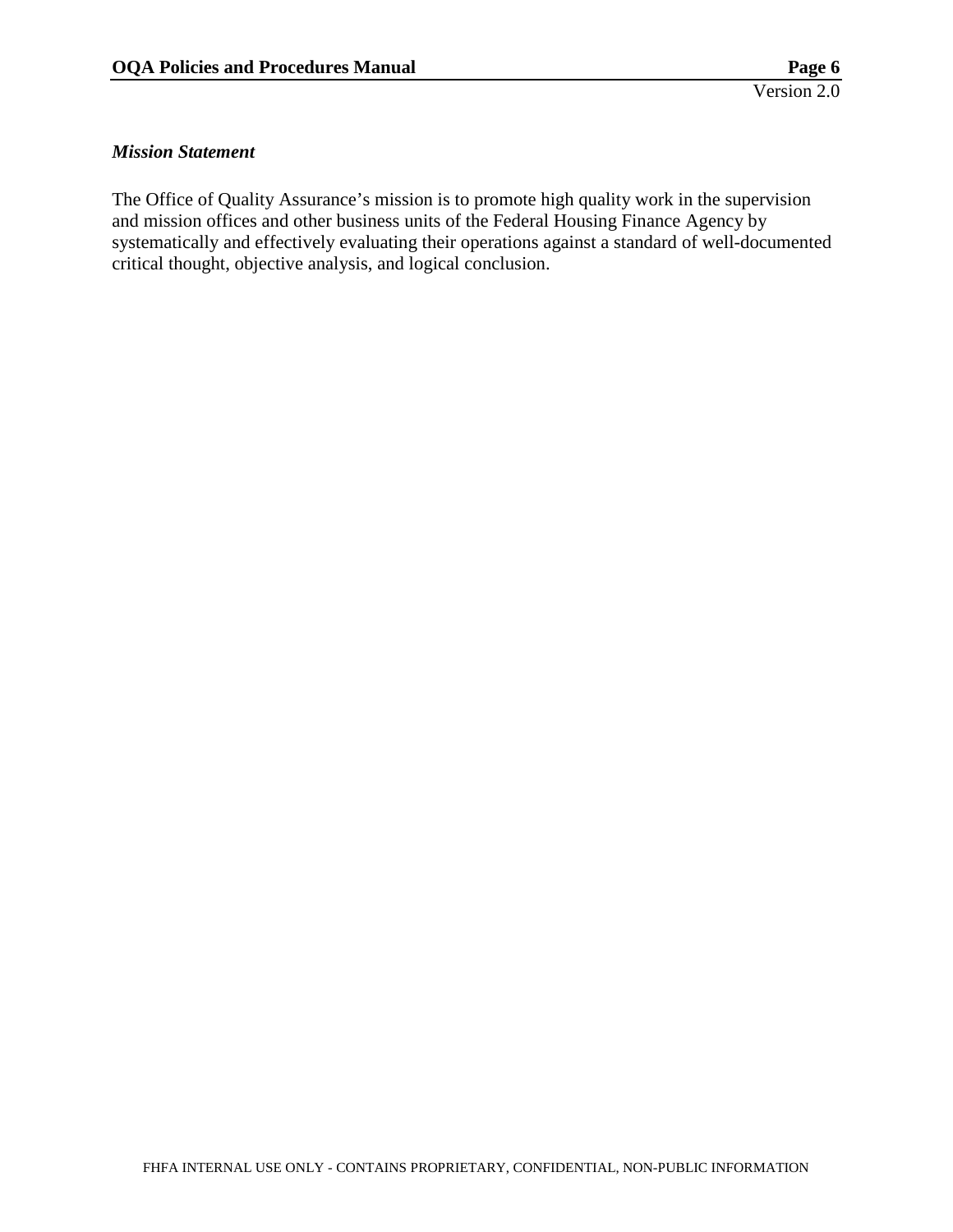*Mission Statement*

The Office of Quality Assurance's mission is to promote high quality work in the supervision and mission offices and other business units of the Federal Housing Finance Agency by systematically and effectively evaluating their operations against a standard of well-documented critical thought, objective analysis, and logical conclusion.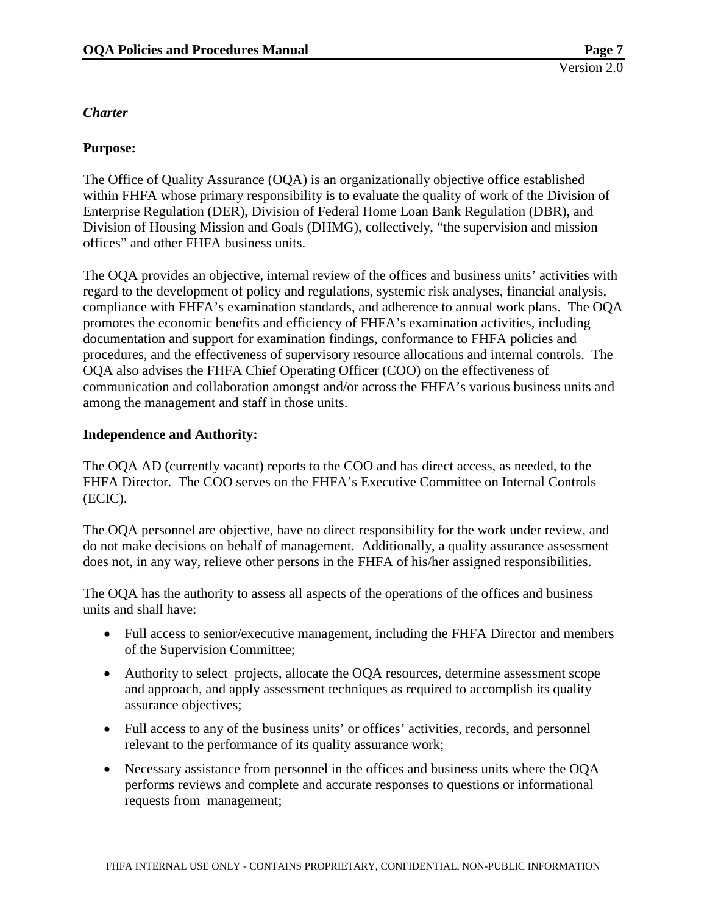*Charter*

**Purpose:**

The Office of Quality Assurance (OQA) is an organizationally objective office established within FHFA whose primary responsibility is to evaluate the quality of work of the Division of Enterprise Regulation (DER), Division of Federal Home Loan Bank Regulation (DBR), and Division of Housing Mission and Goals (DHMG), collectively, "the supervision and mission offices" and other FHFA business units.

The OQA provides an objective, internal review of the offices and business units' activities with regard to the development of policy and regulations, systemic risk analyses, financial analysis, compliance with FHFA's examination standards, and adherence to annual work plans. The OQA promotes the economic benefits and efficiency of FHFA's examination activities, including documentation and support for examination findings, conformance to FHFA policies and procedures, and the effectiveness of supervisory resource allocations and internal controls. The OQA also advises the FHFA Chief Operating Officer (COO) on the effectiveness of communication and collaboration amongst and/or across the FHFA's various business units and among the management and staff in those units.

**Independence and Authority:**

The OQA AD (currently vacant) reports to the COO and has direct access, as needed, to the FHFA Director. The COO serves on the FHFA's Executive Committee on Internal Controls (ECIC).

The OQA personnel are objective, have no direct responsibility for the work under review, and do not make decisions on behalf of management. Additionally, a quality assurance assessment does not, in any way, relieve other persons in the FHFA of his/her assigned responsibilities.

The OQA has the authority to assess all aspects of the operations of the offices and business units and shall have:

- Full access to senior/executive management, including the FHFA Director and members of the Supervision Committee;
- Authority to select projects, allocate the OQA resources, determine assessment scope and approach, and apply assessment techniques as required to accomplish its quality assurance objectives;
- Full access to any of the business units' or offices' activities, records, and personnel relevant to the performance of its quality assurance work;
- Necessary assistance from personnel in the offices and business units where the OQA performs reviews and complete and accurate responses to questions or informational requests from management;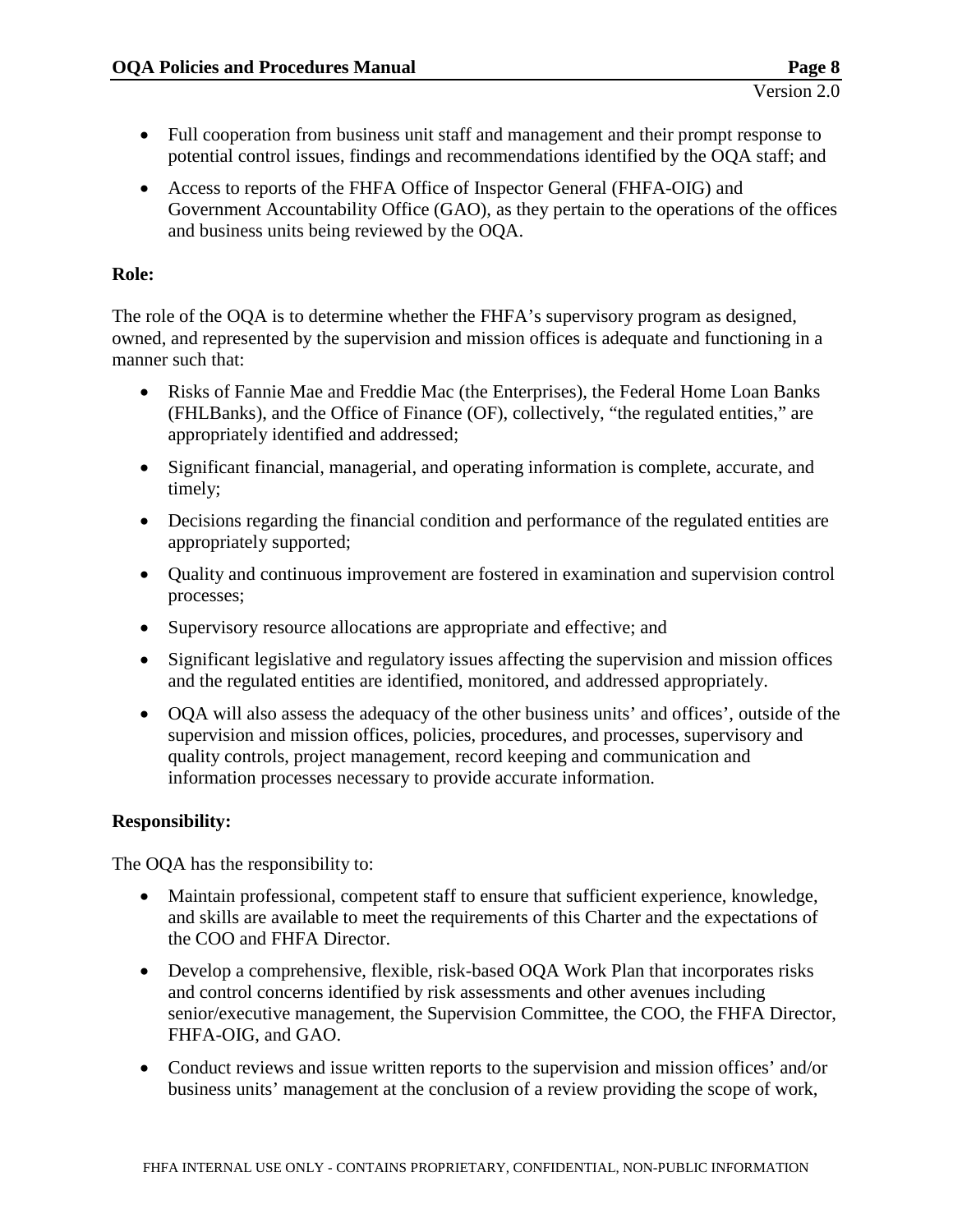- Full cooperation from business unit staff and management and their prompt response to potential control issues, findings and recommendations identified by the OQA staff; and
- Access to reports of the FHFA Office of Inspector General (FHFA-OIG) and Government Accountability Office (GAO), as they pertain to the operations of the offices and business units being reviewed by the OQA.

**Role:**

The role of the OQA is to determine whether the FHFA's supervisory program as designed, owned, and represented by the supervision and mission offices is adequate and functioning in a manner such that:

- Risks of Fannie Mae and Freddie Mac (the Enterprises), the Federal Home Loan Banks (FHLBanks), and the Office of Finance (OF), collectively, "the regulated entities," are appropriately identified and addressed;
- Significant financial, managerial, and operating information is complete, accurate, and timely;
- Decisions regarding the financial condition and performance of the regulated entities are appropriately supported;
- Quality and continuous improvement are fostered in examination and supervision control processes;
- Supervisory resource allocations are appropriate and effective; and
- Significant legislative and regulatory issues affecting the supervision and mission offices and the regulated entities are identified, monitored, and addressed appropriately.
- OQA will also assess the adequacy of the other business units' and offices', outside of the supervision and mission offices, policies, procedures, and processes, supervisory and quality controls, project management, record keeping and communication and information processes necessary to provide accurate information.

**Responsibility:**

The OQA has the responsibility to:

- Maintain professional, competent staff to ensure that sufficient experience, knowledge, and skills are available to meet the requirements of this Charter and the expectations of the COO and FHFA Director.
- Develop a comprehensive, flexible, risk-based OQA Work Plan that incorporates risks and control concerns identified by risk assessments and other avenues including senior/executive management, the Supervision Committee, the COO, the FHFA Director, FHFA-OIG, and GAO.
- Conduct reviews and issue written reports to the supervision and mission offices' and/or business units' management at the conclusion of a review providing the scope of work,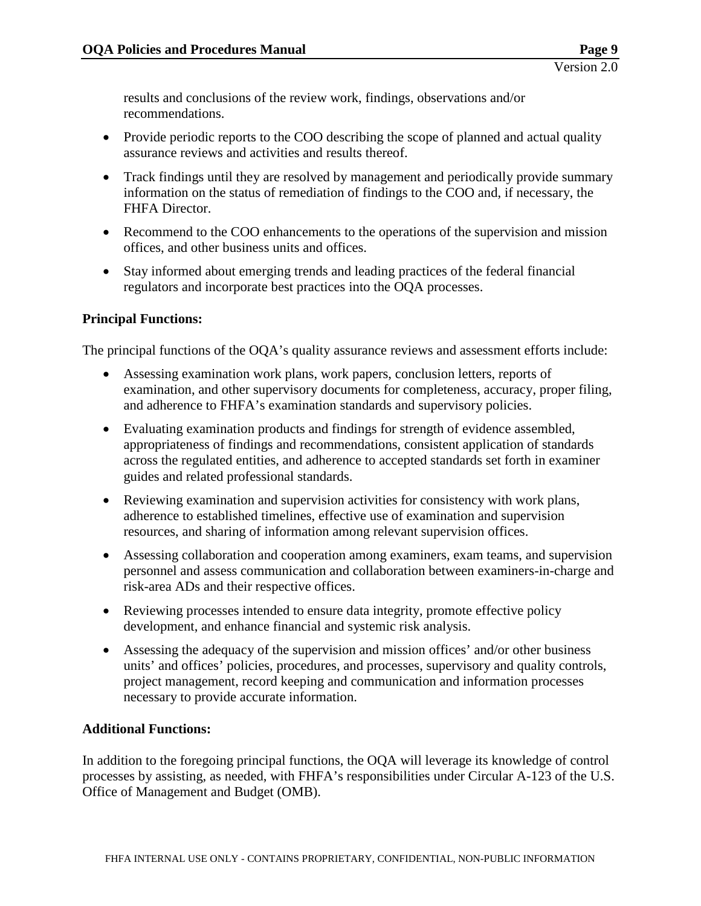results and conclusions of the review work, findings, observations and/or recommendations.

- Provide periodic reports to the COO describing the scope of planned and actual quality assurance reviews and activities and results thereof.
- Track findings until they are resolved by management and periodically provide summary information on the status of remediation of findings to the COO and, if necessary, the FHFA Director.
- Recommend to the COO enhancements to the operations of the supervision and mission offices, and other business units and offices.
- Stay informed about emerging trends and leading practices of the federal financial regulators and incorporate best practices into the OQA processes.

**Principal Functions:**

The principal functions of the OQA's quality assurance reviews and assessment efforts include:

- Assessing examination work plans, work papers, conclusion letters, reports of examination, and other supervisory documents for completeness, accuracy, proper filing, and adherence to FHFA's examination standards and supervisory policies.
- Evaluating examination products and findings for strength of evidence assembled, appropriateness of findings and recommendations, consistent application of standards across the regulated entities, and adherence to accepted standards set forth in examiner guides and related professional standards.
- Reviewing examination and supervision activities for consistency with work plans, adherence to established timelines, effective use of examination and supervision resources, and sharing of information among relevant supervision offices.
- Assessing collaboration and cooperation among examiners, exam teams, and supervision personnel and assess communication and collaboration between examiners-in-charge and risk-area ADs and their respective offices.
- Reviewing processes intended to ensure data integrity, promote effective policy development, and enhance financial and systemic risk analysis.
- Assessing the adequacy of the supervision and mission offices' and/or other business units' and offices' policies, procedures, and processes, supervisory and quality controls, project management, record keeping and communication and information processes necessary to provide accurate information.

**Additional Functions:**

In addition to the foregoing principal functions, the OQA will leverage its knowledge of control processes by assisting, as needed, with FHFA's responsibilities under Circular A-123 of the U.S. Office of Management and Budget (OMB).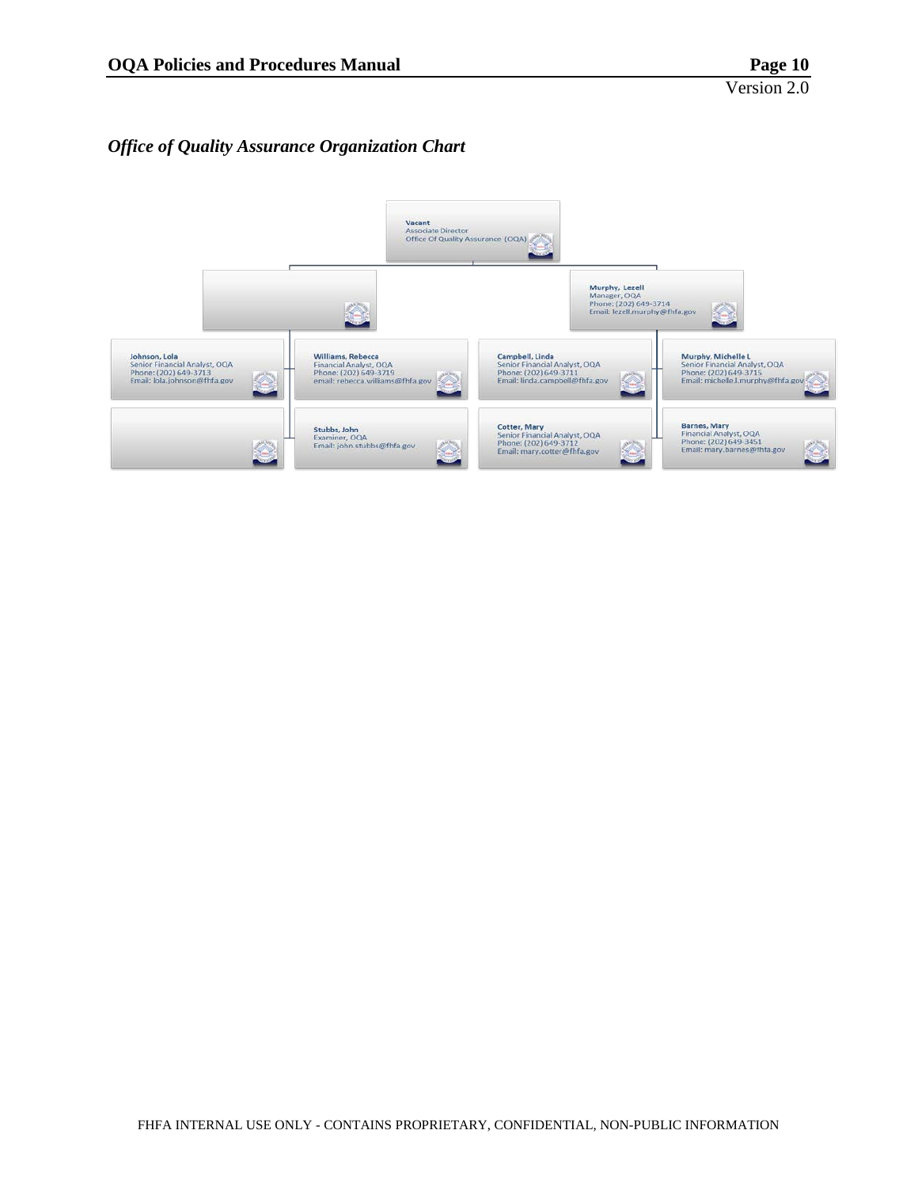### *Office of Quality Assurance Organization Chart*

**Vacant**
Associate Director
Office Of Quality Assurance (OQA)

- (Vacant box)
  - **Johnson, Lola**
    Senior Financial Analyst, OQA
    Phone: (202) 649-3713
    Email: lola.johnson@fhfa.gov
  - **Williams, Rebecca**
    Financial Analyst, OQA
    Phone: (202) 649-3719
    email: rebecca.williams@fhfa.gov
  - (Vacant box)
  - **Stubbs, John**
    Examiner, OQA
    Email: john.stubbs@fhfa.gov
- **Murphy, Lezell**
  Manager, OQA
  Phone: (202) 649-3714
  Email: lezell.murphy@fhfa.gov
  - **Campbell, Linda**
    Senior Financial Analyst, OQA
    Phone: (202) 649-3711
    Email: linda.campbell@fhfa.gov
  - **Murphy, Michelle L**
    Senior Financial Analyst, OQA
    Phone: (202) 649-3715
    Email: michelle.l.murphy@fhfa.gov
  - **Cotter, Mary**
    Senior Financial Analyst, OQA
    Phone: (202) 649-3712
    Email: mary.cotter@fhfa.gov
  - **Barnes, Mary**
    Financial Analyst, OQA
    Phone: (202) 649-3451
    Email: mary.barnes@fhfa.gov

FHFA INTERNAL USE ONLY - CONTAINS PROPRIETARY, CONFIDENTIAL, NON-PUBLIC INFORMATION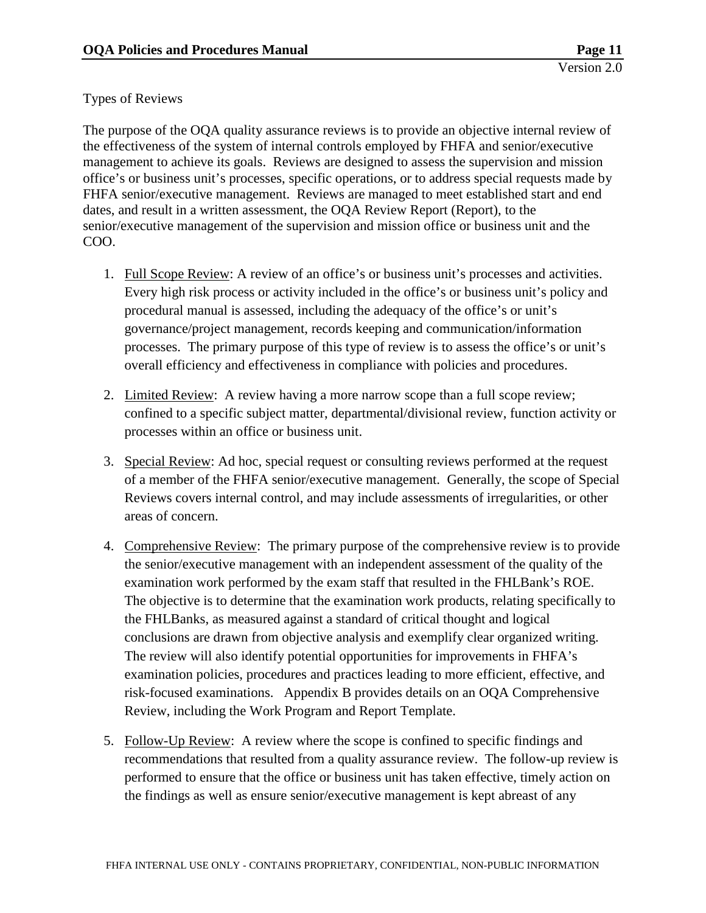Types of Reviews

The purpose of the OQA quality assurance reviews is to provide an objective internal review of the effectiveness of the system of internal controls employed by FHFA and senior/executive management to achieve its goals. Reviews are designed to assess the supervision and mission office's or business unit's processes, specific operations, or to address special requests made by FHFA senior/executive management. Reviews are managed to meet established start and end dates, and result in a written assessment, the OQA Review Report (Report), to the senior/executive management of the supervision and mission office or business unit and the COO.

1. Full Scope Review: A review of an office's or business unit's processes and activities. Every high risk process or activity included in the office's or business unit's policy and procedural manual is assessed, including the adequacy of the office's or unit's governance/project management, records keeping and communication/information processes. The primary purpose of this type of review is to assess the office's or unit's overall efficiency and effectiveness in compliance with policies and procedures.

2. Limited Review: A review having a more narrow scope than a full scope review; confined to a specific subject matter, departmental/divisional review, function activity or processes within an office or business unit.

3. Special Review: Ad hoc, special request or consulting reviews performed at the request of a member of the FHFA senior/executive management. Generally, the scope of Special Reviews covers internal control, and may include assessments of irregularities, or other areas of concern.

4. Comprehensive Review: The primary purpose of the comprehensive review is to provide the senior/executive management with an independent assessment of the quality of the examination work performed by the exam staff that resulted in the FHLBank's ROE. The objective is to determine that the examination work products, relating specifically to the FHLBanks, as measured against a standard of critical thought and logical conclusions are drawn from objective analysis and exemplify clear organized writing. The review will also identify potential opportunities for improvements in FHFA's examination policies, procedures and practices leading to more efficient, effective, and risk-focused examinations. Appendix B provides details on an OQA Comprehensive Review, including the Work Program and Report Template.

5. Follow-Up Review: A review where the scope is confined to specific findings and recommendations that resulted from a quality assurance review. The follow-up review is performed to ensure that the office or business unit has taken effective, timely action on the findings as well as ensure senior/executive management is kept abreast of any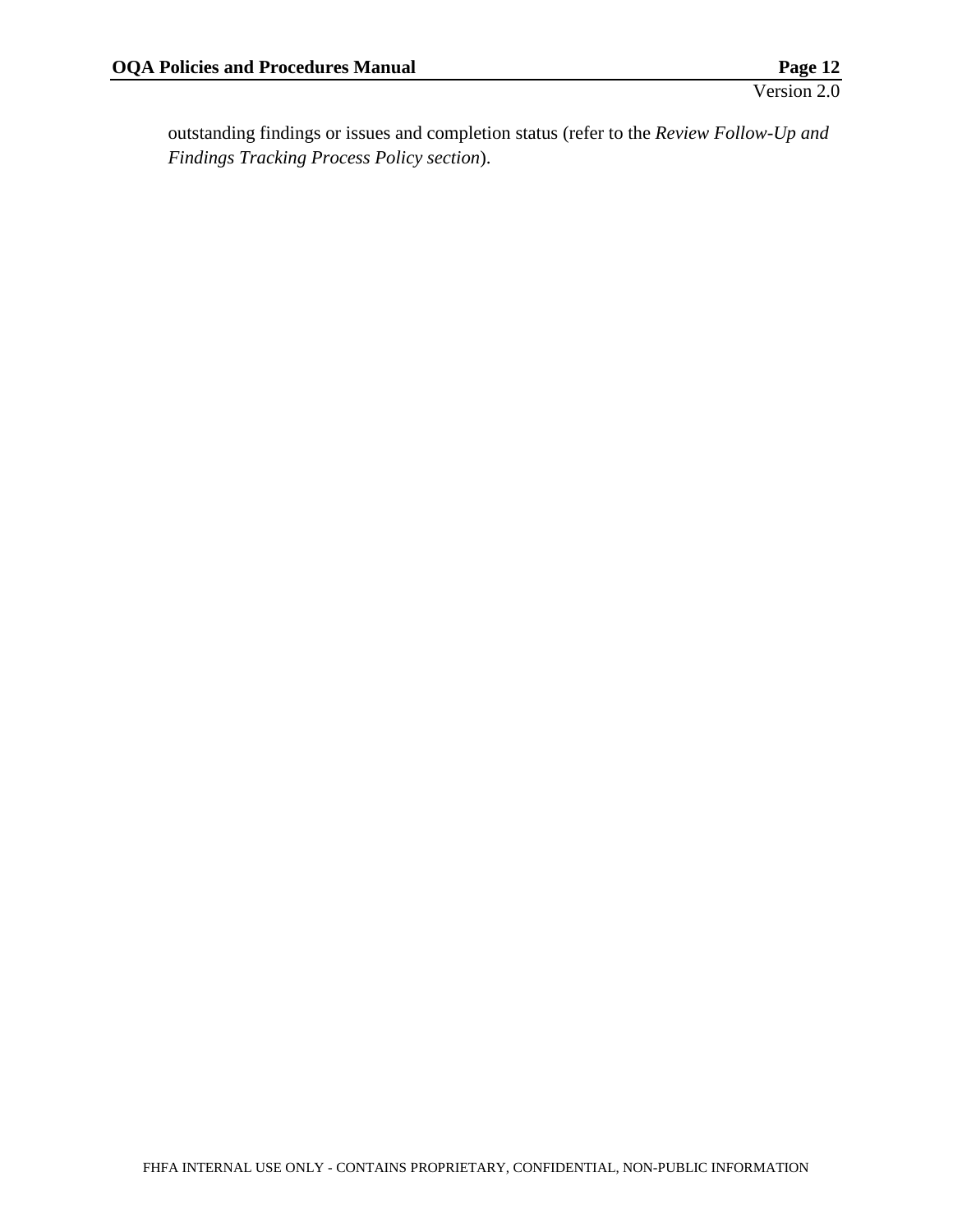outstanding findings or issues and completion status (refer to the *Review Follow-Up and Findings Tracking Process Policy section*).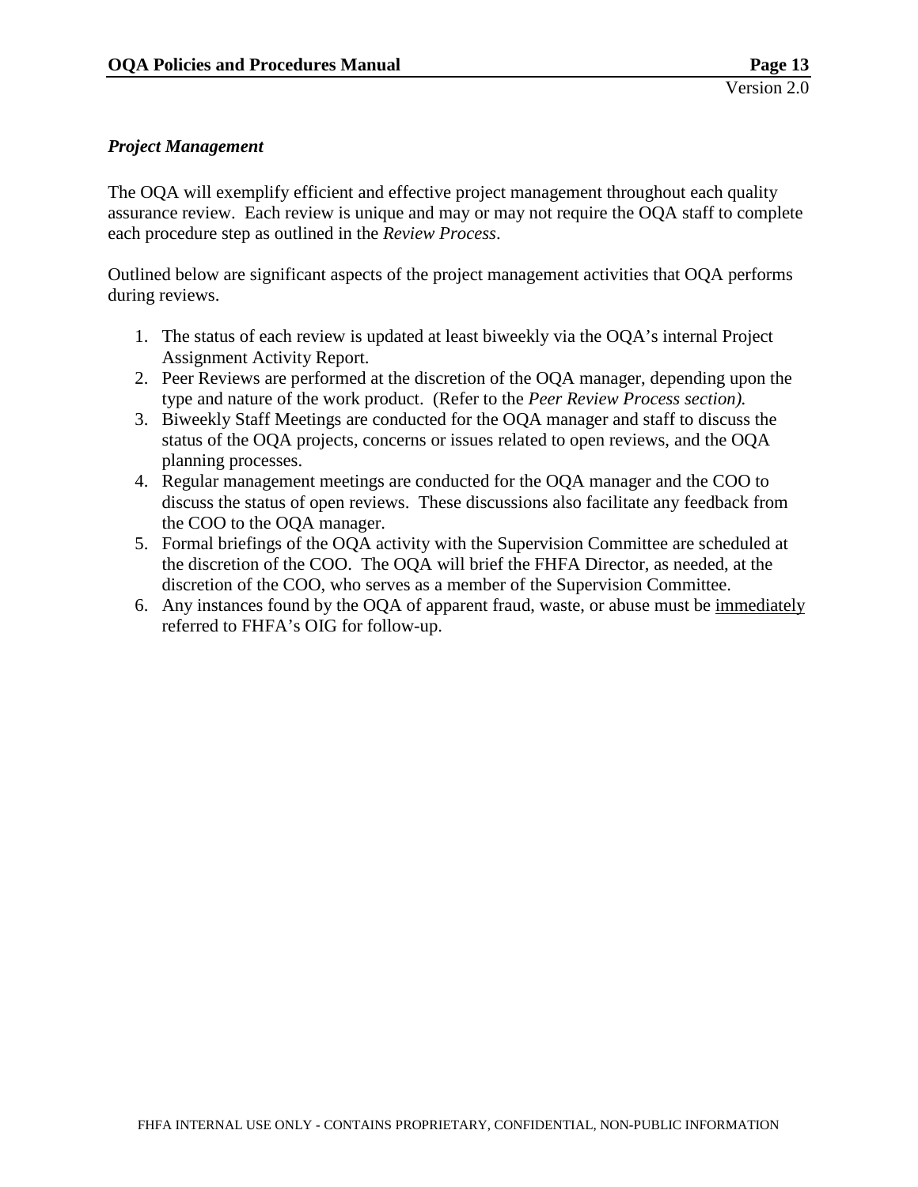### *Project Management*

The OQA will exemplify efficient and effective project management throughout each quality assurance review. Each review is unique and may or may not require the OQA staff to complete each procedure step as outlined in the *Review Process*.

Outlined below are significant aspects of the project management activities that OQA performs during reviews.

1. The status of each review is updated at least biweekly via the OQA's internal Project Assignment Activity Report.
2. Peer Reviews are performed at the discretion of the OQA manager, depending upon the type and nature of the work product. (Refer to the *Peer Review Process section).*
3. Biweekly Staff Meetings are conducted for the OQA manager and staff to discuss the status of the OQA projects, concerns or issues related to open reviews, and the OQA planning processes.
4. Regular management meetings are conducted for the OQA manager and the COO to discuss the status of open reviews. These discussions also facilitate any feedback from the COO to the OQA manager.
5. Formal briefings of the OQA activity with the Supervision Committee are scheduled at the discretion of the COO. The OQA will brief the FHFA Director, as needed, at the discretion of the COO, who serves as a member of the Supervision Committee.
6. Any instances found by the OQA of apparent fraud, waste, or abuse must be <u>immediately</u> referred to FHFA's OIG for follow-up.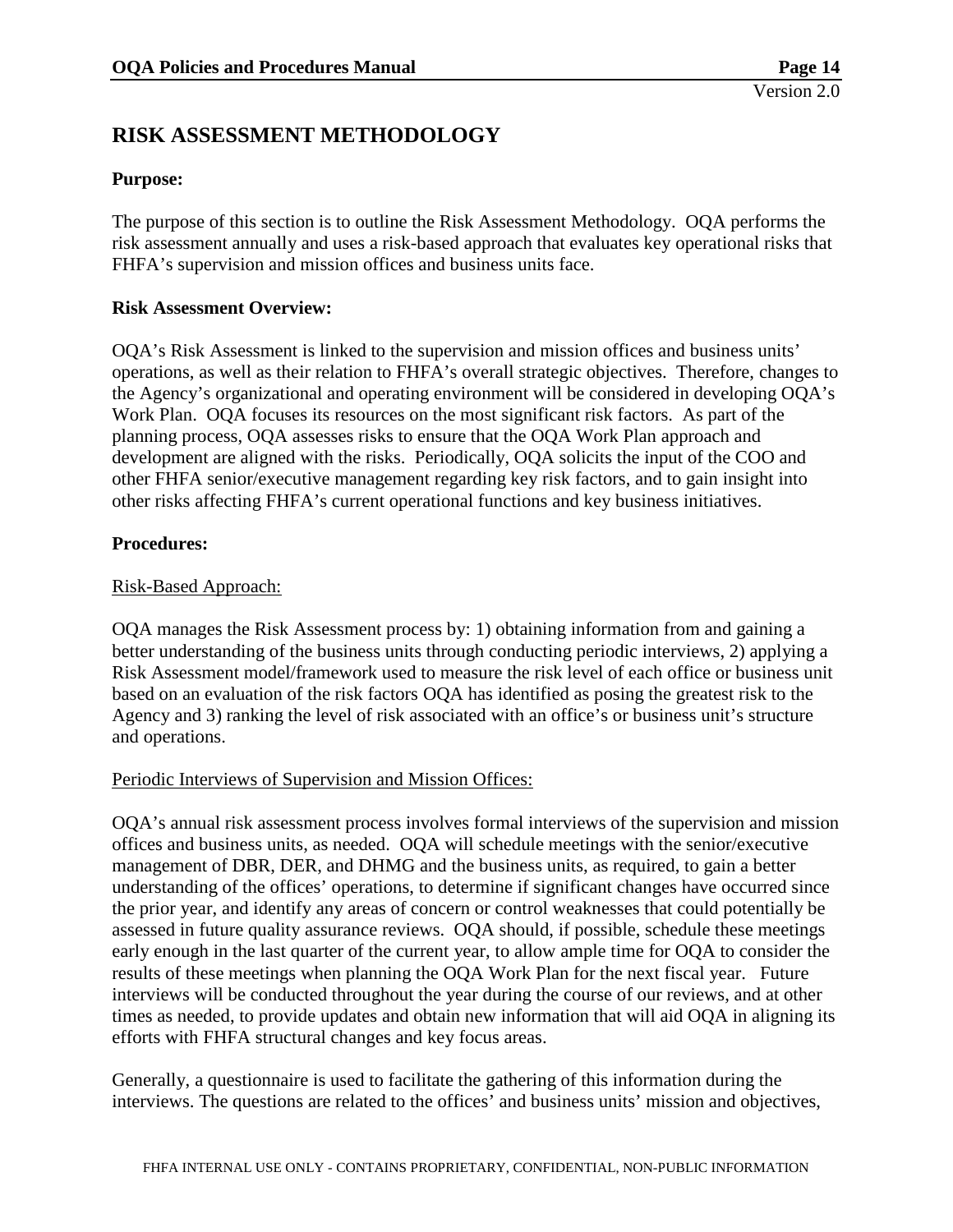# RISK ASSESSMENT METHODOLOGY

**Purpose:**

The purpose of this section is to outline the Risk Assessment Methodology. OQA performs the risk assessment annually and uses a risk-based approach that evaluates key operational risks that FHFA's supervision and mission offices and business units face.

**Risk Assessment Overview:**

OQA's Risk Assessment is linked to the supervision and mission offices and business units' operations, as well as their relation to FHFA's overall strategic objectives. Therefore, changes to the Agency's organizational and operating environment will be considered in developing OQA's Work Plan. OQA focuses its resources on the most significant risk factors. As part of the planning process, OQA assesses risks to ensure that the OQA Work Plan approach and development are aligned with the risks. Periodically, OQA solicits the input of the COO and other FHFA senior/executive management regarding key risk factors, and to gain insight into other risks affecting FHFA's current operational functions and key business initiatives.

**Procedures:**

<u>Risk-Based Approach:</u>

OQA manages the Risk Assessment process by: 1) obtaining information from and gaining a better understanding of the business units through conducting periodic interviews, 2) applying a Risk Assessment model/framework used to measure the risk level of each office or business unit based on an evaluation of the risk factors OQA has identified as posing the greatest risk to the Agency and 3) ranking the level of risk associated with an office's or business unit's structure and operations.

<u>Periodic Interviews of Supervision and Mission Offices:</u>

OQA's annual risk assessment process involves formal interviews of the supervision and mission offices and business units, as needed. OQA will schedule meetings with the senior/executive management of DBR, DER, and DHMG and the business units, as required, to gain a better understanding of the offices' operations, to determine if significant changes have occurred since the prior year, and identify any areas of concern or control weaknesses that could potentially be assessed in future quality assurance reviews. OQA should, if possible, schedule these meetings early enough in the last quarter of the current year, to allow ample time for OQA to consider the results of these meetings when planning the OQA Work Plan for the next fiscal year. Future interviews will be conducted throughout the year during the course of our reviews, and at other times as needed, to provide updates and obtain new information that will aid OQA in aligning its efforts with FHFA structural changes and key focus areas.

Generally, a questionnaire is used to facilitate the gathering of this information during the interviews. The questions are related to the offices' and business units' mission and objectives,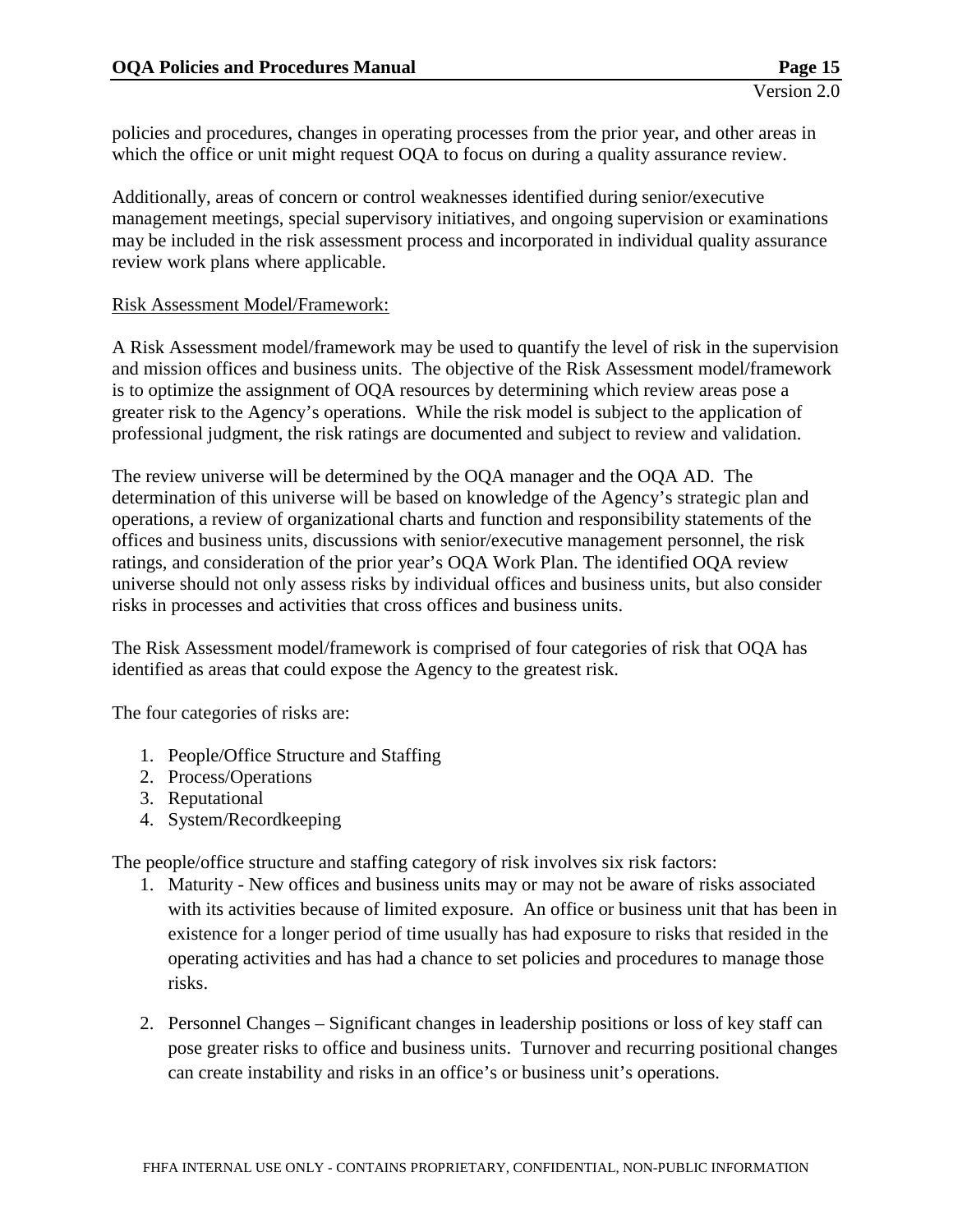policies and procedures, changes in operating processes from the prior year, and other areas in which the office or unit might request OQA to focus on during a quality assurance review.

Additionally, areas of concern or control weaknesses identified during senior/executive management meetings, special supervisory initiatives, and ongoing supervision or examinations may be included in the risk assessment process and incorporated in individual quality assurance review work plans where applicable.

<u>Risk Assessment Model/Framework:</u>

A Risk Assessment model/framework may be used to quantify the level of risk in the supervision and mission offices and business units. The objective of the Risk Assessment model/framework is to optimize the assignment of OQA resources by determining which review areas pose a greater risk to the Agency's operations. While the risk model is subject to the application of professional judgment, the risk ratings are documented and subject to review and validation.

The review universe will be determined by the OQA manager and the OQA AD. The determination of this universe will be based on knowledge of the Agency's strategic plan and operations, a review of organizational charts and function and responsibility statements of the offices and business units, discussions with senior/executive management personnel, the risk ratings, and consideration of the prior year's OQA Work Plan. The identified OQA review universe should not only assess risks by individual offices and business units, but also consider risks in processes and activities that cross offices and business units.

The Risk Assessment model/framework is comprised of four categories of risk that OQA has identified as areas that could expose the Agency to the greatest risk.

The four categories of risks are:

1. People/Office Structure and Staffing
2. Process/Operations
3. Reputational
4. System/Recordkeeping

The people/office structure and staffing category of risk involves six risk factors:

1. Maturity - New offices and business units may or may not be aware of risks associated with its activities because of limited exposure. An office or business unit that has been in existence for a longer period of time usually has had exposure to risks that resided in the operating activities and has had a chance to set policies and procedures to manage those risks.

2. Personnel Changes – Significant changes in leadership positions or loss of key staff can pose greater risks to office and business units. Turnover and recurring positional changes can create instability and risks in an office's or business unit's operations.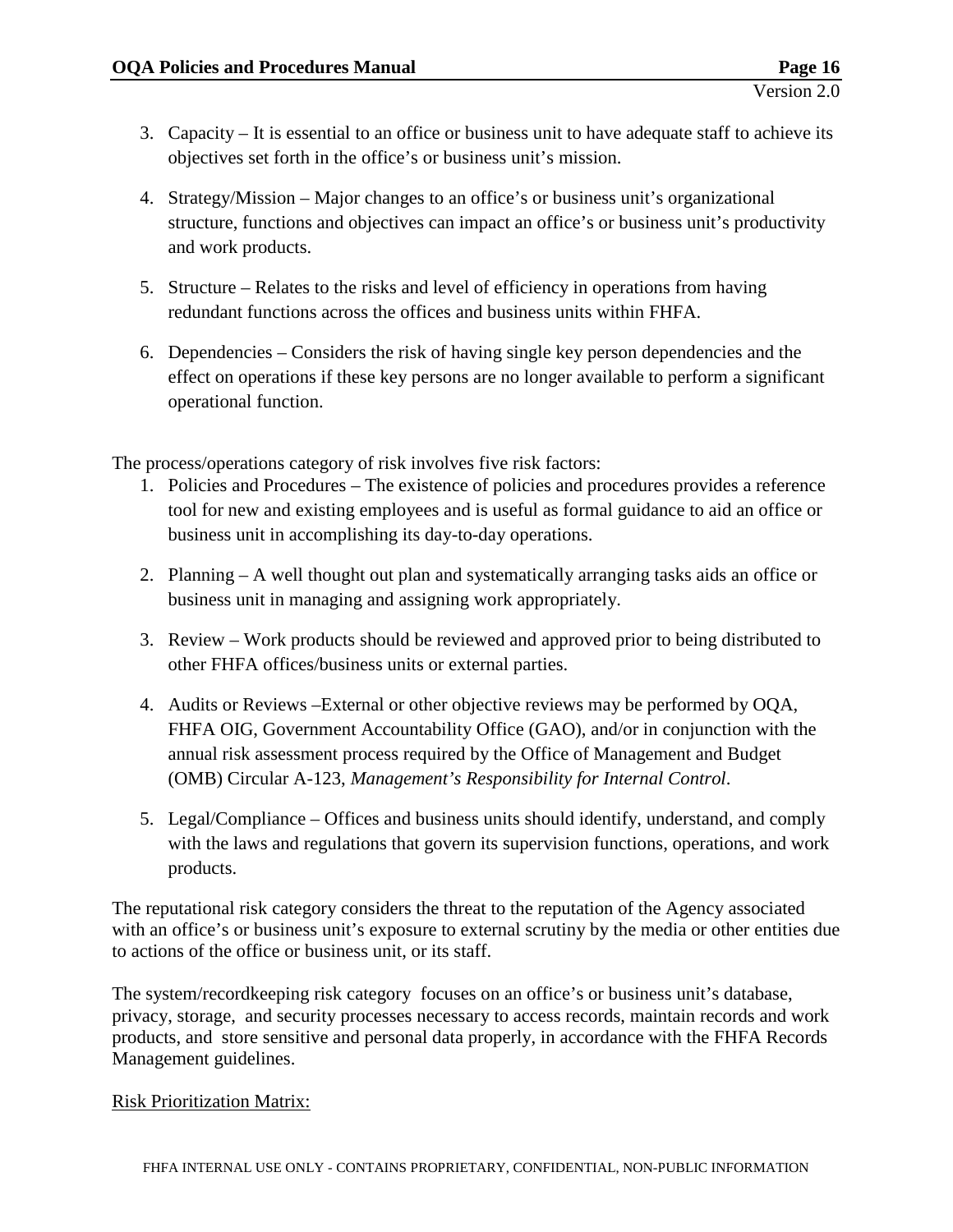3. Capacity – It is essential to an office or business unit to have adequate staff to achieve its objectives set forth in the office's or business unit's mission.

4. Strategy/Mission – Major changes to an office's or business unit's organizational structure, functions and objectives can impact an office's or business unit's productivity and work products.

5. Structure – Relates to the risks and level of efficiency in operations from having redundant functions across the offices and business units within FHFA.

6. Dependencies – Considers the risk of having single key person dependencies and the effect on operations if these key persons are no longer available to perform a significant operational function.

The process/operations category of risk involves five risk factors:

1. Policies and Procedures – The existence of policies and procedures provides a reference tool for new and existing employees and is useful as formal guidance to aid an office or business unit in accomplishing its day-to-day operations.

2. Planning – A well thought out plan and systematically arranging tasks aids an office or business unit in managing and assigning work appropriately.

3. Review – Work products should be reviewed and approved prior to being distributed to other FHFA offices/business units or external parties.

4. Audits or Reviews –External or other objective reviews may be performed by OQA, FHFA OIG, Government Accountability Office (GAO), and/or in conjunction with the annual risk assessment process required by the Office of Management and Budget (OMB) Circular A-123, *Management's Responsibility for Internal Control*.

5. Legal/Compliance – Offices and business units should identify, understand, and comply with the laws and regulations that govern its supervision functions, operations, and work products.

The reputational risk category considers the threat to the reputation of the Agency associated with an office's or business unit's exposure to external scrutiny by the media or other entities due to actions of the office or business unit, or its staff.

The system/recordkeeping risk category focuses on an office's or business unit's database, privacy, storage, and security processes necessary to access records, maintain records and work products, and store sensitive and personal data properly, in accordance with the FHFA Records Management guidelines.

Risk Prioritization Matrix: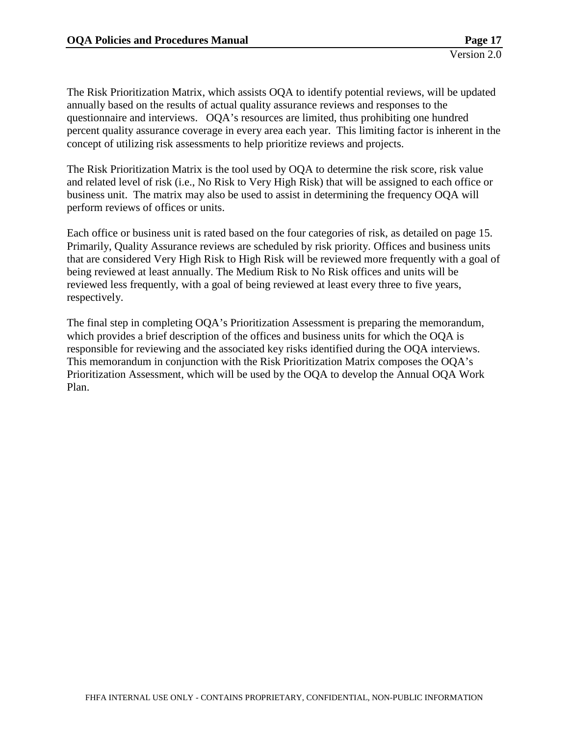The Risk Prioritization Matrix, which assists OQA to identify potential reviews, will be updated annually based on the results of actual quality assurance reviews and responses to the questionnaire and interviews. OQA's resources are limited, thus prohibiting one hundred percent quality assurance coverage in every area each year. This limiting factor is inherent in the concept of utilizing risk assessments to help prioritize reviews and projects.

The Risk Prioritization Matrix is the tool used by OQA to determine the risk score, risk value and related level of risk (i.e., No Risk to Very High Risk) that will be assigned to each office or business unit. The matrix may also be used to assist in determining the frequency OQA will perform reviews of offices or units.

Each office or business unit is rated based on the four categories of risk, as detailed on page 15. Primarily, Quality Assurance reviews are scheduled by risk priority. Offices and business units that are considered Very High Risk to High Risk will be reviewed more frequently with a goal of being reviewed at least annually. The Medium Risk to No Risk offices and units will be reviewed less frequently, with a goal of being reviewed at least every three to five years, respectively.

The final step in completing OQA's Prioritization Assessment is preparing the memorandum, which provides a brief description of the offices and business units for which the OQA is responsible for reviewing and the associated key risks identified during the OQA interviews. This memorandum in conjunction with the Risk Prioritization Matrix composes the OQA's Prioritization Assessment, which will be used by the OQA to develop the Annual OQA Work Plan.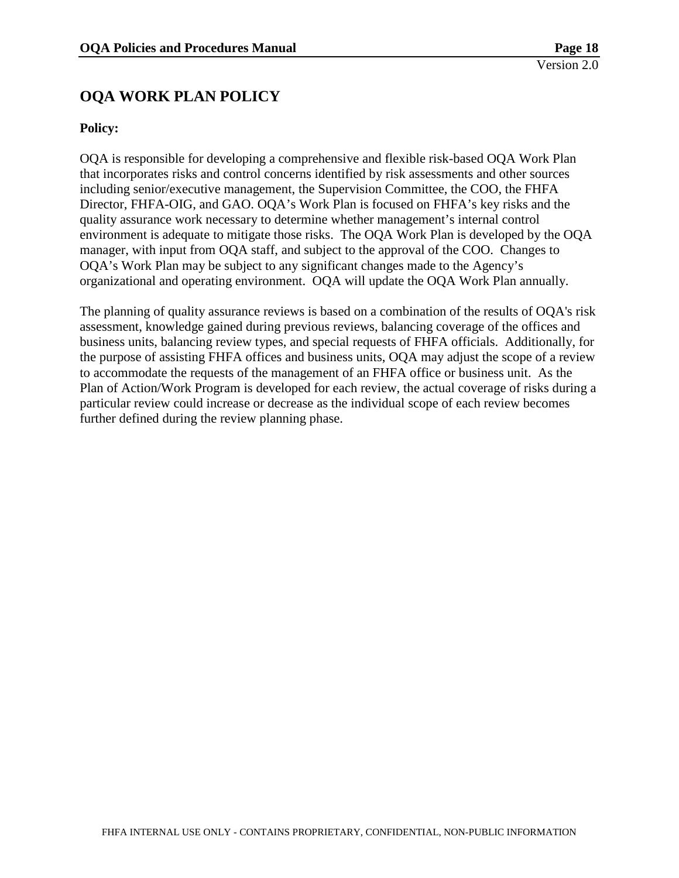# OQA WORK PLAN POLICY

**Policy:**

OQA is responsible for developing a comprehensive and flexible risk-based OQA Work Plan that incorporates risks and control concerns identified by risk assessments and other sources including senior/executive management, the Supervision Committee, the COO, the FHFA Director, FHFA-OIG, and GAO. OQA's Work Plan is focused on FHFA's key risks and the quality assurance work necessary to determine whether management's internal control environment is adequate to mitigate those risks. The OQA Work Plan is developed by the OQA manager, with input from OQA staff, and subject to the approval of the COO. Changes to OQA's Work Plan may be subject to any significant changes made to the Agency's organizational and operating environment. OQA will update the OQA Work Plan annually.

The planning of quality assurance reviews is based on a combination of the results of OQA's risk assessment, knowledge gained during previous reviews, balancing coverage of the offices and business units, balancing review types, and special requests of FHFA officials. Additionally, for the purpose of assisting FHFA offices and business units, OQA may adjust the scope of a review to accommodate the requests of the management of an FHFA office or business unit. As the Plan of Action/Work Program is developed for each review, the actual coverage of risks during a particular review could increase or decrease as the individual scope of each review becomes further defined during the review planning phase.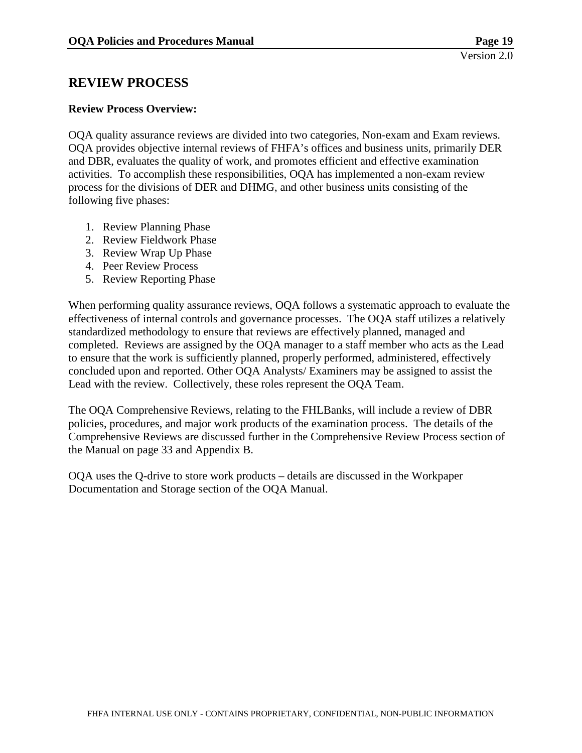## REVIEW PROCESS

**Review Process Overview:**

OQA quality assurance reviews are divided into two categories, Non-exam and Exam reviews. OQA provides objective internal reviews of FHFA's offices and business units, primarily DER and DBR, evaluates the quality of work, and promotes efficient and effective examination activities. To accomplish these responsibilities, OQA has implemented a non-exam review process for the divisions of DER and DHMG, and other business units consisting of the following five phases:

1. Review Planning Phase
2. Review Fieldwork Phase
3. Review Wrap Up Phase
4. Peer Review Process
5. Review Reporting Phase

When performing quality assurance reviews, OQA follows a systematic approach to evaluate the effectiveness of internal controls and governance processes. The OQA staff utilizes a relatively standardized methodology to ensure that reviews are effectively planned, managed and completed. Reviews are assigned by the OQA manager to a staff member who acts as the Lead to ensure that the work is sufficiently planned, properly performed, administered, effectively concluded upon and reported. Other OQA Analysts/ Examiners may be assigned to assist the Lead with the review. Collectively, these roles represent the OQA Team.

The OQA Comprehensive Reviews, relating to the FHLBanks, will include a review of DBR policies, procedures, and major work products of the examination process. The details of the Comprehensive Reviews are discussed further in the Comprehensive Review Process section of the Manual on page 33 and Appendix B.

OQA uses the Q-drive to store work products – details are discussed in the Workpaper Documentation and Storage section of the OQA Manual.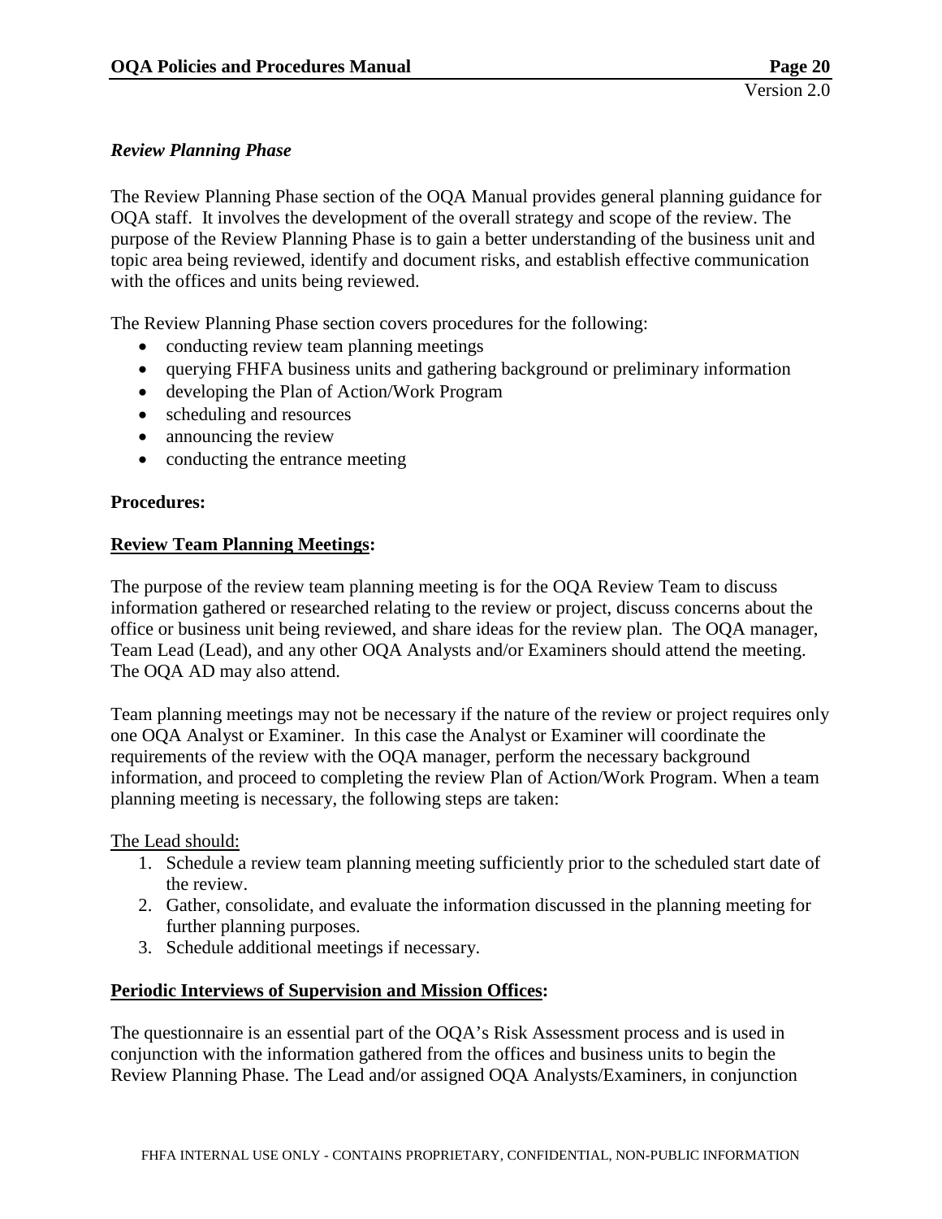*Review Planning Phase*

The Review Planning Phase section of the OQA Manual provides general planning guidance for OQA staff. It involves the development of the overall strategy and scope of the review. The purpose of the Review Planning Phase is to gain a better understanding of the business unit and topic area being reviewed, identify and document risks, and establish effective communication with the offices and units being reviewed.

The Review Planning Phase section covers procedures for the following:

- conducting review team planning meetings
- querying FHFA business units and gathering background or preliminary information
- developing the Plan of Action/Work Program
- scheduling and resources
- announcing the review
- conducting the entrance meeting

**Procedures:**

**<u>Review Team Planning Meetings</u>:**

The purpose of the review team planning meeting is for the OQA Review Team to discuss information gathered or researched relating to the review or project, discuss concerns about the office or business unit being reviewed, and share ideas for the review plan. The OQA manager, Team Lead (Lead), and any other OQA Analysts and/or Examiners should attend the meeting. The OQA AD may also attend.

Team planning meetings may not be necessary if the nature of the review or project requires only one OQA Analyst or Examiner. In this case the Analyst or Examiner will coordinate the requirements of the review with the OQA manager, perform the necessary background information, and proceed to completing the review Plan of Action/Work Program. When a team planning meeting is necessary, the following steps are taken:

<u>The Lead should:</u>

1. Schedule a review team planning meeting sufficiently prior to the scheduled start date of the review.
2. Gather, consolidate, and evaluate the information discussed in the planning meeting for further planning purposes.
3. Schedule additional meetings if necessary.

**<u>Periodic Interviews of Supervision and Mission Offices</u>:**

The questionnaire is an essential part of the OQA's Risk Assessment process and is used in conjunction with the information gathered from the offices and business units to begin the Review Planning Phase. The Lead and/or assigned OQA Analysts/Examiners, in conjunction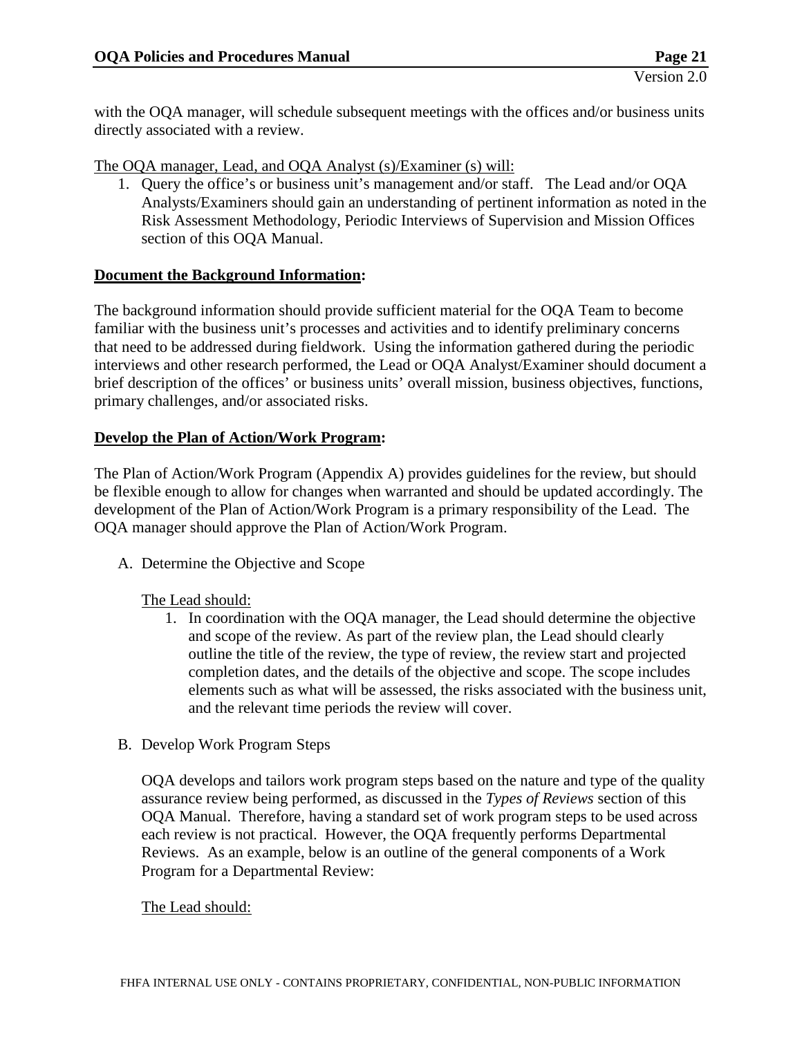with the OQA manager, will schedule subsequent meetings with the offices and/or business units directly associated with a review.

<u>The OQA manager, Lead, and OQA Analyst (s)/Examiner (s) will:</u>

1. Query the office's or business unit's management and/or staff. The Lead and/or OQA Analysts/Examiners should gain an understanding of pertinent information as noted in the Risk Assessment Methodology, Periodic Interviews of Supervision and Mission Offices section of this OQA Manual.

**<u>Document the Background Information</u>:**

The background information should provide sufficient material for the OQA Team to become familiar with the business unit's processes and activities and to identify preliminary concerns that need to be addressed during fieldwork. Using the information gathered during the periodic interviews and other research performed, the Lead or OQA Analyst/Examiner should document a brief description of the offices' or business units' overall mission, business objectives, functions, primary challenges, and/or associated risks.

**<u>Develop the Plan of Action/Work Program</u>:**

The Plan of Action/Work Program (Appendix A) provides guidelines for the review, but should be flexible enough to allow for changes when warranted and should be updated accordingly. The development of the Plan of Action/Work Program is a primary responsibility of the Lead. The OQA manager should approve the Plan of Action/Work Program.

A. Determine the Objective and Scope

   <u>The Lead should:</u>

   1. In coordination with the OQA manager, the Lead should determine the objective and scope of the review. As part of the review plan, the Lead should clearly outline the title of the review, the type of review, the review start and projected completion dates, and the details of the objective and scope. The scope includes elements such as what will be assessed, the risks associated with the business unit, and the relevant time periods the review will cover.

B. Develop Work Program Steps

   OQA develops and tailors work program steps based on the nature and type of the quality assurance review being performed, as discussed in the *Types of Reviews* section of this OQA Manual. Therefore, having a standard set of work program steps to be used across each review is not practical. However, the OQA frequently performs Departmental Reviews. As an example, below is an outline of the general components of a Work Program for a Departmental Review:

   <u>The Lead should:</u>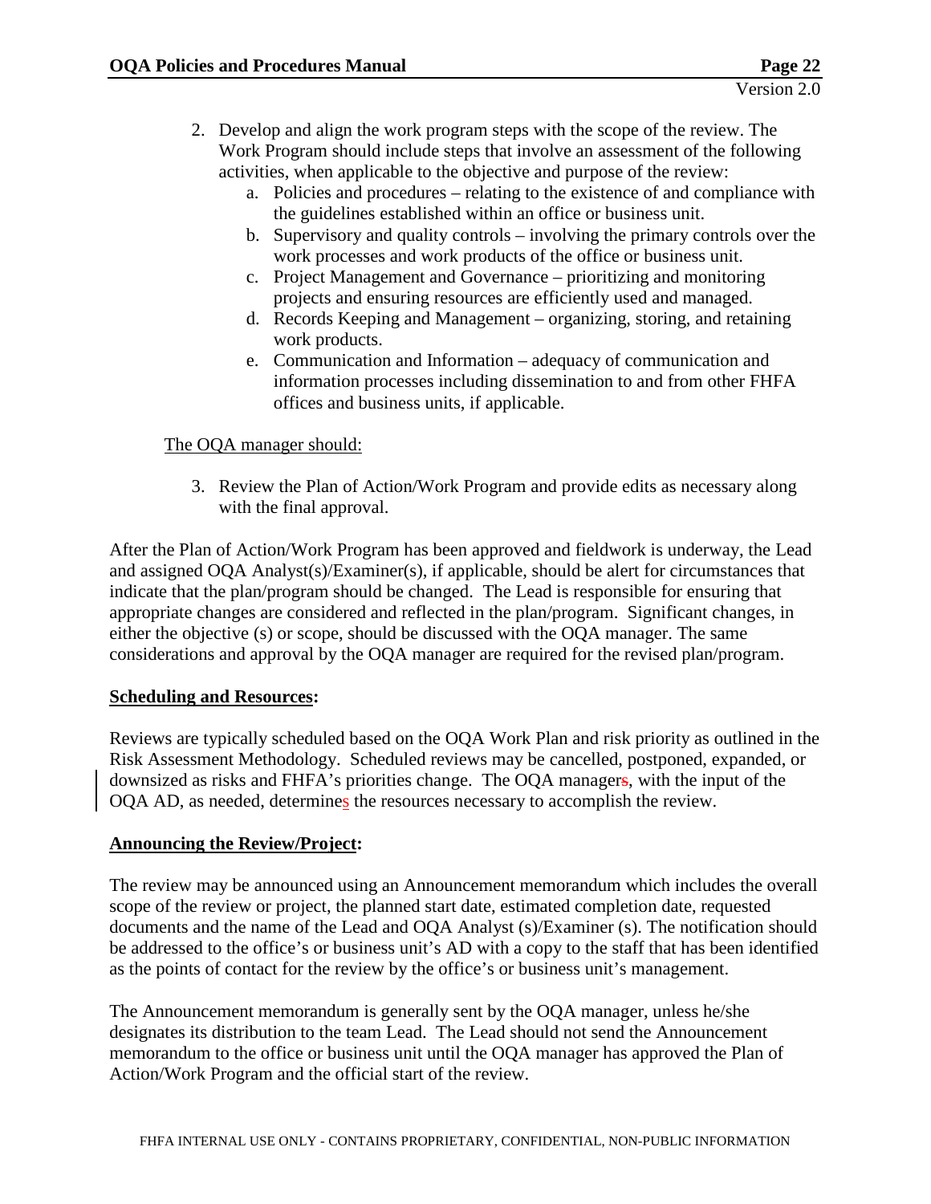2. Develop and align the work program steps with the scope of the review. The Work Program should include steps that involve an assessment of the following activities, when applicable to the objective and purpose of the review:
   a. Policies and procedures – relating to the existence of and compliance with the guidelines established within an office or business unit.
   b. Supervisory and quality controls – involving the primary controls over the work processes and work products of the office or business unit.
   c. Project Management and Governance – prioritizing and monitoring projects and ensuring resources are efficiently used and managed.
   d. Records Keeping and Management – organizing, storing, and retaining work products.
   e. Communication and Information – adequacy of communication and information processes including dissemination to and from other FHFA offices and business units, if applicable.

<u>The OQA manager should:</u>

3. Review the Plan of Action/Work Program and provide edits as necessary along with the final approval.

After the Plan of Action/Work Program has been approved and fieldwork is underway, the Lead and assigned OQA Analyst(s)/Examiner(s), if applicable, should be alert for circumstances that indicate that the plan/program should be changed. The Lead is responsible for ensuring that appropriate changes are considered and reflected in the plan/program. Significant changes, in either the objective (s) or scope, should be discussed with the OQA manager. The same considerations and approval by the OQA manager are required for the revised plan/program.

**<u>Scheduling and Resources</u>:**

Reviews are typically scheduled based on the OQA Work Plan and risk priority as outlined in the Risk Assessment Methodology. Scheduled reviews may be cancelled, postponed, expanded, or downsized as risks and FHFA's priorities change. The OQA managers, with the input of the OQA AD, as needed, determines the resources necessary to accomplish the review.

**<u>Announcing the Review/Project</u>:**

The review may be announced using an Announcement memorandum which includes the overall scope of the review or project, the planned start date, estimated completion date, requested documents and the name of the Lead and OQA Analyst (s)/Examiner (s). The notification should be addressed to the office's or business unit's AD with a copy to the staff that has been identified as the points of contact for the review by the office's or business unit's management.

The Announcement memorandum is generally sent by the OQA manager, unless he/she designates its distribution to the team Lead. The Lead should not send the Announcement memorandum to the office or business unit until the OQA manager has approved the Plan of Action/Work Program and the official start of the review.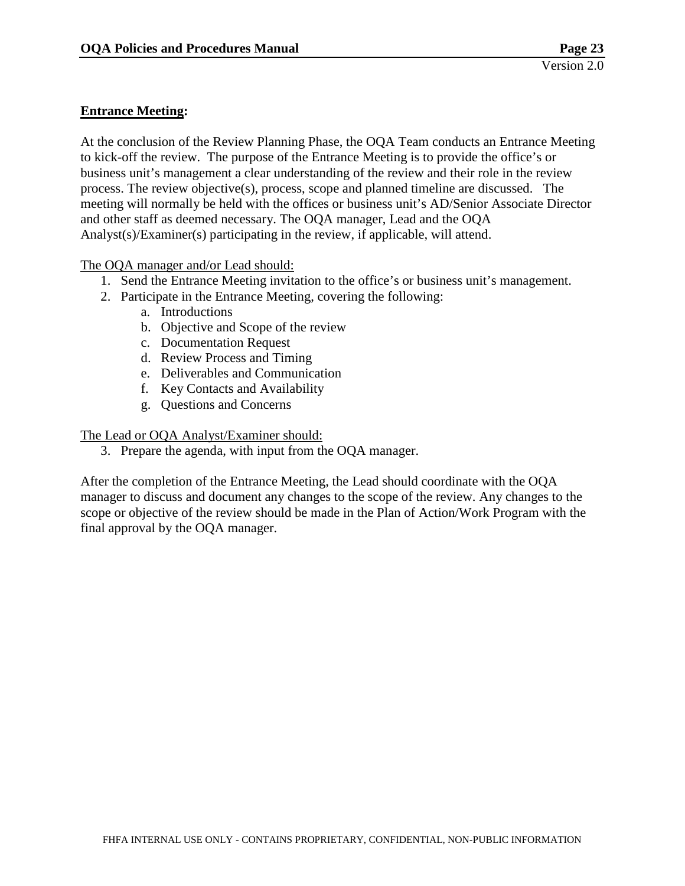**Entrance Meeting:**

At the conclusion of the Review Planning Phase, the OQA Team conducts an Entrance Meeting to kick-off the review. The purpose of the Entrance Meeting is to provide the office's or business unit's management a clear understanding of the review and their role in the review process. The review objective(s), process, scope and planned timeline are discussed. The meeting will normally be held with the offices or business unit's AD/Senior Associate Director and other staff as deemed necessary. The OQA manager, Lead and the OQA Analyst(s)/Examiner(s) participating in the review, if applicable, will attend.

The OQA manager and/or Lead should:

1. Send the Entrance Meeting invitation to the office's or business unit's management.
2. Participate in the Entrance Meeting, covering the following:
    a. Introductions
    b. Objective and Scope of the review
    c. Documentation Request
    d. Review Process and Timing
    e. Deliverables and Communication
    f. Key Contacts and Availability
    g. Questions and Concerns

The Lead or OQA Analyst/Examiner should:

3. Prepare the agenda, with input from the OQA manager.

After the completion of the Entrance Meeting, the Lead should coordinate with the OQA manager to discuss and document any changes to the scope of the review. Any changes to the scope or objective of the review should be made in the Plan of Action/Work Program with the final approval by the OQA manager.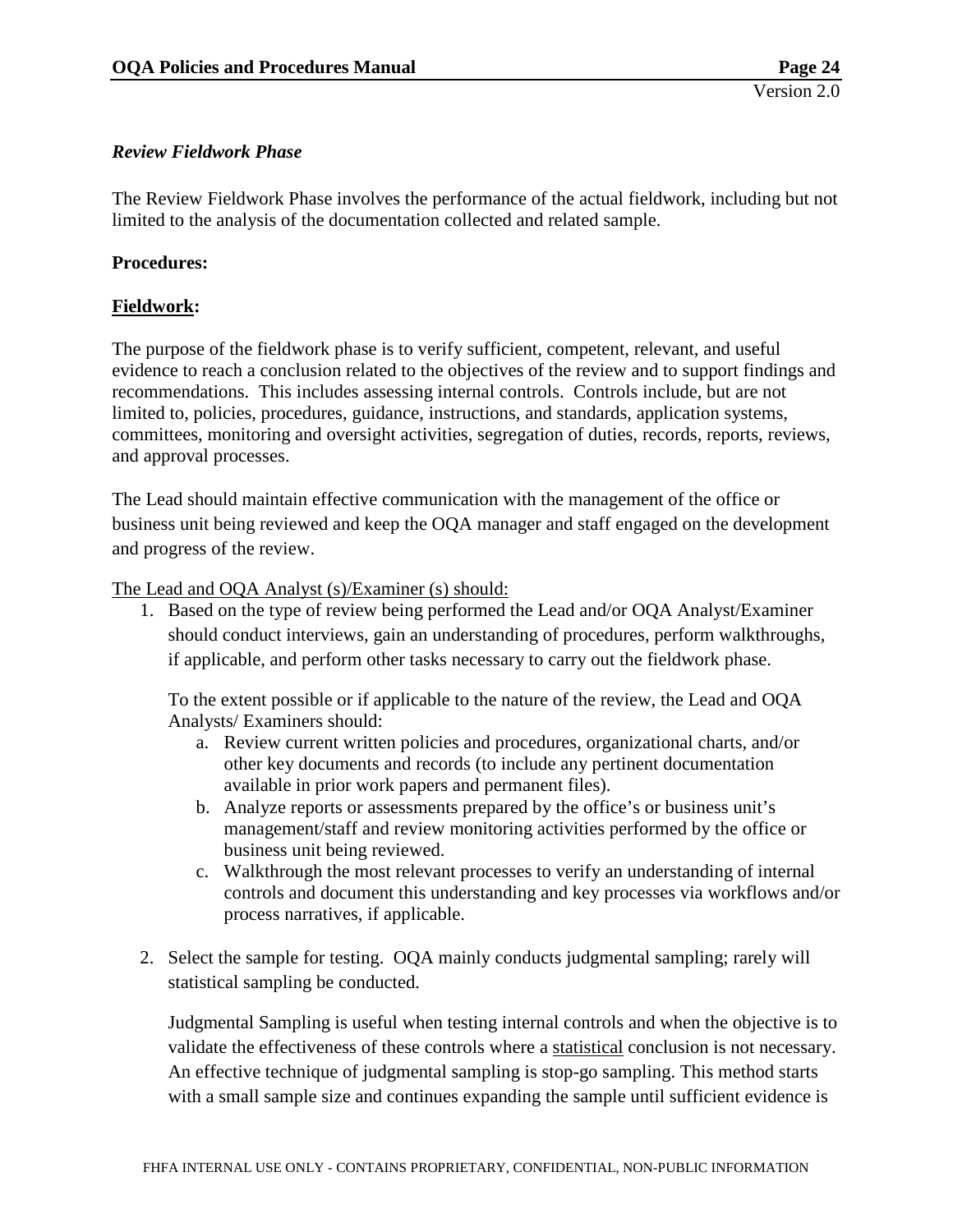*Review Fieldwork Phase*

The Review Fieldwork Phase involves the performance of the actual fieldwork, including but not limited to the analysis of the documentation collected and related sample.

**Procedures:**

**Fieldwork:**

The purpose of the fieldwork phase is to verify sufficient, competent, relevant, and useful evidence to reach a conclusion related to the objectives of the review and to support findings and recommendations. This includes assessing internal controls. Controls include, but are not limited to, policies, procedures, guidance, instructions, and standards, application systems, committees, monitoring and oversight activities, segregation of duties, records, reports, reviews, and approval processes.

The Lead should maintain effective communication with the management of the office or business unit being reviewed and keep the OQA manager and staff engaged on the development and progress of the review.

The Lead and OQA Analyst (s)/Examiner (s) should:

1. Based on the type of review being performed the Lead and/or OQA Analyst/Examiner should conduct interviews, gain an understanding of procedures, perform walkthroughs, if applicable, and perform other tasks necessary to carry out the fieldwork phase.

   To the extent possible or if applicable to the nature of the review, the Lead and OQA Analysts/ Examiners should:

   a. Review current written policies and procedures, organizational charts, and/or other key documents and records (to include any pertinent documentation available in prior work papers and permanent files).
   b. Analyze reports or assessments prepared by the office's or business unit's management/staff and review monitoring activities performed by the office or business unit being reviewed.
   c. Walkthrough the most relevant processes to verify an understanding of internal controls and document this understanding and key processes via workflows and/or process narratives, if applicable.

2. Select the sample for testing. OQA mainly conducts judgmental sampling; rarely will statistical sampling be conducted.

   Judgmental Sampling is useful when testing internal controls and when the objective is to validate the effectiveness of these controls where a statistical conclusion is not necessary. An effective technique of judgmental sampling is stop-go sampling. This method starts with a small sample size and continues expanding the sample until sufficient evidence is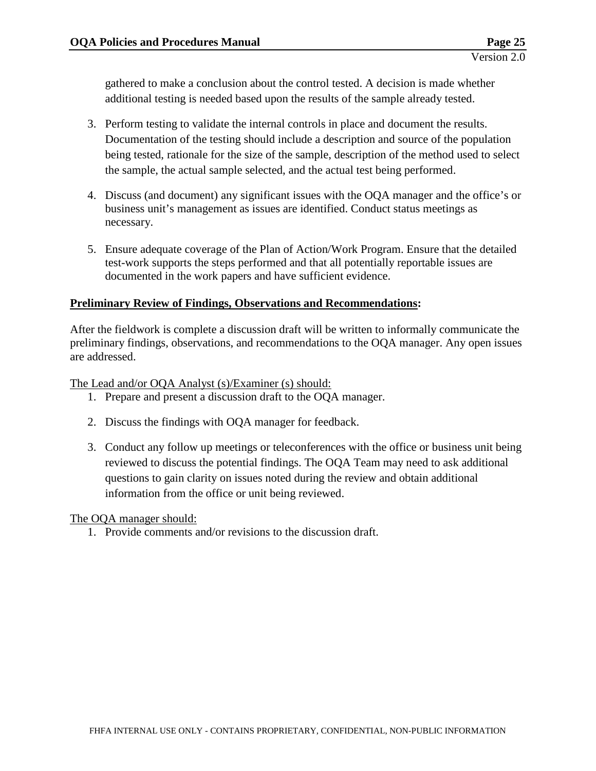gathered to make a conclusion about the control tested. A decision is made whether additional testing is needed based upon the results of the sample already tested.

3. Perform testing to validate the internal controls in place and document the results. Documentation of the testing should include a description and source of the population being tested, rationale for the size of the sample, description of the method used to select the sample, the actual sample selected, and the actual test being performed.

4. Discuss (and document) any significant issues with the OQA manager and the office's or business unit's management as issues are identified. Conduct status meetings as necessary.

5. Ensure adequate coverage of the Plan of Action/Work Program. Ensure that the detailed test-work supports the steps performed and that all potentially reportable issues are documented in the work papers and have sufficient evidence.

**Preliminary Review of Findings, Observations and Recommendations:**

After the fieldwork is complete a discussion draft will be written to informally communicate the preliminary findings, observations, and recommendations to the OQA manager. Any open issues are addressed.

The Lead and/or OQA Analyst (s)/Examiner (s) should:

1. Prepare and present a discussion draft to the OQA manager.

2. Discuss the findings with OQA manager for feedback.

3. Conduct any follow up meetings or teleconferences with the office or business unit being reviewed to discuss the potential findings. The OQA Team may need to ask additional questions to gain clarity on issues noted during the review and obtain additional information from the office or unit being reviewed.

The OQA manager should:

1. Provide comments and/or revisions to the discussion draft.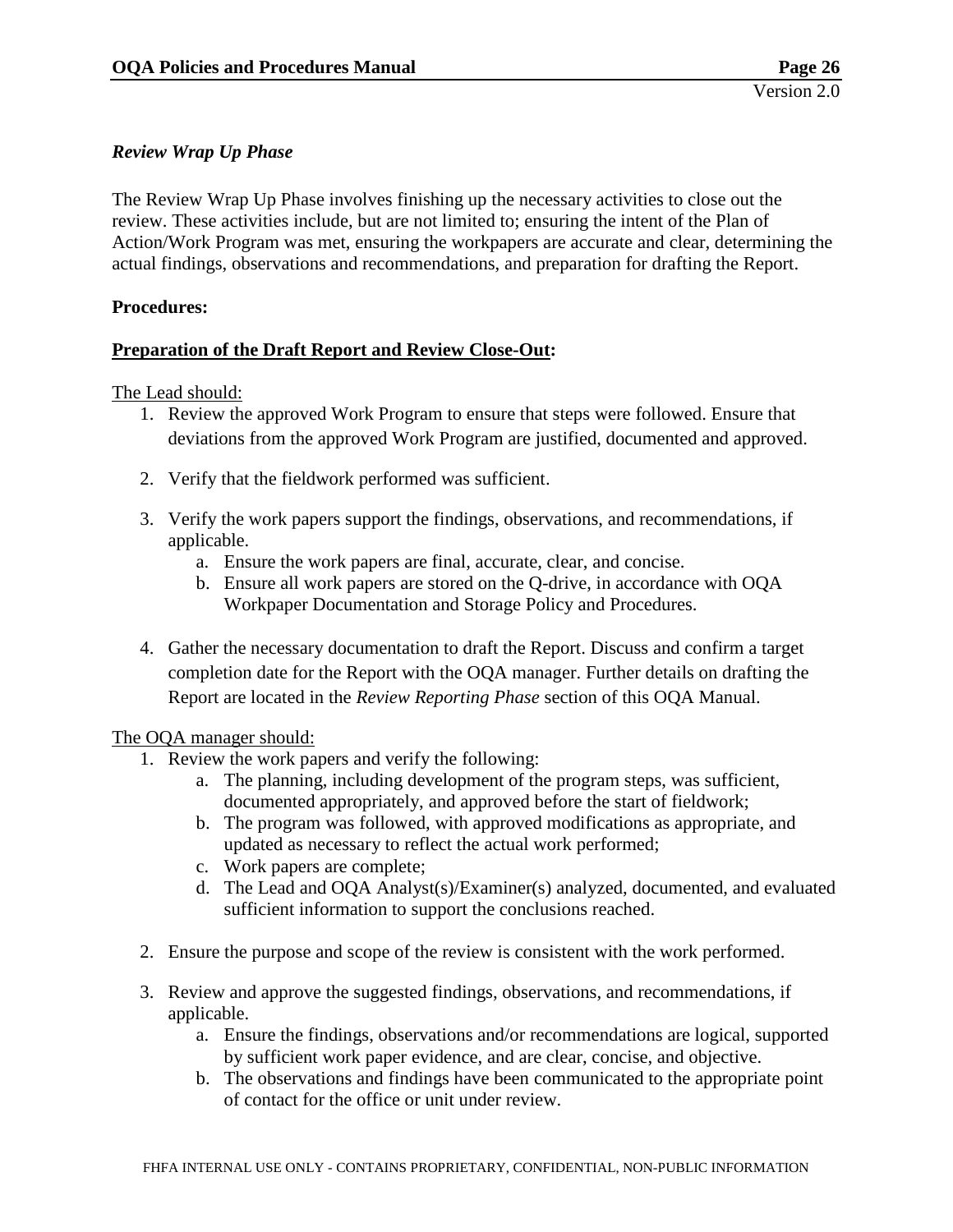*Review Wrap Up Phase*

The Review Wrap Up Phase involves finishing up the necessary activities to close out the review. These activities include, but are not limited to; ensuring the intent of the Plan of Action/Work Program was met, ensuring the workpapers are accurate and clear, determining the actual findings, observations and recommendations, and preparation for drafting the Report.

**Procedures:**

**<u>Preparation of the Draft Report and Review Close-Out</u>:**

<u>The Lead should:</u>

1. Review the approved Work Program to ensure that steps were followed. Ensure that deviations from the approved Work Program are justified, documented and approved.

2. Verify that the fieldwork performed was sufficient.

3. Verify the work papers support the findings, observations, and recommendations, if applicable.
   a. Ensure the work papers are final, accurate, clear, and concise.
   b. Ensure all work papers are stored on the Q-drive, in accordance with OQA Workpaper Documentation and Storage Policy and Procedures.

4. Gather the necessary documentation to draft the Report. Discuss and confirm a target completion date for the Report with the OQA manager. Further details on drafting the Report are located in the *Review Reporting Phase* section of this OQA Manual.

<u>The OQA manager should:</u>

1. Review the work papers and verify the following:
   a. The planning, including development of the program steps, was sufficient, documented appropriately, and approved before the start of fieldwork;
   b. The program was followed, with approved modifications as appropriate, and updated as necessary to reflect the actual work performed;
   c. Work papers are complete;
   d. The Lead and OQA Analyst(s)/Examiner(s) analyzed, documented, and evaluated sufficient information to support the conclusions reached.

2. Ensure the purpose and scope of the review is consistent with the work performed.

3. Review and approve the suggested findings, observations, and recommendations, if applicable.
   a. Ensure the findings, observations and/or recommendations are logical, supported by sufficient work paper evidence, and are clear, concise, and objective.
   b. The observations and findings have been communicated to the appropriate point of contact for the office or unit under review.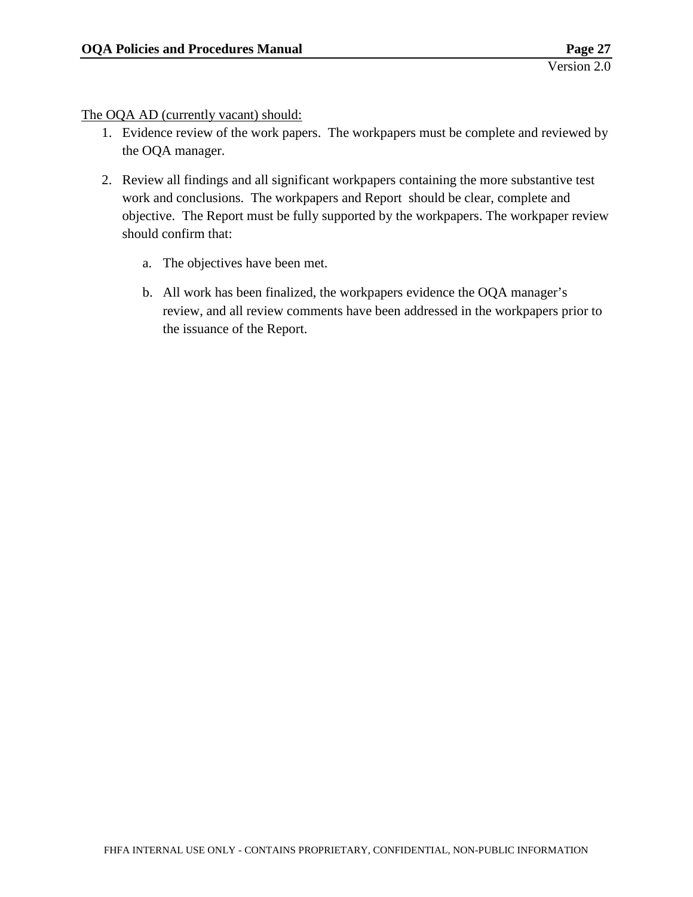The OQA AD (currently vacant) should:

1. Evidence review of the work papers. The workpapers must be complete and reviewed by the OQA manager.

2. Review all findings and all significant workpapers containing the more substantive test work and conclusions. The workpapers and Report should be clear, complete and objective. The Report must be fully supported by the workpapers. The workpaper review should confirm that:

   a. The objectives have been met.

   b. All work has been finalized, the workpapers evidence the OQA manager's review, and all review comments have been addressed in the workpapers prior to the issuance of the Report.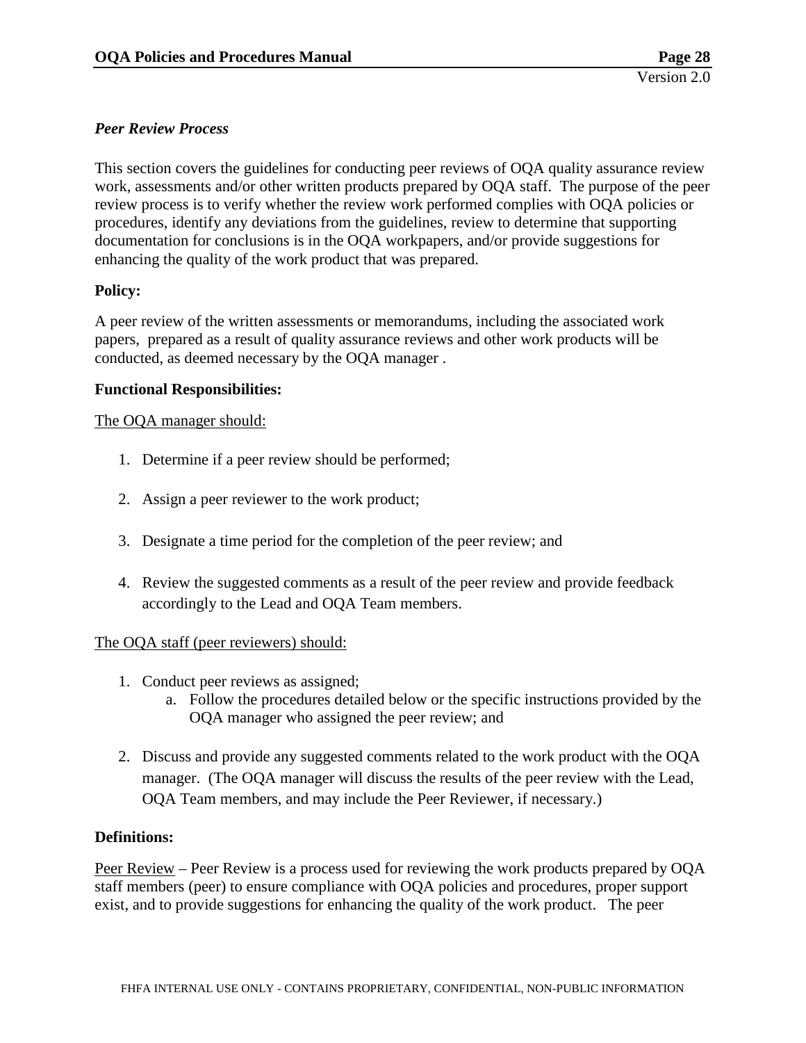*Peer Review Process*

This section covers the guidelines for conducting peer reviews of OQA quality assurance review work, assessments and/or other written products prepared by OQA staff. The purpose of the peer review process is to verify whether the review work performed complies with OQA policies or procedures, identify any deviations from the guidelines, review to determine that supporting documentation for conclusions is in the OQA workpapers, and/or provide suggestions for enhancing the quality of the work product that was prepared.

**Policy:**

A peer review of the written assessments or memorandums, including the associated work papers, prepared as a result of quality assurance reviews and other work products will be conducted, as deemed necessary by the OQA manager .

**Functional Responsibilities:**

The OQA manager should:

1. Determine if a peer review should be performed;
2. Assign a peer reviewer to the work product;
3. Designate a time period for the completion of the peer review; and
4. Review the suggested comments as a result of the peer review and provide feedback accordingly to the Lead and OQA Team members.

The OQA staff (peer reviewers) should:

1. Conduct peer reviews as assigned;
   a. Follow the procedures detailed below or the specific instructions provided by the OQA manager who assigned the peer review; and
2. Discuss and provide any suggested comments related to the work product with the OQA manager. (The OQA manager will discuss the results of the peer review with the Lead, OQA Team members, and may include the Peer Reviewer, if necessary.)

**Definitions:**

Peer Review – Peer Review is a process used for reviewing the work products prepared by OQA staff members (peer) to ensure compliance with OQA policies and procedures, proper support exist, and to provide suggestions for enhancing the quality of the work product. The peer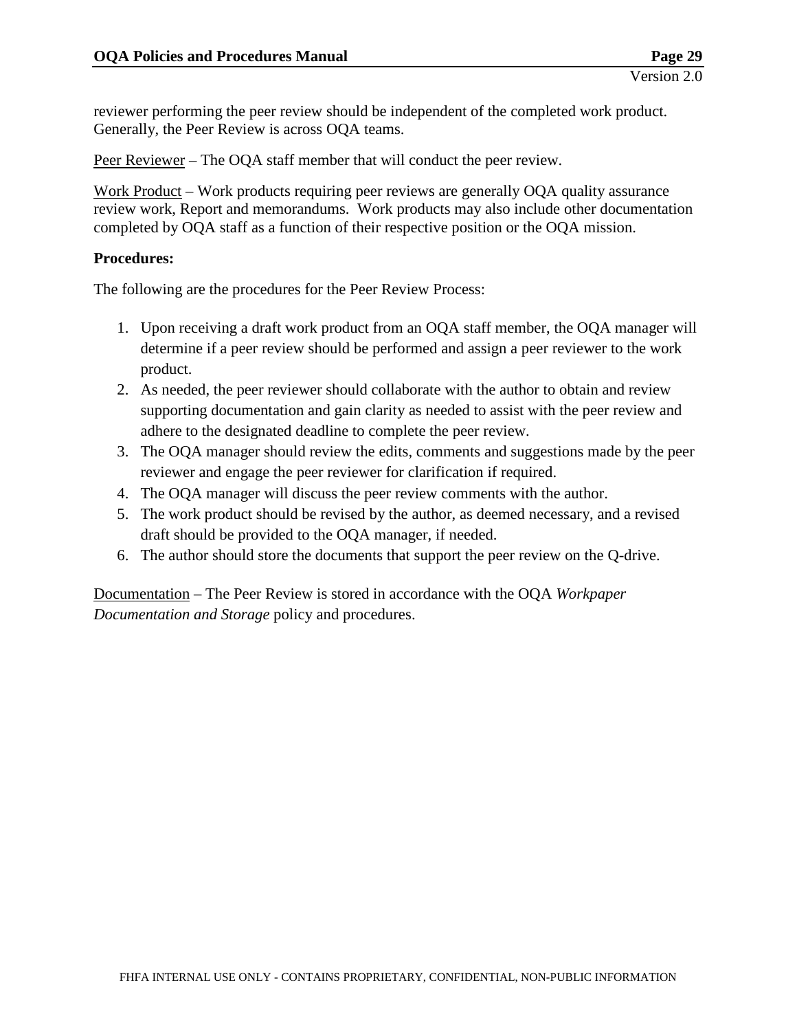reviewer performing the peer review should be independent of the completed work product. Generally, the Peer Review is across OQA teams.

Peer Reviewer – The OQA staff member that will conduct the peer review.

Work Product – Work products requiring peer reviews are generally OQA quality assurance review work, Report and memorandums. Work products may also include other documentation completed by OQA staff as a function of their respective position or the OQA mission.

**Procedures:**

The following are the procedures for the Peer Review Process:

1. Upon receiving a draft work product from an OQA staff member, the OQA manager will determine if a peer review should be performed and assign a peer reviewer to the work product.
2. As needed, the peer reviewer should collaborate with the author to obtain and review supporting documentation and gain clarity as needed to assist with the peer review and adhere to the designated deadline to complete the peer review.
3. The OQA manager should review the edits, comments and suggestions made by the peer reviewer and engage the peer reviewer for clarification if required.
4. The OQA manager will discuss the peer review comments with the author.
5. The work product should be revised by the author, as deemed necessary, and a revised draft should be provided to the OQA manager, if needed.
6. The author should store the documents that support the peer review on the Q-drive.

Documentation – The Peer Review is stored in accordance with the OQA *Workpaper Documentation and Storage* policy and procedures.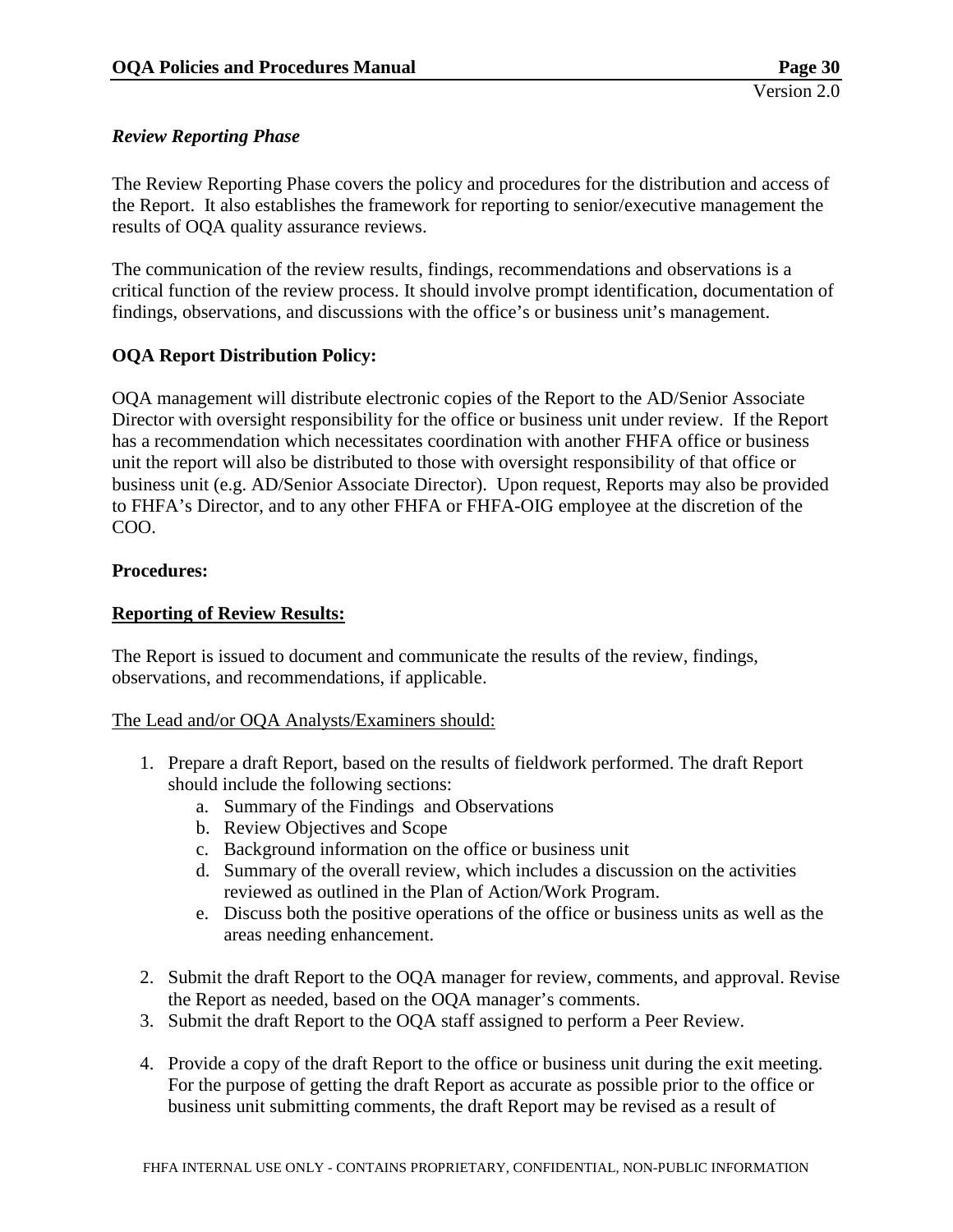*Review Reporting Phase*

The Review Reporting Phase covers the policy and procedures for the distribution and access of the Report. It also establishes the framework for reporting to senior/executive management the results of OQA quality assurance reviews.

The communication of the review results, findings, recommendations and observations is a critical function of the review process. It should involve prompt identification, documentation of findings, observations, and discussions with the office's or business unit's management.

**OQA Report Distribution Policy:**

OQA management will distribute electronic copies of the Report to the AD/Senior Associate Director with oversight responsibility for the office or business unit under review. If the Report has a recommendation which necessitates coordination with another FHFA office or business unit the report will also be distributed to those with oversight responsibility of that office or business unit (e.g. AD/Senior Associate Director). Upon request, Reports may also be provided to FHFA's Director, and to any other FHFA or FHFA-OIG employee at the discretion of the COO.

**Procedures:**

**<u>Reporting of Review Results:</u>**

The Report is issued to document and communicate the results of the review, findings, observations, and recommendations, if applicable.

<u>The Lead and/or OQA Analysts/Examiners should:</u>

1. Prepare a draft Report, based on the results of fieldwork performed. The draft Report should include the following sections:
   a. Summary of the Findings and Observations
   b. Review Objectives and Scope
   c. Background information on the office or business unit
   d. Summary of the overall review, which includes a discussion on the activities reviewed as outlined in the Plan of Action/Work Program.
   e. Discuss both the positive operations of the office or business units as well as the areas needing enhancement.

2. Submit the draft Report to the OQA manager for review, comments, and approval. Revise the Report as needed, based on the OQA manager's comments.
3. Submit the draft Report to the OQA staff assigned to perform a Peer Review.

4. Provide a copy of the draft Report to the office or business unit during the exit meeting. For the purpose of getting the draft Report as accurate as possible prior to the office or business unit submitting comments, the draft Report may be revised as a result of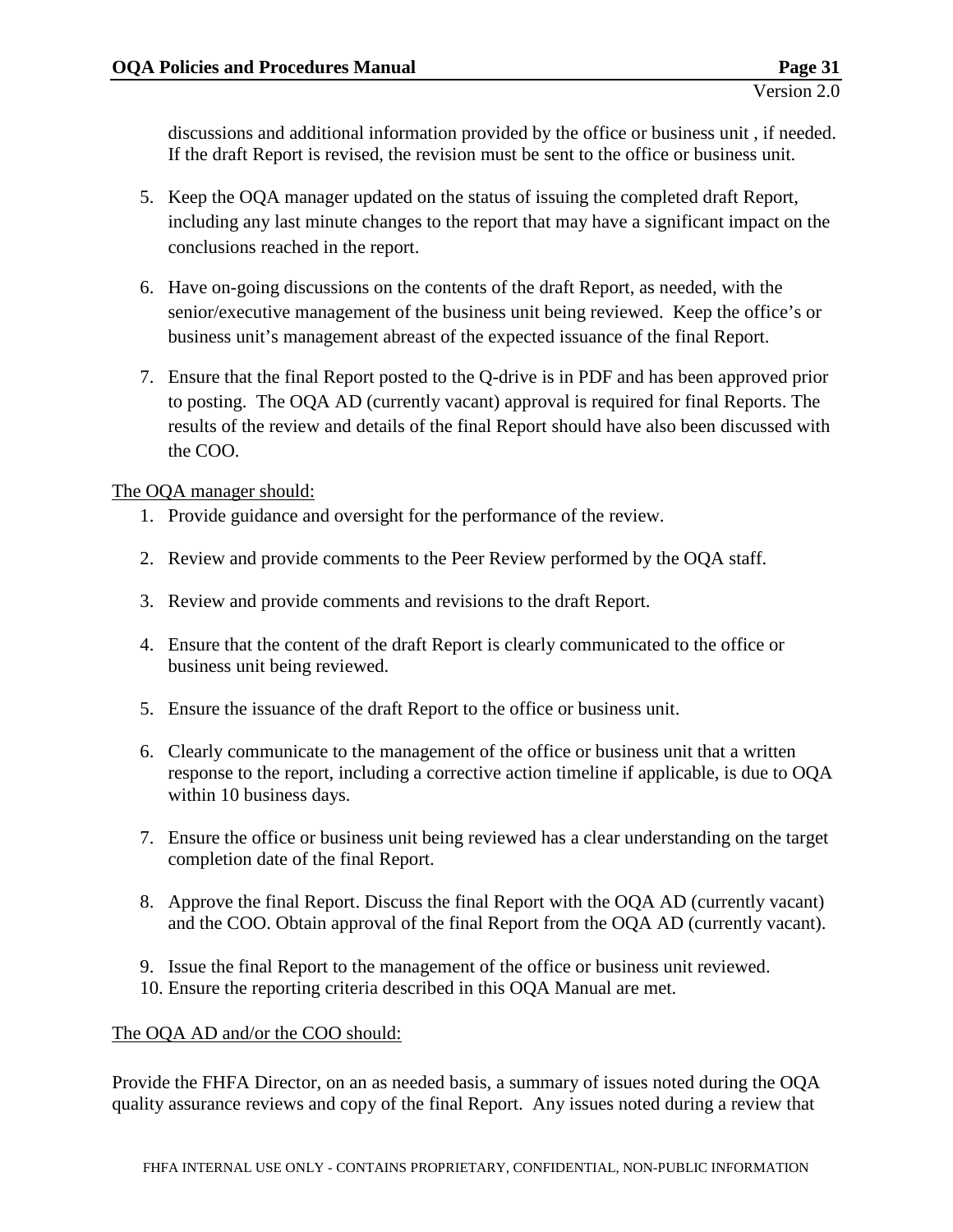discussions and additional information provided by the office or business unit , if needed. If the draft Report is revised, the revision must be sent to the office or business unit.

5. Keep the OQA manager updated on the status of issuing the completed draft Report, including any last minute changes to the report that may have a significant impact on the conclusions reached in the report.

6. Have on-going discussions on the contents of the draft Report, as needed, with the senior/executive management of the business unit being reviewed. Keep the office's or business unit's management abreast of the expected issuance of the final Report.

7. Ensure that the final Report posted to the Q-drive is in PDF and has been approved prior to posting. The OQA AD (currently vacant) approval is required for final Reports. The results of the review and details of the final Report should have also been discussed with the COO.

The OQA manager should:

1. Provide guidance and oversight for the performance of the review.

2. Review and provide comments to the Peer Review performed by the OQA staff.

3. Review and provide comments and revisions to the draft Report.

4. Ensure that the content of the draft Report is clearly communicated to the office or business unit being reviewed.

5. Ensure the issuance of the draft Report to the office or business unit.

6. Clearly communicate to the management of the office or business unit that a written response to the report, including a corrective action timeline if applicable, is due to OQA within 10 business days.

7. Ensure the office or business unit being reviewed has a clear understanding on the target completion date of the final Report.

8. Approve the final Report. Discuss the final Report with the OQA AD (currently vacant) and the COO. Obtain approval of the final Report from the OQA AD (currently vacant).

9. Issue the final Report to the management of the office or business unit reviewed.
10. Ensure the reporting criteria described in this OQA Manual are met.

The OQA AD and/or the COO should:

Provide the FHFA Director, on an as needed basis, a summary of issues noted during the OQA quality assurance reviews and copy of the final Report. Any issues noted during a review that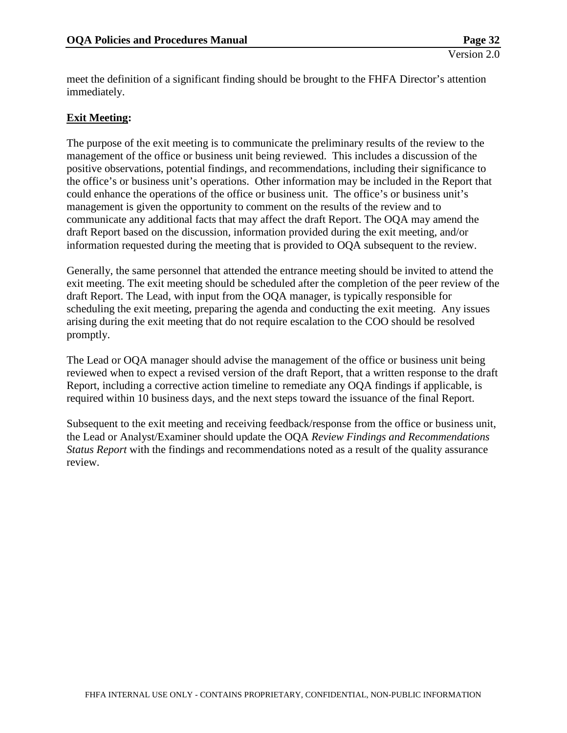meet the definition of a significant finding should be brought to the FHFA Director's attention immediately.

**Exit Meeting:**

The purpose of the exit meeting is to communicate the preliminary results of the review to the management of the office or business unit being reviewed. This includes a discussion of the positive observations, potential findings, and recommendations, including their significance to the office's or business unit's operations. Other information may be included in the Report that could enhance the operations of the office or business unit. The office's or business unit's management is given the opportunity to comment on the results of the review and to communicate any additional facts that may affect the draft Report. The OQA may amend the draft Report based on the discussion, information provided during the exit meeting, and/or information requested during the meeting that is provided to OQA subsequent to the review.

Generally, the same personnel that attended the entrance meeting should be invited to attend the exit meeting. The exit meeting should be scheduled after the completion of the peer review of the draft Report. The Lead, with input from the OQA manager, is typically responsible for scheduling the exit meeting, preparing the agenda and conducting the exit meeting. Any issues arising during the exit meeting that do not require escalation to the COO should be resolved promptly.

The Lead or OQA manager should advise the management of the office or business unit being reviewed when to expect a revised version of the draft Report, that a written response to the draft Report, including a corrective action timeline to remediate any OQA findings if applicable, is required within 10 business days, and the next steps toward the issuance of the final Report.

Subsequent to the exit meeting and receiving feedback/response from the office or business unit, the Lead or Analyst/Examiner should update the OQA *Review Findings and Recommendations Status Report* with the findings and recommendations noted as a result of the quality assurance review.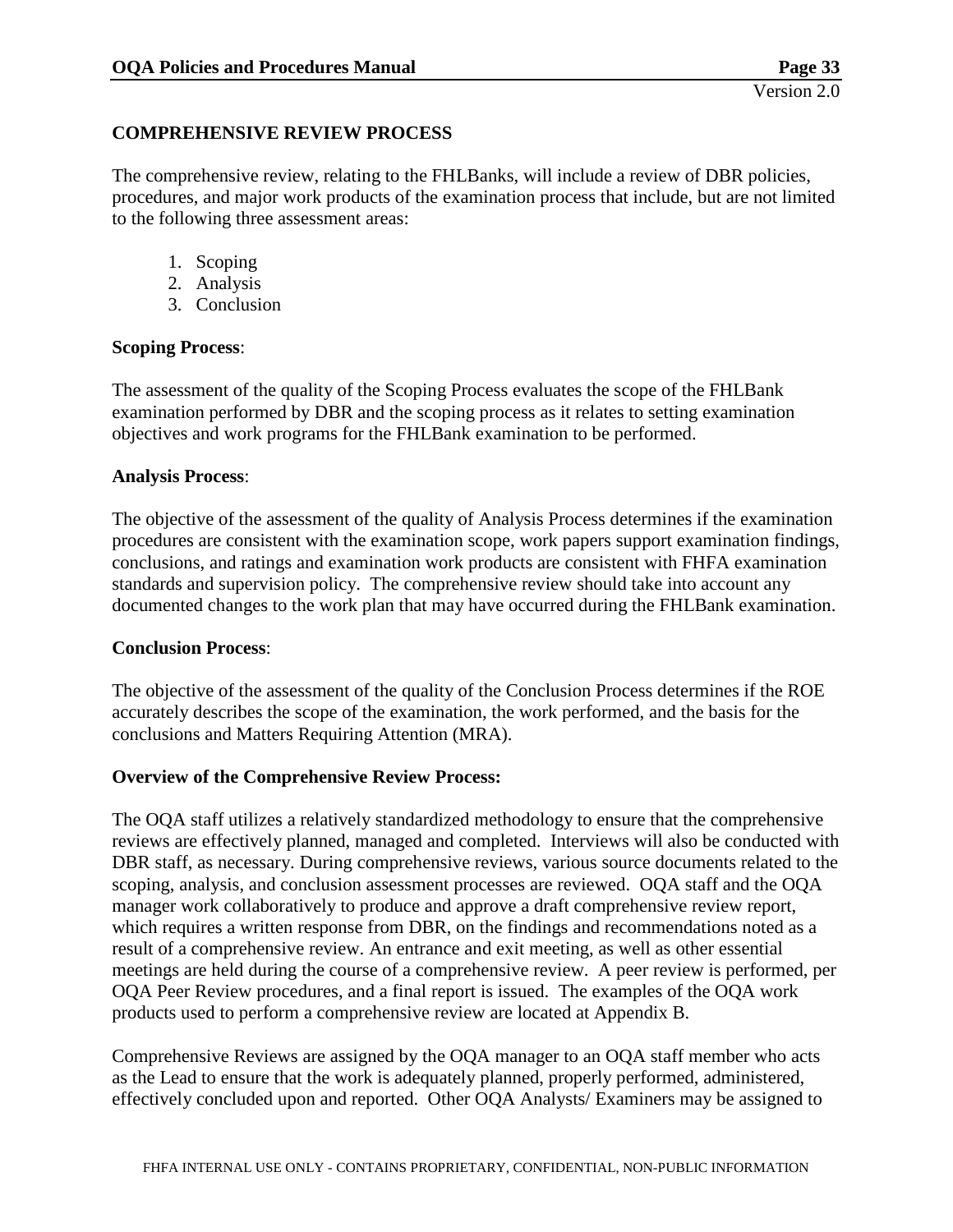## COMPREHENSIVE REVIEW PROCESS

The comprehensive review, relating to the FHLBanks, will include a review of DBR policies, procedures, and major work products of the examination process that include, but are not limited to the following three assessment areas:

1. Scoping
2. Analysis
3. Conclusion

**Scoping Process**:

The assessment of the quality of the Scoping Process evaluates the scope of the FHLBank examination performed by DBR and the scoping process as it relates to setting examination objectives and work programs for the FHLBank examination to be performed.

**Analysis Process**:

The objective of the assessment of the quality of Analysis Process determines if the examination procedures are consistent with the examination scope, work papers support examination findings, conclusions, and ratings and examination work products are consistent with FHFA examination standards and supervision policy. The comprehensive review should take into account any documented changes to the work plan that may have occurred during the FHLBank examination.

**Conclusion Process**:

The objective of the assessment of the quality of the Conclusion Process determines if the ROE accurately describes the scope of the examination, the work performed, and the basis for the conclusions and Matters Requiring Attention (MRA).

**Overview of the Comprehensive Review Process:**

The OQA staff utilizes a relatively standardized methodology to ensure that the comprehensive reviews are effectively planned, managed and completed. Interviews will also be conducted with DBR staff, as necessary. During comprehensive reviews, various source documents related to the scoping, analysis, and conclusion assessment processes are reviewed. OQA staff and the OQA manager work collaboratively to produce and approve a draft comprehensive review report, which requires a written response from DBR, on the findings and recommendations noted as a result of a comprehensive review. An entrance and exit meeting, as well as other essential meetings are held during the course of a comprehensive review. A peer review is performed, per OQA Peer Review procedures, and a final report is issued. The examples of the OQA work products used to perform a comprehensive review are located at Appendix B.

Comprehensive Reviews are assigned by the OQA manager to an OQA staff member who acts as the Lead to ensure that the work is adequately planned, properly performed, administered, effectively concluded upon and reported. Other OQA Analysts/ Examiners may be assigned to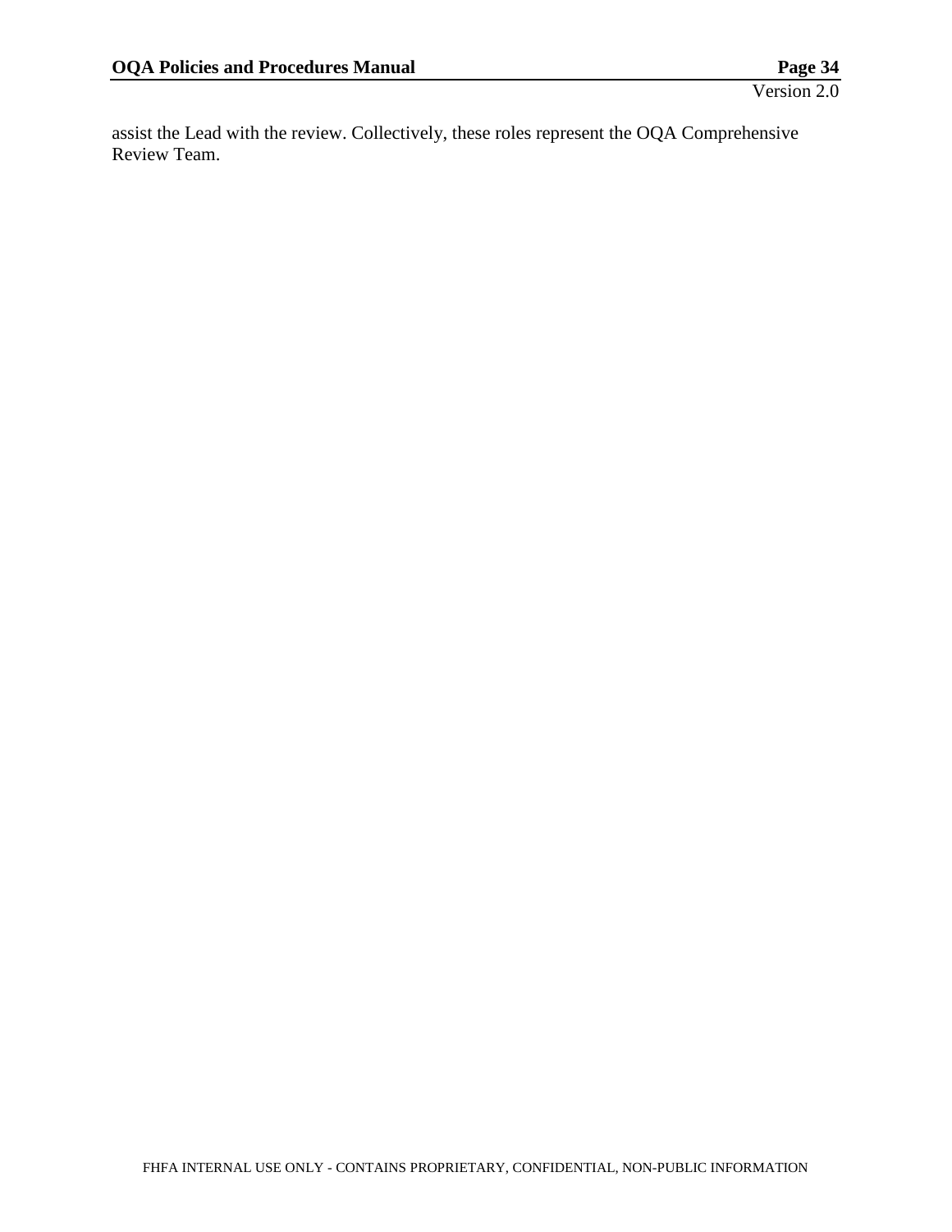assist the Lead with the review. Collectively, these roles represent the OQA Comprehensive Review Team.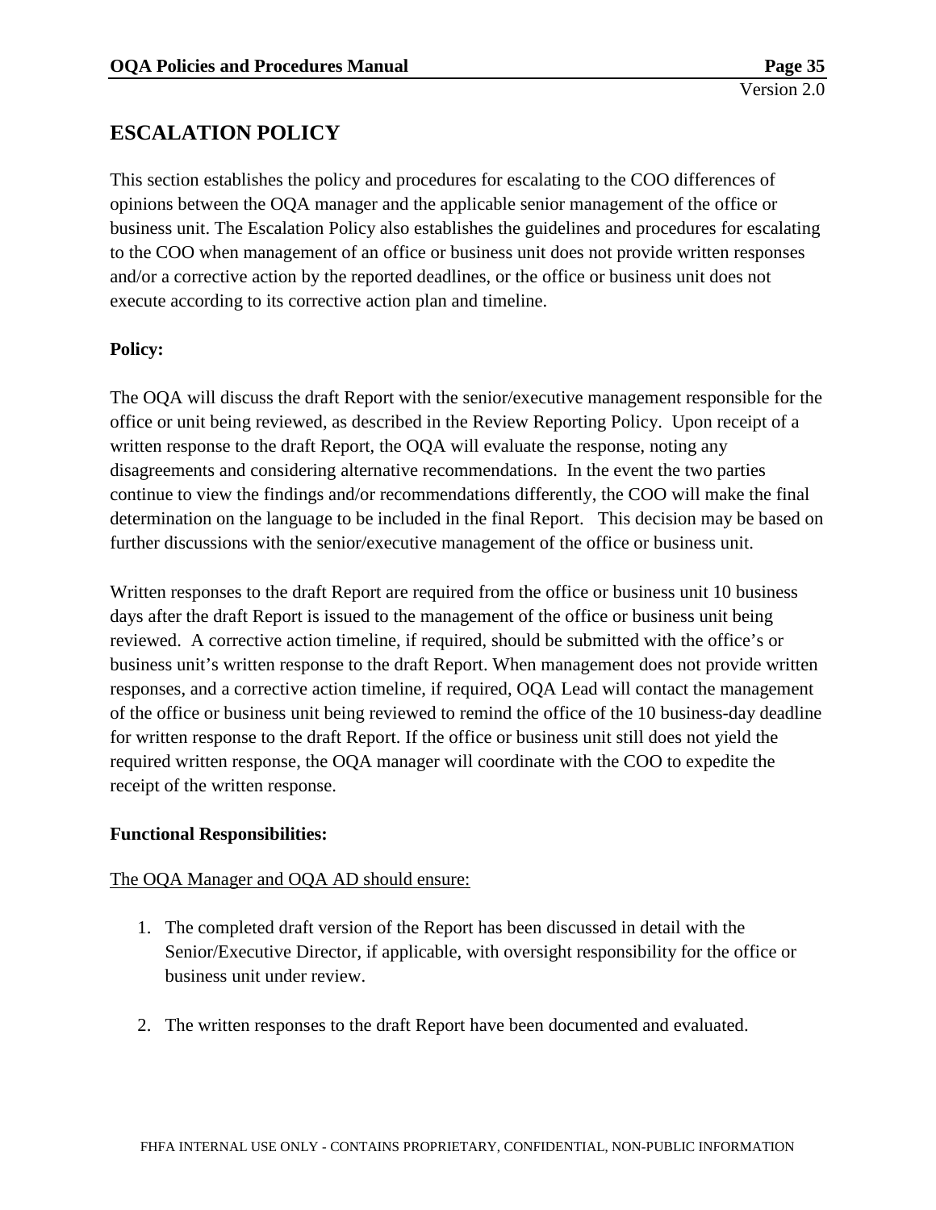## ESCALATION POLICY

This section establishes the policy and procedures for escalating to the COO differences of opinions between the OQA manager and the applicable senior management of the office or business unit. The Escalation Policy also establishes the guidelines and procedures for escalating to the COO when management of an office or business unit does not provide written responses and/or a corrective action by the reported deadlines, or the office or business unit does not execute according to its corrective action plan and timeline.

**Policy:**

The OQA will discuss the draft Report with the senior/executive management responsible for the office or unit being reviewed, as described in the Review Reporting Policy. Upon receipt of a written response to the draft Report, the OQA will evaluate the response, noting any disagreements and considering alternative recommendations. In the event the two parties continue to view the findings and/or recommendations differently, the COO will make the final determination on the language to be included in the final Report. This decision may be based on further discussions with the senior/executive management of the office or business unit.

Written responses to the draft Report are required from the office or business unit 10 business days after the draft Report is issued to the management of the office or business unit being reviewed. A corrective action timeline, if required, should be submitted with the office's or business unit's written response to the draft Report. When management does not provide written responses, and a corrective action timeline, if required, OQA Lead will contact the management of the office or business unit being reviewed to remind the office of the 10 business-day deadline for written response to the draft Report. If the office or business unit still does not yield the required written response, the OQA manager will coordinate with the COO to expedite the receipt of the written response.

**Functional Responsibilities:**

The OQA Manager and OQA AD should ensure:

1. The completed draft version of the Report has been discussed in detail with the Senior/Executive Director, if applicable, with oversight responsibility for the office or business unit under review.

2. The written responses to the draft Report have been documented and evaluated.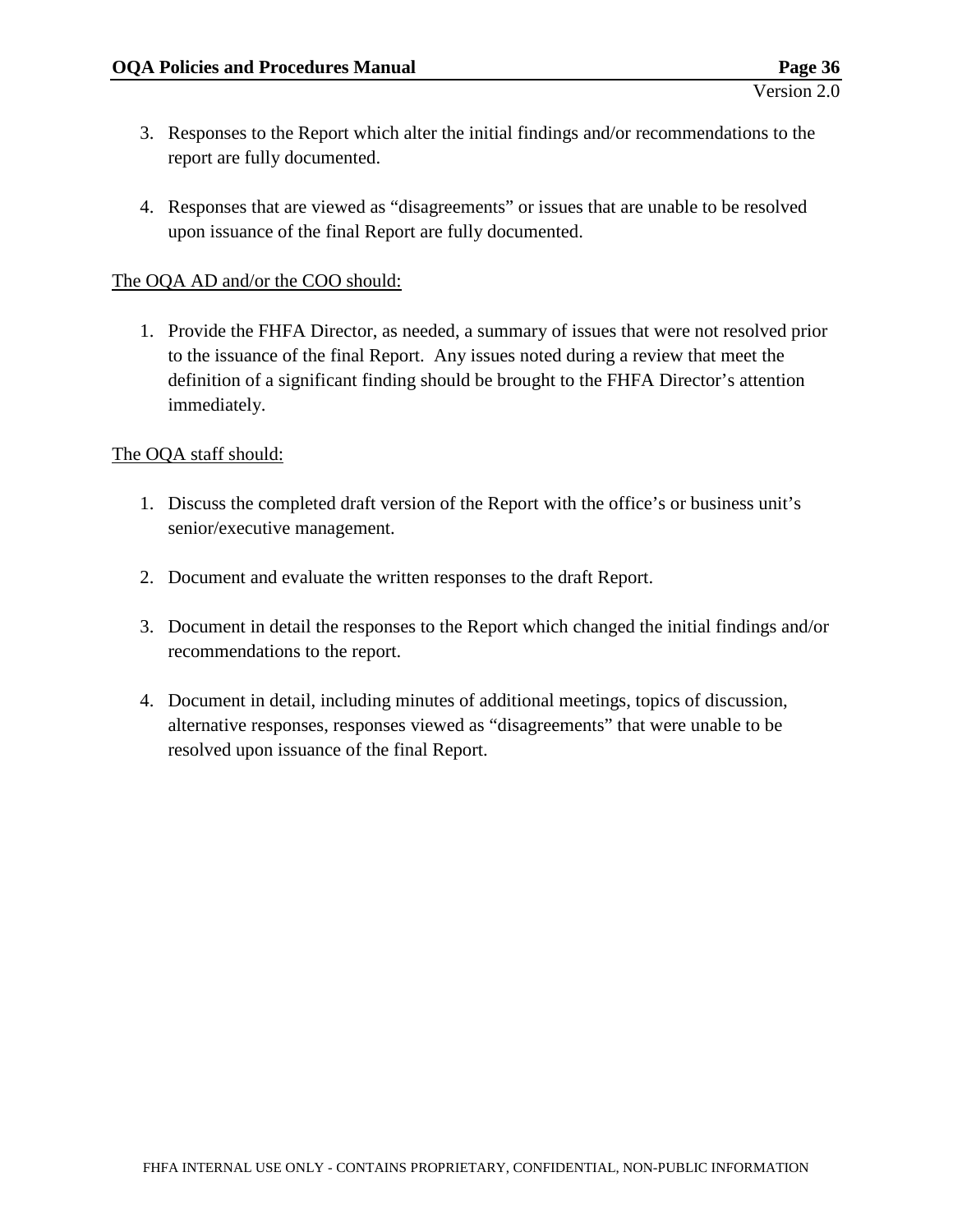3. Responses to the Report which alter the initial findings and/or recommendations to the report are fully documented.

4. Responses that are viewed as "disagreements" or issues that are unable to be resolved upon issuance of the final Report are fully documented.

<u>The OQA AD and/or the COO should:</u>

1. Provide the FHFA Director, as needed, a summary of issues that were not resolved prior to the issuance of the final Report. Any issues noted during a review that meet the definition of a significant finding should be brought to the FHFA Director's attention immediately.

<u>The OQA staff should:</u>

1. Discuss the completed draft version of the Report with the office's or business unit's senior/executive management.

2. Document and evaluate the written responses to the draft Report.

3. Document in detail the responses to the Report which changed the initial findings and/or recommendations to the report.

4. Document in detail, including minutes of additional meetings, topics of discussion, alternative responses, responses viewed as "disagreements" that were unable to be resolved upon issuance of the final Report.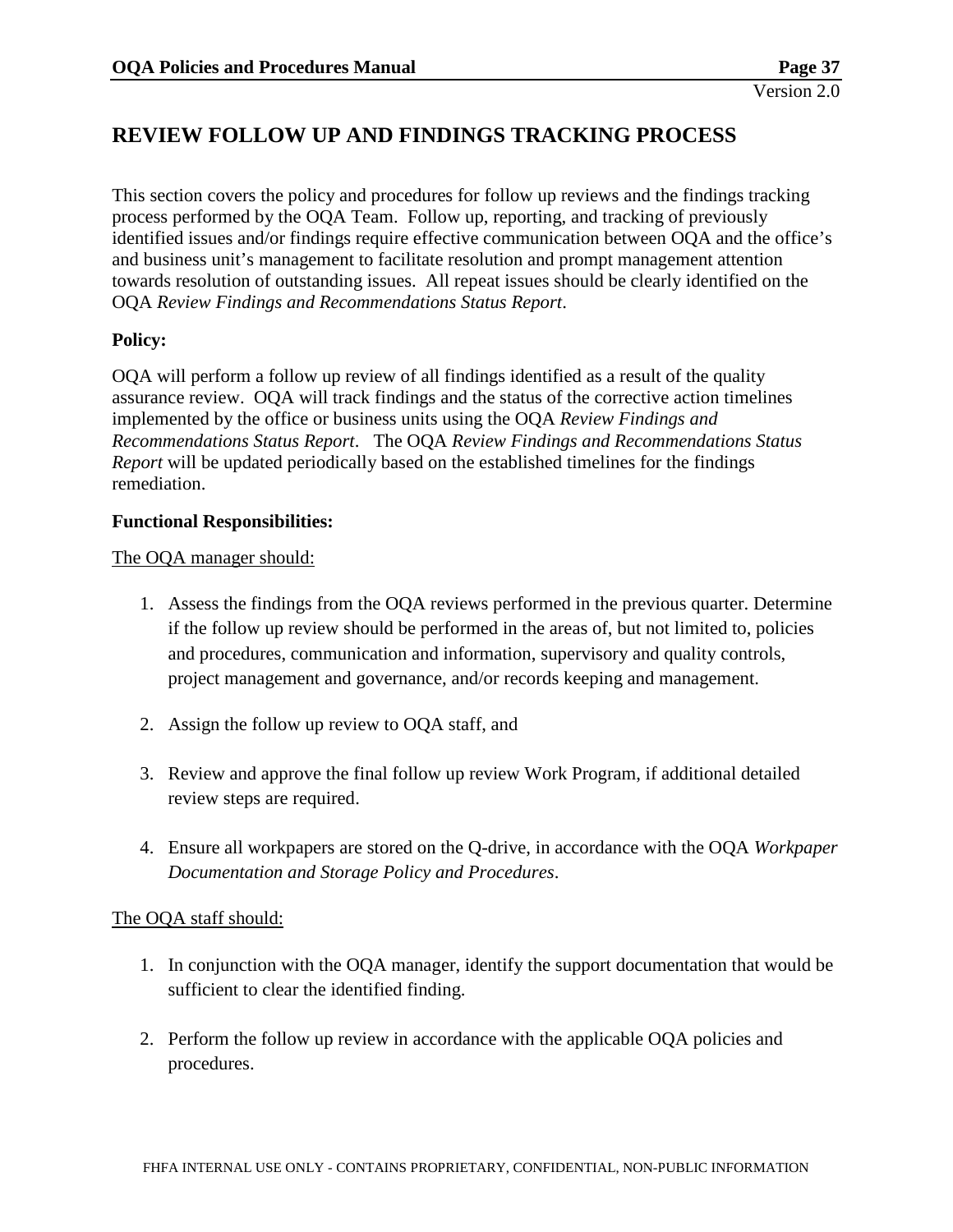## REVIEW FOLLOW UP AND FINDINGS TRACKING PROCESS

This section covers the policy and procedures for follow up reviews and the findings tracking process performed by the OQA Team. Follow up, reporting, and tracking of previously identified issues and/or findings require effective communication between OQA and the office's and business unit's management to facilitate resolution and prompt management attention towards resolution of outstanding issues. All repeat issues should be clearly identified on the OQA *Review Findings and Recommendations Status Report*.

**Policy:**

OQA will perform a follow up review of all findings identified as a result of the quality assurance review. OQA will track findings and the status of the corrective action timelines implemented by the office or business units using the OQA *Review Findings and Recommendations Status Report*. The OQA *Review Findings and Recommendations Status Report* will be updated periodically based on the established timelines for the findings remediation.

**Functional Responsibilities:**

The OQA manager should:

1. Assess the findings from the OQA reviews performed in the previous quarter. Determine if the follow up review should be performed in the areas of, but not limited to, policies and procedures, communication and information, supervisory and quality controls, project management and governance, and/or records keeping and management.

2. Assign the follow up review to OQA staff, and

3. Review and approve the final follow up review Work Program, if additional detailed review steps are required.

4. Ensure all workpapers are stored on the Q-drive, in accordance with the OQA *Workpaper Documentation and Storage Policy and Procedures*.

The OQA staff should:

1. In conjunction with the OQA manager, identify the support documentation that would be sufficient to clear the identified finding.

2. Perform the follow up review in accordance with the applicable OQA policies and procedures.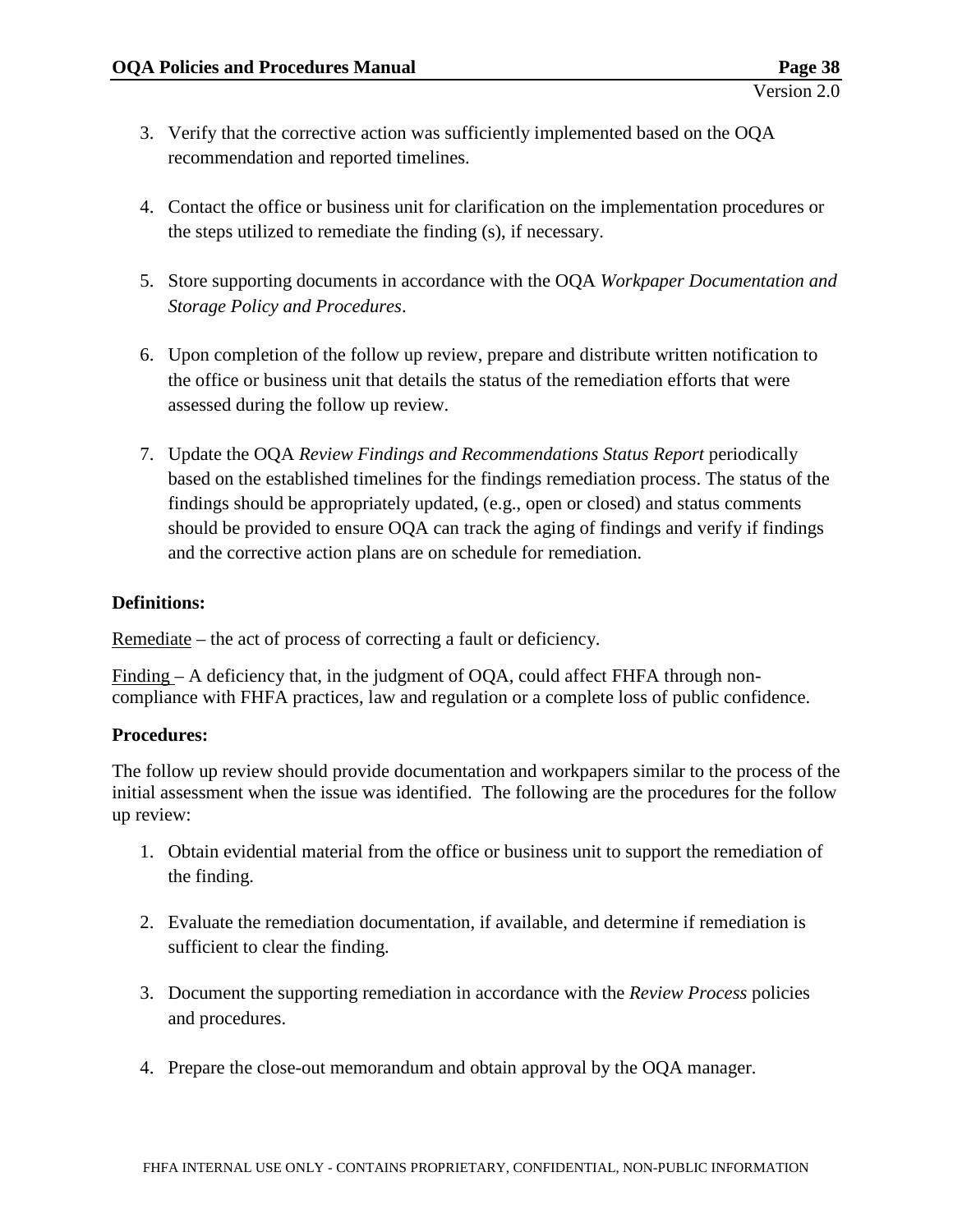3. Verify that the corrective action was sufficiently implemented based on the OQA recommendation and reported timelines.

4. Contact the office or business unit for clarification on the implementation procedures or the steps utilized to remediate the finding (s), if necessary.

5. Store supporting documents in accordance with the OQA *Workpaper Documentation and Storage Policy and Procedures*.

6. Upon completion of the follow up review, prepare and distribute written notification to the office or business unit that details the status of the remediation efforts that were assessed during the follow up review.

7. Update the OQA *Review Findings and Recommendations Status Report* periodically based on the established timelines for the findings remediation process. The status of the findings should be appropriately updated, (e.g., open or closed) and status comments should be provided to ensure OQA can track the aging of findings and verify if findings and the corrective action plans are on schedule for remediation.

**Definitions:**

Remediate – the act of process of correcting a fault or deficiency.

Finding – A deficiency that, in the judgment of OQA, could affect FHFA through non-compliance with FHFA practices, law and regulation or a complete loss of public confidence.

**Procedures:**

The follow up review should provide documentation and workpapers similar to the process of the initial assessment when the issue was identified. The following are the procedures for the follow up review:

1. Obtain evidential material from the office or business unit to support the remediation of the finding.

2. Evaluate the remediation documentation, if available, and determine if remediation is sufficient to clear the finding.

3. Document the supporting remediation in accordance with the *Review Process* policies and procedures.

4. Prepare the close-out memorandum and obtain approval by the OQA manager.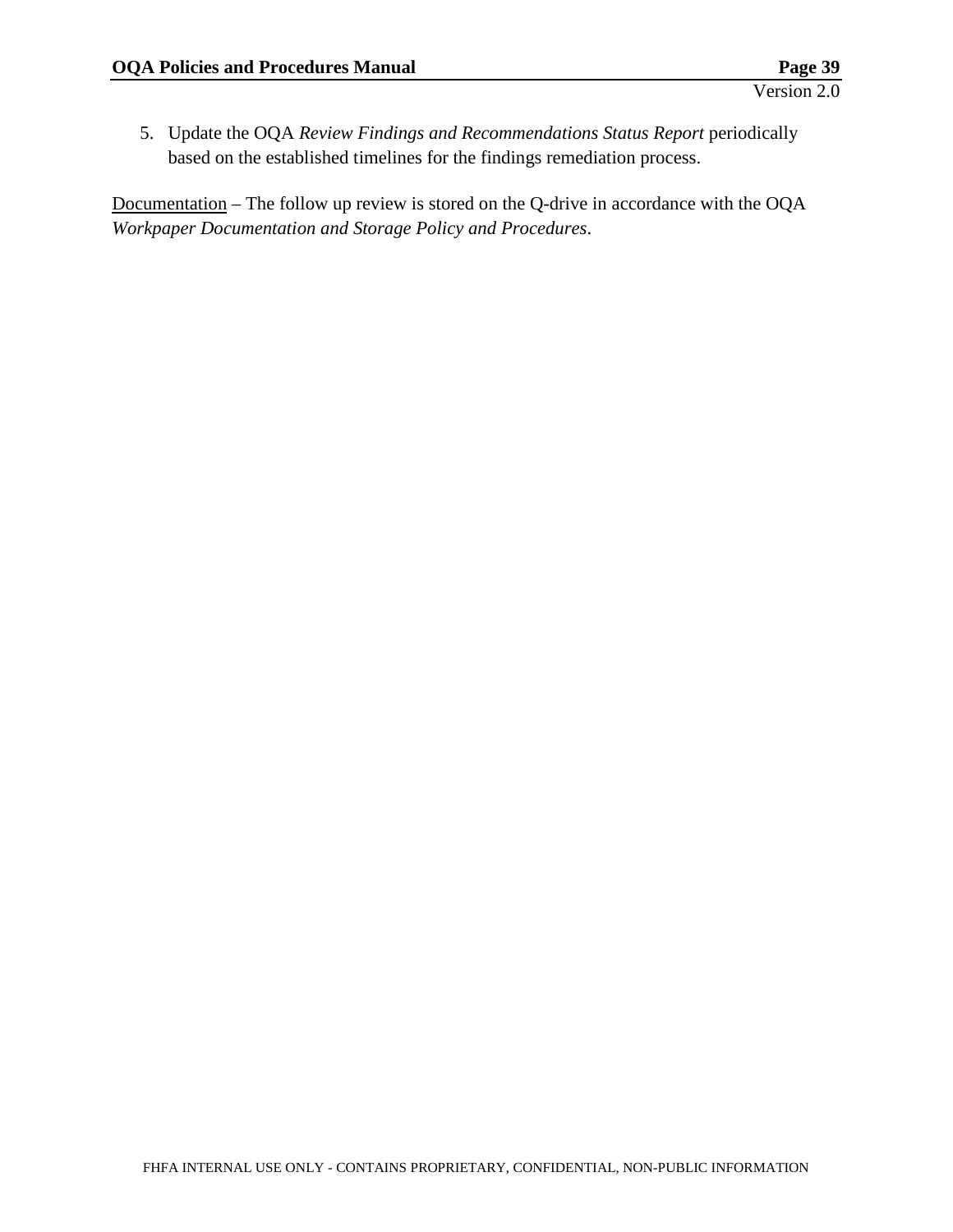5. Update the OQA *Review Findings and Recommendations Status Report* periodically based on the established timelines for the findings remediation process.

<u>Documentation</u> – The follow up review is stored on the Q-drive in accordance with the OQA *Workpaper Documentation and Storage Policy and Procedures*.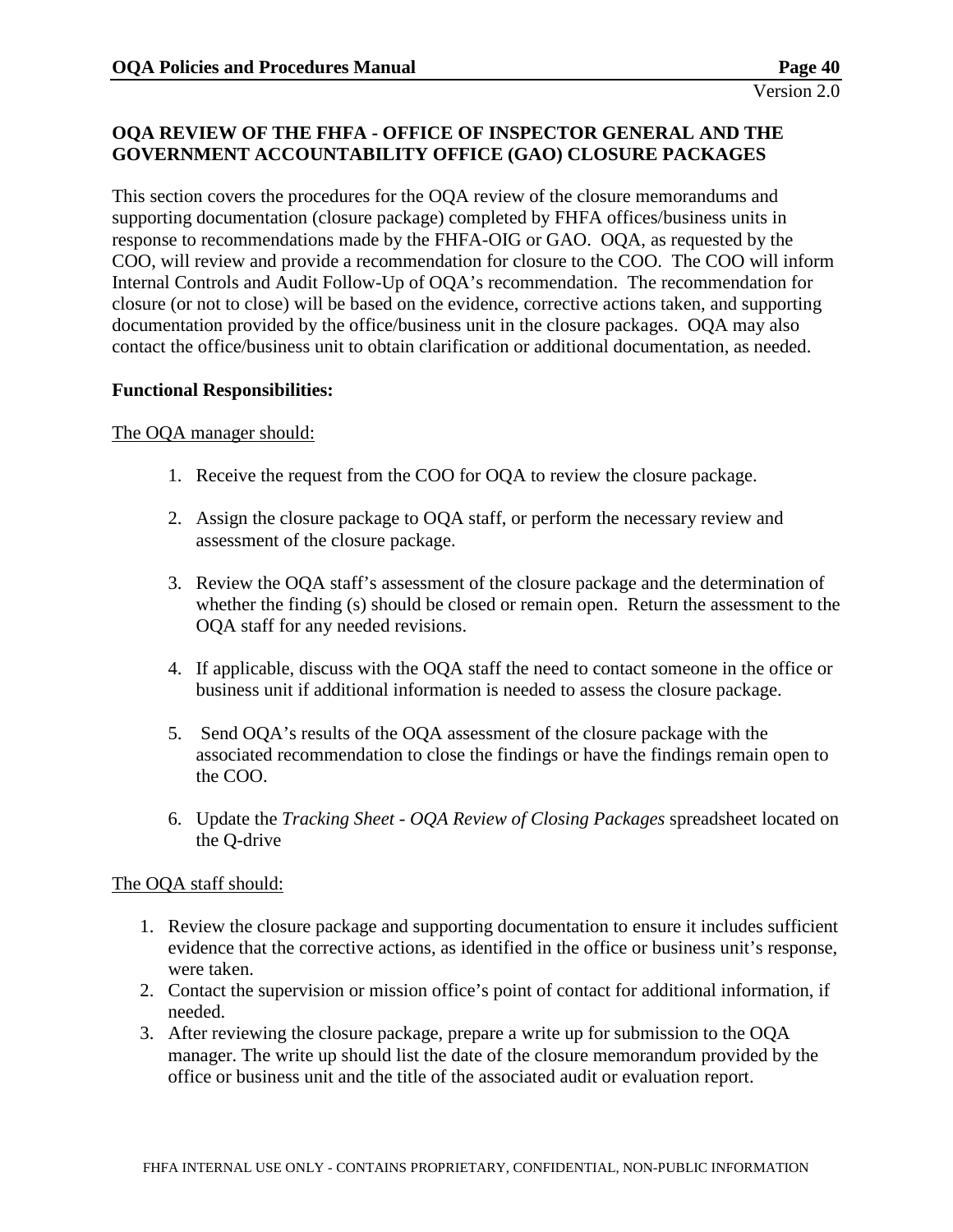## OQA REVIEW OF THE FHFA - OFFICE OF INSPECTOR GENERAL AND THE GOVERNMENT ACCOUNTABILITY OFFICE (GAO) CLOSURE PACKAGES

This section covers the procedures for the OQA review of the closure memorandums and supporting documentation (closure package) completed by FHFA offices/business units in response to recommendations made by the FHFA-OIG or GAO. OQA, as requested by the COO, will review and provide a recommendation for closure to the COO. The COO will inform Internal Controls and Audit Follow-Up of OQA's recommendation. The recommendation for closure (or not to close) will be based on the evidence, corrective actions taken, and supporting documentation provided by the office/business unit in the closure packages. OQA may also contact the office/business unit to obtain clarification or additional documentation, as needed.

**Functional Responsibilities:**

The OQA manager should:

1. Receive the request from the COO for OQA to review the closure package.
2. Assign the closure package to OQA staff, or perform the necessary review and assessment of the closure package.
3. Review the OQA staff's assessment of the closure package and the determination of whether the finding (s) should be closed or remain open. Return the assessment to the OQA staff for any needed revisions.
4. If applicable, discuss with the OQA staff the need to contact someone in the office or business unit if additional information is needed to assess the closure package.
5. Send OQA's results of the OQA assessment of the closure package with the associated recommendation to close the findings or have the findings remain open to the COO.
6. Update the *Tracking Sheet - OQA Review of Closing Packages* spreadsheet located on the Q-drive

The OQA staff should:

1. Review the closure package and supporting documentation to ensure it includes sufficient evidence that the corrective actions, as identified in the office or business unit's response, were taken.
2. Contact the supervision or mission office's point of contact for additional information, if needed.
3. After reviewing the closure package, prepare a write up for submission to the OQA manager. The write up should list the date of the closure memorandum provided by the office or business unit and the title of the associated audit or evaluation report.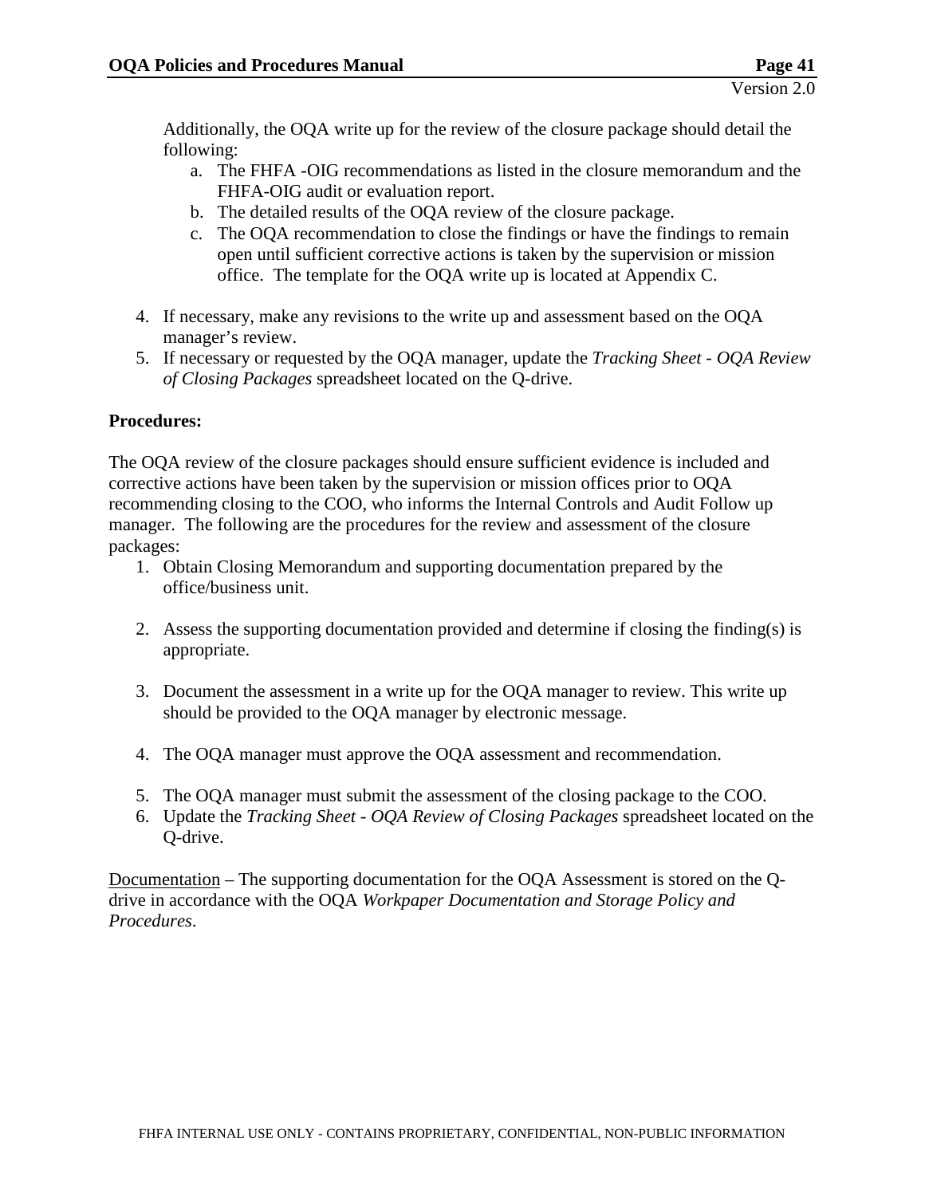Additionally, the OQA write up for the review of the closure package should detail the following:

a. The FHFA -OIG recommendations as listed in the closure memorandum and the FHFA-OIG audit or evaluation report.
b. The detailed results of the OQA review of the closure package.
c. The OQA recommendation to close the findings or have the findings to remain open until sufficient corrective actions is taken by the supervision or mission office. The template for the OQA write up is located at Appendix C.

4. If necessary, make any revisions to the write up and assessment based on the OQA manager's review.
5. If necessary or requested by the OQA manager, update the *Tracking Sheet - OQA Review of Closing Packages* spreadsheet located on the Q-drive.

**Procedures:**

The OQA review of the closure packages should ensure sufficient evidence is included and corrective actions have been taken by the supervision or mission offices prior to OQA recommending closing to the COO, who informs the Internal Controls and Audit Follow up manager. The following are the procedures for the review and assessment of the closure packages:

1. Obtain Closing Memorandum and supporting documentation prepared by the office/business unit.

2. Assess the supporting documentation provided and determine if closing the finding(s) is appropriate.

3. Document the assessment in a write up for the OQA manager to review. This write up should be provided to the OQA manager by electronic message.

4. The OQA manager must approve the OQA assessment and recommendation.

5. The OQA manager must submit the assessment of the closing package to the COO.
6. Update the *Tracking Sheet - OQA Review of Closing Packages* spreadsheet located on the Q-drive.

<u>Documentation</u> – The supporting documentation for the OQA Assessment is stored on the Q-drive in accordance with the OQA *Workpaper Documentation and Storage Policy and Procedures*.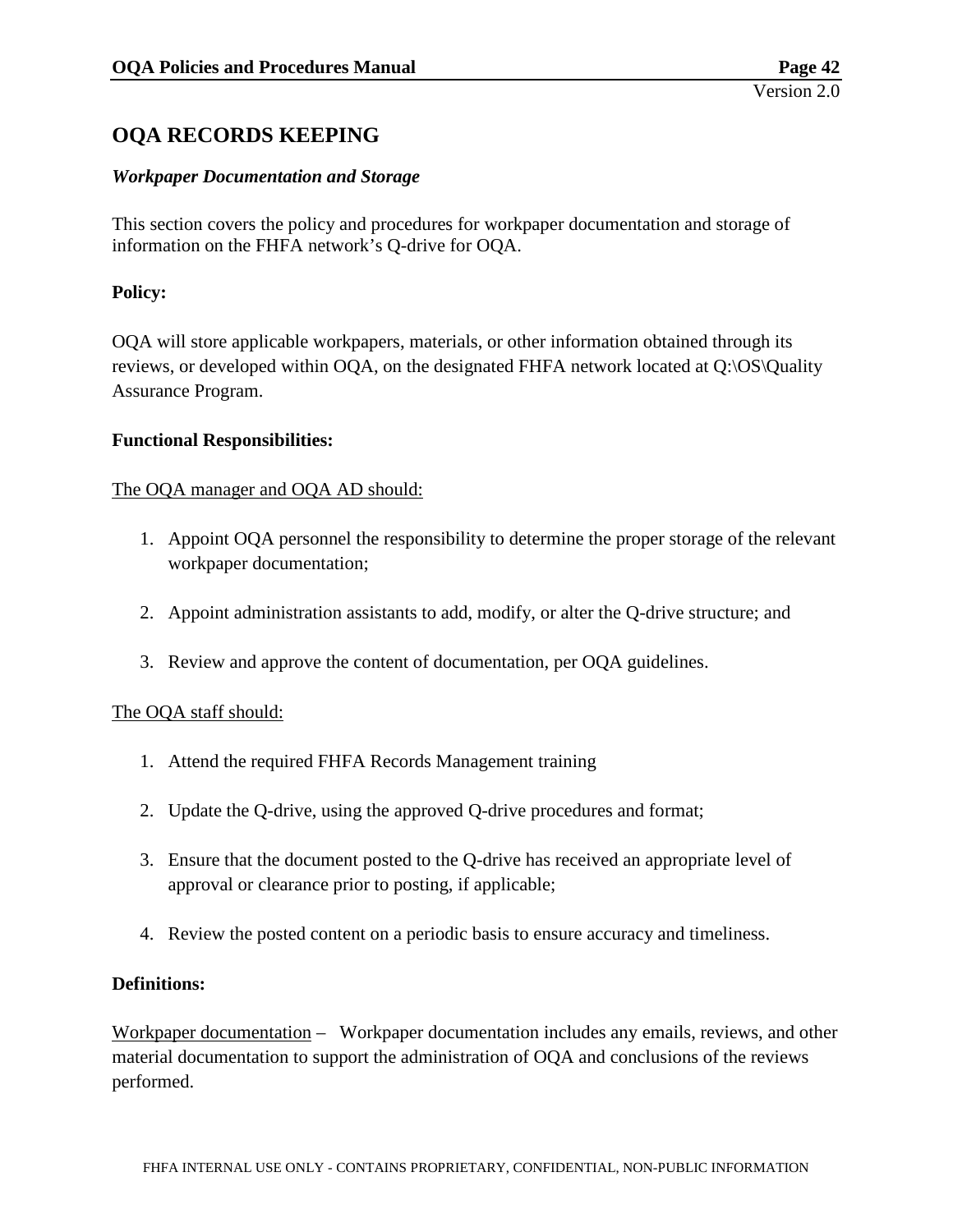## OQA RECORDS KEEPING

### *Workpaper Documentation and Storage*

This section covers the policy and procedures for workpaper documentation and storage of information on the FHFA network's Q-drive for OQA.

**Policy:**

OQA will store applicable workpapers, materials, or other information obtained through its reviews, or developed within OQA, on the designated FHFA network located at Q:\OS\Quality Assurance Program.

**Functional Responsibilities:**

<u>The OQA manager and OQA AD should:</u>

1. Appoint OQA personnel the responsibility to determine the proper storage of the relevant workpaper documentation;
2. Appoint administration assistants to add, modify, or alter the Q-drive structure; and
3. Review and approve the content of documentation, per OQA guidelines.

<u>The OQA staff should:</u>

1. Attend the required FHFA Records Management training
2. Update the Q-drive, using the approved Q-drive procedures and format;
3. Ensure that the document posted to the Q-drive has received an appropriate level of approval or clearance prior to posting, if applicable;
4. Review the posted content on a periodic basis to ensure accuracy and timeliness.

**Definitions:**

<u>Workpaper documentation</u> – Workpaper documentation includes any emails, reviews, and other material documentation to support the administration of OQA and conclusions of the reviews performed.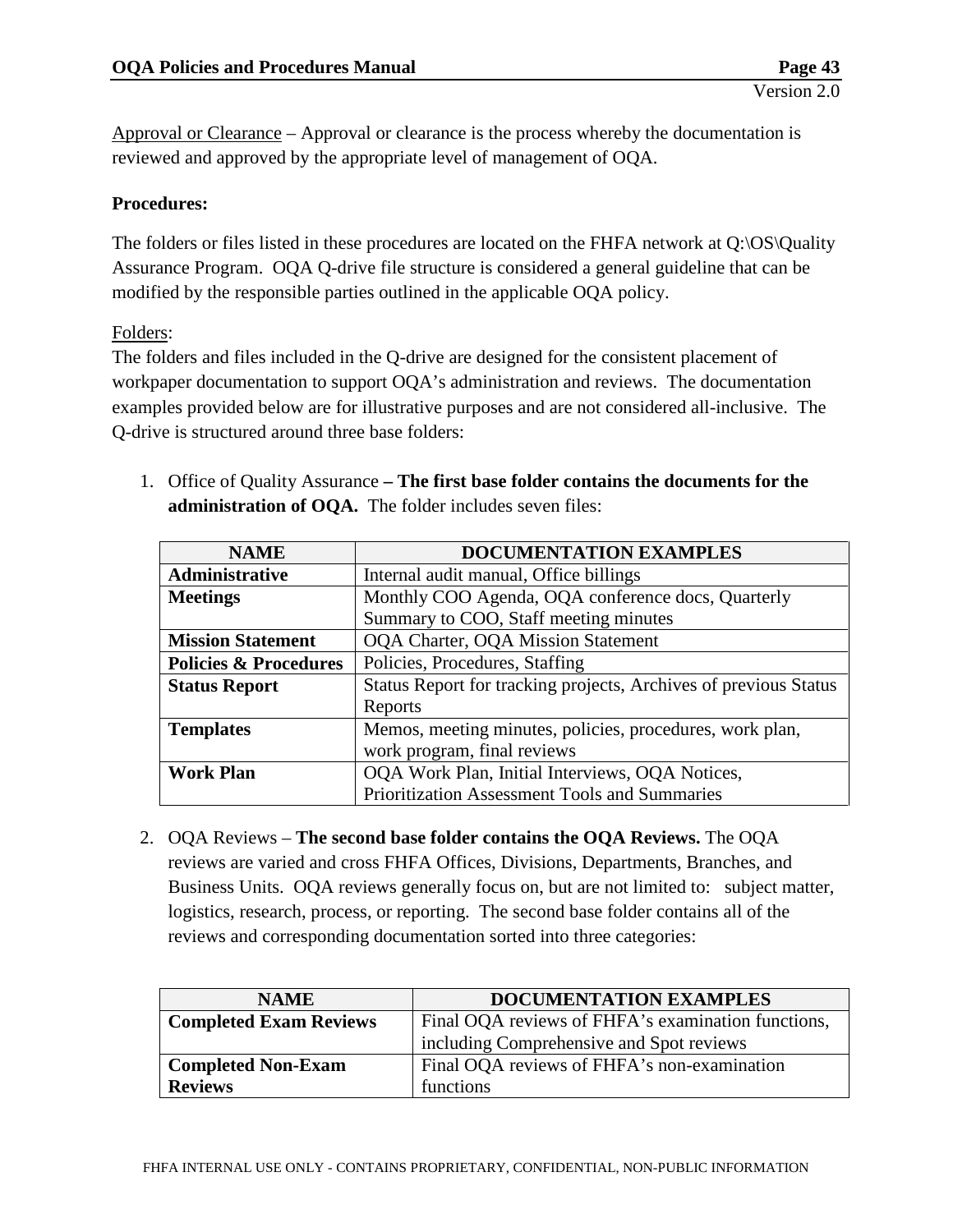Approval or Clearance – Approval or clearance is the process whereby the documentation is reviewed and approved by the appropriate level of management of OQA.

**Procedures:**

The folders or files listed in these procedures are located on the FHFA network at Q:\OS\Quality Assurance Program. OQA Q-drive file structure is considered a general guideline that can be modified by the responsible parties outlined in the applicable OQA policy.

Folders:

The folders and files included in the Q-drive are designed for the consistent placement of workpaper documentation to support OQA's administration and reviews. The documentation examples provided below are for illustrative purposes and are not considered all-inclusive. The Q-drive is structured around three base folders:

1. Office of Quality Assurance **– The first base folder contains the documents for the administration of OQA.** The folder includes seven files:

| NAME | DOCUMENTATION EXAMPLES |
|---|---|
| **Administrative** | Internal audit manual, Office billings |
| **Meetings** | Monthly COO Agenda, OQA conference docs, Quarterly Summary to COO, Staff meeting minutes |
| **Mission Statement** | OQA Charter, OQA Mission Statement |
| **Policies & Procedures** | Policies, Procedures, Staffing |
| **Status Report** | Status Report for tracking projects, Archives of previous Status Reports |
| **Templates** | Memos, meeting minutes, policies, procedures, work plan, work program, final reviews |
| **Work Plan** | OQA Work Plan, Initial Interviews, OQA Notices, Prioritization Assessment Tools and Summaries |

2. OQA Reviews – **The second base folder contains the OQA Reviews.** The OQA reviews are varied and cross FHFA Offices, Divisions, Departments, Branches, and Business Units. OQA reviews generally focus on, but are not limited to: subject matter, logistics, research, process, or reporting. The second base folder contains all of the reviews and corresponding documentation sorted into three categories:

| NAME | DOCUMENTATION EXAMPLES |
|---|---|
| **Completed Exam Reviews** | Final OQA reviews of FHFA's examination functions, including Comprehensive and Spot reviews |
| **Completed Non-Exam Reviews** | Final OQA reviews of FHFA's non-examination functions |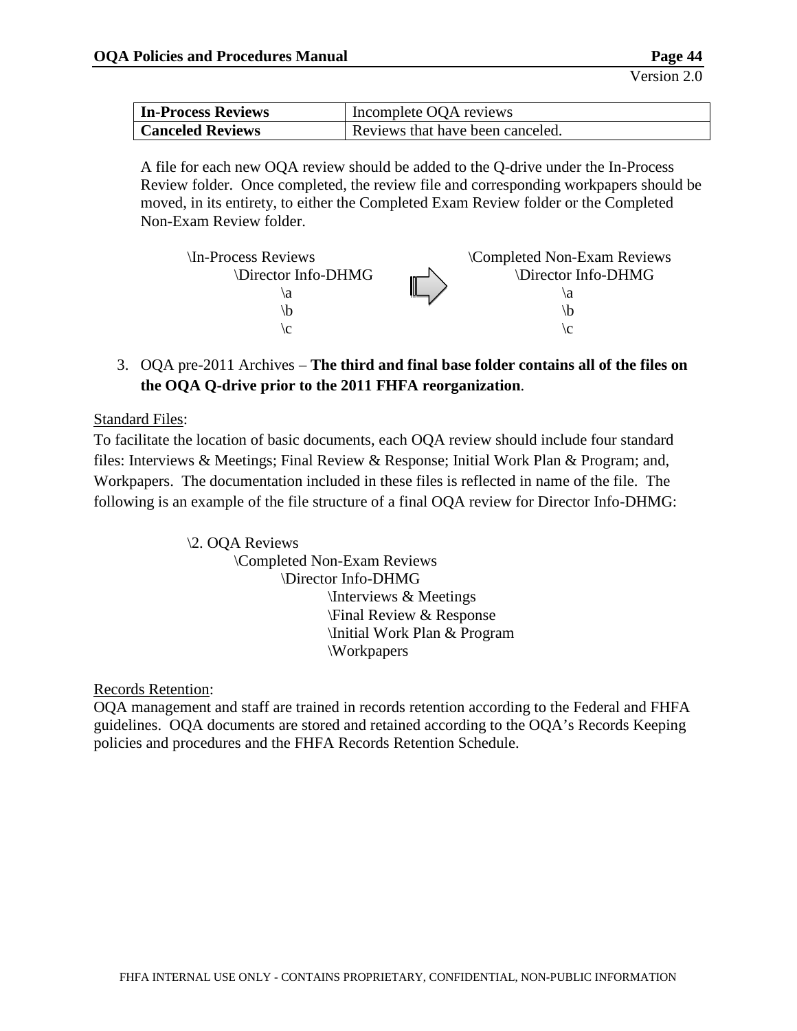| **In-Process Reviews** | Incomplete OQA reviews |
| --- | --- |
| **Canceled Reviews** | Reviews that have been canceled. |

A file for each new OQA review should be added to the Q-drive under the In-Process Review folder. Once completed, the review file and corresponding workpapers should be moved, in its entirety, to either the Completed Exam Review folder or the Completed Non-Exam Review folder.

```
\In-Process Reviews                    \Completed Non-Exam Reviews
    \Director Info-DHMG        ⇒           \Director Info-DHMG
        \a                                     \a
        \b                                     \b
        \c                                     \c
```

3. OQA pre-2011 Archives – **The third and final base folder contains all of the files on the OQA Q-drive prior to the 2011 FHFA reorganization**.

Standard Files:

To facilitate the location of basic documents, each OQA review should include four standard files: Interviews & Meetings; Final Review & Response; Initial Work Plan & Program; and, Workpapers. The documentation included in these files is reflected in name of the file. The following is an example of the file structure of a final OQA review for Director Info-DHMG:

```
\2. OQA Reviews
    \Completed Non-Exam Reviews
        \Director Info-DHMG
            \Interviews & Meetings
            \Final Review & Response
            \Initial Work Plan & Program
            \Workpapers
```

Records Retention:

OQA management and staff are trained in records retention according to the Federal and FHFA guidelines. OQA documents are stored and retained according to the OQA's Records Keeping policies and procedures and the FHFA Records Retention Schedule.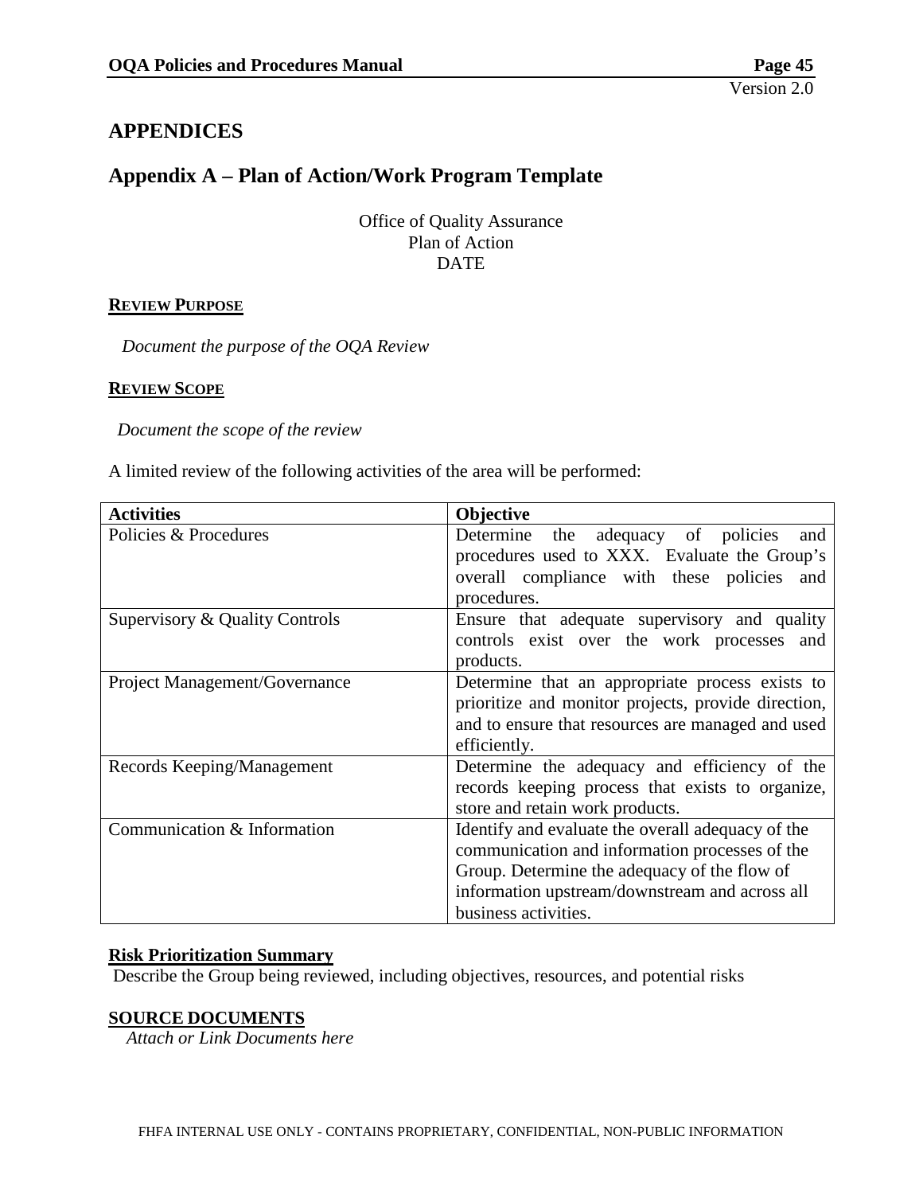# APPENDICES

## Appendix A – Plan of Action/Work Program Template

Office of Quality Assurance
Plan of Action
DATE

**REVIEW PURPOSE**

*Document the purpose of the OQA Review*

**REVIEW SCOPE**

*Document the scope of the review*

A limited review of the following activities of the area will be performed:

| Activities | Objective |
| --- | --- |
| Policies & Procedures | Determine the adequacy of policies and procedures used to XXX. Evaluate the Group's overall compliance with these policies and procedures. |
| Supervisory & Quality Controls | Ensure that adequate supervisory and quality controls exist over the work processes and products. |
| Project Management/Governance | Determine that an appropriate process exists to prioritize and monitor projects, provide direction, and to ensure that resources are managed and used efficiently. |
| Records Keeping/Management | Determine the adequacy and efficiency of the records keeping process that exists to organize, store and retain work products. |
| Communication & Information | Identify and evaluate the overall adequacy of the communication and information processes of the Group. Determine the adequacy of the flow of information upstream/downstream and across all business activities. |

**Risk Prioritization Summary**

Describe the Group being reviewed, including objectives, resources, and potential risks

**SOURCE DOCUMENTS**

*Attach or Link Documents here*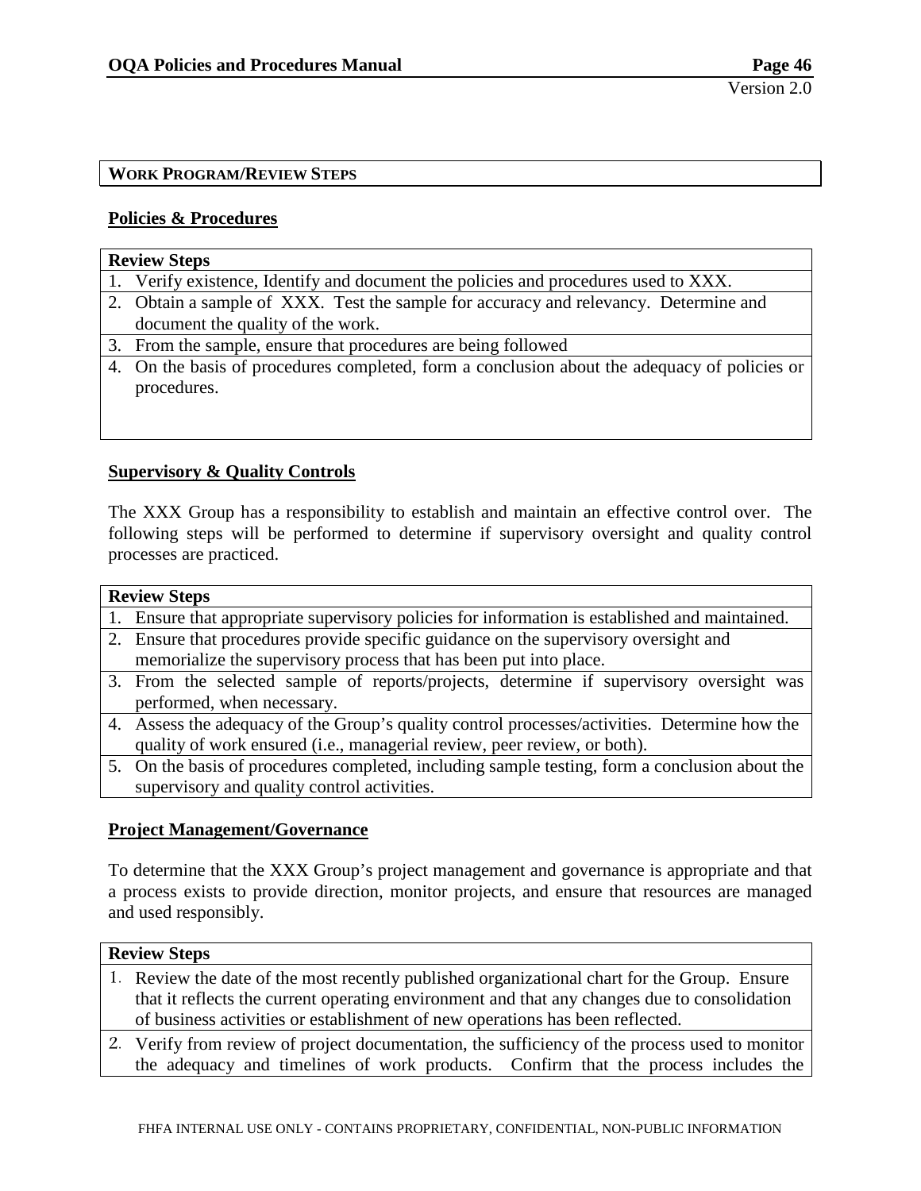| WORK PROGRAM/REVIEW STEPS |
|---|

**Policies & Procedures**

| Review Steps |
|---|
| 1. Verify existence, Identify and document the policies and procedures used to XXX. |
| 2. Obtain a sample of XXX. Test the sample for accuracy and relevancy. Determine and document the quality of the work. |
| 3. From the sample, ensure that procedures are being followed |
| 4. On the basis of procedures completed, form a conclusion about the adequacy of policies or procedures. |

**Supervisory & Quality Controls**

The XXX Group has a responsibility to establish and maintain an effective control over. The following steps will be performed to determine if supervisory oversight and quality control processes are practiced.

| Review Steps |
|---|
| 1. Ensure that appropriate supervisory policies for information is established and maintained. |
| 2. Ensure that procedures provide specific guidance on the supervisory oversight and memorialize the supervisory process that has been put into place. |
| 3. From the selected sample of reports/projects, determine if supervisory oversight was performed, when necessary. |
| 4. Assess the adequacy of the Group's quality control processes/activities. Determine how the quality of work ensured (i.e., managerial review, peer review, or both). |
| 5. On the basis of procedures completed, including sample testing, form a conclusion about the supervisory and quality control activities. |

**Project Management/Governance**

To determine that the XXX Group's project management and governance is appropriate and that a process exists to provide direction, monitor projects, and ensure that resources are managed and used responsibly.

| Review Steps |
|---|
| 1. Review the date of the most recently published organizational chart for the Group. Ensure that it reflects the current operating environment and that any changes due to consolidation of business activities or establishment of new operations has been reflected. |
| 2. Verify from review of project documentation, the sufficiency of the process used to monitor the adequacy and timelines of work products. Confirm that the process includes the |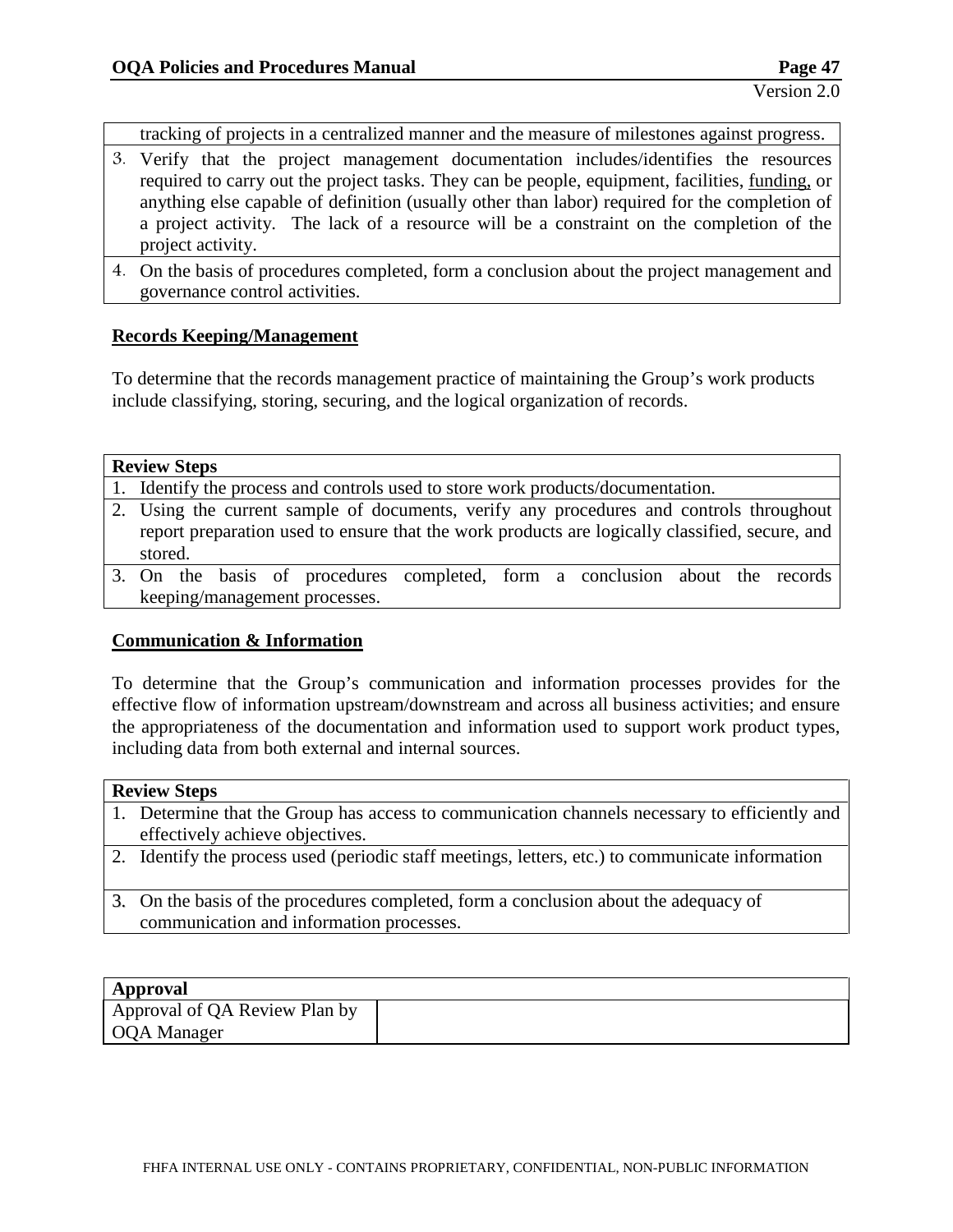| |
|---|
| tracking of projects in a centralized manner and the measure of milestones against progress. |
| 3. Verify that the project management documentation includes/identifies the resources required to carry out the project tasks. They can be people, equipment, facilities, <u>funding,</u> or anything else capable of definition (usually other than labor) required for the completion of a project activity. The lack of a resource will be a constraint on the completion of the project activity. |
| 4. On the basis of procedures completed, form a conclusion about the project management and governance control activities. |

**<u>Records Keeping/Management</u>**

To determine that the records management practice of maintaining the Group's work products include classifying, storing, securing, and the logical organization of records.

| **Review Steps** |
|---|
| 1. Identify the process and controls used to store work products/documentation. |
| 2. Using the current sample of documents, verify any procedures and controls throughout report preparation used to ensure that the work products are logically classified, secure, and stored. |
| 3. On the basis of procedures completed, form a conclusion about the records keeping/management processes. |

**<u>Communication & Information</u>**

To determine that the Group's communication and information processes provides for the effective flow of information upstream/downstream and across all business activities; and ensure the appropriateness of the documentation and information used to support work product types, including data from both external and internal sources.

| **Review Steps** |
|---|
| 1. Determine that the Group has access to communication channels necessary to efficiently and effectively achieve objectives. |
| 2. Identify the process used (periodic staff meetings, letters, etc.) to communicate information |
| 3. On the basis of the procedures completed, form a conclusion about the adequacy of communication and information processes. |

| **Approval** | |
|---|---|
| Approval of QA Review Plan by OQA Manager | |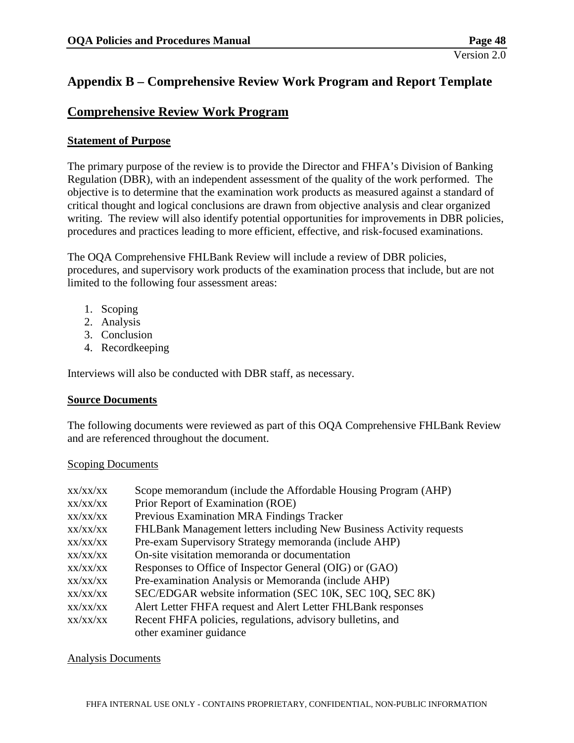# Appendix B – Comprehensive Review Work Program and Report Template

## Comprehensive Review Work Program

### Statement of Purpose

The primary purpose of the review is to provide the Director and FHFA's Division of Banking Regulation (DBR), with an independent assessment of the quality of the work performed. The objective is to determine that the examination work products as measured against a standard of critical thought and logical conclusions are drawn from objective analysis and clear organized writing. The review will also identify potential opportunities for improvements in DBR policies, procedures and practices leading to more efficient, effective, and risk-focused examinations.

The OQA Comprehensive FHLBank Review will include a review of DBR policies, procedures, and supervisory work products of the examination process that include, but are not limited to the following four assessment areas:

1. Scoping
2. Analysis
3. Conclusion
4. Recordkeeping

Interviews will also be conducted with DBR staff, as necessary.

### Source Documents

The following documents were reviewed as part of this OQA Comprehensive FHLBank Review and are referenced throughout the document.

Scoping Documents

| | |
|---|---|
| xx/xx/xx | Scope memorandum (include the Affordable Housing Program (AHP) |
| xx/xx/xx | Prior Report of Examination (ROE) |
| xx/xx/xx | Previous Examination MRA Findings Tracker |
| xx/xx/xx | FHLBank Management letters including New Business Activity requests |
| xx/xx/xx | Pre-exam Supervisory Strategy memoranda (include AHP) |
| xx/xx/xx | On-site visitation memoranda or documentation |
| xx/xx/xx | Responses to Office of Inspector General (OIG) or (GAO) |
| xx/xx/xx | Pre-examination Analysis or Memoranda (include AHP) |
| xx/xx/xx | SEC/EDGAR website information (SEC 10K, SEC 10Q, SEC 8K) |
| xx/xx/xx | Alert Letter FHFA request and Alert Letter FHLBank responses |
| xx/xx/xx | Recent FHFA policies, regulations, advisory bulletins, and other examiner guidance |

Analysis Documents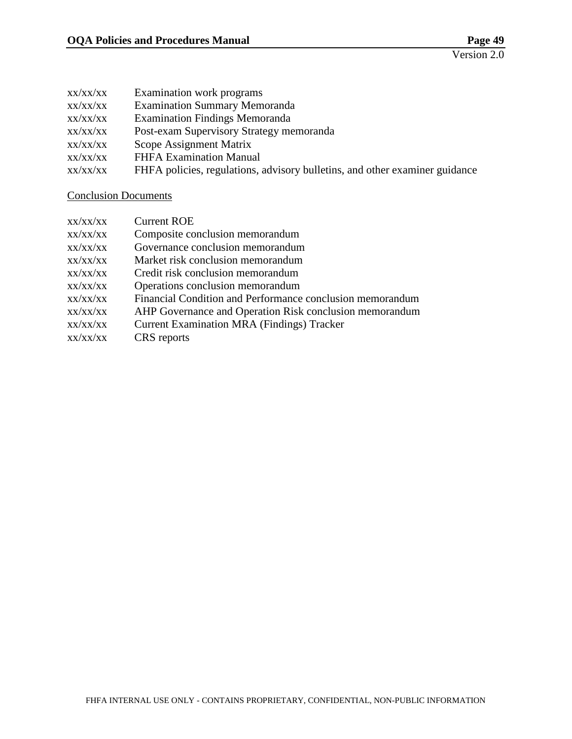xx/xx/xx Examination work programs
xx/xx/xx Examination Summary Memoranda
xx/xx/xx Examination Findings Memoranda
xx/xx/xx Post-exam Supervisory Strategy memoranda
xx/xx/xx Scope Assignment Matrix
xx/xx/xx FHFA Examination Manual
xx/xx/xx FHFA policies, regulations, advisory bulletins, and other examiner guidance

<u>Conclusion Documents</u>

xx/xx/xx Current ROE
xx/xx/xx Composite conclusion memorandum
xx/xx/xx Governance conclusion memorandum
xx/xx/xx Market risk conclusion memorandum
xx/xx/xx Credit risk conclusion memorandum
xx/xx/xx Operations conclusion memorandum
xx/xx/xx Financial Condition and Performance conclusion memorandum
xx/xx/xx AHP Governance and Operation Risk conclusion memorandum
xx/xx/xx Current Examination MRA (Findings) Tracker
xx/xx/xx CRS reports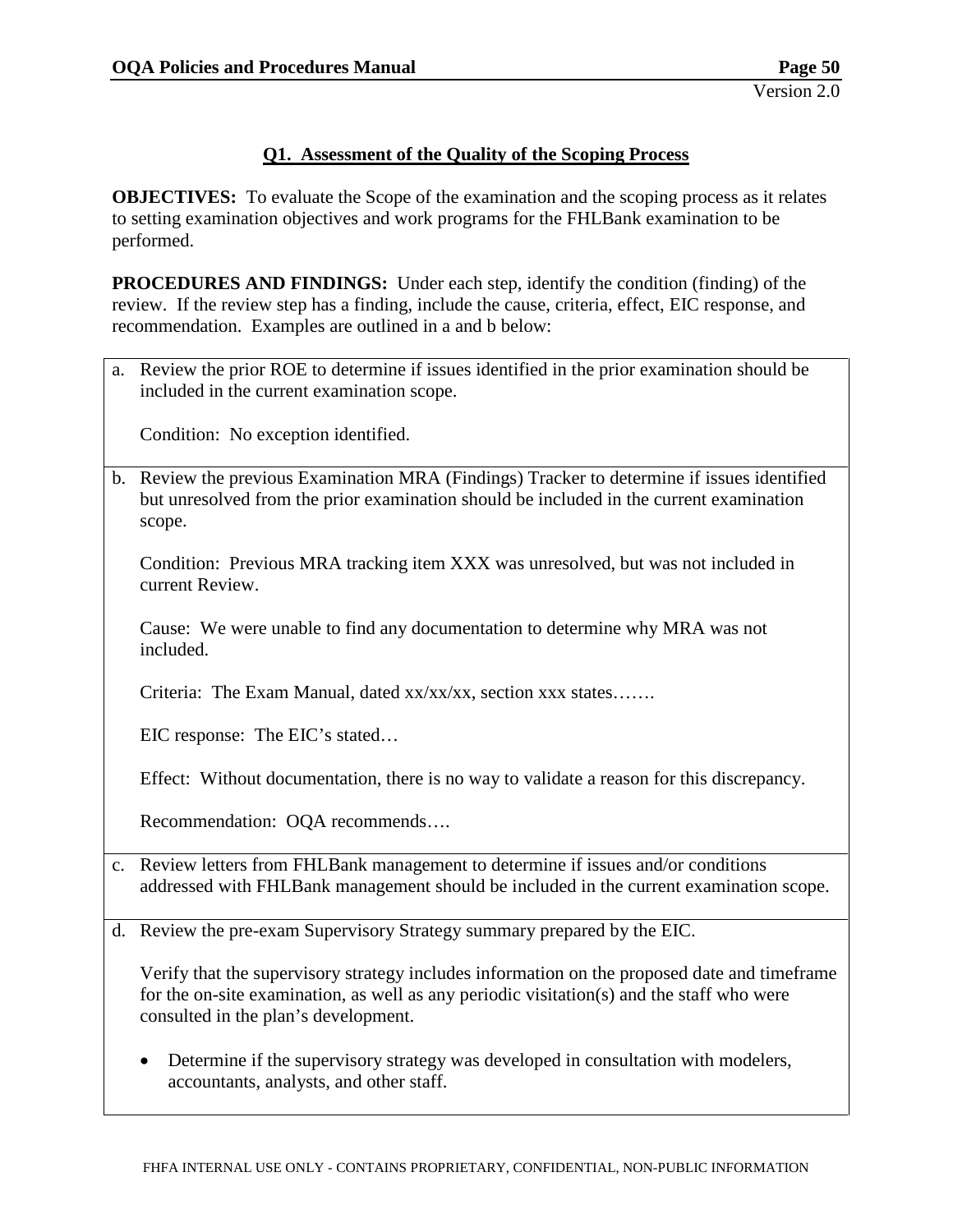## Q1. Assessment of the Quality of the Scoping Process

**OBJECTIVES:** To evaluate the Scope of the examination and the scoping process as it relates to setting examination objectives and work programs for the FHLBank examination to be performed.

**PROCEDURES AND FINDINGS:** Under each step, identify the condition (finding) of the review. If the review step has a finding, include the cause, criteria, effect, EIC response, and recommendation. Examples are outlined in a and b below:

a. Review the prior ROE to determine if issues identified in the prior examination should be included in the current examination scope.

   Condition: No exception identified.

b. Review the previous Examination MRA (Findings) Tracker to determine if issues identified but unresolved from the prior examination should be included in the current examination scope.

   Condition: Previous MRA tracking item XXX was unresolved, but was not included in current Review.

   Cause: We were unable to find any documentation to determine why MRA was not included.

   Criteria: The Exam Manual, dated xx/xx/xx, section xxx states…….

   EIC response: The EIC's stated…

   Effect: Without documentation, there is no way to validate a reason for this discrepancy.

   Recommendation: OQA recommends….

c. Review letters from FHLBank management to determine if issues and/or conditions addressed with FHLBank management should be included in the current examination scope.

d. Review the pre-exam Supervisory Strategy summary prepared by the EIC.

   Verify that the supervisory strategy includes information on the proposed date and timeframe for the on-site examination, as well as any periodic visitation(s) and the staff who were consulted in the plan's development.

   - Determine if the supervisory strategy was developed in consultation with modelers, accountants, analysts, and other staff.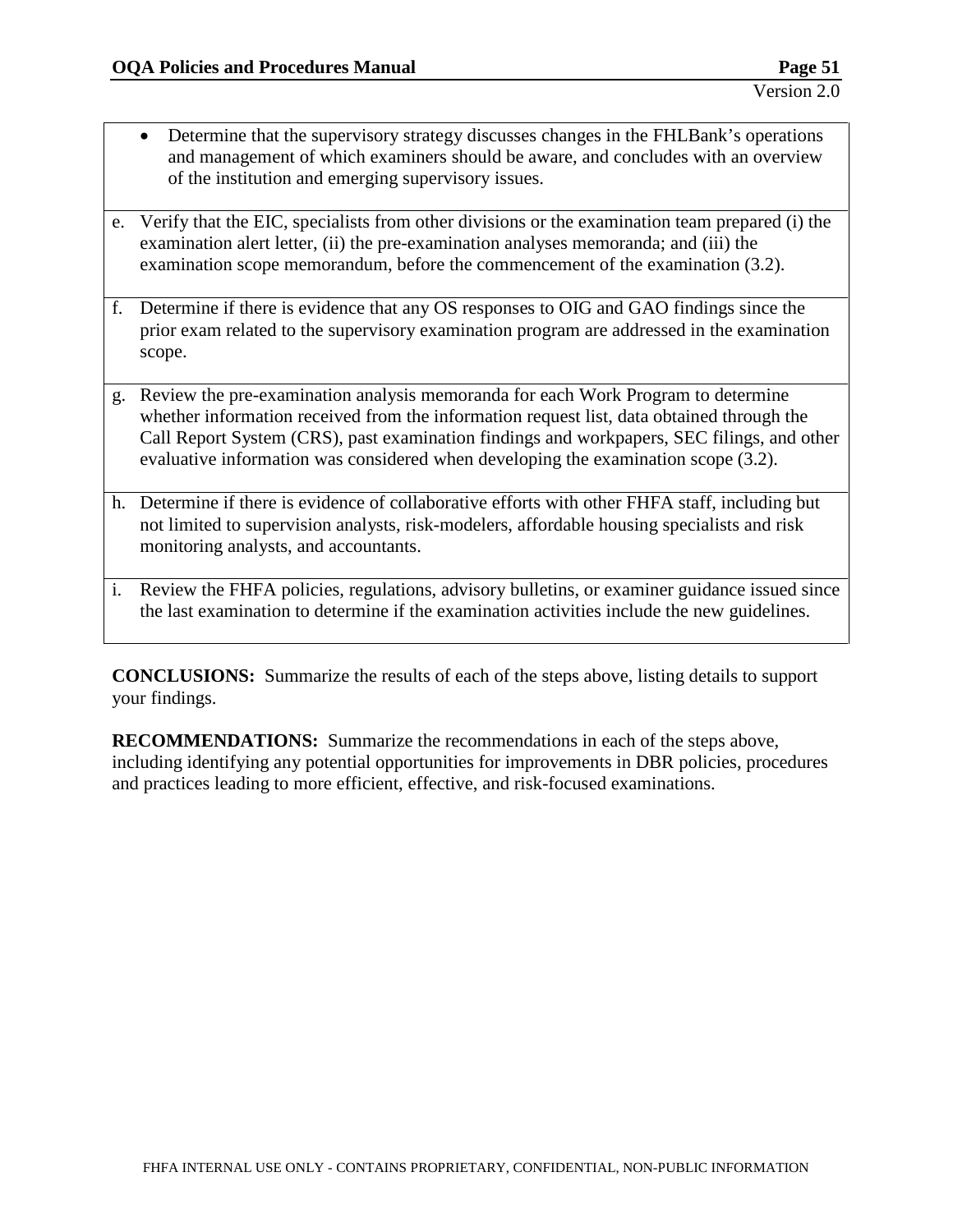- Determine that the supervisory strategy discusses changes in the FHLBank's operations and management of which examiners should be aware, and concludes with an overview of the institution and emerging supervisory issues.

e. Verify that the EIC, specialists from other divisions or the examination team prepared (i) the examination alert letter, (ii) the pre-examination analyses memoranda; and (iii) the examination scope memorandum, before the commencement of the examination (3.2).

f. Determine if there is evidence that any OS responses to OIG and GAO findings since the prior exam related to the supervisory examination program are addressed in the examination scope.

g. Review the pre-examination analysis memoranda for each Work Program to determine whether information received from the information request list, data obtained through the Call Report System (CRS), past examination findings and workpapers, SEC filings, and other evaluative information was considered when developing the examination scope (3.2).

h. Determine if there is evidence of collaborative efforts with other FHFA staff, including but not limited to supervision analysts, risk-modelers, affordable housing specialists and risk monitoring analysts, and accountants.

i. Review the FHFA policies, regulations, advisory bulletins, or examiner guidance issued since the last examination to determine if the examination activities include the new guidelines.

**CONCLUSIONS:** Summarize the results of each of the steps above, listing details to support your findings.

**RECOMMENDATIONS:** Summarize the recommendations in each of the steps above, including identifying any potential opportunities for improvements in DBR policies, procedures and practices leading to more efficient, effective, and risk-focused examinations.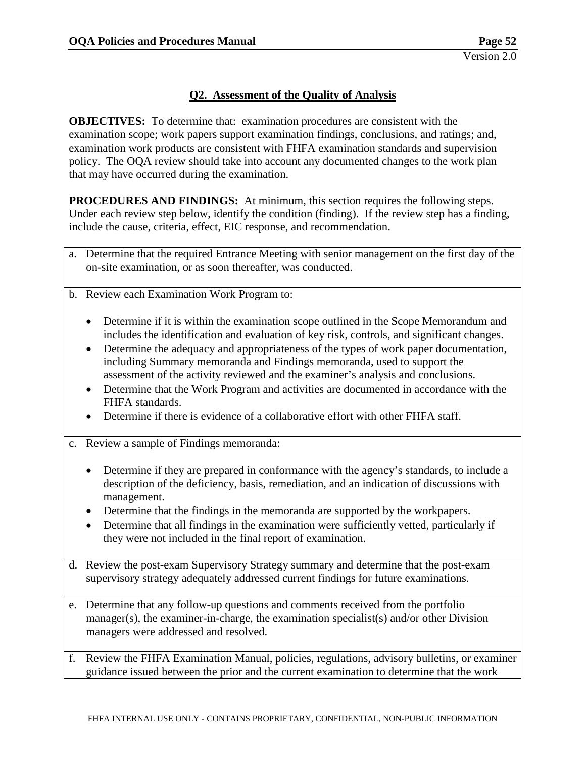## Q2. Assessment of the Quality of Analysis

**OBJECTIVES:** To determine that: examination procedures are consistent with the examination scope; work papers support examination findings, conclusions, and ratings; and, examination work products are consistent with FHFA examination standards and supervision policy. The OQA review should take into account any documented changes to the work plan that may have occurred during the examination.

**PROCEDURES AND FINDINGS:** At minimum, this section requires the following steps. Under each review step below, identify the condition (finding). If the review step has a finding, include the cause, criteria, effect, EIC response, and recommendation.

a. Determine that the required Entrance Meeting with senior management on the first day of the on-site examination, or as soon thereafter, was conducted.

b. Review each Examination Work Program to:

- Determine if it is within the examination scope outlined in the Scope Memorandum and includes the identification and evaluation of key risk, controls, and significant changes.
- Determine the adequacy and appropriateness of the types of work paper documentation, including Summary memoranda and Findings memoranda, used to support the assessment of the activity reviewed and the examiner's analysis and conclusions.
- Determine that the Work Program and activities are documented in accordance with the FHFA standards.
- Determine if there is evidence of a collaborative effort with other FHFA staff.

c. Review a sample of Findings memoranda:

- Determine if they are prepared in conformance with the agency's standards, to include a description of the deficiency, basis, remediation, and an indication of discussions with management.
- Determine that the findings in the memoranda are supported by the workpapers.
- Determine that all findings in the examination were sufficiently vetted, particularly if they were not included in the final report of examination.

d. Review the post-exam Supervisory Strategy summary and determine that the post-exam supervisory strategy adequately addressed current findings for future examinations.

e. Determine that any follow-up questions and comments received from the portfolio manager(s), the examiner-in-charge, the examination specialist(s) and/or other Division managers were addressed and resolved.

f. Review the FHFA Examination Manual, policies, regulations, advisory bulletins, or examiner guidance issued between the prior and the current examination to determine that the work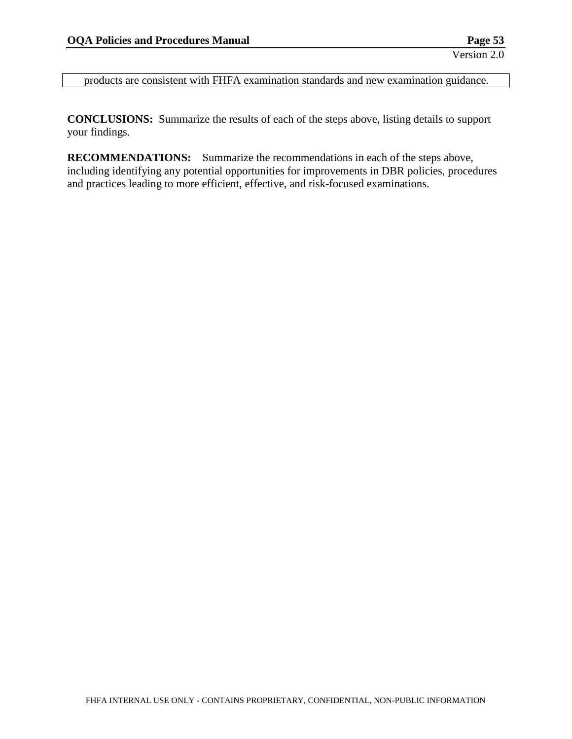| products are consistent with FHFA examination standards and new examination guidance. |
| --- |

**CONCLUSIONS:** Summarize the results of each of the steps above, listing details to support your findings.

**RECOMMENDATIONS:** Summarize the recommendations in each of the steps above, including identifying any potential opportunities for improvements in DBR policies, procedures and practices leading to more efficient, effective, and risk-focused examinations.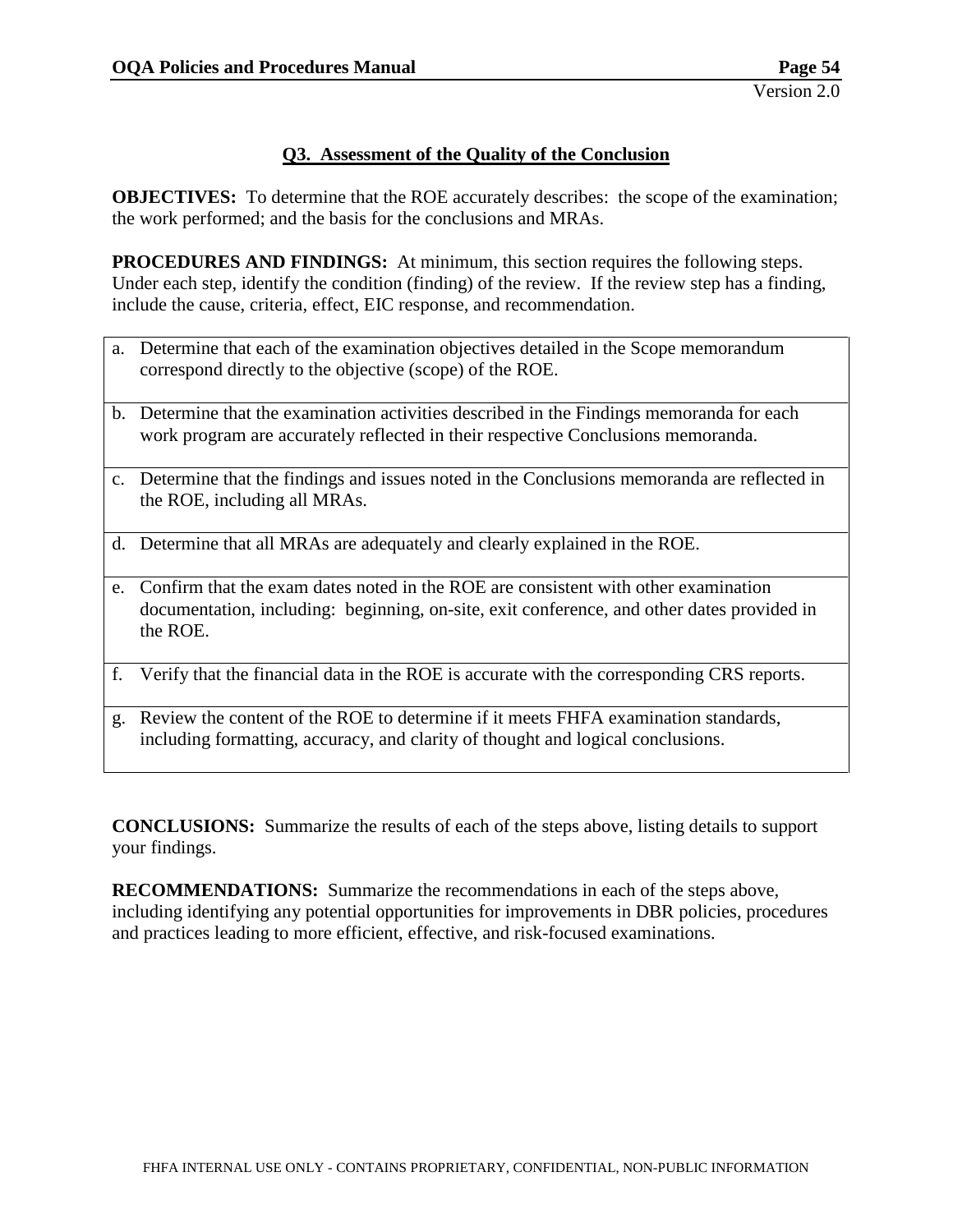## Q3. Assessment of the Quality of the Conclusion

**OBJECTIVES:** To determine that the ROE accurately describes: the scope of the examination; the work performed; and the basis for the conclusions and MRAs.

**PROCEDURES AND FINDINGS:** At minimum, this section requires the following steps. Under each step, identify the condition (finding) of the review. If the review step has a finding, include the cause, criteria, effect, EIC response, and recommendation.

| |
|---|
| a. Determine that each of the examination objectives detailed in the Scope memorandum correspond directly to the objective (scope) of the ROE. |
| b. Determine that the examination activities described in the Findings memoranda for each work program are accurately reflected in their respective Conclusions memoranda. |
| c. Determine that the findings and issues noted in the Conclusions memoranda are reflected in the ROE, including all MRAs. |
| d. Determine that all MRAs are adequately and clearly explained in the ROE. |
| e. Confirm that the exam dates noted in the ROE are consistent with other examination documentation, including: beginning, on-site, exit conference, and other dates provided in the ROE. |
| f. Verify that the financial data in the ROE is accurate with the corresponding CRS reports. |
| g. Review the content of the ROE to determine if it meets FHFA examination standards, including formatting, accuracy, and clarity of thought and logical conclusions. |

**CONCLUSIONS:** Summarize the results of each of the steps above, listing details to support your findings.

**RECOMMENDATIONS:** Summarize the recommendations in each of the steps above, including identifying any potential opportunities for improvements in DBR policies, procedures and practices leading to more efficient, effective, and risk-focused examinations.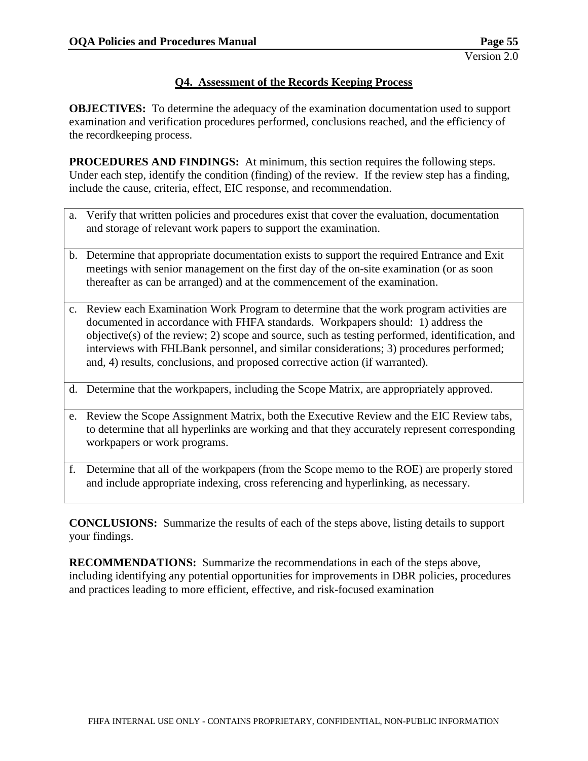## Q4. Assessment of the Records Keeping Process

**OBJECTIVES:** To determine the adequacy of the examination documentation used to support examination and verification procedures performed, conclusions reached, and the efficiency of the recordkeeping process.

**PROCEDURES AND FINDINGS:** At minimum, this section requires the following steps. Under each step, identify the condition (finding) of the review. If the review step has a finding, include the cause, criteria, effect, EIC response, and recommendation.

| |
|---|
| a. Verify that written policies and procedures exist that cover the evaluation, documentation and storage of relevant work papers to support the examination. |
| b. Determine that appropriate documentation exists to support the required Entrance and Exit meetings with senior management on the first day of the on-site examination (or as soon thereafter as can be arranged) and at the commencement of the examination. |
| c. Review each Examination Work Program to determine that the work program activities are documented in accordance with FHFA standards. Workpapers should: 1) address the objective(s) of the review; 2) scope and source, such as testing performed, identification, and interviews with FHLBank personnel, and similar considerations; 3) procedures performed; and, 4) results, conclusions, and proposed corrective action (if warranted). |
| d. Determine that the workpapers, including the Scope Matrix, are appropriately approved. |
| e. Review the Scope Assignment Matrix, both the Executive Review and the EIC Review tabs, to determine that all hyperlinks are working and that they accurately represent corresponding workpapers or work programs. |
| f. Determine that all of the workpapers (from the Scope memo to the ROE) are properly stored and include appropriate indexing, cross referencing and hyperlinking, as necessary. |

**CONCLUSIONS:** Summarize the results of each of the steps above, listing details to support your findings.

**RECOMMENDATIONS:** Summarize the recommendations in each of the steps above, including identifying any potential opportunities for improvements in DBR policies, procedures and practices leading to more efficient, effective, and risk-focused examination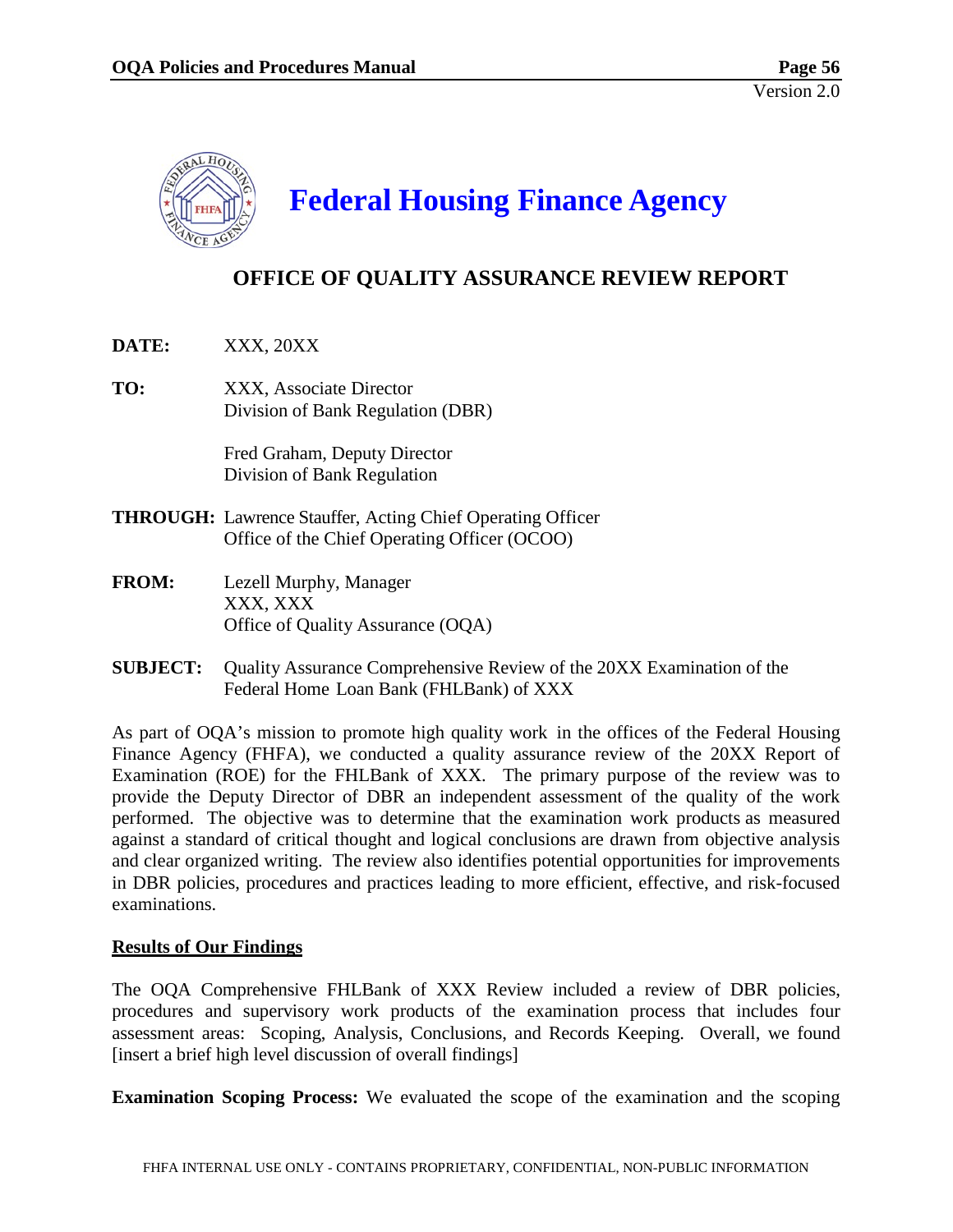# Federal Housing Finance Agency

## OFFICE OF QUALITY ASSURANCE REVIEW REPORT

**DATE:** XXX, 20XX

**TO:** XXX, Associate Director
Division of Bank Regulation (DBR)

Fred Graham, Deputy Director
Division of Bank Regulation

**THROUGH:** Lawrence Stauffer, Acting Chief Operating Officer
Office of the Chief Operating Officer (OCOO)

**FROM:** Lezell Murphy, Manager
XXX, XXX
Office of Quality Assurance (OQA)

**SUBJECT:** Quality Assurance Comprehensive Review of the 20XX Examination of the Federal Home Loan Bank (FHLBank) of XXX

As part of OQA's mission to promote high quality work in the offices of the Federal Housing Finance Agency (FHFA), we conducted a quality assurance review of the 20XX Report of Examination (ROE) for the FHLBank of XXX. The primary purpose of the review was to provide the Deputy Director of DBR an independent assessment of the quality of the work performed. The objective was to determine that the examination work products as measured against a standard of critical thought and logical conclusions are drawn from objective analysis and clear organized writing. The review also identifies potential opportunities for improvements in DBR policies, procedures and practices leading to more efficient, effective, and risk-focused examinations.

__Results of Our Findings__

The OQA Comprehensive FHLBank of XXX Review included a review of DBR policies, procedures and supervisory work products of the examination process that includes four assessment areas: Scoping, Analysis, Conclusions, and Records Keeping. Overall, we found [insert a brief high level discussion of overall findings]

**Examination Scoping Process:** We evaluated the scope of the examination and the scoping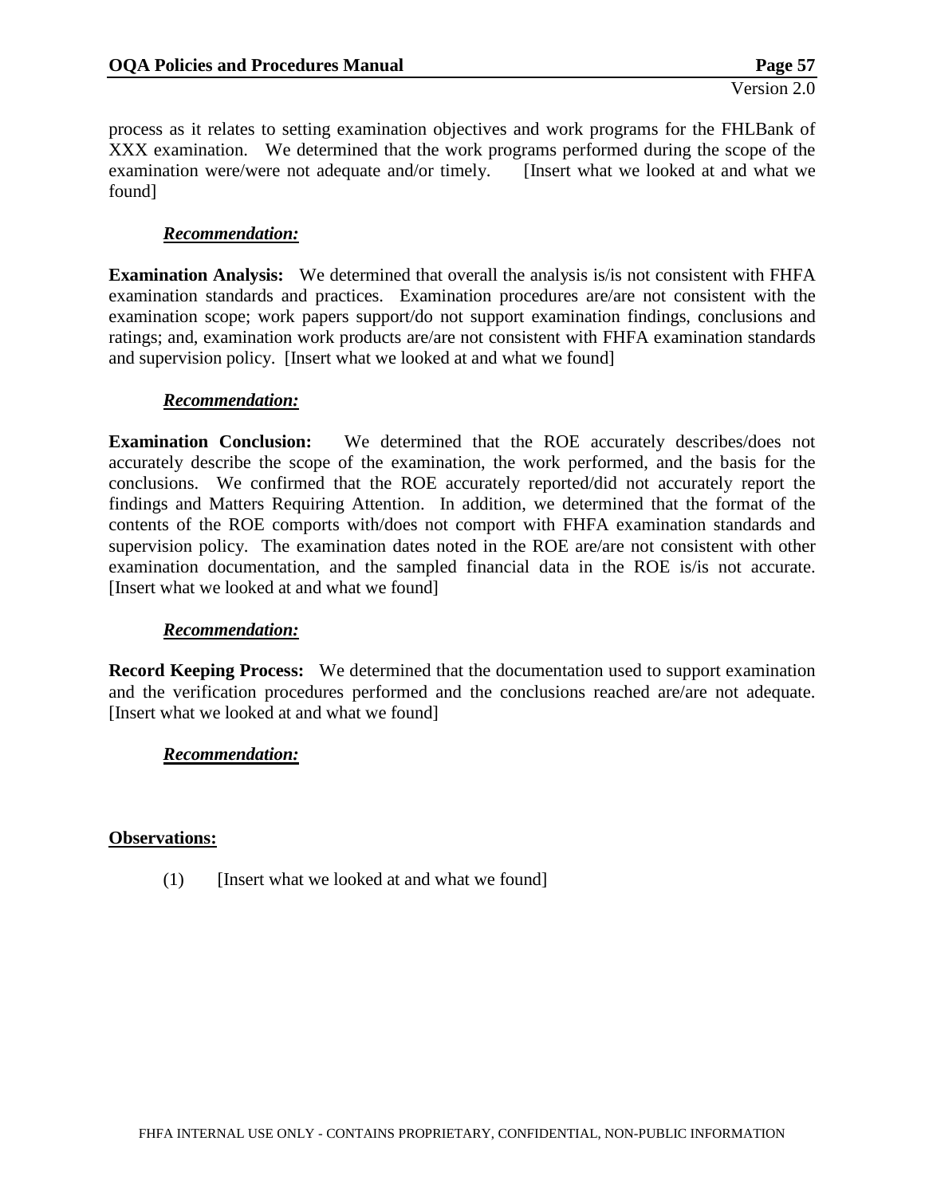process as it relates to setting examination objectives and work programs for the FHLBank of XXX examination. We determined that the work programs performed during the scope of the examination were/were not adequate and/or timely. [Insert what we looked at and what we found]

***Recommendation:***

**Examination Analysis:** We determined that overall the analysis is/is not consistent with FHFA examination standards and practices. Examination procedures are/are not consistent with the examination scope; work papers support/do not support examination findings, conclusions and ratings; and, examination work products are/are not consistent with FHFA examination standards and supervision policy. [Insert what we looked at and what we found]

***Recommendation:***

**Examination Conclusion:** We determined that the ROE accurately describes/does not accurately describe the scope of the examination, the work performed, and the basis for the conclusions. We confirmed that the ROE accurately reported/did not accurately report the findings and Matters Requiring Attention. In addition, we determined that the format of the contents of the ROE comports with/does not comport with FHFA examination standards and supervision policy. The examination dates noted in the ROE are/are not consistent with other examination documentation, and the sampled financial data in the ROE is/is not accurate. [Insert what we looked at and what we found]

***Recommendation:***

**Record Keeping Process:** We determined that the documentation used to support examination and the verification procedures performed and the conclusions reached are/are not adequate. [Insert what we looked at and what we found]

***Recommendation:***

**Observations:**

(1) [Insert what we looked at and what we found]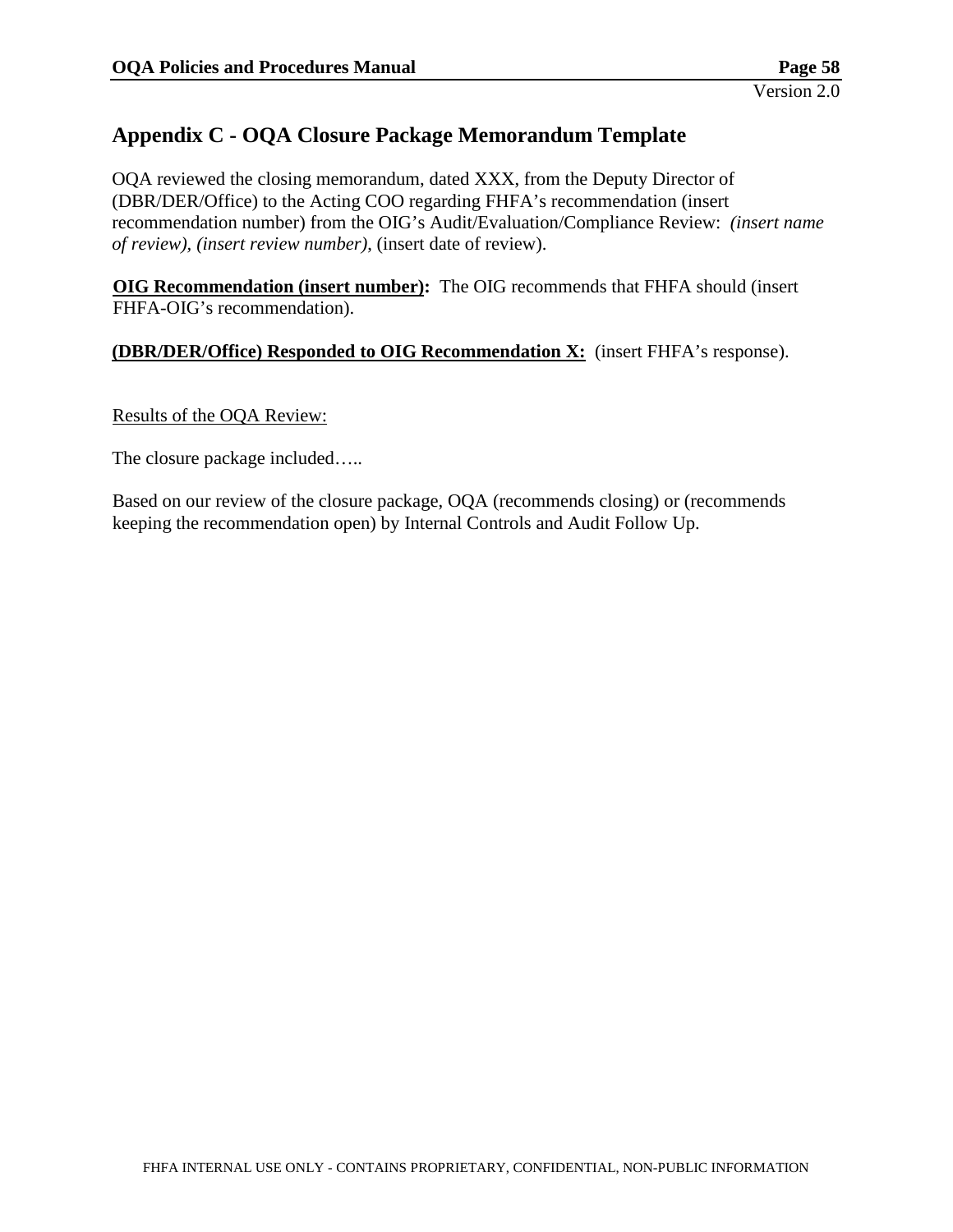## Appendix C - OQA Closure Package Memorandum Template

OQA reviewed the closing memorandum, dated XXX, from the Deputy Director of (DBR/DER/Office) to the Acting COO regarding FHFA's recommendation (insert recommendation number) from the OIG's Audit/Evaluation/Compliance Review: *(insert name of review), (insert review number)*, (insert date of review).

**<u>OIG Recommendation (insert number)</u>:** The OIG recommends that FHFA should (insert FHFA-OIG's recommendation).

**<u>(DBR/DER/Office) Responded to OIG Recommendation X:</u>** (insert FHFA's response).

<u>Results of the OQA Review:</u>

The closure package included…..

Based on our review of the closure package, OQA (recommends closing) or (recommends keeping the recommendation open) by Internal Controls and Audit Follow Up.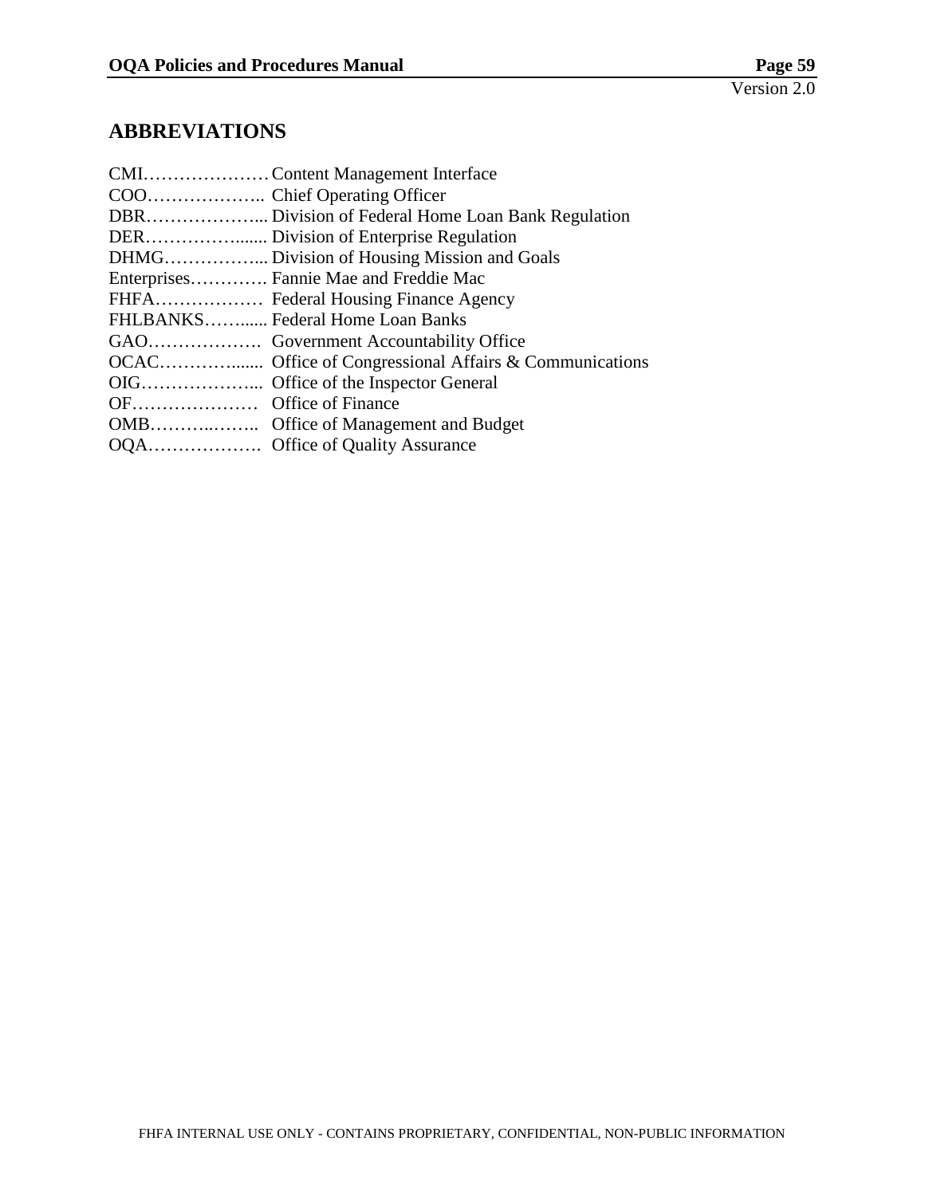## ABBREVIATIONS

CMI………………… Content Management Interface
COO……………….. Chief Operating Officer
DBR………………... Division of Federal Home Loan Bank Regulation
DER……………....... Division of Enterprise Regulation
DHMG……………... Division of Housing Mission and Goals
Enterprises…………. Fannie Mae and Freddie Mac
FHFA……………… Federal Housing Finance Agency
FHLBANKS……...... Federal Home Loan Banks
GAO………………. Government Accountability Office
OCAC…………....... Office of Congressional Affairs & Communications
OIG………………... Office of the Inspector General
OF………………… Office of Finance
OMB………..…….. Office of Management and Budget
OQA………………. Office of Quality Assurance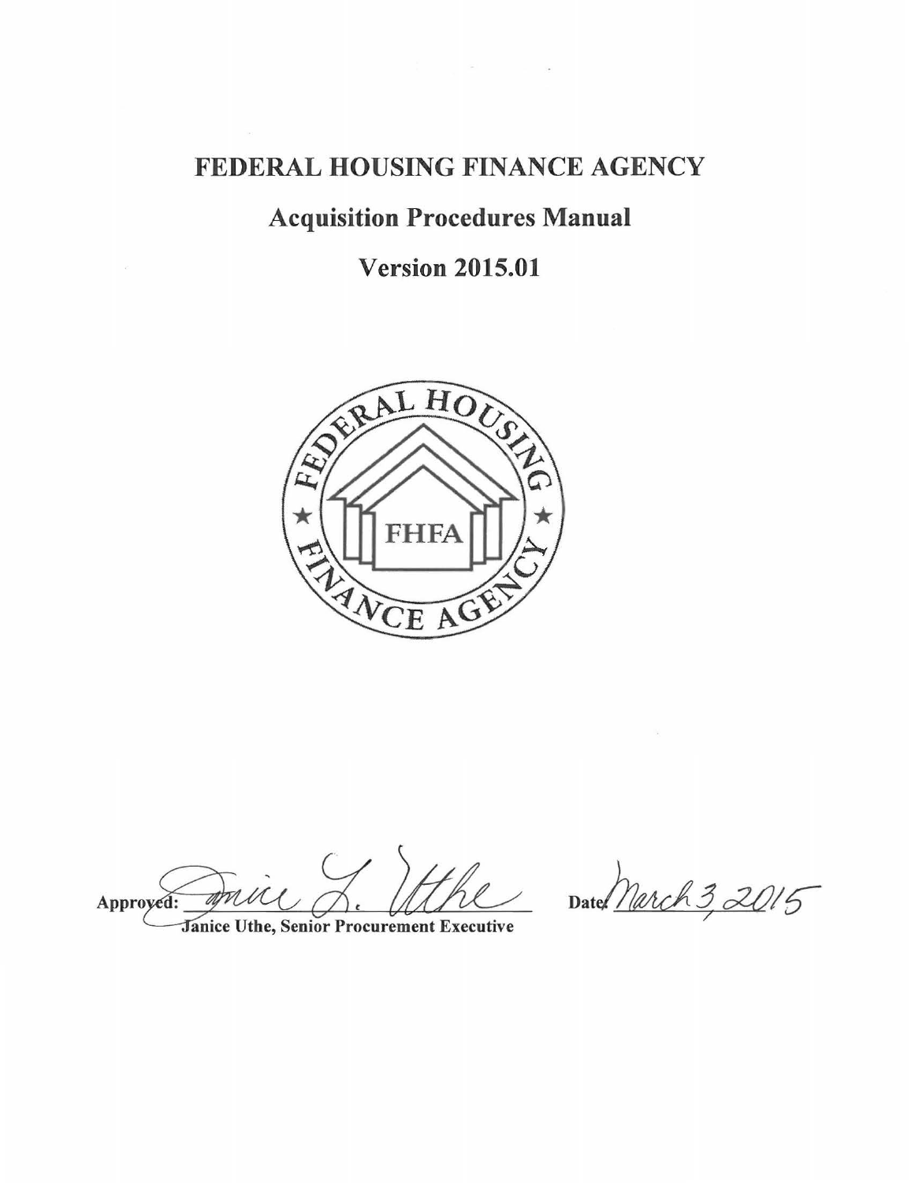# FEDERAL HOUSING FINANCE AGENCY

## Acquisition Procedures Manual

## Version 2015.01

Approved: Janice L. Uthe
Janice Uthe, Senior Procurement Executive

Date: March 3, 2015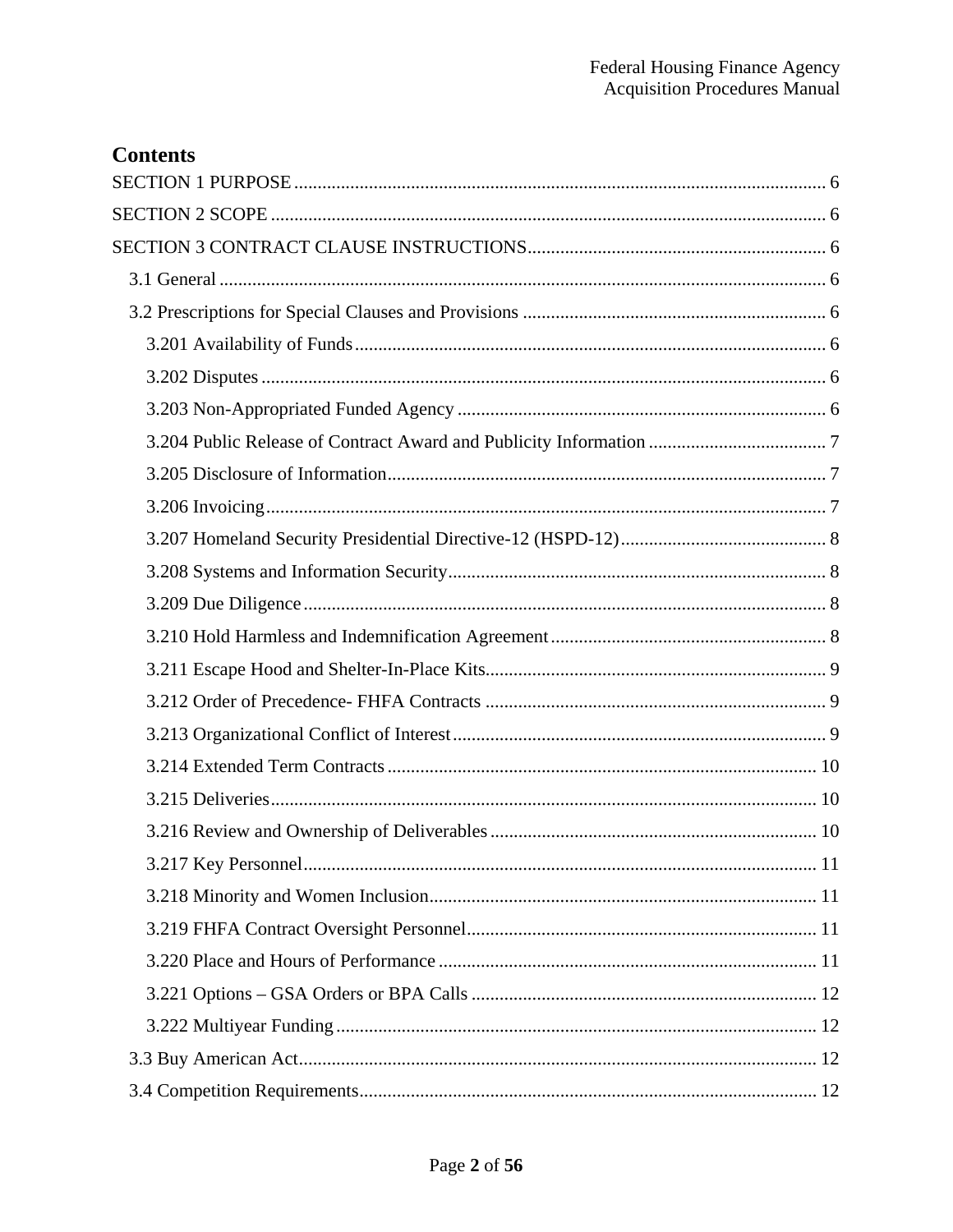# Contents

SECTION 1 PURPOSE ........................................................................................................ 6

SECTION 2 SCOPE ........................................................................................................... 6

SECTION 3 CONTRACT CLAUSE INSTRUCTIONS.................................................................. 6

- 3.1 General ................................................................................................................. 6
- 3.2 Prescriptions for Special Clauses and Provisions ................................................................ 6
  - 3.201 Availability of Funds .................................................................................... 6
  - 3.202 Disputes ...................................................................................................... 6
  - 3.203 Non-Appropriated Funded Agency .................................................................... 6
  - 3.204 Public Release of Contract Award and Publicity Information ..................................... 7
  - 3.205 Disclosure of Information.................................................................................. 7
  - 3.206 Invoicing...................................................................................................... 7
  - 3.207 Homeland Security Presidential Directive-12 (HSPD-12)........................................... 8
  - 3.208 Systems and Information Security...................................................................... 8
  - 3.209 Due Diligence ............................................................................................... 8
  - 3.210 Hold Harmless and Indemnification Agreement..................................................... 8
  - 3.211 Escape Hood and Shelter-In-Place Kits................................................................ 9
  - 3.212 Order of Precedence- FHFA Contracts .................................................................. 9
  - 3.213 Organizational Conflict of Interest....................................................................... 9
  - 3.214 Extended Term Contracts ............................................................................... 10
  - 3.215 Deliveries.................................................................................................... 10
  - 3.216 Review and Ownership of Deliverables ............................................................... 10
  - 3.217 Key Personnel.............................................................................................. 11
  - 3.218 Minority and Women Inclusion......................................................................... 11
  - 3.219 FHFA Contract Oversight Personnel.................................................................. 11
  - 3.220 Place and Hours of Performance ....................................................................... 11
  - 3.221 Options – GSA Orders or BPA Calls .................................................................. 12
  - 3.222 Multiyear Funding ........................................................................................ 12
- 3.3 Buy American Act.................................................................................................. 12
- 3.4 Competition Requirements........................................................................................ 12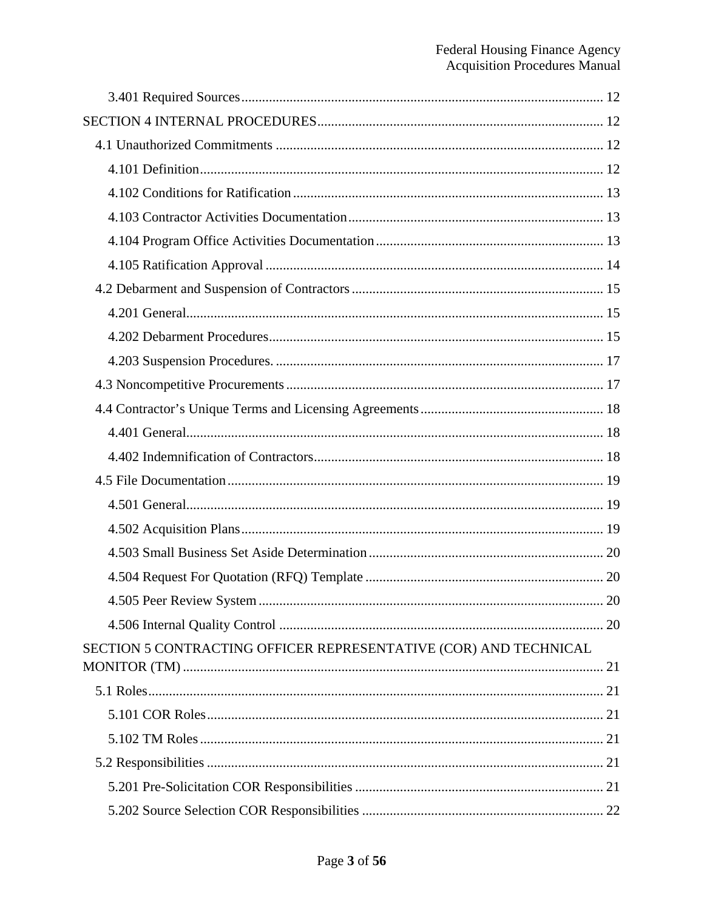3.401 Required Sources ........................................................................................................ 12

SECTION 4 INTERNAL PROCEDURES.................................................................................. 12

4.1 Unauthorized Commitments ............................................................................................. 12

4.101 Definition.................................................................................................................... 12

4.102 Conditions for Ratification ......................................................................................... 13

4.103 Contractor Activities Documentation .......................................................................... 13

4.104 Program Office Activities Documentation ................................................................. 13

4.105 Ratification Approval ................................................................................................. 14

4.2 Debarment and Suspension of Contractors ........................................................................ 15

4.201 General........................................................................................................................ 15

4.202 Debarment Procedures................................................................................................ 15

4.203 Suspension Procedures. .............................................................................................. 17

4.3 Noncompetitive Procurements ........................................................................................... 17

4.4 Contractor's Unique Terms and Licensing Agreements .................................................... 18

4.401 General........................................................................................................................ 18

4.402 Indemnification of Contractors................................................................................... 18

4.5 File Documentation ............................................................................................................ 19

4.501 General........................................................................................................................ 19

4.502 Acquisition Plans ........................................................................................................ 19

4.503 Small Business Set Aside Determination ................................................................... 20

4.504 Request For Quotation (RFQ) Template .................................................................... 20

4.505 Peer Review System ................................................................................................... 20

4.506 Internal Quality Control ............................................................................................. 20

SECTION 5 CONTRACTING OFFICER REPRESENTATIVE (COR) AND TECHNICAL MONITOR (TM) ......................................................................................................................... 21

5.1 Roles ................................................................................................................................... 21

5.101 COR Roles .................................................................................................................. 21

5.102 TM Roles .................................................................................................................... 21

5.2 Responsibilities .................................................................................................................. 21

5.201 Pre-Solicitation COR Responsibilities ....................................................................... 21

5.202 Source Selection COR Responsibilities ..................................................................... 22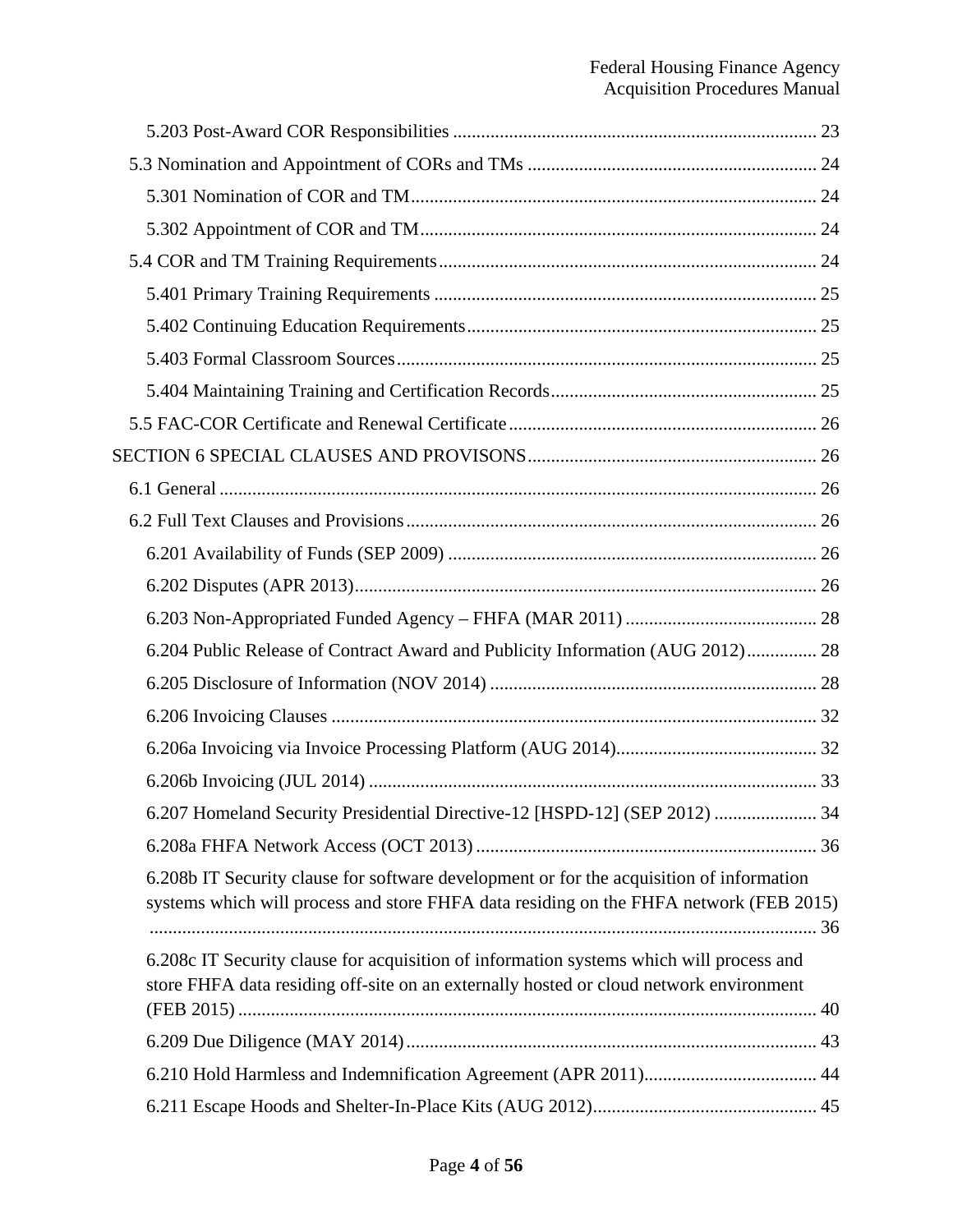5.203 Post-Award COR Responsibilities ............................................................................. 23

5.3 Nomination and Appointment of CORs and TMs .............................................................. 24

5.301 Nomination of COR and TM...................................................................................... 24

5.302 Appointment of COR and TM.................................................................................... 24

5.4 COR and TM Training Requirements................................................................................ 24

5.401 Primary Training Requirements .................................................................................. 25

5.402 Continuing Education Requirements........................................................................... 25

5.403 Formal Classroom Sources.......................................................................................... 25

5.404 Maintaining Training and Certification Records......................................................... 25

5.5 FAC-COR Certificate and Renewal Certificate .................................................................. 26

SECTION 6 SPECIAL CLAUSES AND PROVISONS.............................................................. 26

6.1 General ............................................................................................................................... 26

6.2 Full Text Clauses and Provisions ....................................................................................... 26

6.201 Availability of Funds (SEP 2009) ............................................................................... 26

6.202 Disputes (APR 2013).................................................................................................. 26

6.203 Non-Appropriated Funded Agency – FHFA (MAR 2011) ......................................... 28

6.204 Public Release of Contract Award and Publicity Information (AUG 2012)............... 28

6.205 Disclosure of Information (NOV 2014) ...................................................................... 28

6.206 Invoicing Clauses ........................................................................................................ 32

6.206a Invoicing via Invoice Processing Platform (AUG 2014)........................................... 32

6.206b Invoicing (JUL 2014) ................................................................................................ 33

6.207 Homeland Security Presidential Directive-12 [HSPD-12] (SEP 2012) ...................... 34

6.208a FHFA Network Access (OCT 2013) ......................................................................... 36

6.208b IT Security clause for software development or for the acquisition of information systems which will process and store FHFA data residing on the FHFA network (FEB 2015) ............................................................................................................................................... 36

6.208c IT Security clause for acquisition of information systems which will process and store FHFA data residing off-site on an externally hosted or cloud network environment (FEB 2015) ........................................................................................................................... 40

6.209 Due Diligence (MAY 2014)........................................................................................ 43

6.210 Hold Harmless and Indemnification Agreement (APR 2011)..................................... 44

6.211 Escape Hoods and Shelter-In-Place Kits (AUG 2012)................................................ 45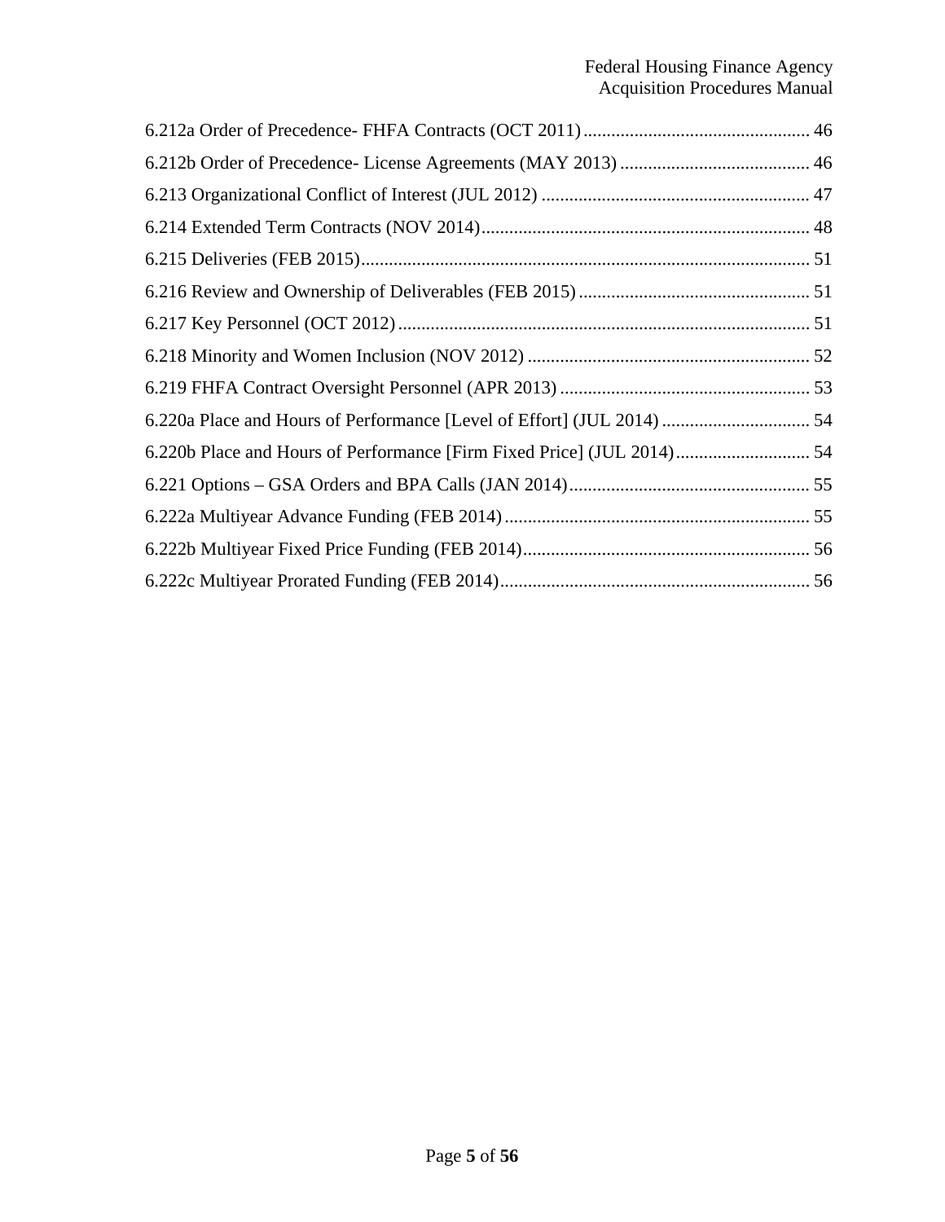6.212a Order of Precedence- FHFA Contracts (OCT 2011) ................................................ 46

6.212b Order of Precedence- License Agreements (MAY 2013) ......................................... 46

6.213 Organizational Conflict of Interest (JUL 2012) .......................................................... 47

6.214 Extended Term Contracts (NOV 2014) ....................................................................... 48

6.215 Deliveries (FEB 2015) ................................................................................................ 51

6.216 Review and Ownership of Deliverables (FEB 2015) .................................................. 51

6.217 Key Personnel (OCT 2012) ......................................................................................... 51

6.218 Minority and Women Inclusion (NOV 2012) ............................................................. 52

6.219 FHFA Contract Oversight Personnel (APR 2013) ...................................................... 53

6.220a Place and Hours of Performance [Level of Effort] (JUL 2014) ................................ 54

6.220b Place and Hours of Performance [Firm Fixed Price] (JUL 2014) ............................. 54

6.221 Options – GSA Orders and BPA Calls (JAN 2014) .................................................... 55

6.222a Multiyear Advance Funding (FEB 2014) .................................................................. 55

6.222b Multiyear Fixed Price Funding (FEB 2014) .............................................................. 56

6.222c Multiyear Prorated Funding (FEB 2014) ................................................................... 56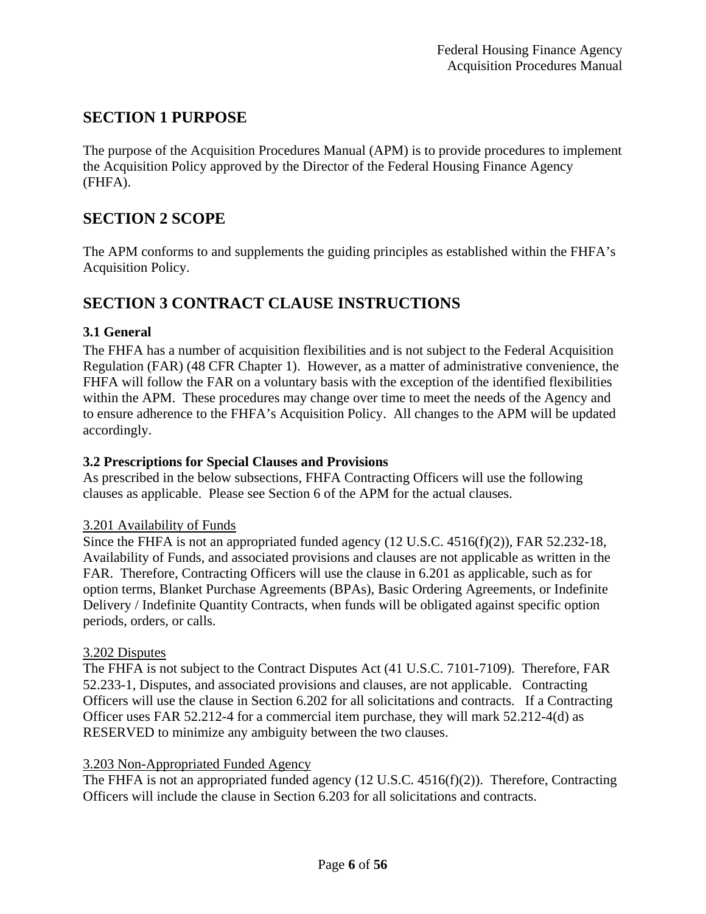# SECTION 1 PURPOSE

The purpose of the Acquisition Procedures Manual (APM) is to provide procedures to implement the Acquisition Policy approved by the Director of the Federal Housing Finance Agency (FHFA).

# SECTION 2 SCOPE

The APM conforms to and supplements the guiding principles as established within the FHFA's Acquisition Policy.

# SECTION 3 CONTRACT CLAUSE INSTRUCTIONS

### 3.1 General

The FHFA has a number of acquisition flexibilities and is not subject to the Federal Acquisition Regulation (FAR) (48 CFR Chapter 1). However, as a matter of administrative convenience, the FHFA will follow the FAR on a voluntary basis with the exception of the identified flexibilities within the APM. These procedures may change over time to meet the needs of the Agency and to ensure adherence to the FHFA's Acquisition Policy. All changes to the APM will be updated accordingly.

### 3.2 Prescriptions for Special Clauses and Provisions

As prescribed in the below subsections, FHFA Contracting Officers will use the following clauses as applicable. Please see Section 6 of the APM for the actual clauses.

<u>3.201 Availability of Funds</u>

Since the FHFA is not an appropriated funded agency (12 U.S.C. 4516(f)(2)), FAR 52.232-18, Availability of Funds, and associated provisions and clauses are not applicable as written in the FAR. Therefore, Contracting Officers will use the clause in 6.201 as applicable, such as for option terms, Blanket Purchase Agreements (BPAs), Basic Ordering Agreements, or Indefinite Delivery / Indefinite Quantity Contracts, when funds will be obligated against specific option periods, orders, or calls.

<u>3.202 Disputes</u>

The FHFA is not subject to the Contract Disputes Act (41 U.S.C. 7101-7109). Therefore, FAR 52.233-1, Disputes, and associated provisions and clauses, are not applicable. Contracting Officers will use the clause in Section 6.202 for all solicitations and contracts. If a Contracting Officer uses FAR 52.212-4 for a commercial item purchase, they will mark 52.212-4(d) as RESERVED to minimize any ambiguity between the two clauses.

<u>3.203 Non-Appropriated Funded Agency</u>

The FHFA is not an appropriated funded agency (12 U.S.C. 4516(f)(2)). Therefore, Contracting Officers will include the clause in Section 6.203 for all solicitations and contracts.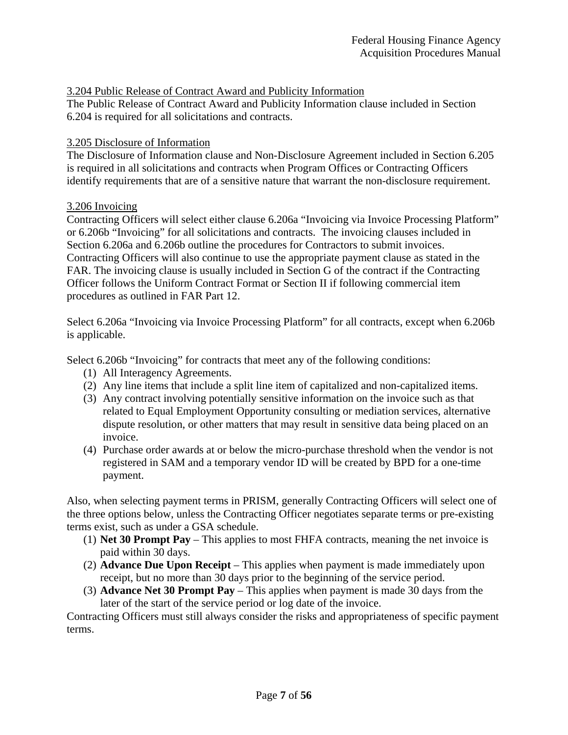### 3.204 Public Release of Contract Award and Publicity Information

The Public Release of Contract Award and Publicity Information clause included in Section 6.204 is required for all solicitations and contracts.

### 3.205 Disclosure of Information

The Disclosure of Information clause and Non-Disclosure Agreement included in Section 6.205 is required in all solicitations and contracts when Program Offices or Contracting Officers identify requirements that are of a sensitive nature that warrant the non-disclosure requirement.

### 3.206 Invoicing

Contracting Officers will select either clause 6.206a "Invoicing via Invoice Processing Platform" or 6.206b "Invoicing" for all solicitations and contracts. The invoicing clauses included in Section 6.206a and 6.206b outline the procedures for Contractors to submit invoices. Contracting Officers will also continue to use the appropriate payment clause as stated in the FAR. The invoicing clause is usually included in Section G of the contract if the Contracting Officer follows the Uniform Contract Format or Section II if following commercial item procedures as outlined in FAR Part 12.

Select 6.206a "Invoicing via Invoice Processing Platform" for all contracts, except when 6.206b is applicable.

Select 6.206b "Invoicing" for contracts that meet any of the following conditions:

1. All Interagency Agreements.
2. Any line items that include a split line item of capitalized and non-capitalized items.
3. Any contract involving potentially sensitive information on the invoice such as that related to Equal Employment Opportunity consulting or mediation services, alternative dispute resolution, or other matters that may result in sensitive data being placed on an invoice.
4. Purchase order awards at or below the micro-purchase threshold when the vendor is not registered in SAM and a temporary vendor ID will be created by BPD for a one-time payment.

Also, when selecting payment terms in PRISM, generally Contracting Officers will select one of the three options below, unless the Contracting Officer negotiates separate terms or pre-existing terms exist, such as under a GSA schedule.

1. **Net 30 Prompt Pay** – This applies to most FHFA contracts, meaning the net invoice is paid within 30 days.
2. **Advance Due Upon Receipt** – This applies when payment is made immediately upon receipt, but no more than 30 days prior to the beginning of the service period.
3. **Advance Net 30 Prompt Pay** – This applies when payment is made 30 days from the later of the start of the service period or log date of the invoice.

Contracting Officers must still always consider the risks and appropriateness of specific payment terms.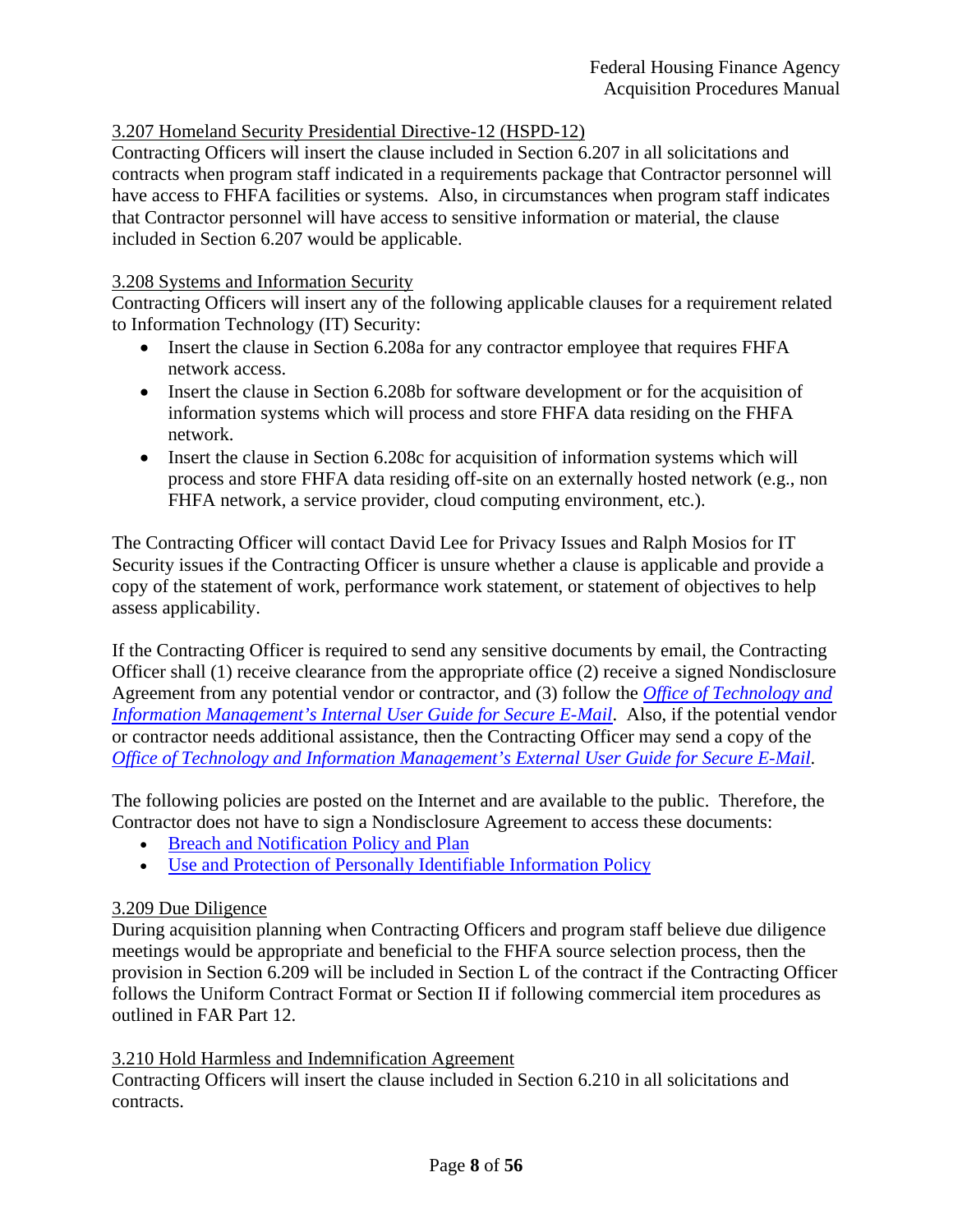3.207 Homeland Security Presidential Directive-12 (HSPD-12)
Contracting Officers will insert the clause included in Section 6.207 in all solicitations and contracts when program staff indicated in a requirements package that Contractor personnel will have access to FHFA facilities or systems. Also, in circumstances when program staff indicates that Contractor personnel will have access to sensitive information or material, the clause included in Section 6.207 would be applicable.

3.208 Systems and Information Security
Contracting Officers will insert any of the following applicable clauses for a requirement related to Information Technology (IT) Security:

- Insert the clause in Section 6.208a for any contractor employee that requires FHFA network access.
- Insert the clause in Section 6.208b for software development or for the acquisition of information systems which will process and store FHFA data residing on the FHFA network.
- Insert the clause in Section 6.208c for acquisition of information systems which will process and store FHFA data residing off-site on an externally hosted network (e.g., non FHFA network, a service provider, cloud computing environment, etc.).

The Contracting Officer will contact David Lee for Privacy Issues and Ralph Mosios for IT Security issues if the Contracting Officer is unsure whether a clause is applicable and provide a copy of the statement of work, performance work statement, or statement of objectives to help assess applicability.

If the Contracting Officer is required to send any sensitive documents by email, the Contracting Officer shall (1) receive clearance from the appropriate office (2) receive a signed Nondisclosure Agreement from any potential vendor or contractor, and (3) follow the *Office of Technology and Information Management's Internal User Guide for Secure E-Mail*. Also, if the potential vendor or contractor needs additional assistance, then the Contracting Officer may send a copy of the *Office of Technology and Information Management's External User Guide for Secure E-Mail*.

The following policies are posted on the Internet and are available to the public. Therefore, the Contractor does not have to sign a Nondisclosure Agreement to access these documents:

- Breach and Notification Policy and Plan
- Use and Protection of Personally Identifiable Information Policy

3.209 Due Diligence
During acquisition planning when Contracting Officers and program staff believe due diligence meetings would be appropriate and beneficial to the FHFA source selection process, then the provision in Section 6.209 will be included in Section L of the contract if the Contracting Officer follows the Uniform Contract Format or Section II if following commercial item procedures as outlined in FAR Part 12.

3.210 Hold Harmless and Indemnification Agreement
Contracting Officers will insert the clause included in Section 6.210 in all solicitations and contracts.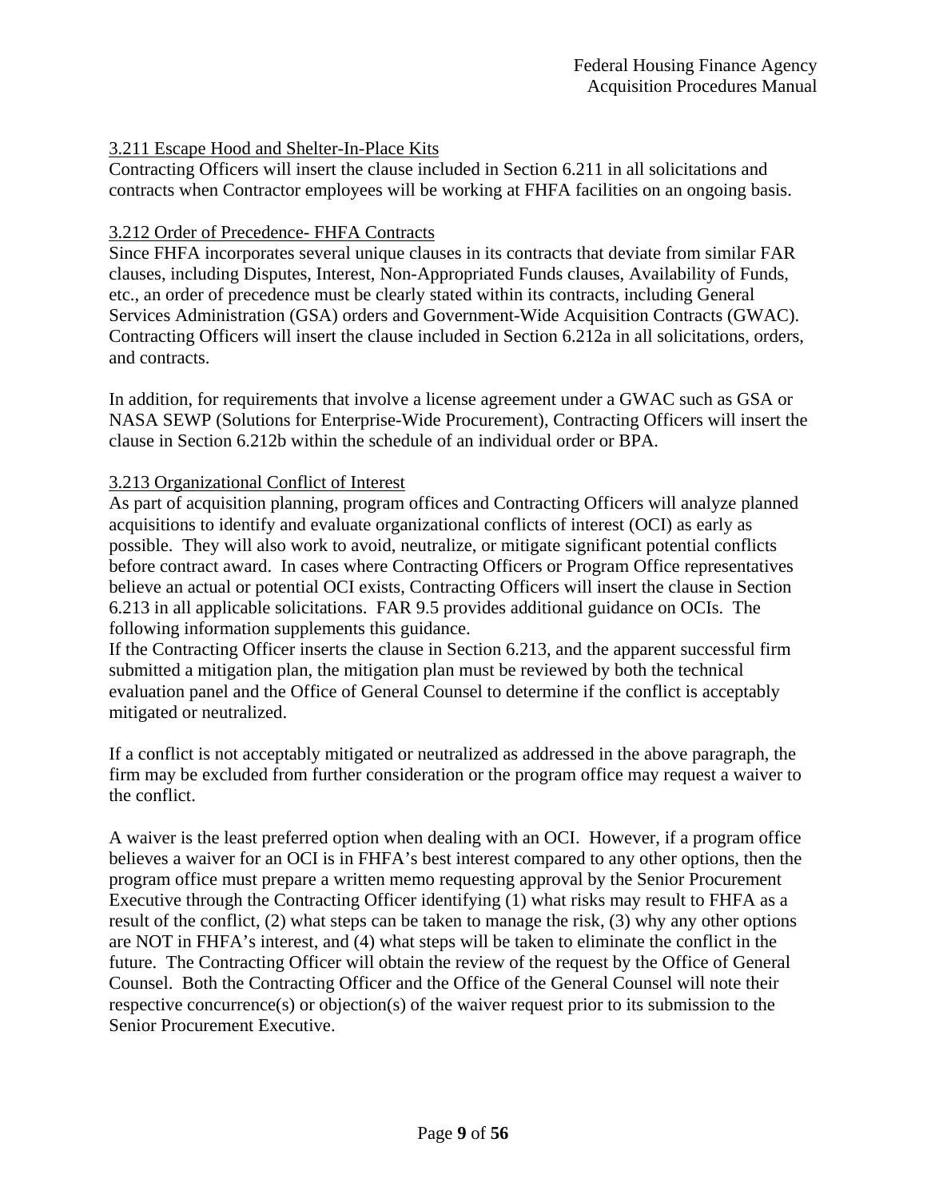### 3.211 Escape Hood and Shelter-In-Place Kits

Contracting Officers will insert the clause included in Section 6.211 in all solicitations and contracts when Contractor employees will be working at FHFA facilities on an ongoing basis.

### 3.212 Order of Precedence- FHFA Contracts

Since FHFA incorporates several unique clauses in its contracts that deviate from similar FAR clauses, including Disputes, Interest, Non-Appropriated Funds clauses, Availability of Funds, etc., an order of precedence must be clearly stated within its contracts, including General Services Administration (GSA) orders and Government-Wide Acquisition Contracts (GWAC). Contracting Officers will insert the clause included in Section 6.212a in all solicitations, orders, and contracts.

In addition, for requirements that involve a license agreement under a GWAC such as GSA or NASA SEWP (Solutions for Enterprise-Wide Procurement), Contracting Officers will insert the clause in Section 6.212b within the schedule of an individual order or BPA.

### 3.213 Organizational Conflict of Interest

As part of acquisition planning, program offices and Contracting Officers will analyze planned acquisitions to identify and evaluate organizational conflicts of interest (OCI) as early as possible. They will also work to avoid, neutralize, or mitigate significant potential conflicts before contract award. In cases where Contracting Officers or Program Office representatives believe an actual or potential OCI exists, Contracting Officers will insert the clause in Section 6.213 in all applicable solicitations. FAR 9.5 provides additional guidance on OCIs. The following information supplements this guidance.

If the Contracting Officer inserts the clause in Section 6.213, and the apparent successful firm submitted a mitigation plan, the mitigation plan must be reviewed by both the technical evaluation panel and the Office of General Counsel to determine if the conflict is acceptably mitigated or neutralized.

If a conflict is not acceptably mitigated or neutralized as addressed in the above paragraph, the firm may be excluded from further consideration or the program office may request a waiver to the conflict.

A waiver is the least preferred option when dealing with an OCI. However, if a program office believes a waiver for an OCI is in FHFA's best interest compared to any other options, then the program office must prepare a written memo requesting approval by the Senior Procurement Executive through the Contracting Officer identifying (1) what risks may result to FHFA as a result of the conflict, (2) what steps can be taken to manage the risk, (3) why any other options are NOT in FHFA's interest, and (4) what steps will be taken to eliminate the conflict in the future. The Contracting Officer will obtain the review of the request by the Office of General Counsel. Both the Contracting Officer and the Office of the General Counsel will note their respective concurrence(s) or objection(s) of the waiver request prior to its submission to the Senior Procurement Executive.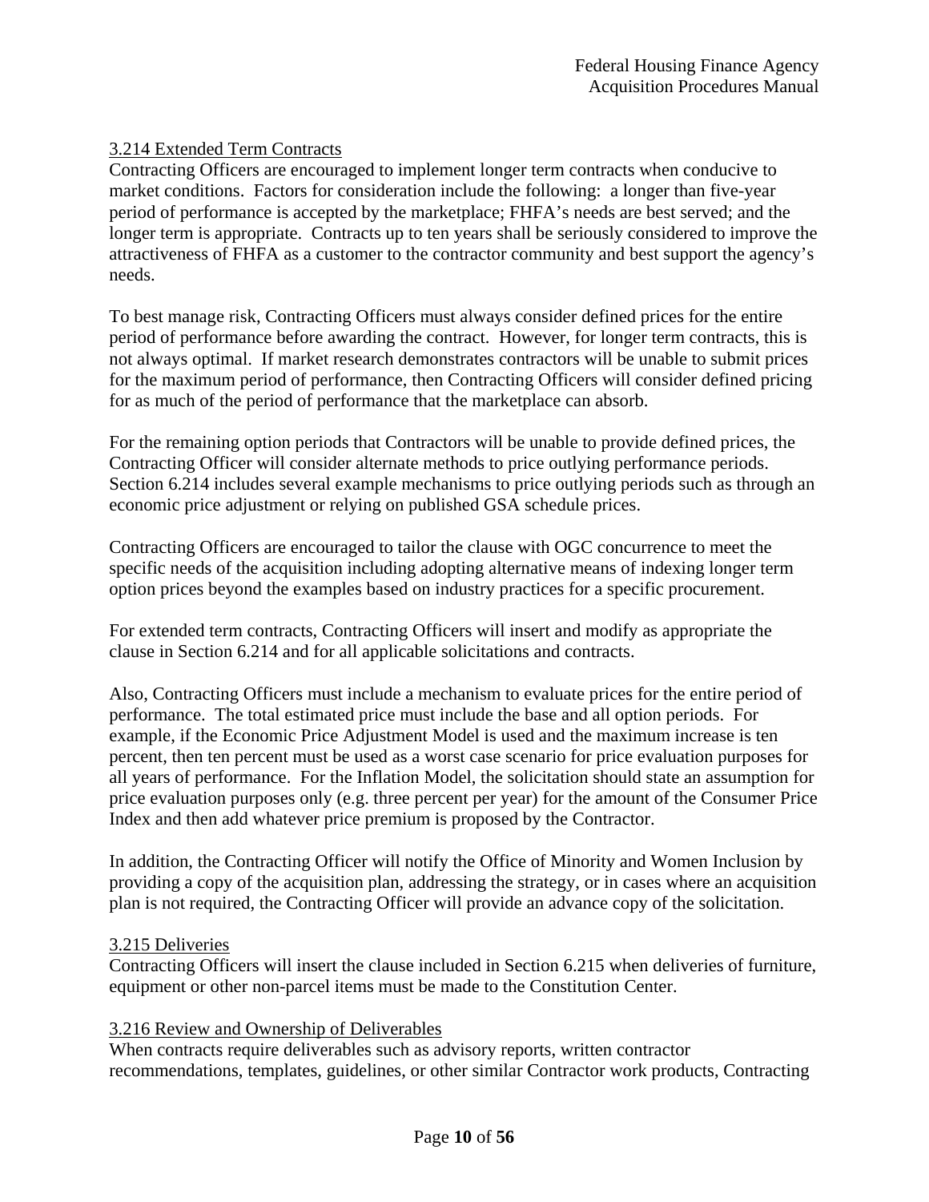### 3.214 Extended Term Contracts

Contracting Officers are encouraged to implement longer term contracts when conducive to market conditions. Factors for consideration include the following: a longer than five-year period of performance is accepted by the marketplace; FHFA's needs are best served; and the longer term is appropriate. Contracts up to ten years shall be seriously considered to improve the attractiveness of FHFA as a customer to the contractor community and best support the agency's needs.

To best manage risk, Contracting Officers must always consider defined prices for the entire period of performance before awarding the contract. However, for longer term contracts, this is not always optimal. If market research demonstrates contractors will be unable to submit prices for the maximum period of performance, then Contracting Officers will consider defined pricing for as much of the period of performance that the marketplace can absorb.

For the remaining option periods that Contractors will be unable to provide defined prices, the Contracting Officer will consider alternate methods to price outlying performance periods. Section 6.214 includes several example mechanisms to price outlying periods such as through an economic price adjustment or relying on published GSA schedule prices.

Contracting Officers are encouraged to tailor the clause with OGC concurrence to meet the specific needs of the acquisition including adopting alternative means of indexing longer term option prices beyond the examples based on industry practices for a specific procurement.

For extended term contracts, Contracting Officers will insert and modify as appropriate the clause in Section 6.214 and for all applicable solicitations and contracts.

Also, Contracting Officers must include a mechanism to evaluate prices for the entire period of performance. The total estimated price must include the base and all option periods. For example, if the Economic Price Adjustment Model is used and the maximum increase is ten percent, then ten percent must be used as a worst case scenario for price evaluation purposes for all years of performance. For the Inflation Model, the solicitation should state an assumption for price evaluation purposes only (e.g. three percent per year) for the amount of the Consumer Price Index and then add whatever price premium is proposed by the Contractor.

In addition, the Contracting Officer will notify the Office of Minority and Women Inclusion by providing a copy of the acquisition plan, addressing the strategy, or in cases where an acquisition plan is not required, the Contracting Officer will provide an advance copy of the solicitation.

### 3.215 Deliveries

Contracting Officers will insert the clause included in Section 6.215 when deliveries of furniture, equipment or other non-parcel items must be made to the Constitution Center.

### 3.216 Review and Ownership of Deliverables

When contracts require deliverables such as advisory reports, written contractor recommendations, templates, guidelines, or other similar Contractor work products, Contracting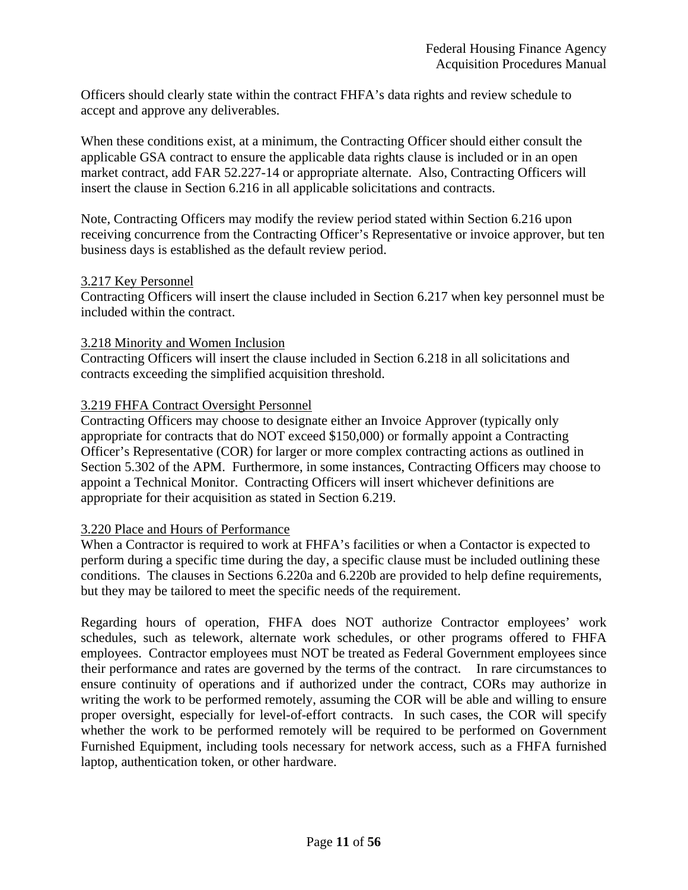Officers should clearly state within the contract FHFA's data rights and review schedule to accept and approve any deliverables.

When these conditions exist, at a minimum, the Contracting Officer should either consult the applicable GSA contract to ensure the applicable data rights clause is included or in an open market contract, add FAR 52.227-14 or appropriate alternate. Also, Contracting Officers will insert the clause in Section 6.216 in all applicable solicitations and contracts.

Note, Contracting Officers may modify the review period stated within Section 6.216 upon receiving concurrence from the Contracting Officer's Representative or invoice approver, but ten business days is established as the default review period.

### 3.217 Key Personnel

Contracting Officers will insert the clause included in Section 6.217 when key personnel must be included within the contract.

### 3.218 Minority and Women Inclusion

Contracting Officers will insert the clause included in Section 6.218 in all solicitations and contracts exceeding the simplified acquisition threshold.

### 3.219 FHFA Contract Oversight Personnel

Contracting Officers may choose to designate either an Invoice Approver (typically only appropriate for contracts that do NOT exceed $150,000) or formally appoint a Contracting Officer's Representative (COR) for larger or more complex contracting actions as outlined in Section 5.302 of the APM. Furthermore, in some instances, Contracting Officers may choose to appoint a Technical Monitor. Contracting Officers will insert whichever definitions are appropriate for their acquisition as stated in Section 6.219.

### 3.220 Place and Hours of Performance

When a Contractor is required to work at FHFA's facilities or when a Contactor is expected to perform during a specific time during the day, a specific clause must be included outlining these conditions. The clauses in Sections 6.220a and 6.220b are provided to help define requirements, but they may be tailored to meet the specific needs of the requirement.

Regarding hours of operation, FHFA does NOT authorize Contractor employees' work schedules, such as telework, alternate work schedules, or other programs offered to FHFA employees. Contractor employees must NOT be treated as Federal Government employees since their performance and rates are governed by the terms of the contract. In rare circumstances to ensure continuity of operations and if authorized under the contract, CORs may authorize in writing the work to be performed remotely, assuming the COR will be able and willing to ensure proper oversight, especially for level-of-effort contracts. In such cases, the COR will specify whether the work to be performed remotely will be required to be performed on Government Furnished Equipment, including tools necessary for network access, such as a FHFA furnished laptop, authentication token, or other hardware.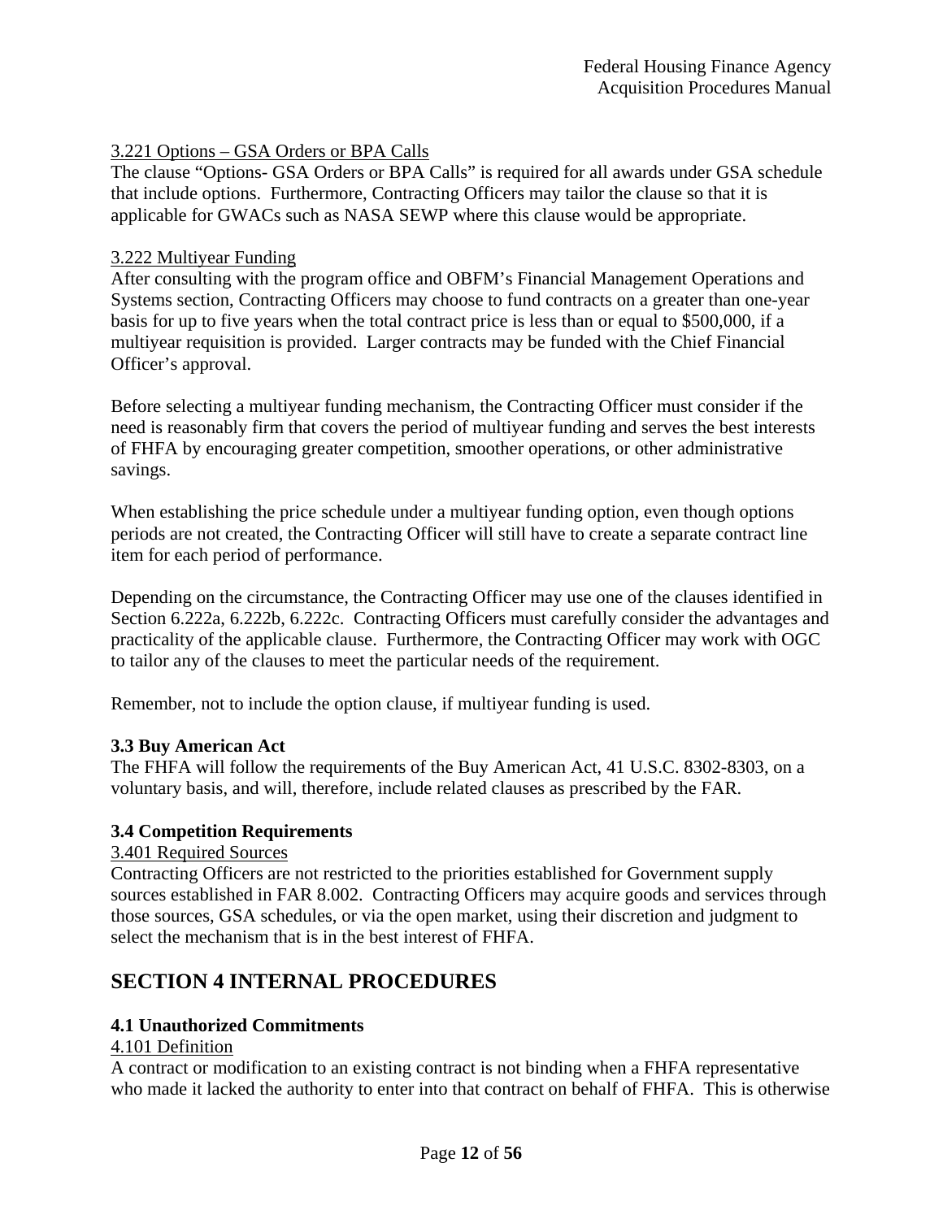3.221 Options – GSA Orders or BPA Calls

The clause "Options- GSA Orders or BPA Calls" is required for all awards under GSA schedule that include options. Furthermore, Contracting Officers may tailor the clause so that it is applicable for GWACs such as NASA SEWP where this clause would be appropriate.

3.222 Multiyear Funding

After consulting with the program office and OBFM's Financial Management Operations and Systems section, Contracting Officers may choose to fund contracts on a greater than one-year basis for up to five years when the total contract price is less than or equal to $500,000, if a multiyear requisition is provided. Larger contracts may be funded with the Chief Financial Officer's approval.

Before selecting a multiyear funding mechanism, the Contracting Officer must consider if the need is reasonably firm that covers the period of multiyear funding and serves the best interests of FHFA by encouraging greater competition, smoother operations, or other administrative savings.

When establishing the price schedule under a multiyear funding option, even though options periods are not created, the Contracting Officer will still have to create a separate contract line item for each period of performance.

Depending on the circumstance, the Contracting Officer may use one of the clauses identified in Section 6.222a, 6.222b, 6.222c. Contracting Officers must carefully consider the advantages and practicality of the applicable clause. Furthermore, the Contracting Officer may work with OGC to tailor any of the clauses to meet the particular needs of the requirement.

Remember, not to include the option clause, if multiyear funding is used.

**3.3 Buy American Act**

The FHFA will follow the requirements of the Buy American Act, 41 U.S.C. 8302-8303, on a voluntary basis, and will, therefore, include related clauses as prescribed by the FAR.

**3.4 Competition Requirements**

3.401 Required Sources

Contracting Officers are not restricted to the priorities established for Government supply sources established in FAR 8.002. Contracting Officers may acquire goods and services through those sources, GSA schedules, or via the open market, using their discretion and judgment to select the mechanism that is in the best interest of FHFA.

## SECTION 4 INTERNAL PROCEDURES

**4.1 Unauthorized Commitments**

4.101 Definition

A contract or modification to an existing contract is not binding when a FHFA representative who made it lacked the authority to enter into that contract on behalf of FHFA. This is otherwise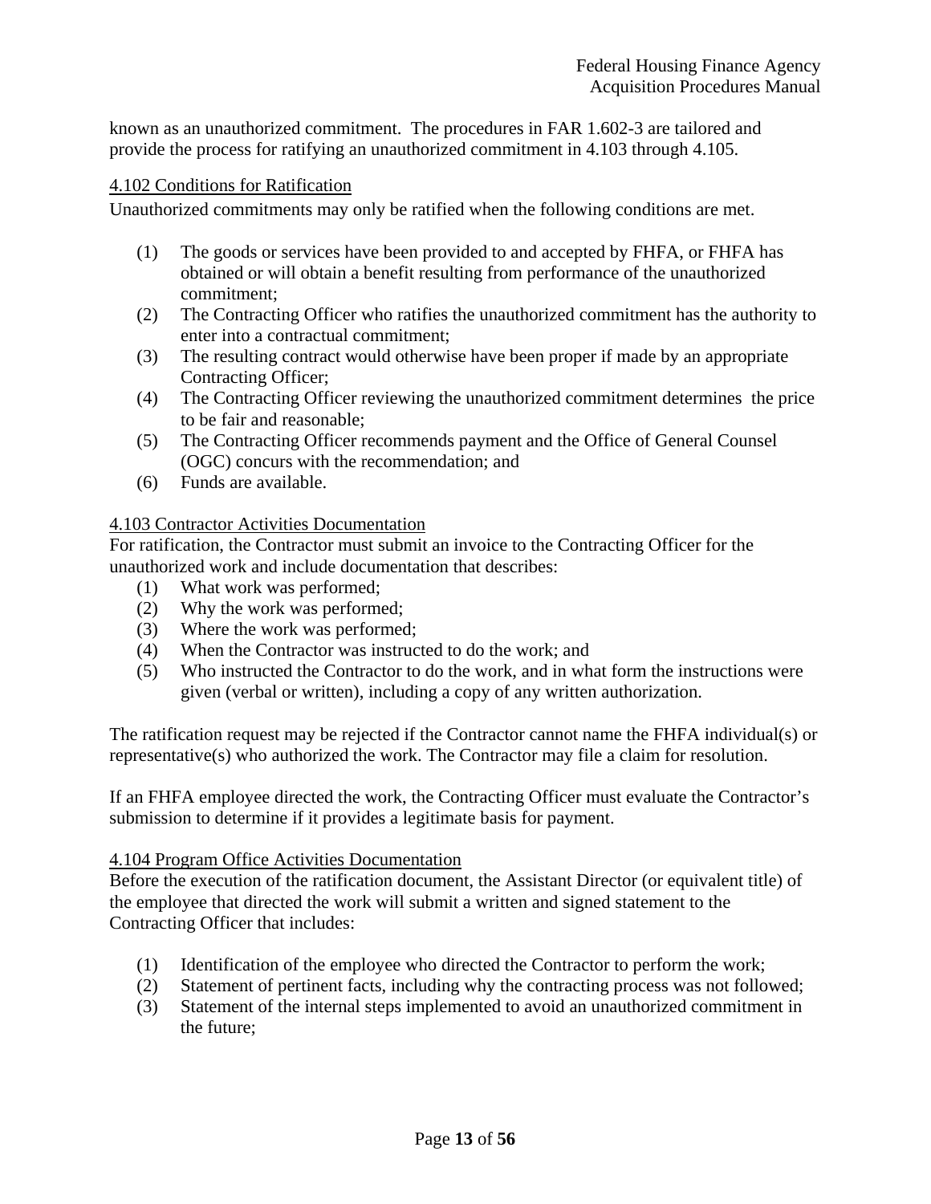known as an unauthorized commitment. The procedures in FAR 1.602-3 are tailored and provide the process for ratifying an unauthorized commitment in 4.103 through 4.105.

### 4.102 Conditions for Ratification

Unauthorized commitments may only be ratified when the following conditions are met.

(1) The goods or services have been provided to and accepted by FHFA, or FHFA has obtained or will obtain a benefit resulting from performance of the unauthorized commitment;
(2) The Contracting Officer who ratifies the unauthorized commitment has the authority to enter into a contractual commitment;
(3) The resulting contract would otherwise have been proper if made by an appropriate Contracting Officer;
(4) The Contracting Officer reviewing the unauthorized commitment determines the price to be fair and reasonable;
(5) The Contracting Officer recommends payment and the Office of General Counsel (OGC) concurs with the recommendation; and
(6) Funds are available.

### 4.103 Contractor Activities Documentation

For ratification, the Contractor must submit an invoice to the Contracting Officer for the unauthorized work and include documentation that describes:

(1) What work was performed;
(2) Why the work was performed;
(3) Where the work was performed;
(4) When the Contractor was instructed to do the work; and
(5) Who instructed the Contractor to do the work, and in what form the instructions were given (verbal or written), including a copy of any written authorization.

The ratification request may be rejected if the Contractor cannot name the FHFA individual(s) or representative(s) who authorized the work. The Contractor may file a claim for resolution.

If an FHFA employee directed the work, the Contracting Officer must evaluate the Contractor's submission to determine if it provides a legitimate basis for payment.

### 4.104 Program Office Activities Documentation

Before the execution of the ratification document, the Assistant Director (or equivalent title) of the employee that directed the work will submit a written and signed statement to the Contracting Officer that includes:

(1) Identification of the employee who directed the Contractor to perform the work;
(2) Statement of pertinent facts, including why the contracting process was not followed;
(3) Statement of the internal steps implemented to avoid an unauthorized commitment in the future;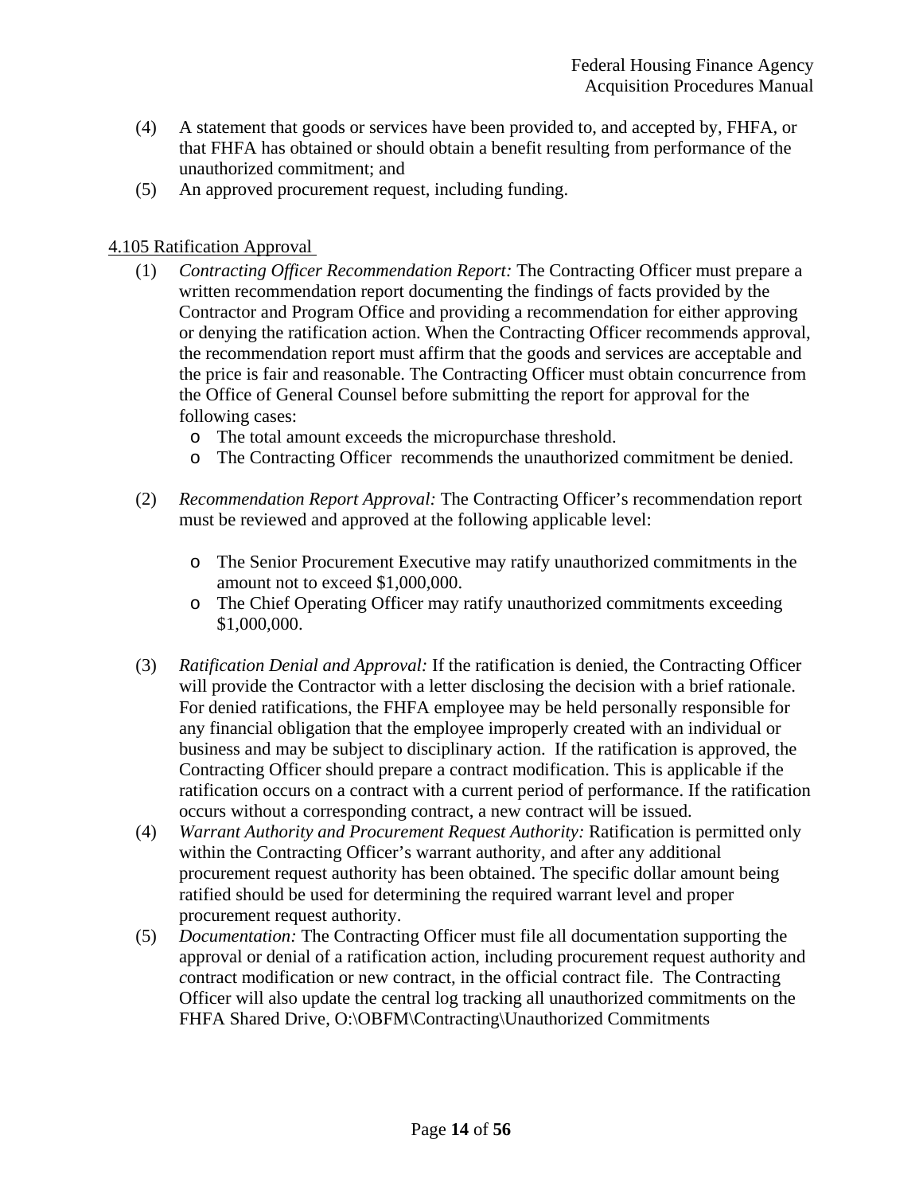(4) A statement that goods or services have been provided to, and accepted by, FHFA, or that FHFA has obtained or should obtain a benefit resulting from performance of the unauthorized commitment; and

(5) An approved procurement request, including funding.

4.105 Ratification Approval

(1) *Contracting Officer Recommendation Report:* The Contracting Officer must prepare a written recommendation report documenting the findings of facts provided by the Contractor and Program Office and providing a recommendation for either approving or denying the ratification action. When the Contracting Officer recommends approval, the recommendation report must affirm that the goods and services are acceptable and the price is fair and reasonable. The Contracting Officer must obtain concurrence from the Office of General Counsel before submitting the report for approval for the following cases:
   - The total amount exceeds the micropurchase threshold.
   - The Contracting Officer recommends the unauthorized commitment be denied.

(2) *Recommendation Report Approval:* The Contracting Officer's recommendation report must be reviewed and approved at the following applicable level:
   - The Senior Procurement Executive may ratify unauthorized commitments in the amount not to exceed $1,000,000.
   - The Chief Operating Officer may ratify unauthorized commitments exceeding $1,000,000.

(3) *Ratification Denial and Approval:* If the ratification is denied, the Contracting Officer will provide the Contractor with a letter disclosing the decision with a brief rationale. For denied ratifications, the FHFA employee may be held personally responsible for any financial obligation that the employee improperly created with an individual or business and may be subject to disciplinary action. If the ratification is approved, the Contracting Officer should prepare a contract modification. This is applicable if the ratification occurs on a contract with a current period of performance. If the ratification occurs without a corresponding contract, a new contract will be issued.

(4) *Warrant Authority and Procurement Request Authority:* Ratification is permitted only within the Contracting Officer's warrant authority, and after any additional procurement request authority has been obtained. The specific dollar amount being ratified should be used for determining the required warrant level and proper procurement request authority.

(5) *Documentation:* The Contracting Officer must file all documentation supporting the approval or denial of a ratification action, including procurement request authority and contract modification or new contract, in the official contract file. The Contracting Officer will also update the central log tracking all unauthorized commitments on the FHFA Shared Drive, O:\OBFM\Contracting\Unauthorized Commitments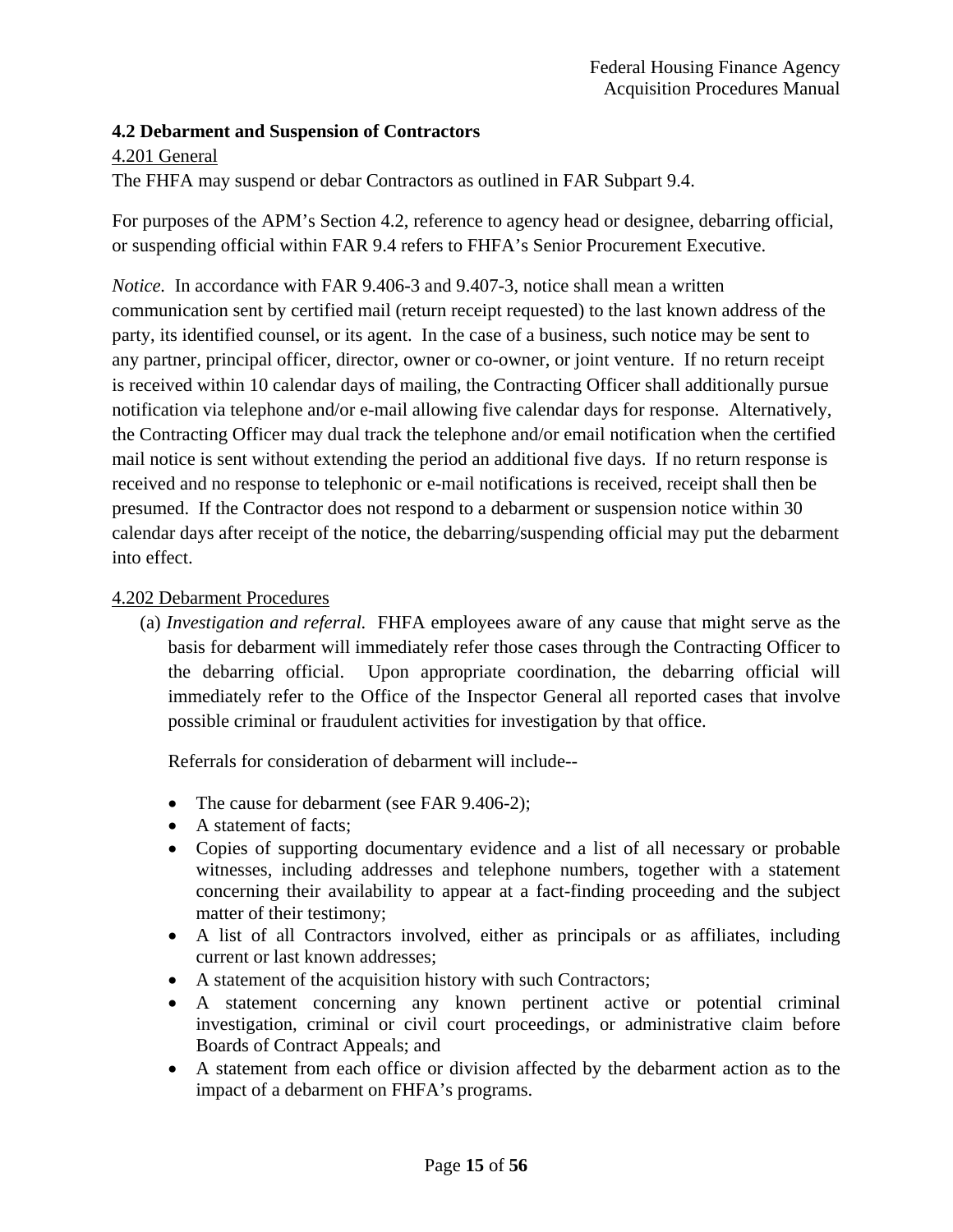## 4.2 Debarment and Suspension of Contractors

4.201 General

The FHFA may suspend or debar Contractors as outlined in FAR Subpart 9.4.

For purposes of the APM's Section 4.2, reference to agency head or designee, debarring official, or suspending official within FAR 9.4 refers to FHFA's Senior Procurement Executive.

*Notice.* In accordance with FAR 9.406-3 and 9.407-3, notice shall mean a written communication sent by certified mail (return receipt requested) to the last known address of the party, its identified counsel, or its agent. In the case of a business, such notice may be sent to any partner, principal officer, director, owner or co-owner, or joint venture. If no return receipt is received within 10 calendar days of mailing, the Contracting Officer shall additionally pursue notification via telephone and/or e-mail allowing five calendar days for response. Alternatively, the Contracting Officer may dual track the telephone and/or email notification when the certified mail notice is sent without extending the period an additional five days. If no return response is received and no response to telephonic or e-mail notifications is received, receipt shall then be presumed. If the Contractor does not respond to a debarment or suspension notice within 30 calendar days after receipt of the notice, the debarring/suspending official may put the debarment into effect.

4.202 Debarment Procedures

(a) *Investigation and referral.* FHFA employees aware of any cause that might serve as the basis for debarment will immediately refer those cases through the Contracting Officer to the debarring official. Upon appropriate coordination, the debarring official will immediately refer to the Office of the Inspector General all reported cases that involve possible criminal or fraudulent activities for investigation by that office.

Referrals for consideration of debarment will include--

- The cause for debarment (see FAR 9.406-2);
- A statement of facts;
- Copies of supporting documentary evidence and a list of all necessary or probable witnesses, including addresses and telephone numbers, together with a statement concerning their availability to appear at a fact-finding proceeding and the subject matter of their testimony;
- A list of all Contractors involved, either as principals or as affiliates, including current or last known addresses;
- A statement of the acquisition history with such Contractors;
- A statement concerning any known pertinent active or potential criminal investigation, criminal or civil court proceedings, or administrative claim before Boards of Contract Appeals; and
- A statement from each office or division affected by the debarment action as to the impact of a debarment on FHFA's programs.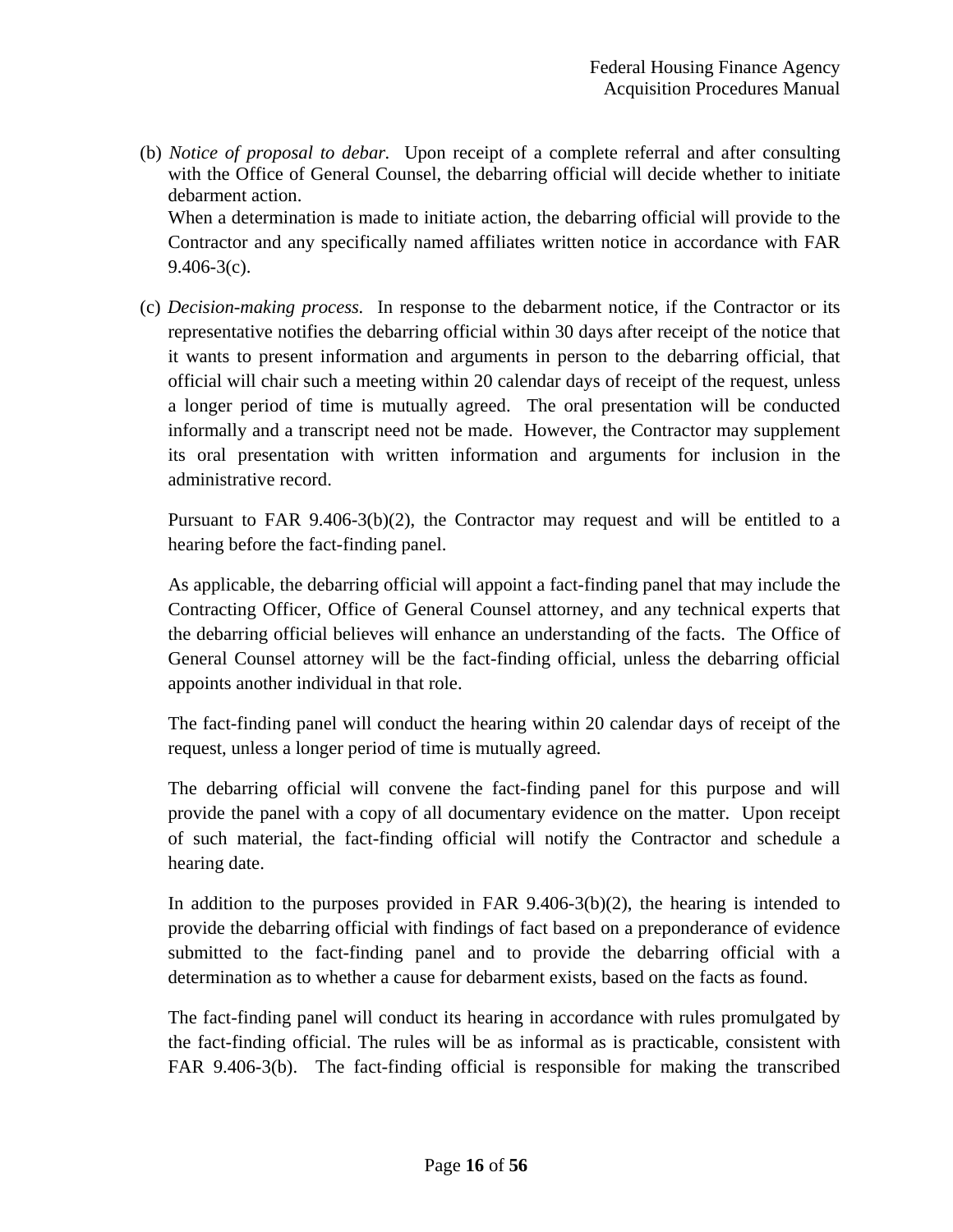(b) *Notice of proposal to debar.* Upon receipt of a complete referral and after consulting with the Office of General Counsel, the debarring official will decide whether to initiate debarment action.

When a determination is made to initiate action, the debarring official will provide to the Contractor and any specifically named affiliates written notice in accordance with FAR 9.406-3(c).

(c) *Decision-making process.* In response to the debarment notice, if the Contractor or its representative notifies the debarring official within 30 days after receipt of the notice that it wants to present information and arguments in person to the debarring official, that official will chair such a meeting within 20 calendar days of receipt of the request, unless a longer period of time is mutually agreed. The oral presentation will be conducted informally and a transcript need not be made. However, the Contractor may supplement its oral presentation with written information and arguments for inclusion in the administrative record.

Pursuant to FAR 9.406-3(b)(2), the Contractor may request and will be entitled to a hearing before the fact-finding panel.

As applicable, the debarring official will appoint a fact-finding panel that may include the Contracting Officer, Office of General Counsel attorney, and any technical experts that the debarring official believes will enhance an understanding of the facts. The Office of General Counsel attorney will be the fact-finding official, unless the debarring official appoints another individual in that role.

The fact-finding panel will conduct the hearing within 20 calendar days of receipt of the request, unless a longer period of time is mutually agreed.

The debarring official will convene the fact-finding panel for this purpose and will provide the panel with a copy of all documentary evidence on the matter. Upon receipt of such material, the fact-finding official will notify the Contractor and schedule a hearing date.

In addition to the purposes provided in FAR 9.406-3(b)(2), the hearing is intended to provide the debarring official with findings of fact based on a preponderance of evidence submitted to the fact-finding panel and to provide the debarring official with a determination as to whether a cause for debarment exists, based on the facts as found.

The fact-finding panel will conduct its hearing in accordance with rules promulgated by the fact-finding official. The rules will be as informal as is practicable, consistent with FAR 9.406-3(b). The fact-finding official is responsible for making the transcribed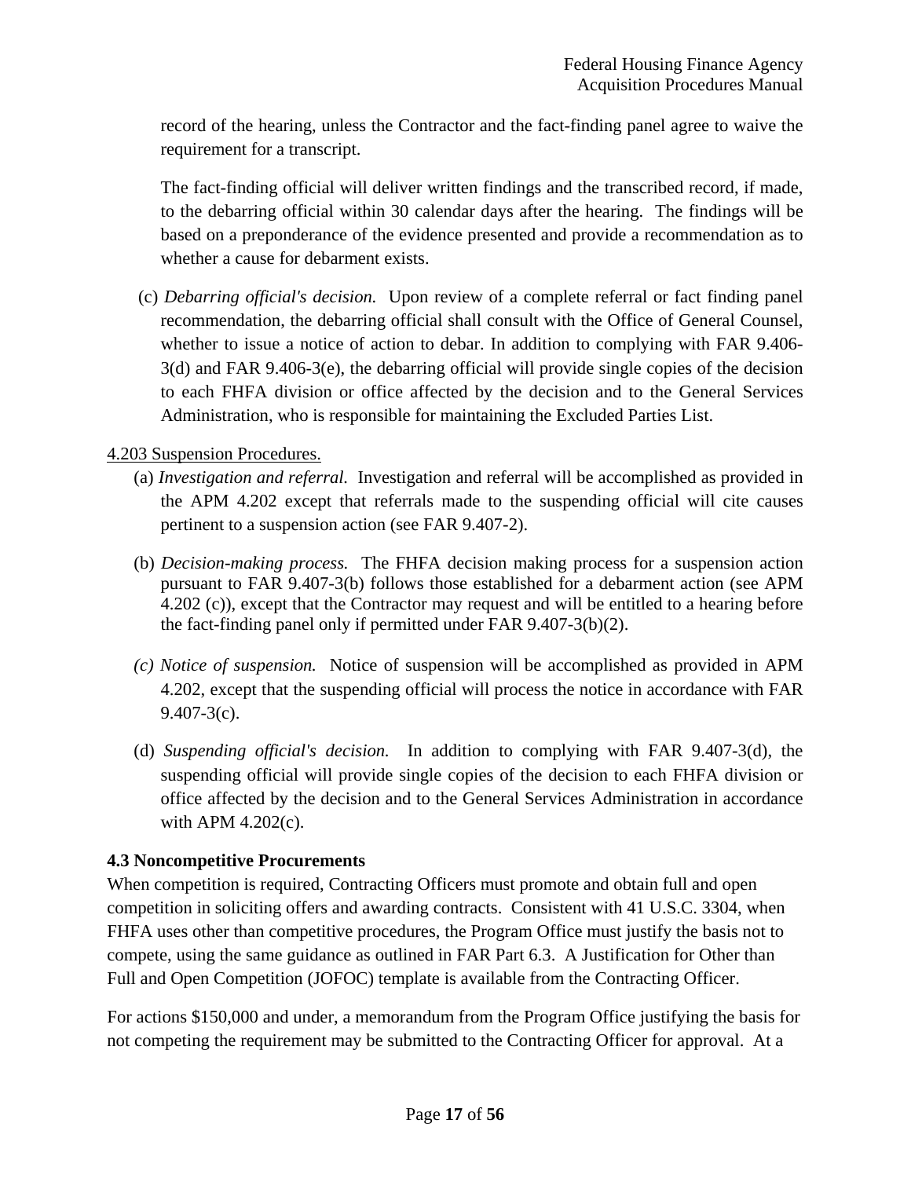record of the hearing, unless the Contractor and the fact-finding panel agree to waive the requirement for a transcript.

The fact-finding official will deliver written findings and the transcribed record, if made, to the debarring official within 30 calendar days after the hearing. The findings will be based on a preponderance of the evidence presented and provide a recommendation as to whether a cause for debarment exists.

(c) *Debarring official's decision.* Upon review of a complete referral or fact finding panel recommendation, the debarring official shall consult with the Office of General Counsel, whether to issue a notice of action to debar. In addition to complying with FAR 9.406-3(d) and FAR 9.406-3(e), the debarring official will provide single copies of the decision to each FHFA division or office affected by the decision and to the General Services Administration, who is responsible for maintaining the Excluded Parties List.

4.203 Suspension Procedures.

(a) *Investigation and referral.* Investigation and referral will be accomplished as provided in the APM 4.202 except that referrals made to the suspending official will cite causes pertinent to a suspension action (see FAR 9.407-2).

(b) *Decision-making process.* The FHFA decision making process for a suspension action pursuant to FAR 9.407-3(b) follows those established for a debarment action (see APM 4.202 (c)), except that the Contractor may request and will be entitled to a hearing before the fact-finding panel only if permitted under FAR 9.407-3(b)(2).

*(c) Notice of suspension.* Notice of suspension will be accomplished as provided in APM 4.202, except that the suspending official will process the notice in accordance with FAR 9.407-3(c).

(d) *Suspending official's decision.* In addition to complying with FAR 9.407-3(d), the suspending official will provide single copies of the decision to each FHFA division or office affected by the decision and to the General Services Administration in accordance with APM 4.202(c).

**4.3 Noncompetitive Procurements**

When competition is required, Contracting Officers must promote and obtain full and open competition in soliciting offers and awarding contracts. Consistent with 41 U.S.C. 3304, when FHFA uses other than competitive procedures, the Program Office must justify the basis not to compete, using the same guidance as outlined in FAR Part 6.3. A Justification for Other than Full and Open Competition (JOFOC) template is available from the Contracting Officer.

For actions $150,000 and under, a memorandum from the Program Office justifying the basis for not competing the requirement may be submitted to the Contracting Officer for approval. At a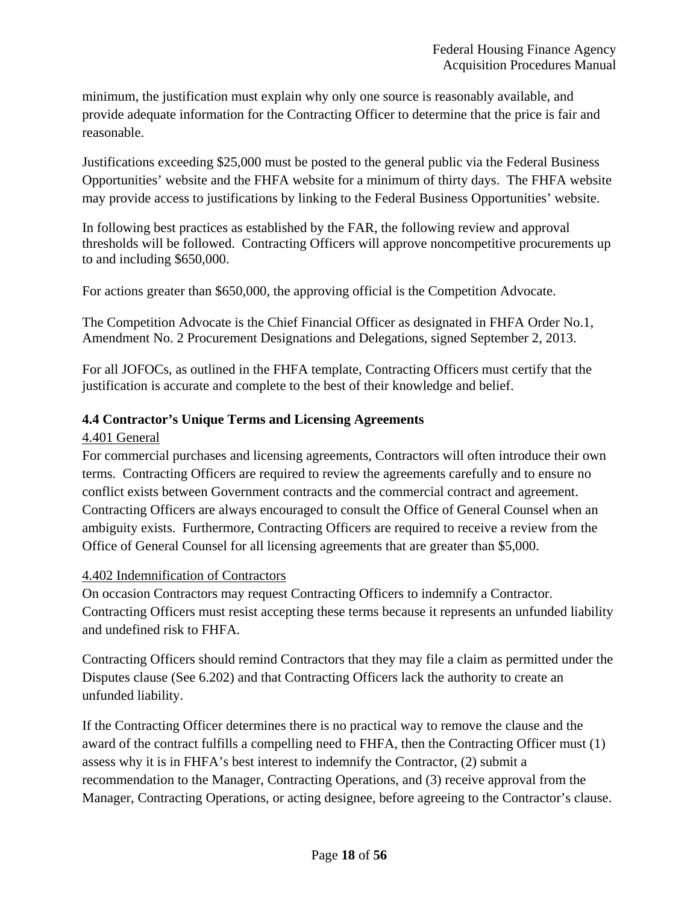minimum, the justification must explain why only one source is reasonably available, and provide adequate information for the Contracting Officer to determine that the price is fair and reasonable.

Justifications exceeding $25,000 must be posted to the general public via the Federal Business Opportunities' website and the FHFA website for a minimum of thirty days. The FHFA website may provide access to justifications by linking to the Federal Business Opportunities' website.

In following best practices as established by the FAR, the following review and approval thresholds will be followed. Contracting Officers will approve noncompetitive procurements up to and including $650,000.

For actions greater than $650,000, the approving official is the Competition Advocate.

The Competition Advocate is the Chief Financial Officer as designated in FHFA Order No.1, Amendment No. 2 Procurement Designations and Delegations, signed September 2, 2013.

For all JOFOCs, as outlined in the FHFA template, Contracting Officers must certify that the justification is accurate and complete to the best of their knowledge and belief.

### 4.4 Contractor's Unique Terms and Licensing Agreements

4.401 General

For commercial purchases and licensing agreements, Contractors will often introduce their own terms. Contracting Officers are required to review the agreements carefully and to ensure no conflict exists between Government contracts and the commercial contract and agreement. Contracting Officers are always encouraged to consult the Office of General Counsel when an ambiguity exists. Furthermore, Contracting Officers are required to receive a review from the Office of General Counsel for all licensing agreements that are greater than $5,000.

4.402 Indemnification of Contractors

On occasion Contractors may request Contracting Officers to indemnify a Contractor. Contracting Officers must resist accepting these terms because it represents an unfunded liability and undefined risk to FHFA.

Contracting Officers should remind Contractors that they may file a claim as permitted under the Disputes clause (See 6.202) and that Contracting Officers lack the authority to create an unfunded liability.

If the Contracting Officer determines there is no practical way to remove the clause and the award of the contract fulfills a compelling need to FHFA, then the Contracting Officer must (1) assess why it is in FHFA's best interest to indemnify the Contractor, (2) submit a recommendation to the Manager, Contracting Operations, and (3) receive approval from the Manager, Contracting Operations, or acting designee, before agreeing to the Contractor's clause.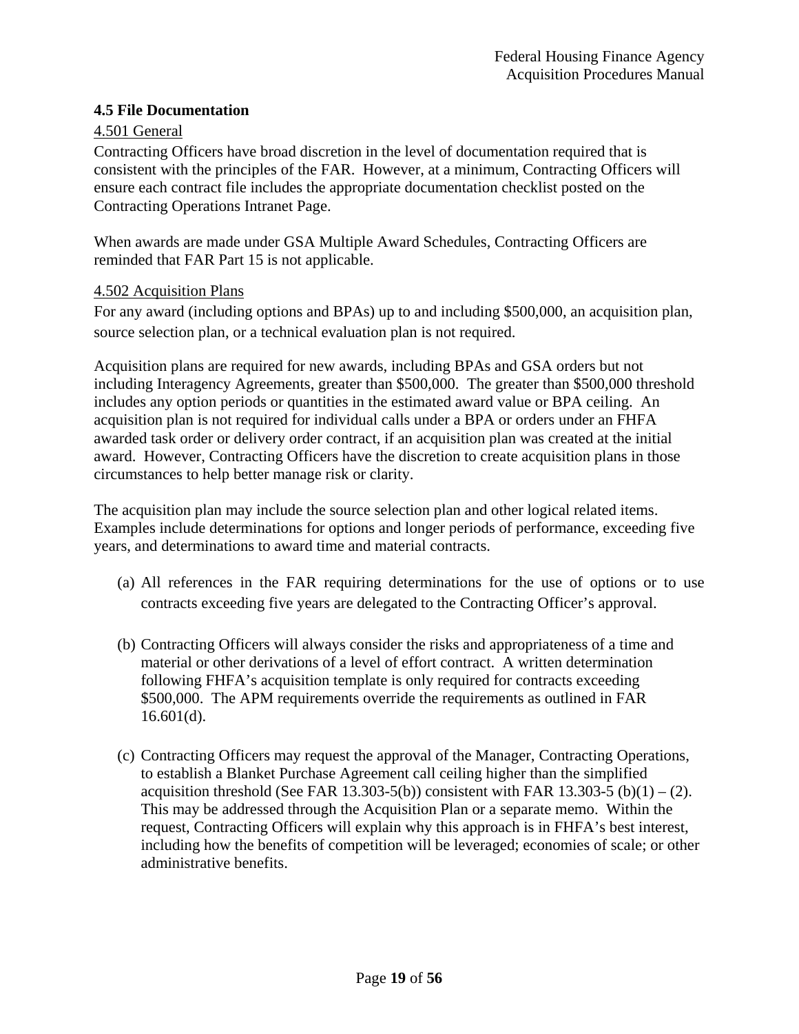### 4.5 File Documentation

<u>4.501 General</u>

Contracting Officers have broad discretion in the level of documentation required that is consistent with the principles of the FAR. However, at a minimum, Contracting Officers will ensure each contract file includes the appropriate documentation checklist posted on the Contracting Operations Intranet Page.

When awards are made under GSA Multiple Award Schedules, Contracting Officers are reminded that FAR Part 15 is not applicable.

<u>4.502 Acquisition Plans</u>

For any award (including options and BPAs) up to and including $500,000, an acquisition plan, source selection plan, or a technical evaluation plan is not required.

Acquisition plans are required for new awards, including BPAs and GSA orders but not including Interagency Agreements, greater than $500,000. The greater than $500,000 threshold includes any option periods or quantities in the estimated award value or BPA ceiling. An acquisition plan is not required for individual calls under a BPA or orders under an FHFA awarded task order or delivery order contract, if an acquisition plan was created at the initial award. However, Contracting Officers have the discretion to create acquisition plans in those circumstances to help better manage risk or clarity.

The acquisition plan may include the source selection plan and other logical related items. Examples include determinations for options and longer periods of performance, exceeding five years, and determinations to award time and material contracts.

(a) All references in the FAR requiring determinations for the use of options or to use contracts exceeding five years are delegated to the Contracting Officer's approval.

(b) Contracting Officers will always consider the risks and appropriateness of a time and material or other derivations of a level of effort contract. A written determination following FHFA's acquisition template is only required for contracts exceeding $500,000. The APM requirements override the requirements as outlined in FAR 16.601(d).

(c) Contracting Officers may request the approval of the Manager, Contracting Operations, to establish a Blanket Purchase Agreement call ceiling higher than the simplified acquisition threshold (See FAR 13.303-5(b)) consistent with FAR 13.303-5 (b)(1) – (2). This may be addressed through the Acquisition Plan or a separate memo. Within the request, Contracting Officers will explain why this approach is in FHFA's best interest, including how the benefits of competition will be leveraged; economies of scale; or other administrative benefits.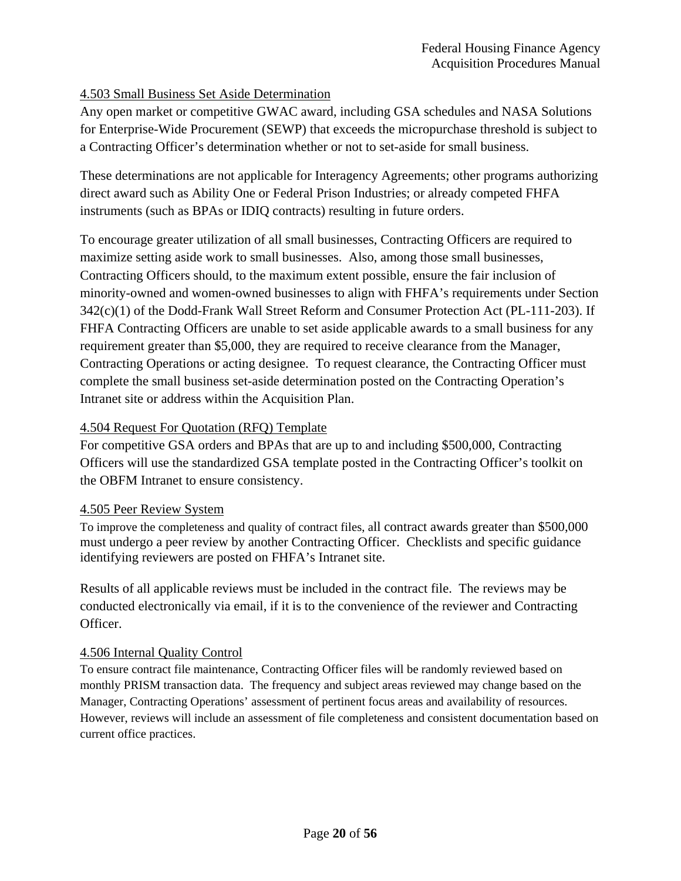### 4.503 Small Business Set Aside Determination

Any open market or competitive GWAC award, including GSA schedules and NASA Solutions for Enterprise-Wide Procurement (SEWP) that exceeds the micropurchase threshold is subject to a Contracting Officer's determination whether or not to set-aside for small business.

These determinations are not applicable for Interagency Agreements; other programs authorizing direct award such as Ability One or Federal Prison Industries; or already competed FHFA instruments (such as BPAs or IDIQ contracts) resulting in future orders.

To encourage greater utilization of all small businesses, Contracting Officers are required to maximize setting aside work to small businesses. Also, among those small businesses, Contracting Officers should, to the maximum extent possible, ensure the fair inclusion of minority-owned and women-owned businesses to align with FHFA's requirements under Section 342(c)(1) of the Dodd-Frank Wall Street Reform and Consumer Protection Act (PL-111-203). If FHFA Contracting Officers are unable to set aside applicable awards to a small business for any requirement greater than $5,000, they are required to receive clearance from the Manager, Contracting Operations or acting designee. To request clearance, the Contracting Officer must complete the small business set-aside determination posted on the Contracting Operation's Intranet site or address within the Acquisition Plan.

### 4.504 Request For Quotation (RFQ) Template

For competitive GSA orders and BPAs that are up to and including $500,000, Contracting Officers will use the standardized GSA template posted in the Contracting Officer's toolkit on the OBFM Intranet to ensure consistency.

### 4.505 Peer Review System

To improve the completeness and quality of contract files, all contract awards greater than $500,000 must undergo a peer review by another Contracting Officer. Checklists and specific guidance identifying reviewers are posted on FHFA's Intranet site.

Results of all applicable reviews must be included in the contract file. The reviews may be conducted electronically via email, if it is to the convenience of the reviewer and Contracting Officer.

### 4.506 Internal Quality Control

To ensure contract file maintenance, Contracting Officer files will be randomly reviewed based on monthly PRISM transaction data. The frequency and subject areas reviewed may change based on the Manager, Contracting Operations' assessment of pertinent focus areas and availability of resources. However, reviews will include an assessment of file completeness and consistent documentation based on current office practices.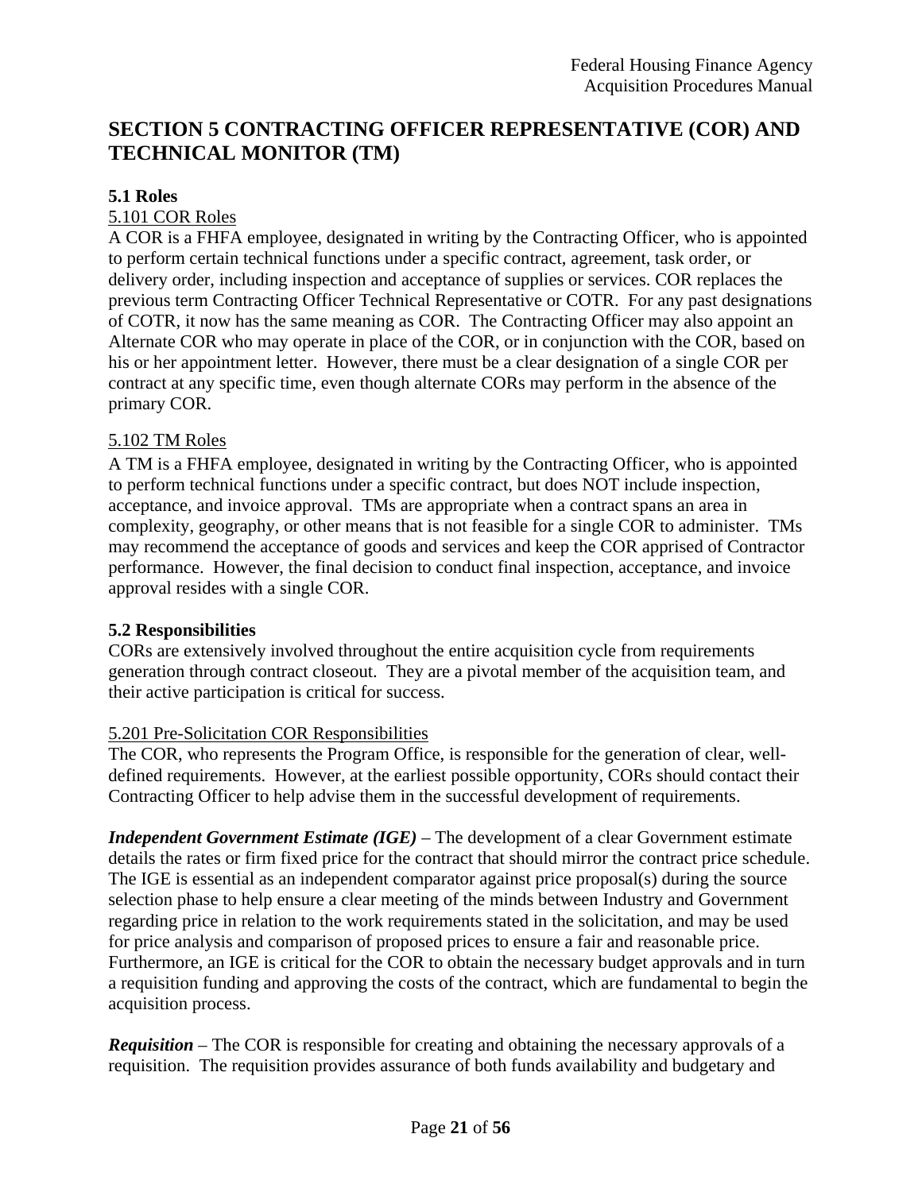# SECTION 5 CONTRACTING OFFICER REPRESENTATIVE (COR) AND TECHNICAL MONITOR (TM)

## 5.1 Roles

### 5.101 COR Roles

A COR is a FHFA employee, designated in writing by the Contracting Officer, who is appointed to perform certain technical functions under a specific contract, agreement, task order, or delivery order, including inspection and acceptance of supplies or services. COR replaces the previous term Contracting Officer Technical Representative or COTR. For any past designations of COTR, it now has the same meaning as COR. The Contracting Officer may also appoint an Alternate COR who may operate in place of the COR, or in conjunction with the COR, based on his or her appointment letter. However, there must be a clear designation of a single COR per contract at any specific time, even though alternate CORs may perform in the absence of the primary COR.

### 5.102 TM Roles

A TM is a FHFA employee, designated in writing by the Contracting Officer, who is appointed to perform technical functions under a specific contract, but does NOT include inspection, acceptance, and invoice approval. TMs are appropriate when a contract spans an area in complexity, geography, or other means that is not feasible for a single COR to administer. TMs may recommend the acceptance of goods and services and keep the COR apprised of Contractor performance. However, the final decision to conduct final inspection, acceptance, and invoice approval resides with a single COR.

## 5.2 Responsibilities

CORs are extensively involved throughout the entire acquisition cycle from requirements generation through contract closeout. They are a pivotal member of the acquisition team, and their active participation is critical for success.

### 5.201 Pre-Solicitation COR Responsibilities

The COR, who represents the Program Office, is responsible for the generation of clear, well-defined requirements. However, at the earliest possible opportunity, CORs should contact their Contracting Officer to help advise them in the successful development of requirements.

***Independent Government Estimate (IGE)*** – The development of a clear Government estimate details the rates or firm fixed price for the contract that should mirror the contract price schedule. The IGE is essential as an independent comparator against price proposal(s) during the source selection phase to help ensure a clear meeting of the minds between Industry and Government regarding price in relation to the work requirements stated in the solicitation, and may be used for price analysis and comparison of proposed prices to ensure a fair and reasonable price. Furthermore, an IGE is critical for the COR to obtain the necessary budget approvals and in turn a requisition funding and approving the costs of the contract, which are fundamental to begin the acquisition process.

***Requisition*** – The COR is responsible for creating and obtaining the necessary approvals of a requisition. The requisition provides assurance of both funds availability and budgetary and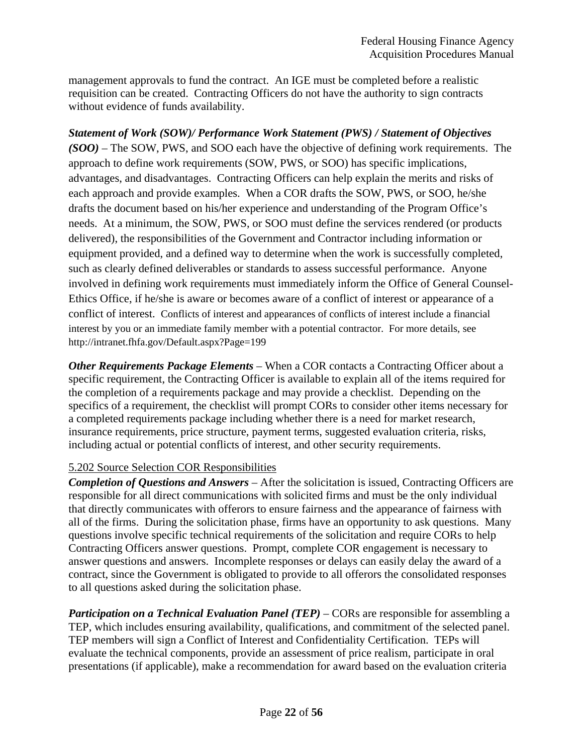management approvals to fund the contract. An IGE must be completed before a realistic requisition can be created. Contracting Officers do not have the authority to sign contracts without evidence of funds availability.

***Statement of Work (SOW)/ Performance Work Statement (PWS) / Statement of Objectives (SOO)*** – The SOW, PWS, and SOO each have the objective of defining work requirements. The approach to define work requirements (SOW, PWS, or SOO) has specific implications, advantages, and disadvantages. Contracting Officers can help explain the merits and risks of each approach and provide examples. When a COR drafts the SOW, PWS, or SOO, he/she drafts the document based on his/her experience and understanding of the Program Office's needs. At a minimum, the SOW, PWS, or SOO must define the services rendered (or products delivered), the responsibilities of the Government and Contractor including information or equipment provided, and a defined way to determine when the work is successfully completed, such as clearly defined deliverables or standards to assess successful performance. Anyone involved in defining work requirements must immediately inform the Office of General Counsel-Ethics Office, if he/she is aware or becomes aware of a conflict of interest or appearance of a conflict of interest. Conflicts of interest and appearances of conflicts of interest include a financial interest by you or an immediate family member with a potential contractor. For more details, see http://intranet.fhfa.gov/Default.aspx?Page=199

***Other Requirements Package Elements*** – When a COR contacts a Contracting Officer about a specific requirement, the Contracting Officer is available to explain all of the items required for the completion of a requirements package and may provide a checklist. Depending on the specifics of a requirement, the checklist will prompt CORs to consider other items necessary for a completed requirements package including whether there is a need for market research, insurance requirements, price structure, payment terms, suggested evaluation criteria, risks, including actual or potential conflicts of interest, and other security requirements.

5.202 Source Selection COR Responsibilities

***Completion of Questions and Answers*** – After the solicitation is issued, Contracting Officers are responsible for all direct communications with solicited firms and must be the only individual that directly communicates with offerors to ensure fairness and the appearance of fairness with all of the firms. During the solicitation phase, firms have an opportunity to ask questions. Many questions involve specific technical requirements of the solicitation and require CORs to help Contracting Officers answer questions. Prompt, complete COR engagement is necessary to answer questions and answers. Incomplete responses or delays can easily delay the award of a contract, since the Government is obligated to provide to all offerors the consolidated responses to all questions asked during the solicitation phase.

***Participation on a Technical Evaluation Panel (TEP)*** – CORs are responsible for assembling a TEP, which includes ensuring availability, qualifications, and commitment of the selected panel. TEP members will sign a Conflict of Interest and Confidentiality Certification. TEPs will evaluate the technical components, provide an assessment of price realism, participate in oral presentations (if applicable), make a recommendation for award based on the evaluation criteria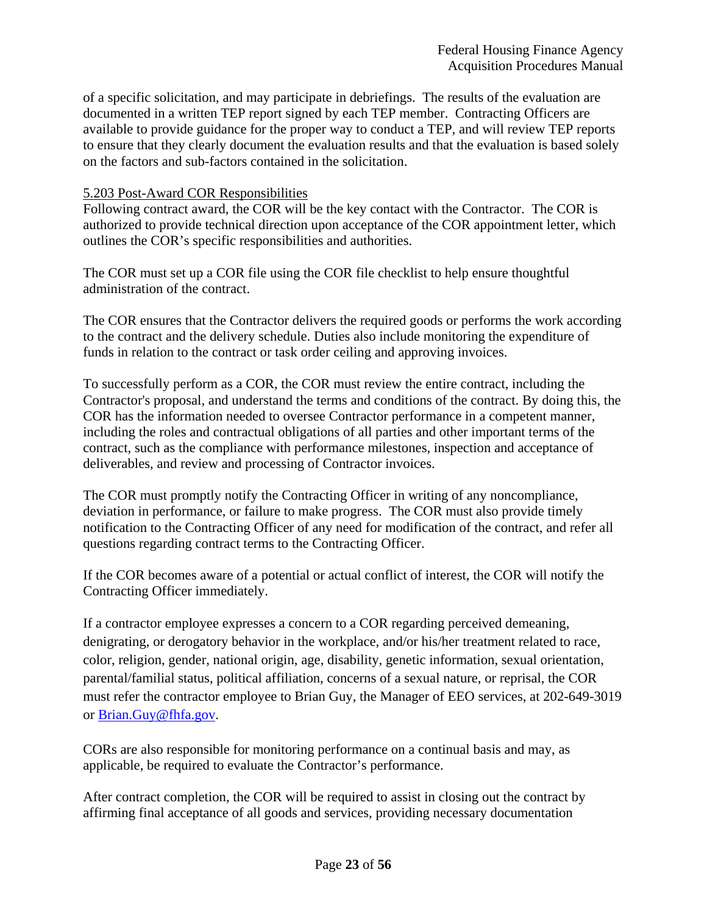of a specific solicitation, and may participate in debriefings. The results of the evaluation are documented in a written TEP report signed by each TEP member. Contracting Officers are available to provide guidance for the proper way to conduct a TEP, and will review TEP reports to ensure that they clearly document the evaluation results and that the evaluation is based solely on the factors and sub-factors contained in the solicitation.

5.203 Post-Award COR Responsibilities

Following contract award, the COR will be the key contact with the Contractor. The COR is authorized to provide technical direction upon acceptance of the COR appointment letter, which outlines the COR's specific responsibilities and authorities.

The COR must set up a COR file using the COR file checklist to help ensure thoughtful administration of the contract.

The COR ensures that the Contractor delivers the required goods or performs the work according to the contract and the delivery schedule. Duties also include monitoring the expenditure of funds in relation to the contract or task order ceiling and approving invoices.

To successfully perform as a COR, the COR must review the entire contract, including the Contractor's proposal, and understand the terms and conditions of the contract. By doing this, the COR has the information needed to oversee Contractor performance in a competent manner, including the roles and contractual obligations of all parties and other important terms of the contract, such as the compliance with performance milestones, inspection and acceptance of deliverables, and review and processing of Contractor invoices.

The COR must promptly notify the Contracting Officer in writing of any noncompliance, deviation in performance, or failure to make progress. The COR must also provide timely notification to the Contracting Officer of any need for modification of the contract, and refer all questions regarding contract terms to the Contracting Officer.

If the COR becomes aware of a potential or actual conflict of interest, the COR will notify the Contracting Officer immediately.

If a contractor employee expresses a concern to a COR regarding perceived demeaning, denigrating, or derogatory behavior in the workplace, and/or his/her treatment related to race, color, religion, gender, national origin, age, disability, genetic information, sexual orientation, parental/familial status, political affiliation, concerns of a sexual nature, or reprisal, the COR must refer the contractor employee to Brian Guy, the Manager of EEO services, at 202-649-3019 or Brian.Guy@fhfa.gov.

CORs are also responsible for monitoring performance on a continual basis and may, as applicable, be required to evaluate the Contractor's performance.

After contract completion, the COR will be required to assist in closing out the contract by affirming final acceptance of all goods and services, providing necessary documentation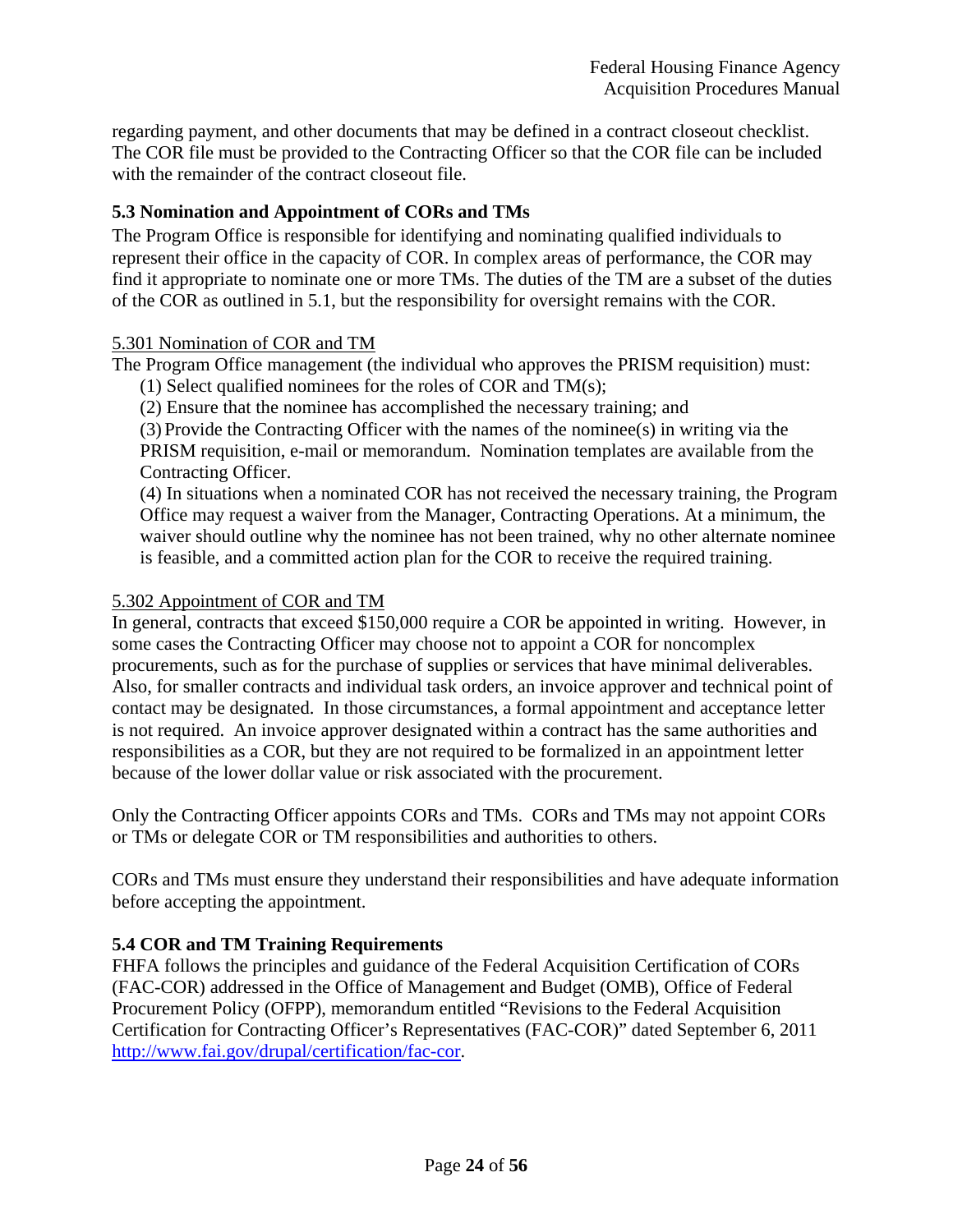regarding payment, and other documents that may be defined in a contract closeout checklist. The COR file must be provided to the Contracting Officer so that the COR file can be included with the remainder of the contract closeout file.

### 5.3 Nomination and Appointment of CORs and TMs

The Program Office is responsible for identifying and nominating qualified individuals to represent their office in the capacity of COR. In complex areas of performance, the COR may find it appropriate to nominate one or more TMs. The duties of the TM are a subset of the duties of the COR as outlined in 5.1, but the responsibility for oversight remains with the COR.

#### 5.301 Nomination of COR and TM

The Program Office management (the individual who approves the PRISM requisition) must:

(1) Select qualified nominees for the roles of COR and TM(s);

(2) Ensure that the nominee has accomplished the necessary training; and

(3) Provide the Contracting Officer with the names of the nominee(s) in writing via the PRISM requisition, e-mail or memorandum. Nomination templates are available from the Contracting Officer.

(4) In situations when a nominated COR has not received the necessary training, the Program Office may request a waiver from the Manager, Contracting Operations. At a minimum, the waiver should outline why the nominee has not been trained, why no other alternate nominee is feasible, and a committed action plan for the COR to receive the required training.

#### 5.302 Appointment of COR and TM

In general, contracts that exceed $150,000 require a COR be appointed in writing. However, in some cases the Contracting Officer may choose not to appoint a COR for noncomplex procurements, such as for the purchase of supplies or services that have minimal deliverables. Also, for smaller contracts and individual task orders, an invoice approver and technical point of contact may be designated. In those circumstances, a formal appointment and acceptance letter is not required. An invoice approver designated within a contract has the same authorities and responsibilities as a COR, but they are not required to be formalized in an appointment letter because of the lower dollar value or risk associated with the procurement.

Only the Contracting Officer appoints CORs and TMs. CORs and TMs may not appoint CORs or TMs or delegate COR or TM responsibilities and authorities to others.

CORs and TMs must ensure they understand their responsibilities and have adequate information before accepting the appointment.

### 5.4 COR and TM Training Requirements

FHFA follows the principles and guidance of the Federal Acquisition Certification of CORs (FAC-COR) addressed in the Office of Management and Budget (OMB), Office of Federal Procurement Policy (OFPP), memorandum entitled "Revisions to the Federal Acquisition Certification for Contracting Officer's Representatives (FAC-COR)" dated September 6, 2011 http://www.fai.gov/drupal/certification/fac-cor.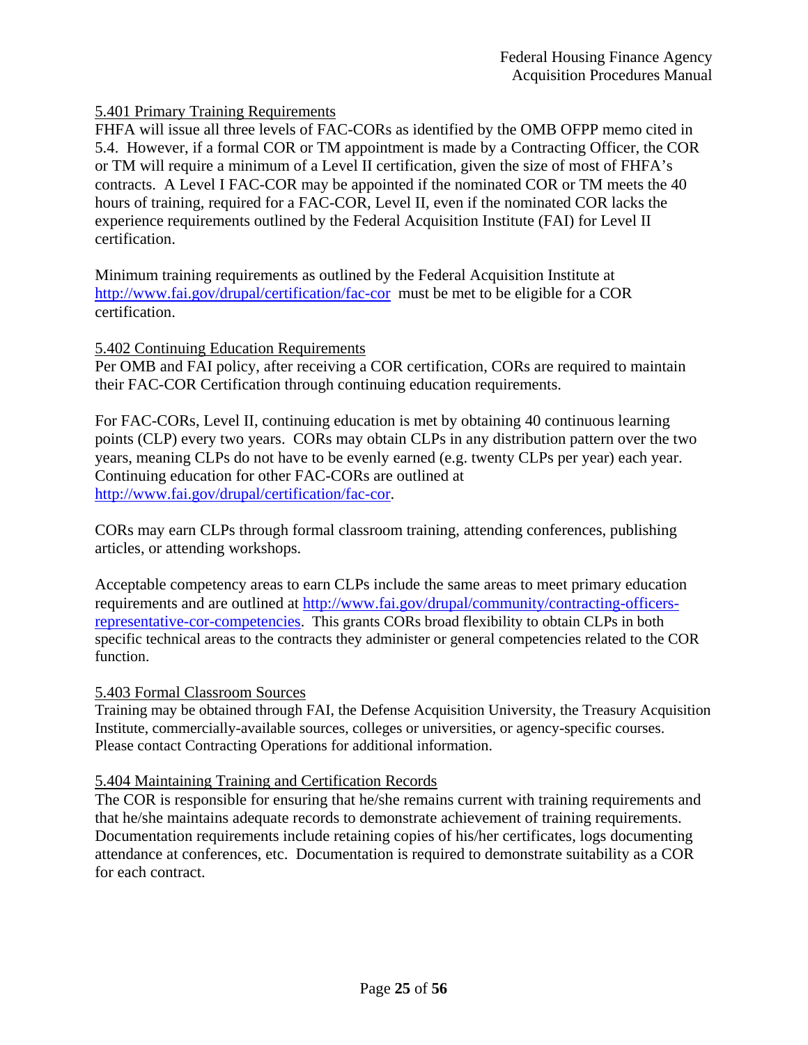5.401 Primary Training Requirements

FHFA will issue all three levels of FAC-CORs as identified by the OMB OFPP memo cited in 5.4. However, if a formal COR or TM appointment is made by a Contracting Officer, the COR or TM will require a minimum of a Level II certification, given the size of most of FHFA's contracts. A Level I FAC-COR may be appointed if the nominated COR or TM meets the 40 hours of training, required for a FAC-COR, Level II, even if the nominated COR lacks the experience requirements outlined by the Federal Acquisition Institute (FAI) for Level II certification.

Minimum training requirements as outlined by the Federal Acquisition Institute at http://www.fai.gov/drupal/certification/fac-cor must be met to be eligible for a COR certification.

5.402 Continuing Education Requirements

Per OMB and FAI policy, after receiving a COR certification, CORs are required to maintain their FAC-COR Certification through continuing education requirements.

For FAC-CORs, Level II, continuing education is met by obtaining 40 continuous learning points (CLP) every two years. CORs may obtain CLPs in any distribution pattern over the two years, meaning CLPs do not have to be evenly earned (e.g. twenty CLPs per year) each year. Continuing education for other FAC-CORs are outlined at http://www.fai.gov/drupal/certification/fac-cor.

CORs may earn CLPs through formal classroom training, attending conferences, publishing articles, or attending workshops.

Acceptable competency areas to earn CLPs include the same areas to meet primary education requirements and are outlined at http://www.fai.gov/drupal/community/contracting-officers-representative-cor-competencies. This grants CORs broad flexibility to obtain CLPs in both specific technical areas to the contracts they administer or general competencies related to the COR function.

5.403 Formal Classroom Sources

Training may be obtained through FAI, the Defense Acquisition University, the Treasury Acquisition Institute, commercially-available sources, colleges or universities, or agency-specific courses. Please contact Contracting Operations for additional information.

5.404 Maintaining Training and Certification Records

The COR is responsible for ensuring that he/she remains current with training requirements and that he/she maintains adequate records to demonstrate achievement of training requirements. Documentation requirements include retaining copies of his/her certificates, logs documenting attendance at conferences, etc. Documentation is required to demonstrate suitability as a COR for each contract.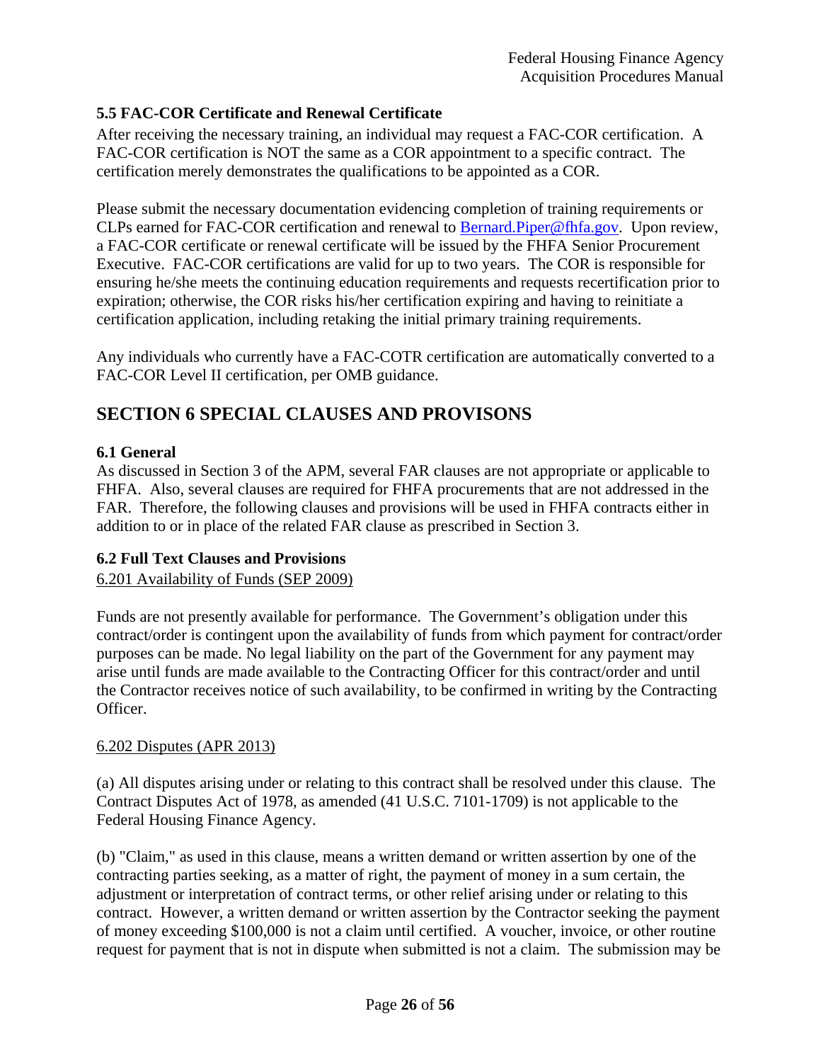### 5.5 FAC-COR Certificate and Renewal Certificate

After receiving the necessary training, an individual may request a FAC-COR certification. A FAC-COR certification is NOT the same as a COR appointment to a specific contract. The certification merely demonstrates the qualifications to be appointed as a COR.

Please submit the necessary documentation evidencing completion of training requirements or CLPs earned for FAC-COR certification and renewal to Bernard.Piper@fhfa.gov. Upon review, a FAC-COR certificate or renewal certificate will be issued by the FHFA Senior Procurement Executive. FAC-COR certifications are valid for up to two years. The COR is responsible for ensuring he/she meets the continuing education requirements and requests recertification prior to expiration; otherwise, the COR risks his/her certification expiring and having to reinitiate a certification application, including retaking the initial primary training requirements.

Any individuals who currently have a FAC-COTR certification are automatically converted to a FAC-COR Level II certification, per OMB guidance.

## SECTION 6 SPECIAL CLAUSES AND PROVISONS

### 6.1 General

As discussed in Section 3 of the APM, several FAR clauses are not appropriate or applicable to FHFA. Also, several clauses are required for FHFA procurements that are not addressed in the FAR. Therefore, the following clauses and provisions will be used in FHFA contracts either in addition to or in place of the related FAR clause as prescribed in Section 3.

### 6.2 Full Text Clauses and Provisions

6.201 Availability of Funds (SEP 2009)

Funds are not presently available for performance. The Government's obligation under this contract/order is contingent upon the availability of funds from which payment for contract/order purposes can be made. No legal liability on the part of the Government for any payment may arise until funds are made available to the Contracting Officer for this contract/order and until the Contractor receives notice of such availability, to be confirmed in writing by the Contracting Officer.

6.202 Disputes (APR 2013)

(a) All disputes arising under or relating to this contract shall be resolved under this clause. The Contract Disputes Act of 1978, as amended (41 U.S.C. 7101-1709) is not applicable to the Federal Housing Finance Agency.

(b) "Claim," as used in this clause, means a written demand or written assertion by one of the contracting parties seeking, as a matter of right, the payment of money in a sum certain, the adjustment or interpretation of contract terms, or other relief arising under or relating to this contract. However, a written demand or written assertion by the Contractor seeking the payment of money exceeding $100,000 is not a claim until certified. A voucher, invoice, or other routine request for payment that is not in dispute when submitted is not a claim. The submission may be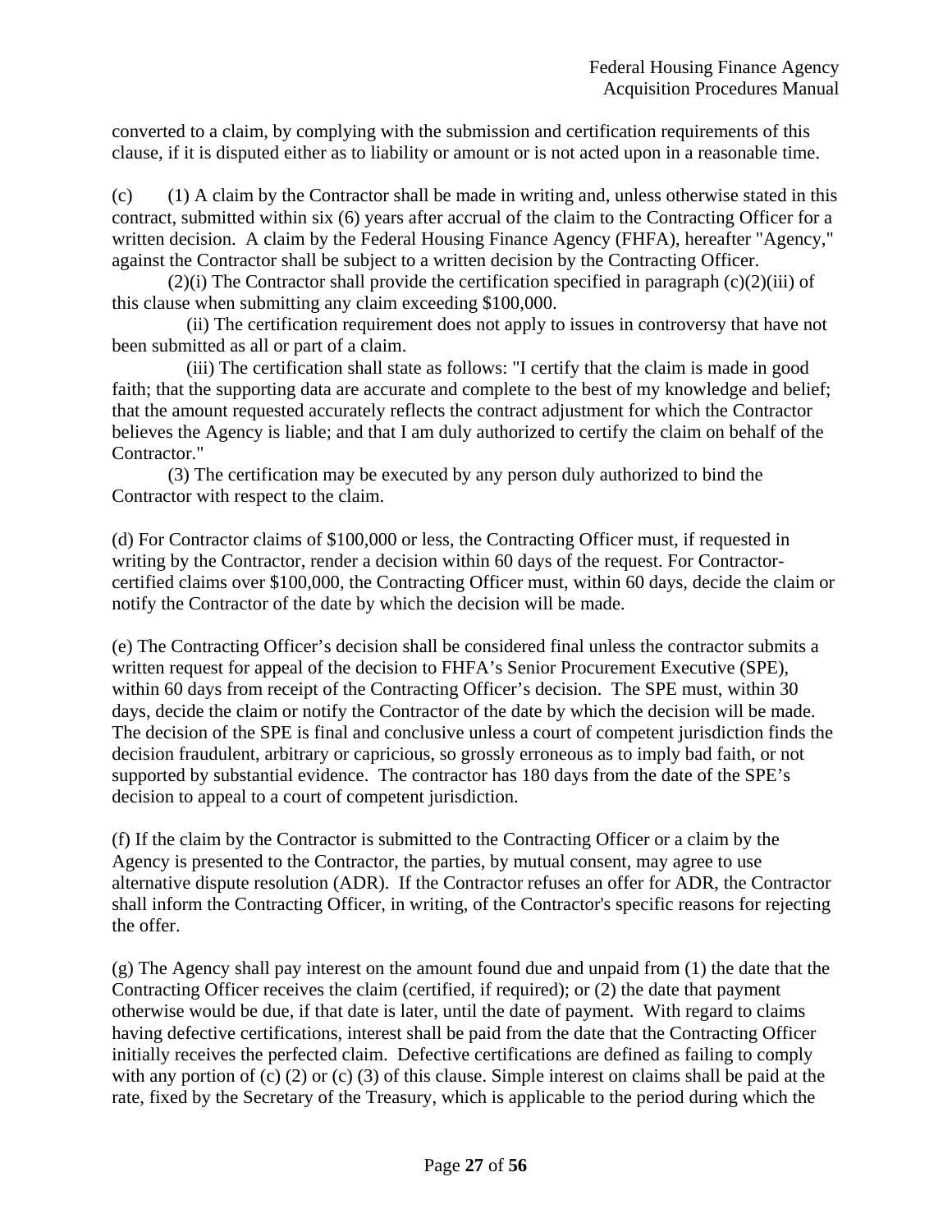converted to a claim, by complying with the submission and certification requirements of this clause, if it is disputed either as to liability or amount or is not acted upon in a reasonable time.

(c) (1) A claim by the Contractor shall be made in writing and, unless otherwise stated in this contract, submitted within six (6) years after accrual of the claim to the Contracting Officer for a written decision. A claim by the Federal Housing Finance Agency (FHFA), hereafter "Agency," against the Contractor shall be subject to a written decision by the Contracting Officer.

(2)(i) The Contractor shall provide the certification specified in paragraph (c)(2)(iii) of this clause when submitting any claim exceeding $100,000.

(ii) The certification requirement does not apply to issues in controversy that have not been submitted as all or part of a claim.

(iii) The certification shall state as follows: "I certify that the claim is made in good faith; that the supporting data are accurate and complete to the best of my knowledge and belief; that the amount requested accurately reflects the contract adjustment for which the Contractor believes the Agency is liable; and that I am duly authorized to certify the claim on behalf of the Contractor."

(3) The certification may be executed by any person duly authorized to bind the Contractor with respect to the claim.

(d) For Contractor claims of $100,000 or less, the Contracting Officer must, if requested in writing by the Contractor, render a decision within 60 days of the request. For Contractor-certified claims over $100,000, the Contracting Officer must, within 60 days, decide the claim or notify the Contractor of the date by which the decision will be made.

(e) The Contracting Officer's decision shall be considered final unless the contractor submits a written request for appeal of the decision to FHFA's Senior Procurement Executive (SPE), within 60 days from receipt of the Contracting Officer's decision. The SPE must, within 30 days, decide the claim or notify the Contractor of the date by which the decision will be made. The decision of the SPE is final and conclusive unless a court of competent jurisdiction finds the decision fraudulent, arbitrary or capricious, so grossly erroneous as to imply bad faith, or not supported by substantial evidence. The contractor has 180 days from the date of the SPE's decision to appeal to a court of competent jurisdiction.

(f) If the claim by the Contractor is submitted to the Contracting Officer or a claim by the Agency is presented to the Contractor, the parties, by mutual consent, may agree to use alternative dispute resolution (ADR). If the Contractor refuses an offer for ADR, the Contractor shall inform the Contracting Officer, in writing, of the Contractor's specific reasons for rejecting the offer.

(g) The Agency shall pay interest on the amount found due and unpaid from (1) the date that the Contracting Officer receives the claim (certified, if required); or (2) the date that payment otherwise would be due, if that date is later, until the date of payment. With regard to claims having defective certifications, interest shall be paid from the date that the Contracting Officer initially receives the perfected claim. Defective certifications are defined as failing to comply with any portion of (c) (2) or (c) (3) of this clause. Simple interest on claims shall be paid at the rate, fixed by the Secretary of the Treasury, which is applicable to the period during which the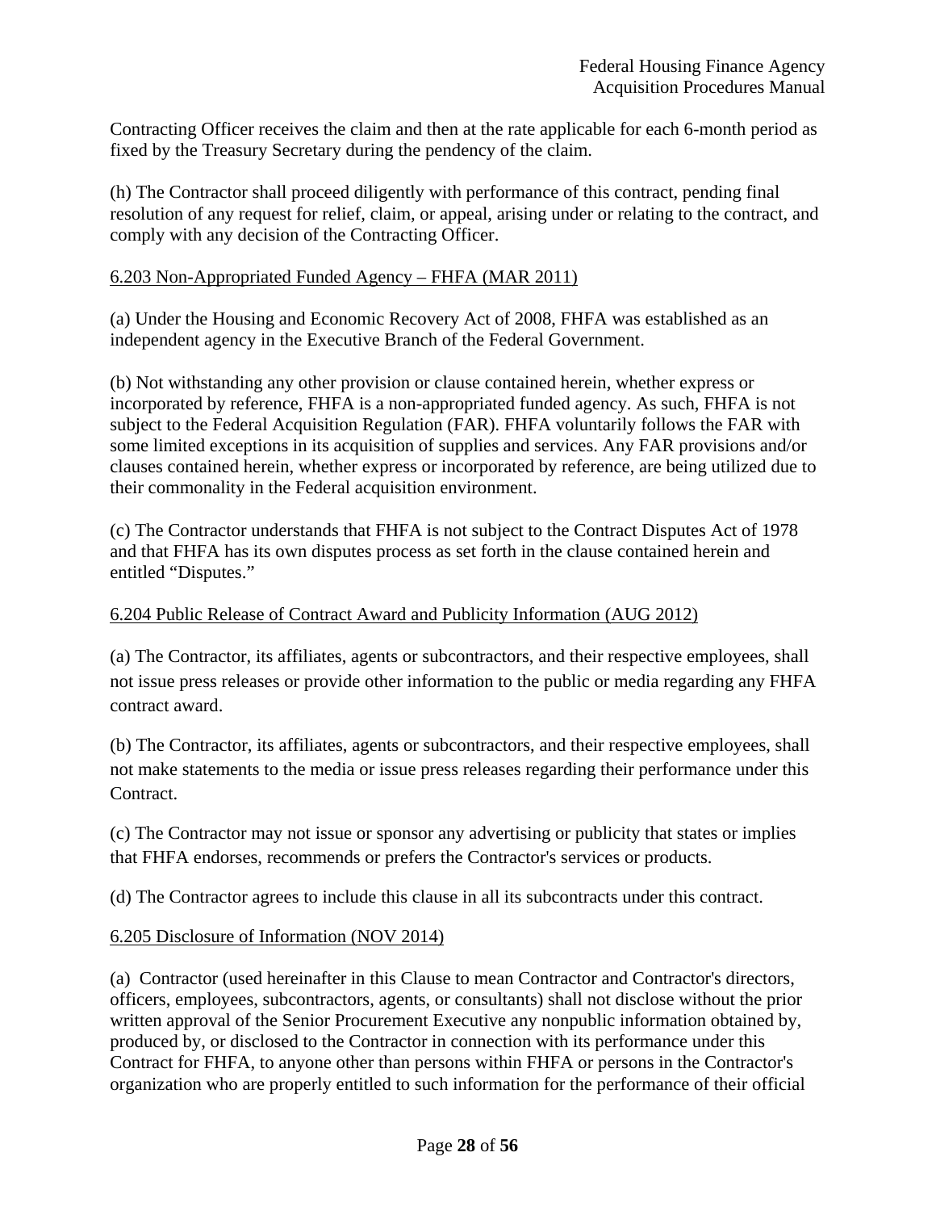Contracting Officer receives the claim and then at the rate applicable for each 6-month period as fixed by the Treasury Secretary during the pendency of the claim.

(h) The Contractor shall proceed diligently with performance of this contract, pending final resolution of any request for relief, claim, or appeal, arising under or relating to the contract, and comply with any decision of the Contracting Officer.

### 6.203 Non-Appropriated Funded Agency – FHFA (MAR 2011)

(a) Under the Housing and Economic Recovery Act of 2008, FHFA was established as an independent agency in the Executive Branch of the Federal Government.

(b) Not withstanding any other provision or clause contained herein, whether express or incorporated by reference, FHFA is a non-appropriated funded agency. As such, FHFA is not subject to the Federal Acquisition Regulation (FAR). FHFA voluntarily follows the FAR with some limited exceptions in its acquisition of supplies and services. Any FAR provisions and/or clauses contained herein, whether express or incorporated by reference, are being utilized due to their commonality in the Federal acquisition environment.

(c) The Contractor understands that FHFA is not subject to the Contract Disputes Act of 1978 and that FHFA has its own disputes process as set forth in the clause contained herein and entitled "Disputes."

### 6.204 Public Release of Contract Award and Publicity Information (AUG 2012)

(a) The Contractor, its affiliates, agents or subcontractors, and their respective employees, shall not issue press releases or provide other information to the public or media regarding any FHFA contract award.

(b) The Contractor, its affiliates, agents or subcontractors, and their respective employees, shall not make statements to the media or issue press releases regarding their performance under this Contract.

(c) The Contractor may not issue or sponsor any advertising or publicity that states or implies that FHFA endorses, recommends or prefers the Contractor's services or products.

(d) The Contractor agrees to include this clause in all its subcontracts under this contract.

### 6.205 Disclosure of Information (NOV 2014)

(a) Contractor (used hereinafter in this Clause to mean Contractor and Contractor's directors, officers, employees, subcontractors, agents, or consultants) shall not disclose without the prior written approval of the Senior Procurement Executive any nonpublic information obtained by, produced by, or disclosed to the Contractor in connection with its performance under this Contract for FHFA, to anyone other than persons within FHFA or persons in the Contractor's organization who are properly entitled to such information for the performance of their official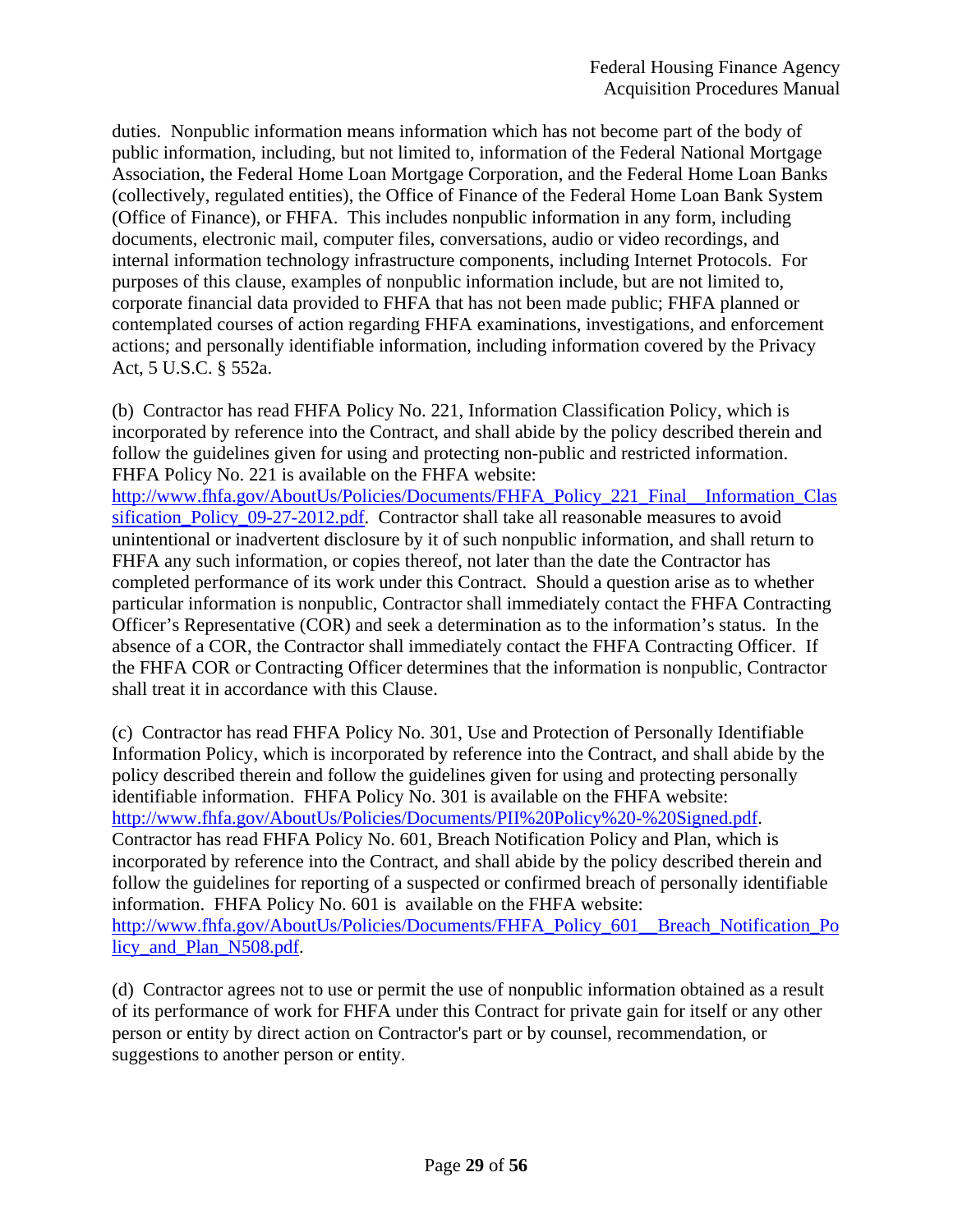duties. Nonpublic information means information which has not become part of the body of public information, including, but not limited to, information of the Federal National Mortgage Association, the Federal Home Loan Mortgage Corporation, and the Federal Home Loan Banks (collectively, regulated entities), the Office of Finance of the Federal Home Loan Bank System (Office of Finance), or FHFA. This includes nonpublic information in any form, including documents, electronic mail, computer files, conversations, audio or video recordings, and internal information technology infrastructure components, including Internet Protocols. For purposes of this clause, examples of nonpublic information include, but are not limited to, corporate financial data provided to FHFA that has not been made public; FHFA planned or contemplated courses of action regarding FHFA examinations, investigations, and enforcement actions; and personally identifiable information, including information covered by the Privacy Act, 5 U.S.C. § 552a.

(b) Contractor has read FHFA Policy No. 221, Information Classification Policy, which is incorporated by reference into the Contract, and shall abide by the policy described therein and follow the guidelines given for using and protecting non-public and restricted information. FHFA Policy No. 221 is available on the FHFA website: [http://www.fhfa.gov/AboutUs/Policies/Documents/FHFA_Policy_221_Final__Information_Classification_Policy_09-27-2012.pdf](http://www.fhfa.gov/AboutUs/Policies/Documents/FHFA_Policy_221_Final__Information_Classification_Policy_09-27-2012.pdf). Contractor shall take all reasonable measures to avoid unintentional or inadvertent disclosure by it of such nonpublic information, and shall return to FHFA any such information, or copies thereof, not later than the date the Contractor has completed performance of its work under this Contract. Should a question arise as to whether particular information is nonpublic, Contractor shall immediately contact the FHFA Contracting Officer's Representative (COR) and seek a determination as to the information's status. In the absence of a COR, the Contractor shall immediately contact the FHFA Contracting Officer. If the FHFA COR or Contracting Officer determines that the information is nonpublic, Contractor shall treat it in accordance with this Clause.

(c) Contractor has read FHFA Policy No. 301, Use and Protection of Personally Identifiable Information Policy, which is incorporated by reference into the Contract, and shall abide by the policy described therein and follow the guidelines given for using and protecting personally identifiable information. FHFA Policy No. 301 is available on the FHFA website: [http://www.fhfa.gov/AboutUs/Policies/Documents/PII%20Policy%20-%20Signed.pdf](http://www.fhfa.gov/AboutUs/Policies/Documents/PII%20Policy%20-%20Signed.pdf). Contractor has read FHFA Policy No. 601, Breach Notification Policy and Plan, which is incorporated by reference into the Contract, and shall abide by the policy described therein and follow the guidelines for reporting of a suspected or confirmed breach of personally identifiable information. FHFA Policy No. 601 is available on the FHFA website: [http://www.fhfa.gov/AboutUs/Policies/Documents/FHFA_Policy_601__Breach_Notification_Policy_and_Plan_N508.pdf](http://www.fhfa.gov/AboutUs/Policies/Documents/FHFA_Policy_601__Breach_Notification_Policy_and_Plan_N508.pdf).

(d) Contractor agrees not to use or permit the use of nonpublic information obtained as a result of its performance of work for FHFA under this Contract for private gain for itself or any other person or entity by direct action on Contractor's part or by counsel, recommendation, or suggestions to another person or entity.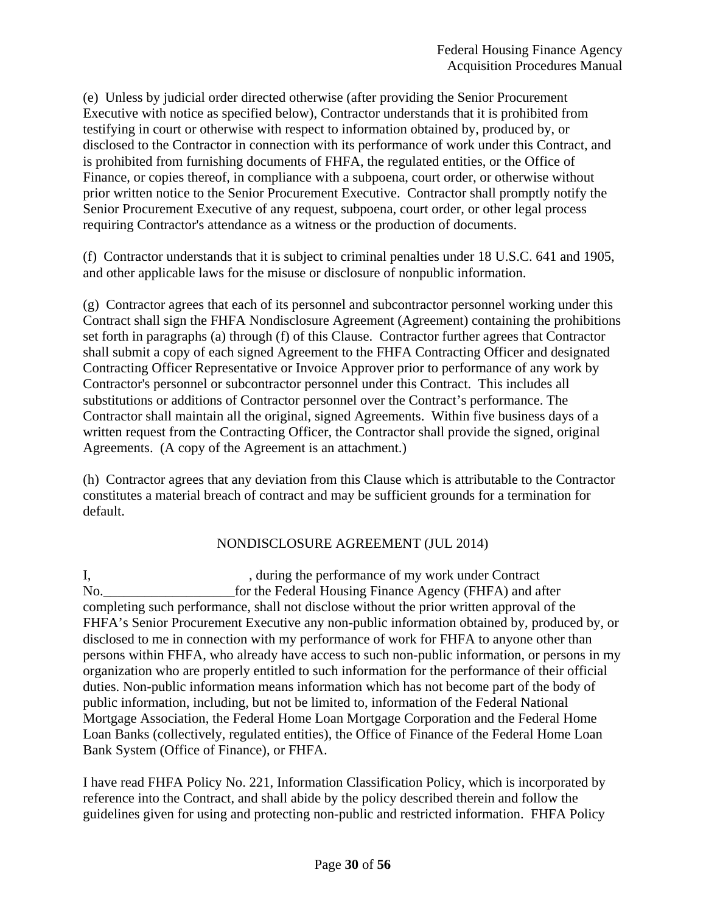(e) Unless by judicial order directed otherwise (after providing the Senior Procurement Executive with notice as specified below), Contractor understands that it is prohibited from testifying in court or otherwise with respect to information obtained by, produced by, or disclosed to the Contractor in connection with its performance of work under this Contract, and is prohibited from furnishing documents of FHFA, the regulated entities, or the Office of Finance, or copies thereof, in compliance with a subpoena, court order, or otherwise without prior written notice to the Senior Procurement Executive. Contractor shall promptly notify the Senior Procurement Executive of any request, subpoena, court order, or other legal process requiring Contractor's attendance as a witness or the production of documents.

(f) Contractor understands that it is subject to criminal penalties under 18 U.S.C. 641 and 1905, and other applicable laws for the misuse or disclosure of nonpublic information.

(g) Contractor agrees that each of its personnel and subcontractor personnel working under this Contract shall sign the FHFA Nondisclosure Agreement (Agreement) containing the prohibitions set forth in paragraphs (a) through (f) of this Clause. Contractor further agrees that Contractor shall submit a copy of each signed Agreement to the FHFA Contracting Officer and designated Contracting Officer Representative or Invoice Approver prior to performance of any work by Contractor's personnel or subcontractor personnel under this Contract. This includes all substitutions or additions of Contractor personnel over the Contract's performance. The Contractor shall maintain all the original, signed Agreements. Within five business days of a written request from the Contracting Officer, the Contractor shall provide the signed, original Agreements. (A copy of the Agreement is an attachment.)

(h) Contractor agrees that any deviation from this Clause which is attributable to the Contractor constitutes a material breach of contract and may be sufficient grounds for a termination for default.

NONDISCLOSURE AGREEMENT (JUL 2014)

I, , during the performance of my work under Contract No.___________________for the Federal Housing Finance Agency (FHFA) and after completing such performance, shall not disclose without the prior written approval of the FHFA's Senior Procurement Executive any non-public information obtained by, produced by, or disclosed to me in connection with my performance of work for FHFA to anyone other than persons within FHFA, who already have access to such non-public information, or persons in my organization who are properly entitled to such information for the performance of their official duties. Non-public information means information which has not become part of the body of public information, including, but not be limited to, information of the Federal National Mortgage Association, the Federal Home Loan Mortgage Corporation and the Federal Home Loan Banks (collectively, regulated entities), the Office of Finance of the Federal Home Loan Bank System (Office of Finance), or FHFA.

I have read FHFA Policy No. 221, Information Classification Policy, which is incorporated by reference into the Contract, and shall abide by the policy described therein and follow the guidelines given for using and protecting non-public and restricted information. FHFA Policy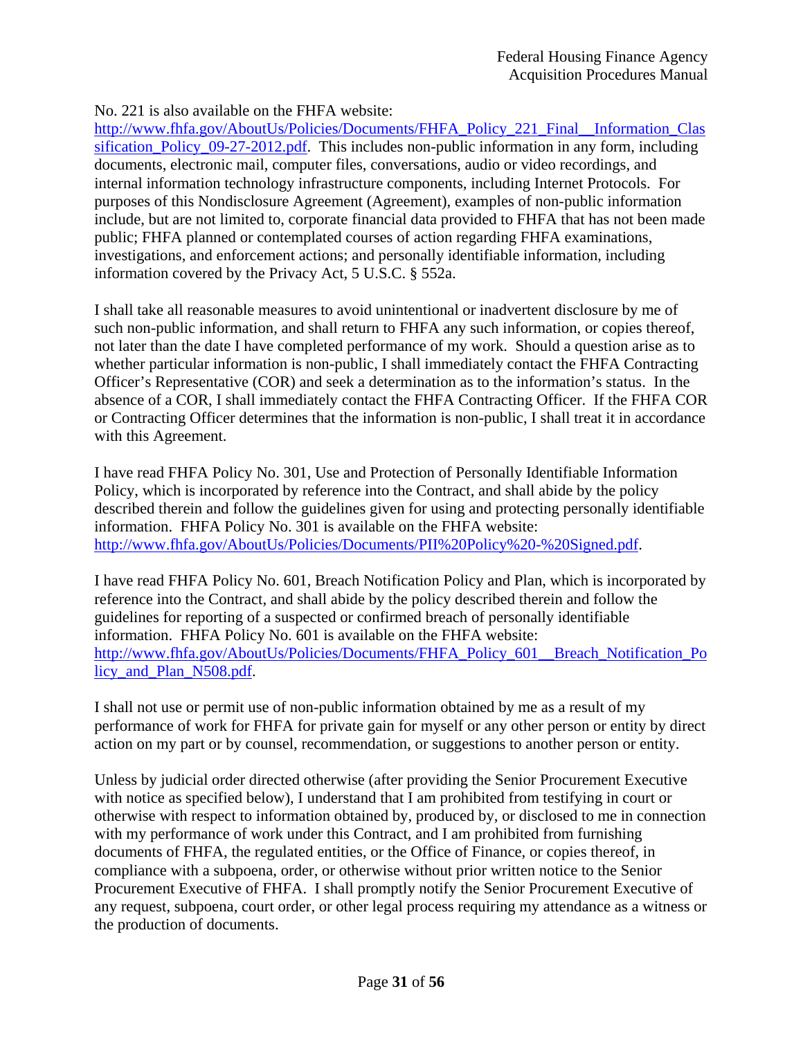No. 221 is also available on the FHFA website: [http://www.fhfa.gov/AboutUs/Policies/Documents/FHFA_Policy_221_Final__Information_Classification_Policy_09-27-2012.pdf](http://www.fhfa.gov/AboutUs/Policies/Documents/FHFA_Policy_221_Final__Information_Classification_Policy_09-27-2012.pdf). This includes non-public information in any form, including documents, electronic mail, computer files, conversations, audio or video recordings, and internal information technology infrastructure components, including Internet Protocols. For purposes of this Nondisclosure Agreement (Agreement), examples of non-public information include, but are not limited to, corporate financial data provided to FHFA that has not been made public; FHFA planned or contemplated courses of action regarding FHFA examinations, investigations, and enforcement actions; and personally identifiable information, including information covered by the Privacy Act, 5 U.S.C. § 552a.

I shall take all reasonable measures to avoid unintentional or inadvertent disclosure by me of such non-public information, and shall return to FHFA any such information, or copies thereof, not later than the date I have completed performance of my work. Should a question arise as to whether particular information is non-public, I shall immediately contact the FHFA Contracting Officer's Representative (COR) and seek a determination as to the information's status. In the absence of a COR, I shall immediately contact the FHFA Contracting Officer. If the FHFA COR or Contracting Officer determines that the information is non-public, I shall treat it in accordance with this Agreement.

I have read FHFA Policy No. 301, Use and Protection of Personally Identifiable Information Policy, which is incorporated by reference into the Contract, and shall abide by the policy described therein and follow the guidelines given for using and protecting personally identifiable information. FHFA Policy No. 301 is available on the FHFA website: [http://www.fhfa.gov/AboutUs/Policies/Documents/PII%20Policy%20-%20Signed.pdf](http://www.fhfa.gov/AboutUs/Policies/Documents/PII%20Policy%20-%20Signed.pdf).

I have read FHFA Policy No. 601, Breach Notification Policy and Plan, which is incorporated by reference into the Contract, and shall abide by the policy described therein and follow the guidelines for reporting of a suspected or confirmed breach of personally identifiable information. FHFA Policy No. 601 is available on the FHFA website: [http://www.fhfa.gov/AboutUs/Policies/Documents/FHFA_Policy_601__Breach_Notification_Policy_and_Plan_N508.pdf](http://www.fhfa.gov/AboutUs/Policies/Documents/FHFA_Policy_601__Breach_Notification_Policy_and_Plan_N508.pdf).

I shall not use or permit use of non-public information obtained by me as a result of my performance of work for FHFA for private gain for myself or any other person or entity by direct action on my part or by counsel, recommendation, or suggestions to another person or entity.

Unless by judicial order directed otherwise (after providing the Senior Procurement Executive with notice as specified below), I understand that I am prohibited from testifying in court or otherwise with respect to information obtained by, produced by, or disclosed to me in connection with my performance of work under this Contract, and I am prohibited from furnishing documents of FHFA, the regulated entities, or the Office of Finance, or copies thereof, in compliance with a subpoena, order, or otherwise without prior written notice to the Senior Procurement Executive of FHFA. I shall promptly notify the Senior Procurement Executive of any request, subpoena, court order, or other legal process requiring my attendance as a witness or the production of documents.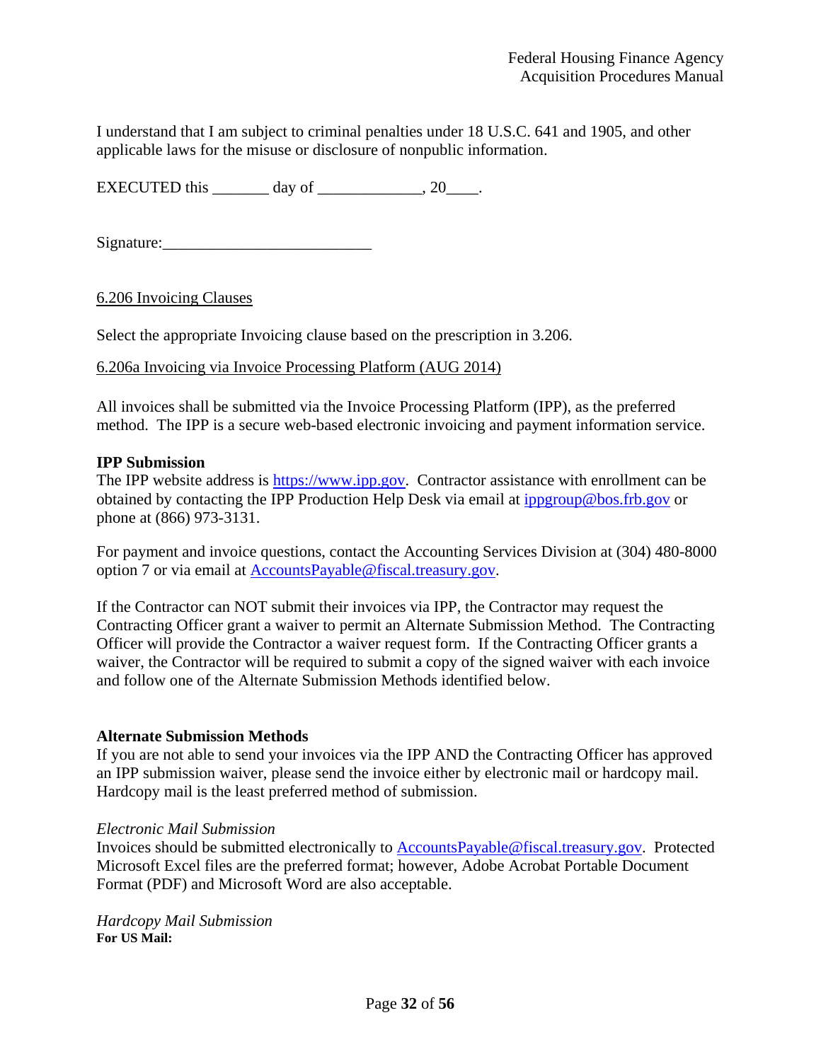I understand that I am subject to criminal penalties under 18 U.S.C. 641 and 1905, and other applicable laws for the misuse or disclosure of nonpublic information.

EXECUTED this _______ day of _____________, 20____.

Signature:_________________________

6.206 Invoicing Clauses

Select the appropriate Invoicing clause based on the prescription in 3.206.

6.206a Invoicing via Invoice Processing Platform (AUG 2014)

All invoices shall be submitted via the Invoice Processing Platform (IPP), as the preferred method. The IPP is a secure web-based electronic invoicing and payment information service.

**IPP Submission**
The IPP website address is https://www.ipp.gov. Contractor assistance with enrollment can be obtained by contacting the IPP Production Help Desk via email at ippgroup@bos.frb.gov or phone at (866) 973-3131.

For payment and invoice questions, contact the Accounting Services Division at (304) 480-8000 option 7 or via email at AccountsPayable@fiscal.treasury.gov.

If the Contractor can NOT submit their invoices via IPP, the Contractor may request the Contracting Officer grant a waiver to permit an Alternate Submission Method. The Contracting Officer will provide the Contractor a waiver request form. If the Contracting Officer grants a waiver, the Contractor will be required to submit a copy of the signed waiver with each invoice and follow one of the Alternate Submission Methods identified below.

**Alternate Submission Methods**
If you are not able to send your invoices via the IPP AND the Contracting Officer has approved an IPP submission waiver, please send the invoice either by electronic mail or hardcopy mail. Hardcopy mail is the least preferred method of submission.

*Electronic Mail Submission*
Invoices should be submitted electronically to AccountsPayable@fiscal.treasury.gov. Protected Microsoft Excel files are the preferred format; however, Adobe Acrobat Portable Document Format (PDF) and Microsoft Word are also acceptable.

*Hardcopy Mail Submission*
**For US Mail:**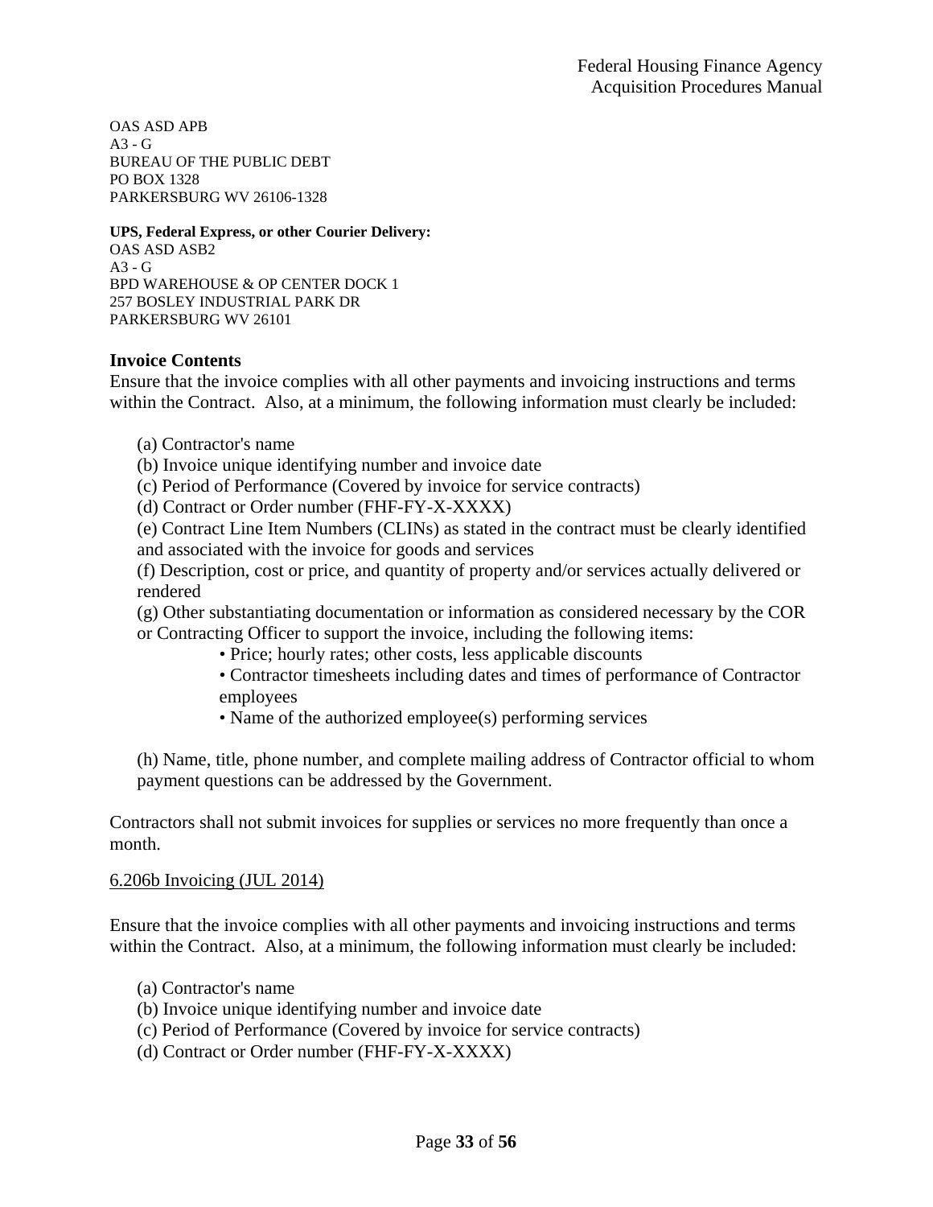OAS ASD APB
A3 - G
BUREAU OF THE PUBLIC DEBT
PO BOX 1328
PARKERSBURG WV 26106-1328

**UPS, Federal Express, or other Courier Delivery:**
OAS ASD ASB2
A3 - G
BPD WAREHOUSE & OP CENTER DOCK 1
257 BOSLEY INDUSTRIAL PARK DR
PARKERSBURG WV 26101

**Invoice Contents**

Ensure that the invoice complies with all other payments and invoicing instructions and terms within the Contract. Also, at a minimum, the following information must clearly be included:

(a) Contractor's name
(b) Invoice unique identifying number and invoice date
(c) Period of Performance (Covered by invoice for service contracts)
(d) Contract or Order number (FHF-FY-X-XXXX)
(e) Contract Line Item Numbers (CLINs) as stated in the contract must be clearly identified and associated with the invoice for goods and services
(f) Description, cost or price, and quantity of property and/or services actually delivered or rendered
(g) Other substantiating documentation or information as considered necessary by the COR or Contracting Officer to support the invoice, including the following items:

- Price; hourly rates; other costs, less applicable discounts
- Contractor timesheets including dates and times of performance of Contractor employees
- Name of the authorized employee(s) performing services

(h) Name, title, phone number, and complete mailing address of Contractor official to whom payment questions can be addressed by the Government.

Contractors shall not submit invoices for supplies or services no more frequently than once a month.

6.206b Invoicing (JUL 2014)

Ensure that the invoice complies with all other payments and invoicing instructions and terms within the Contract. Also, at a minimum, the following information must clearly be included:

(a) Contractor's name
(b) Invoice unique identifying number and invoice date
(c) Period of Performance (Covered by invoice for service contracts)
(d) Contract or Order number (FHF-FY-X-XXXX)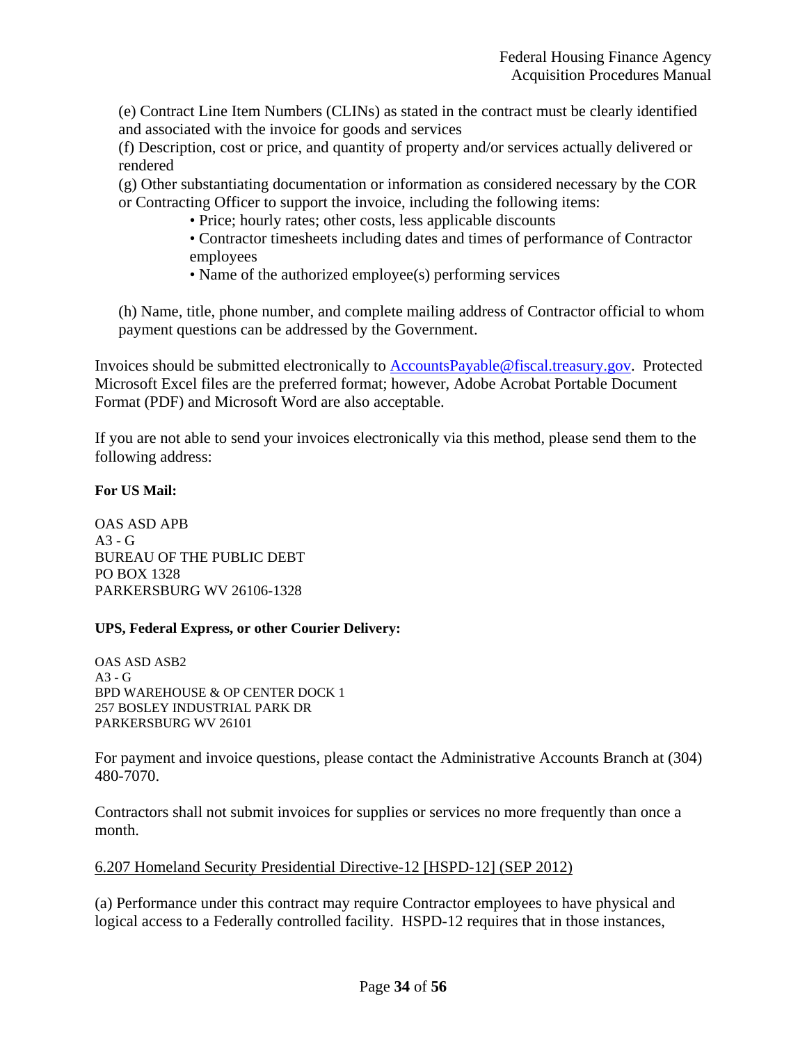(e) Contract Line Item Numbers (CLINs) as stated in the contract must be clearly identified and associated with the invoice for goods and services

(f) Description, cost or price, and quantity of property and/or services actually delivered or rendered

(g) Other substantiating documentation or information as considered necessary by the COR or Contracting Officer to support the invoice, including the following items:

- Price; hourly rates; other costs, less applicable discounts
- Contractor timesheets including dates and times of performance of Contractor employees
- Name of the authorized employee(s) performing services

(h) Name, title, phone number, and complete mailing address of Contractor official to whom payment questions can be addressed by the Government.

Invoices should be submitted electronically to AccountsPayable@fiscal.treasury.gov. Protected Microsoft Excel files are the preferred format; however, Adobe Acrobat Portable Document Format (PDF) and Microsoft Word are also acceptable.

If you are not able to send your invoices electronically via this method, please send them to the following address:

**For US Mail:**

OAS ASD APB
A3 - G
BUREAU OF THE PUBLIC DEBT
PO BOX 1328
PARKERSBURG WV 26106-1328

**UPS, Federal Express, or other Courier Delivery:**

OAS ASD ASB2
A3 - G
BPD WAREHOUSE & OP CENTER DOCK 1
257 BOSLEY INDUSTRIAL PARK DR
PARKERSBURG WV 26101

For payment and invoice questions, please contact the Administrative Accounts Branch at (304) 480-7070.

Contractors shall not submit invoices for supplies or services no more frequently than once a month.

6.207 Homeland Security Presidential Directive-12 [HSPD-12] (SEP 2012)

(a) Performance under this contract may require Contractor employees to have physical and logical access to a Federally controlled facility. HSPD-12 requires that in those instances,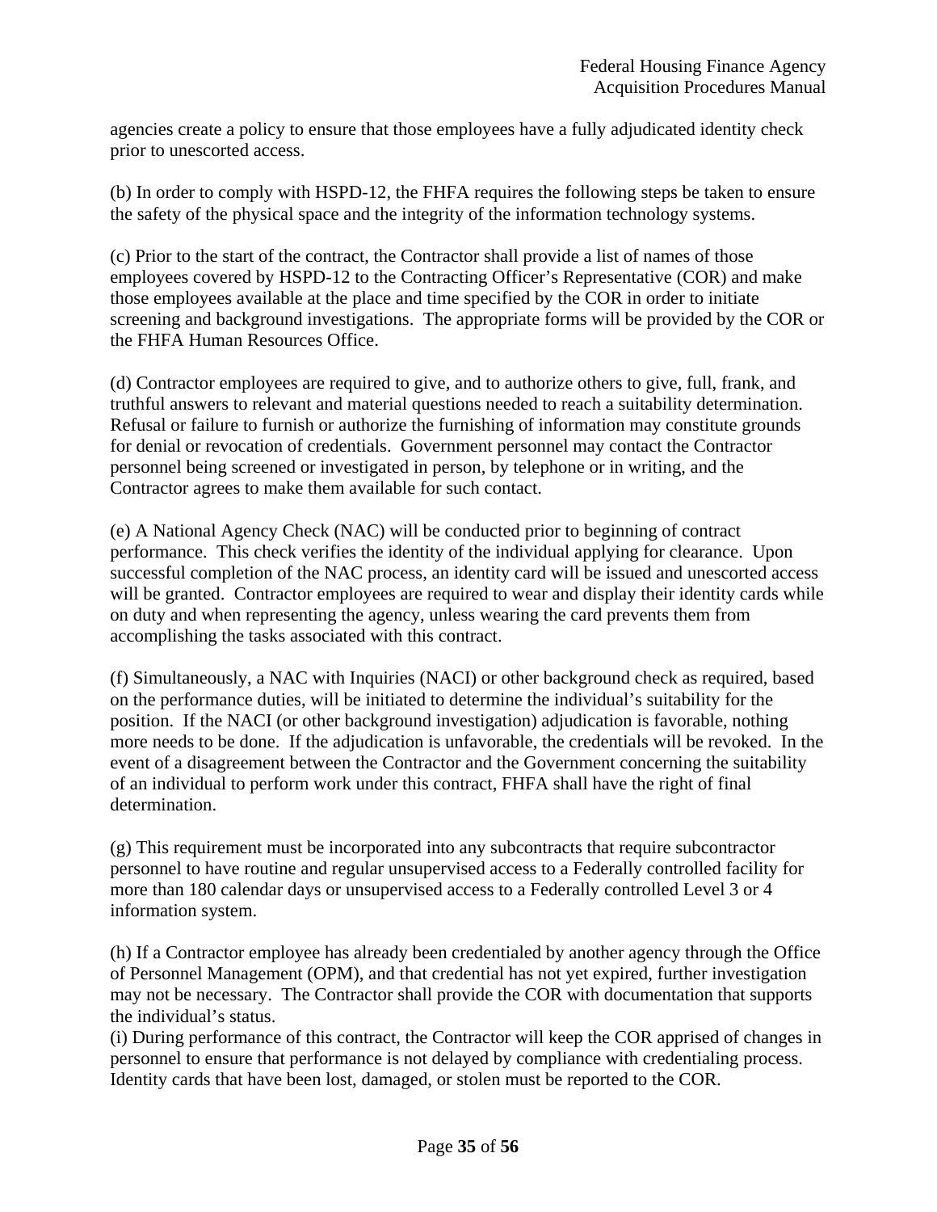agencies create a policy to ensure that those employees have a fully adjudicated identity check prior to unescorted access.

(b) In order to comply with HSPD-12, the FHFA requires the following steps be taken to ensure the safety of the physical space and the integrity of the information technology systems.

(c) Prior to the start of the contract, the Contractor shall provide a list of names of those employees covered by HSPD-12 to the Contracting Officer's Representative (COR) and make those employees available at the place and time specified by the COR in order to initiate screening and background investigations. The appropriate forms will be provided by the COR or the FHFA Human Resources Office.

(d) Contractor employees are required to give, and to authorize others to give, full, frank, and truthful answers to relevant and material questions needed to reach a suitability determination. Refusal or failure to furnish or authorize the furnishing of information may constitute grounds for denial or revocation of credentials. Government personnel may contact the Contractor personnel being screened or investigated in person, by telephone or in writing, and the Contractor agrees to make them available for such contact.

(e) A National Agency Check (NAC) will be conducted prior to beginning of contract performance. This check verifies the identity of the individual applying for clearance. Upon successful completion of the NAC process, an identity card will be issued and unescorted access will be granted. Contractor employees are required to wear and display their identity cards while on duty and when representing the agency, unless wearing the card prevents them from accomplishing the tasks associated with this contract.

(f) Simultaneously, a NAC with Inquiries (NACI) or other background check as required, based on the performance duties, will be initiated to determine the individual's suitability for the position. If the NACI (or other background investigation) adjudication is favorable, nothing more needs to be done. If the adjudication is unfavorable, the credentials will be revoked. In the event of a disagreement between the Contractor and the Government concerning the suitability of an individual to perform work under this contract, FHFA shall have the right of final determination.

(g) This requirement must be incorporated into any subcontracts that require subcontractor personnel to have routine and regular unsupervised access to a Federally controlled facility for more than 180 calendar days or unsupervised access to a Federally controlled Level 3 or 4 information system.

(h) If a Contractor employee has already been credentialed by another agency through the Office of Personnel Management (OPM), and that credential has not yet expired, further investigation may not be necessary. The Contractor shall provide the COR with documentation that supports the individual's status.

(i) During performance of this contract, the Contractor will keep the COR apprised of changes in personnel to ensure that performance is not delayed by compliance with credentialing process. Identity cards that have been lost, damaged, or stolen must be reported to the COR.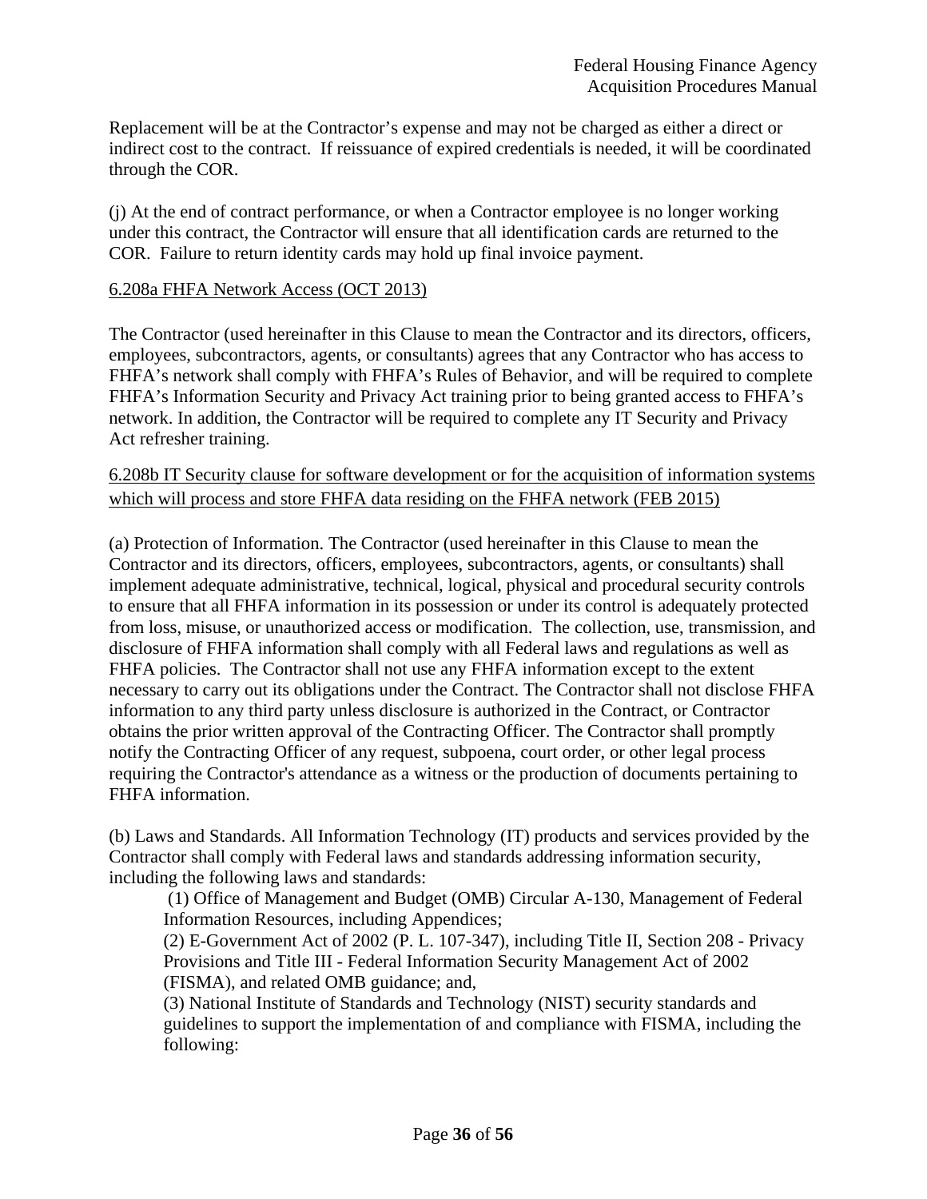Replacement will be at the Contractor's expense and may not be charged as either a direct or indirect cost to the contract. If reissuance of expired credentials is needed, it will be coordinated through the COR.

(j) At the end of contract performance, or when a Contractor employee is no longer working under this contract, the Contractor will ensure that all identification cards are returned to the COR. Failure to return identity cards may hold up final invoice payment.

6.208a FHFA Network Access (OCT 2013)

The Contractor (used hereinafter in this Clause to mean the Contractor and its directors, officers, employees, subcontractors, agents, or consultants) agrees that any Contractor who has access to FHFA's network shall comply with FHFA's Rules of Behavior, and will be required to complete FHFA's Information Security and Privacy Act training prior to being granted access to FHFA's network. In addition, the Contractor will be required to complete any IT Security and Privacy Act refresher training.

6.208b IT Security clause for software development or for the acquisition of information systems which will process and store FHFA data residing on the FHFA network (FEB 2015)

(a) Protection of Information. The Contractor (used hereinafter in this Clause to mean the Contractor and its directors, officers, employees, subcontractors, agents, or consultants) shall implement adequate administrative, technical, logical, physical and procedural security controls to ensure that all FHFA information in its possession or under its control is adequately protected from loss, misuse, or unauthorized access or modification. The collection, use, transmission, and disclosure of FHFA information shall comply with all Federal laws and regulations as well as FHFA policies. The Contractor shall not use any FHFA information except to the extent necessary to carry out its obligations under the Contract. The Contractor shall not disclose FHFA information to any third party unless disclosure is authorized in the Contract, or Contractor obtains the prior written approval of the Contracting Officer. The Contractor shall promptly notify the Contracting Officer of any request, subpoena, court order, or other legal process requiring the Contractor's attendance as a witness or the production of documents pertaining to FHFA information.

(b) Laws and Standards. All Information Technology (IT) products and services provided by the Contractor shall comply with Federal laws and standards addressing information security, including the following laws and standards:

(1) Office of Management and Budget (OMB) Circular A-130, Management of Federal Information Resources, including Appendices;

(2) E-Government Act of 2002 (P. L. 107-347), including Title II, Section 208 - Privacy Provisions and Title III - Federal Information Security Management Act of 2002 (FISMA), and related OMB guidance; and,

(3) National Institute of Standards and Technology (NIST) security standards and guidelines to support the implementation of and compliance with FISMA, including the following: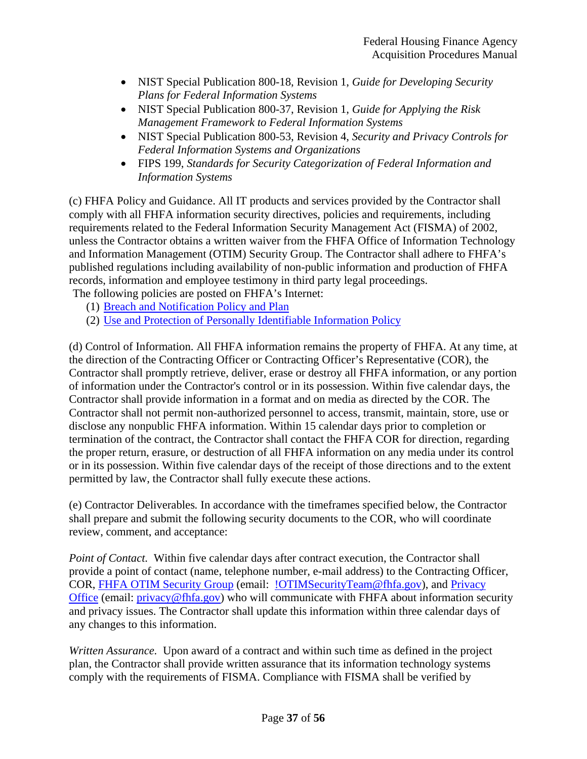- NIST Special Publication 800-18, Revision 1, *Guide for Developing Security Plans for Federal Information Systems*
- NIST Special Publication 800-37, Revision 1, *Guide for Applying the Risk Management Framework to Federal Information Systems*
- NIST Special Publication 800-53, Revision 4, *Security and Privacy Controls for Federal Information Systems and Organizations*
- FIPS 199, *Standards for Security Categorization of Federal Information and Information Systems*

(c) FHFA Policy and Guidance. All IT products and services provided by the Contractor shall comply with all FHFA information security directives, policies and requirements, including requirements related to the Federal Information Security Management Act (FISMA) of 2002, unless the Contractor obtains a written waiver from the FHFA Office of Information Technology and Information Management (OTIM) Security Group. The Contractor shall adhere to FHFA's published regulations including availability of non-public information and production of FHFA records, information and employee testimony in third party legal proceedings.
The following policies are posted on FHFA's Internet:

(1) Breach and Notification Policy and Plan
(2) Use and Protection of Personally Identifiable Information Policy

(d) Control of Information. All FHFA information remains the property of FHFA. At any time, at the direction of the Contracting Officer or Contracting Officer's Representative (COR), the Contractor shall promptly retrieve, deliver, erase or destroy all FHFA information, or any portion of information under the Contractor's control or in its possession. Within five calendar days, the Contractor shall provide information in a format and on media as directed by the COR. The Contractor shall not permit non-authorized personnel to access, transmit, maintain, store, use or disclose any nonpublic FHFA information. Within 15 calendar days prior to completion or termination of the contract, the Contractor shall contact the FHFA COR for direction, regarding the proper return, erasure, or destruction of all FHFA information on any media under its control or in its possession. Within five calendar days of the receipt of those directions and to the extent permitted by law, the Contractor shall fully execute these actions.

(e) Contractor Deliverables*.* In accordance with the timeframes specified below, the Contractor shall prepare and submit the following security documents to the COR, who will coordinate review, comment, and acceptance:

*Point of Contact.* Within five calendar days after contract execution, the Contractor shall provide a point of contact (name, telephone number, e-mail address) to the Contracting Officer, COR, FHFA OTIM Security Group (email: !OTIMSecurityTeam@fhfa.gov), and Privacy Office (email: privacy@fhfa.gov) who will communicate with FHFA about information security and privacy issues. The Contractor shall update this information within three calendar days of any changes to this information.

*Written Assurance.* Upon award of a contract and within such time as defined in the project plan, the Contractor shall provide written assurance that its information technology systems comply with the requirements of FISMA. Compliance with FISMA shall be verified by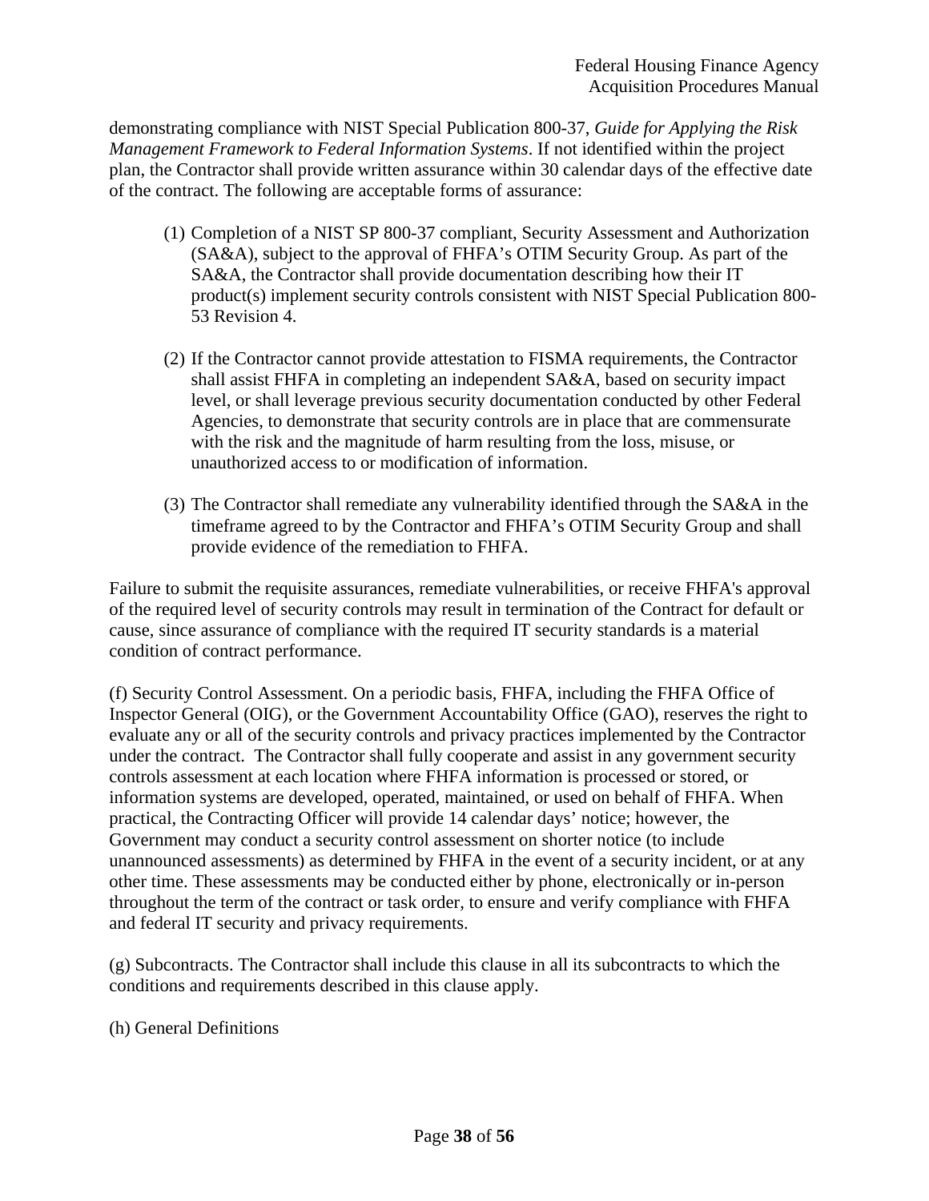demonstrating compliance with NIST Special Publication 800-37, *Guide for Applying the Risk Management Framework to Federal Information Systems*. If not identified within the project plan, the Contractor shall provide written assurance within 30 calendar days of the effective date of the contract. The following are acceptable forms of assurance:

(1) Completion of a NIST SP 800-37 compliant, Security Assessment and Authorization (SA&A), subject to the approval of FHFA's OTIM Security Group. As part of the SA&A, the Contractor shall provide documentation describing how their IT product(s) implement security controls consistent with NIST Special Publication 800-53 Revision 4.

(2) If the Contractor cannot provide attestation to FISMA requirements, the Contractor shall assist FHFA in completing an independent SA&A, based on security impact level, or shall leverage previous security documentation conducted by other Federal Agencies, to demonstrate that security controls are in place that are commensurate with the risk and the magnitude of harm resulting from the loss, misuse, or unauthorized access to or modification of information.

(3) The Contractor shall remediate any vulnerability identified through the SA&A in the timeframe agreed to by the Contractor and FHFA's OTIM Security Group and shall provide evidence of the remediation to FHFA.

Failure to submit the requisite assurances, remediate vulnerabilities, or receive FHFA's approval of the required level of security controls may result in termination of the Contract for default or cause, since assurance of compliance with the required IT security standards is a material condition of contract performance.

(f) Security Control Assessment. On a periodic basis, FHFA, including the FHFA Office of Inspector General (OIG), or the Government Accountability Office (GAO), reserves the right to evaluate any or all of the security controls and privacy practices implemented by the Contractor under the contract. The Contractor shall fully cooperate and assist in any government security controls assessment at each location where FHFA information is processed or stored, or information systems are developed, operated, maintained, or used on behalf of FHFA. When practical, the Contracting Officer will provide 14 calendar days' notice; however, the Government may conduct a security control assessment on shorter notice (to include unannounced assessments) as determined by FHFA in the event of a security incident, or at any other time. These assessments may be conducted either by phone, electronically or in-person throughout the term of the contract or task order, to ensure and verify compliance with FHFA and federal IT security and privacy requirements.

(g) Subcontracts. The Contractor shall include this clause in all its subcontracts to which the conditions and requirements described in this clause apply.

(h) General Definitions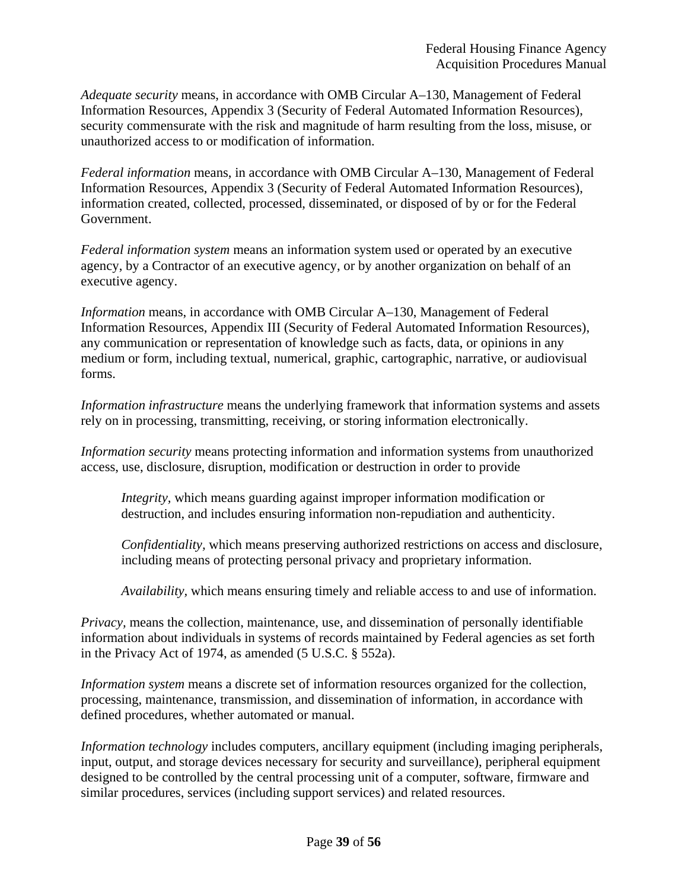*Adequate security* means, in accordance with OMB Circular A–130, Management of Federal Information Resources, Appendix 3 (Security of Federal Automated Information Resources), security commensurate with the risk and magnitude of harm resulting from the loss, misuse, or unauthorized access to or modification of information.

*Federal information* means, in accordance with OMB Circular A–130, Management of Federal Information Resources, Appendix 3 (Security of Federal Automated Information Resources), information created, collected, processed, disseminated, or disposed of by or for the Federal Government.

*Federal information system* means an information system used or operated by an executive agency, by a Contractor of an executive agency, or by another organization on behalf of an executive agency.

*Information* means, in accordance with OMB Circular A–130, Management of Federal Information Resources, Appendix III (Security of Federal Automated Information Resources), any communication or representation of knowledge such as facts, data, or opinions in any medium or form, including textual, numerical, graphic, cartographic, narrative, or audiovisual forms.

*Information infrastructure* means the underlying framework that information systems and assets rely on in processing, transmitting, receiving, or storing information electronically.

*Information security* means protecting information and information systems from unauthorized access, use, disclosure, disruption, modification or destruction in order to provide

> *Integrity,* which means guarding against improper information modification or destruction, and includes ensuring information non-repudiation and authenticity.
>
> *Confidentiality,* which means preserving authorized restrictions on access and disclosure, including means of protecting personal privacy and proprietary information.
>
> *Availability,* which means ensuring timely and reliable access to and use of information.

*Privacy*, means the collection, maintenance, use, and dissemination of personally identifiable information about individuals in systems of records maintained by Federal agencies as set forth in the Privacy Act of 1974, as amended (5 U.S.C. § 552a).

*Information system* means a discrete set of information resources organized for the collection, processing, maintenance, transmission, and dissemination of information, in accordance with defined procedures, whether automated or manual.

*Information technology* includes computers, ancillary equipment (including imaging peripherals, input, output, and storage devices necessary for security and surveillance), peripheral equipment designed to be controlled by the central processing unit of a computer, software, firmware and similar procedures, services (including support services) and related resources.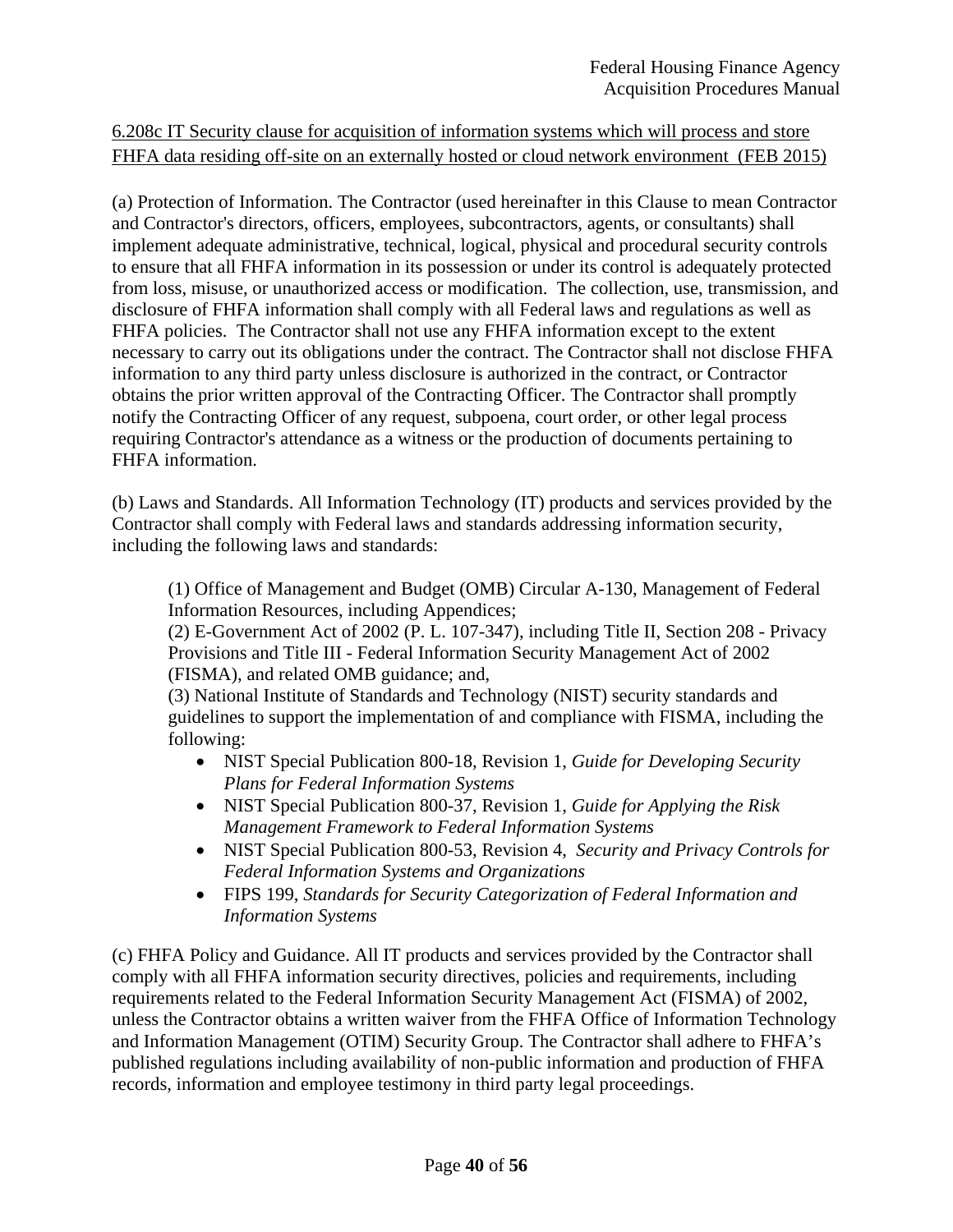6.208c IT Security clause for acquisition of information systems which will process and store FHFA data residing off-site on an externally hosted or cloud network environment (FEB 2015)

(a) Protection of Information. The Contractor (used hereinafter in this Clause to mean Contractor and Contractor's directors, officers, employees, subcontractors, agents, or consultants) shall implement adequate administrative, technical, logical, physical and procedural security controls to ensure that all FHFA information in its possession or under its control is adequately protected from loss, misuse, or unauthorized access or modification. The collection, use, transmission, and disclosure of FHFA information shall comply with all Federal laws and regulations as well as FHFA policies. The Contractor shall not use any FHFA information except to the extent necessary to carry out its obligations under the contract. The Contractor shall not disclose FHFA information to any third party unless disclosure is authorized in the contract, or Contractor obtains the prior written approval of the Contracting Officer. The Contractor shall promptly notify the Contracting Officer of any request, subpoena, court order, or other legal process requiring Contractor's attendance as a witness or the production of documents pertaining to FHFA information.

(b) Laws and Standards. All Information Technology (IT) products and services provided by the Contractor shall comply with Federal laws and standards addressing information security, including the following laws and standards:

(1) Office of Management and Budget (OMB) Circular A-130, Management of Federal Information Resources, including Appendices;
(2) E-Government Act of 2002 (P. L. 107-347), including Title II, Section 208 - Privacy Provisions and Title III - Federal Information Security Management Act of 2002 (FISMA), and related OMB guidance; and,
(3) National Institute of Standards and Technology (NIST) security standards and guidelines to support the implementation of and compliance with FISMA, including the following:

- NIST Special Publication 800-18, Revision 1, *Guide for Developing Security Plans for Federal Information Systems*
- NIST Special Publication 800-37, Revision 1, *Guide for Applying the Risk Management Framework to Federal Information Systems*
- NIST Special Publication 800-53, Revision 4, *Security and Privacy Controls for Federal Information Systems and Organizations*
- FIPS 199, *Standards for Security Categorization of Federal Information and Information Systems*

(c) FHFA Policy and Guidance. All IT products and services provided by the Contractor shall comply with all FHFA information security directives, policies and requirements, including requirements related to the Federal Information Security Management Act (FISMA) of 2002, unless the Contractor obtains a written waiver from the FHFA Office of Information Technology and Information Management (OTIM) Security Group. The Contractor shall adhere to FHFA's published regulations including availability of non-public information and production of FHFA records, information and employee testimony in third party legal proceedings.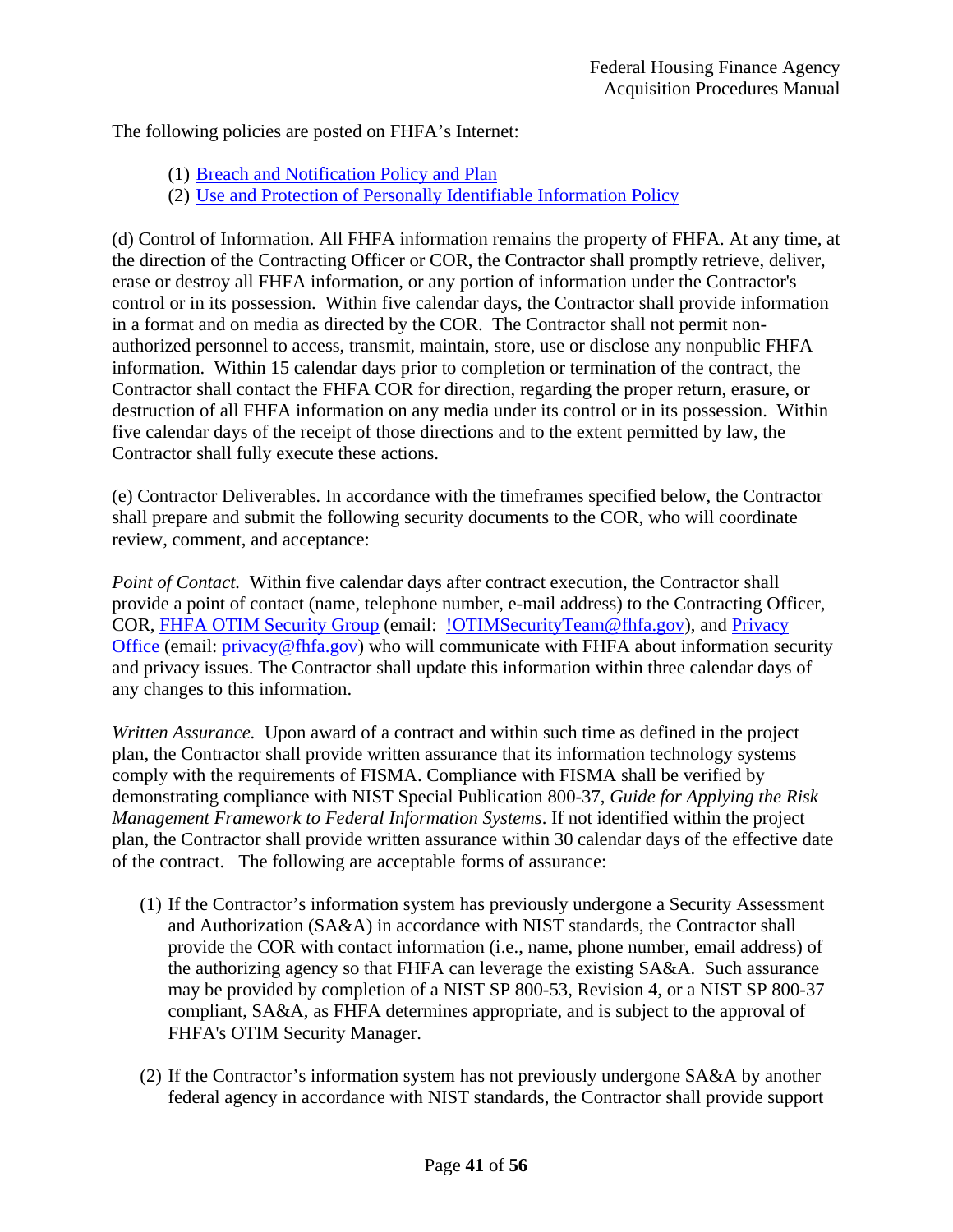The following policies are posted on FHFA's Internet:

(1) [Breach and Notification Policy and Plan]
(2) [Use and Protection of Personally Identifiable Information Policy]

(d) Control of Information. All FHFA information remains the property of FHFA. At any time, at the direction of the Contracting Officer or COR, the Contractor shall promptly retrieve, deliver, erase or destroy all FHFA information, or any portion of information under the Contractor's control or in its possession. Within five calendar days, the Contractor shall provide information in a format and on media as directed by the COR. The Contractor shall not permit non-authorized personnel to access, transmit, maintain, store, use or disclose any nonpublic FHFA information. Within 15 calendar days prior to completion or termination of the contract, the Contractor shall contact the FHFA COR for direction, regarding the proper return, erasure, or destruction of all FHFA information on any media under its control or in its possession. Within five calendar days of the receipt of those directions and to the extent permitted by law, the Contractor shall fully execute these actions.

(e) Contractor Deliverables*.* In accordance with the timeframes specified below, the Contractor shall prepare and submit the following security documents to the COR, who will coordinate review, comment, and acceptance:

*Point of Contact.* Within five calendar days after contract execution, the Contractor shall provide a point of contact (name, telephone number, e-mail address) to the Contracting Officer, COR, FHFA OTIM Security Group (email: !OTIMSecurityTeam@fhfa.gov), and Privacy Office (email: privacy@fhfa.gov) who will communicate with FHFA about information security and privacy issues. The Contractor shall update this information within three calendar days of any changes to this information.

*Written Assurance.* Upon award of a contract and within such time as defined in the project plan, the Contractor shall provide written assurance that its information technology systems comply with the requirements of FISMA. Compliance with FISMA shall be verified by demonstrating compliance with NIST Special Publication 800-37, *Guide for Applying the Risk Management Framework to Federal Information Systems*. If not identified within the project plan, the Contractor shall provide written assurance within 30 calendar days of the effective date of the contract. The following are acceptable forms of assurance:

(1) If the Contractor's information system has previously undergone a Security Assessment and Authorization (SA&A) in accordance with NIST standards, the Contractor shall provide the COR with contact information (i.e., name, phone number, email address) of the authorizing agency so that FHFA can leverage the existing SA&A. Such assurance may be provided by completion of a NIST SP 800-53, Revision 4, or a NIST SP 800-37 compliant, SA&A, as FHFA determines appropriate, and is subject to the approval of FHFA's OTIM Security Manager.

(2) If the Contractor's information system has not previously undergone SA&A by another federal agency in accordance with NIST standards, the Contractor shall provide support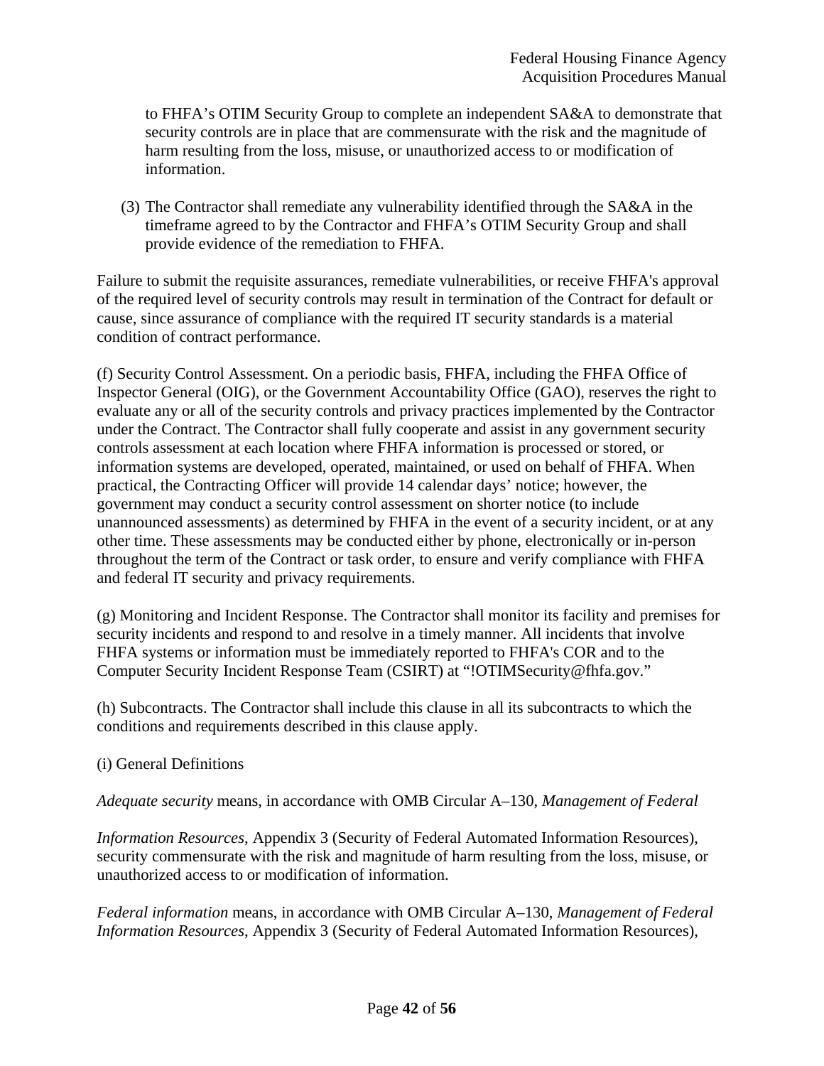to FHFA's OTIM Security Group to complete an independent SA&A to demonstrate that security controls are in place that are commensurate with the risk and the magnitude of harm resulting from the loss, misuse, or unauthorized access to or modification of information.

(3) The Contractor shall remediate any vulnerability identified through the SA&A in the timeframe agreed to by the Contractor and FHFA's OTIM Security Group and shall provide evidence of the remediation to FHFA.

Failure to submit the requisite assurances, remediate vulnerabilities, or receive FHFA's approval of the required level of security controls may result in termination of the Contract for default or cause, since assurance of compliance with the required IT security standards is a material condition of contract performance.

(f) Security Control Assessment. On a periodic basis, FHFA, including the FHFA Office of Inspector General (OIG), or the Government Accountability Office (GAO), reserves the right to evaluate any or all of the security controls and privacy practices implemented by the Contractor under the Contract. The Contractor shall fully cooperate and assist in any government security controls assessment at each location where FHFA information is processed or stored, or information systems are developed, operated, maintained, or used on behalf of FHFA. When practical, the Contracting Officer will provide 14 calendar days' notice; however, the government may conduct a security control assessment on shorter notice (to include unannounced assessments) as determined by FHFA in the event of a security incident, or at any other time. These assessments may be conducted either by phone, electronically or in-person throughout the term of the Contract or task order, to ensure and verify compliance with FHFA and federal IT security and privacy requirements.

(g) Monitoring and Incident Response. The Contractor shall monitor its facility and premises for security incidents and respond to and resolve in a timely manner. All incidents that involve FHFA systems or information must be immediately reported to FHFA's COR and to the Computer Security Incident Response Team (CSIRT) at "!OTIMSecurity@fhfa.gov."

(h) Subcontracts. The Contractor shall include this clause in all its subcontracts to which the conditions and requirements described in this clause apply.

(i) General Definitions

*Adequate security* means, in accordance with OMB Circular A–130, *Management of Federal Information Resources*, Appendix 3 (Security of Federal Automated Information Resources), security commensurate with the risk and magnitude of harm resulting from the loss, misuse, or unauthorized access to or modification of information.

*Federal information* means, in accordance with OMB Circular A–130, *Management of Federal Information Resources*, Appendix 3 (Security of Federal Automated Information Resources),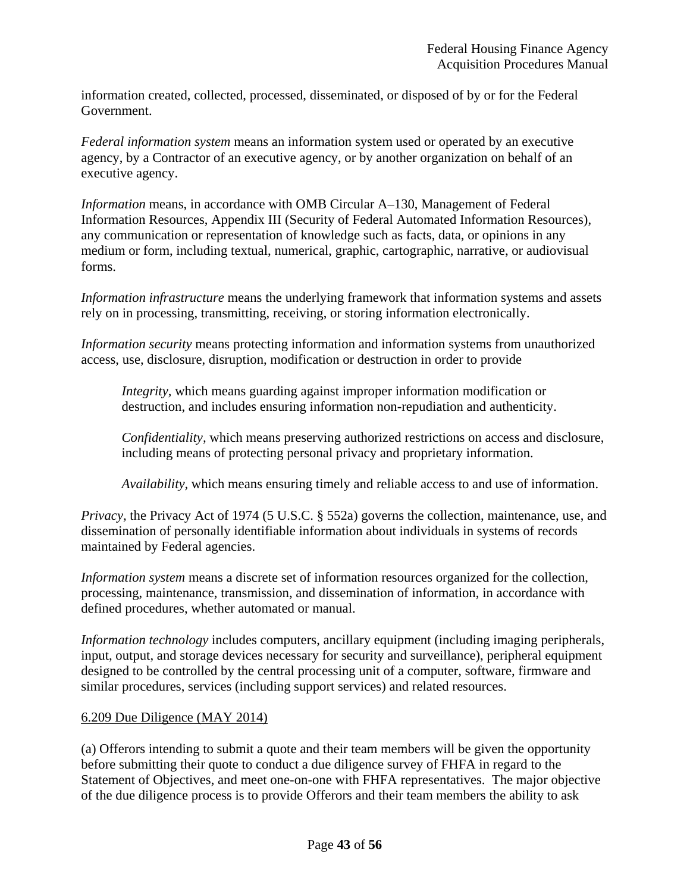information created, collected, processed, disseminated, or disposed of by or for the Federal Government.

*Federal information system* means an information system used or operated by an executive agency, by a Contractor of an executive agency, or by another organization on behalf of an executive agency.

*Information* means, in accordance with OMB Circular A–130, Management of Federal Information Resources, Appendix III (Security of Federal Automated Information Resources), any communication or representation of knowledge such as facts, data, or opinions in any medium or form, including textual, numerical, graphic, cartographic, narrative, or audiovisual forms.

*Information infrastructure* means the underlying framework that information systems and assets rely on in processing, transmitting, receiving, or storing information electronically.

*Information security* means protecting information and information systems from unauthorized access, use, disclosure, disruption, modification or destruction in order to provide

> *Integrity,* which means guarding against improper information modification or destruction, and includes ensuring information non-repudiation and authenticity.
>
> *Confidentiality,* which means preserving authorized restrictions on access and disclosure, including means of protecting personal privacy and proprietary information.
>
> *Availability,* which means ensuring timely and reliable access to and use of information.

*Privacy*, the Privacy Act of 1974 (5 U.S.C. § 552a) governs the collection, maintenance, use, and dissemination of personally identifiable information about individuals in systems of records maintained by Federal agencies.

*Information system* means a discrete set of information resources organized for the collection, processing, maintenance, transmission, and dissemination of information, in accordance with defined procedures, whether automated or manual.

*Information technology* includes computers, ancillary equipment (including imaging peripherals, input, output, and storage devices necessary for security and surveillance), peripheral equipment designed to be controlled by the central processing unit of a computer, software, firmware and similar procedures, services (including support services) and related resources.

6.209 Due Diligence (MAY 2014)

(a) Offerors intending to submit a quote and their team members will be given the opportunity before submitting their quote to conduct a due diligence survey of FHFA in regard to the Statement of Objectives, and meet one-on-one with FHFA representatives. The major objective of the due diligence process is to provide Offerors and their team members the ability to ask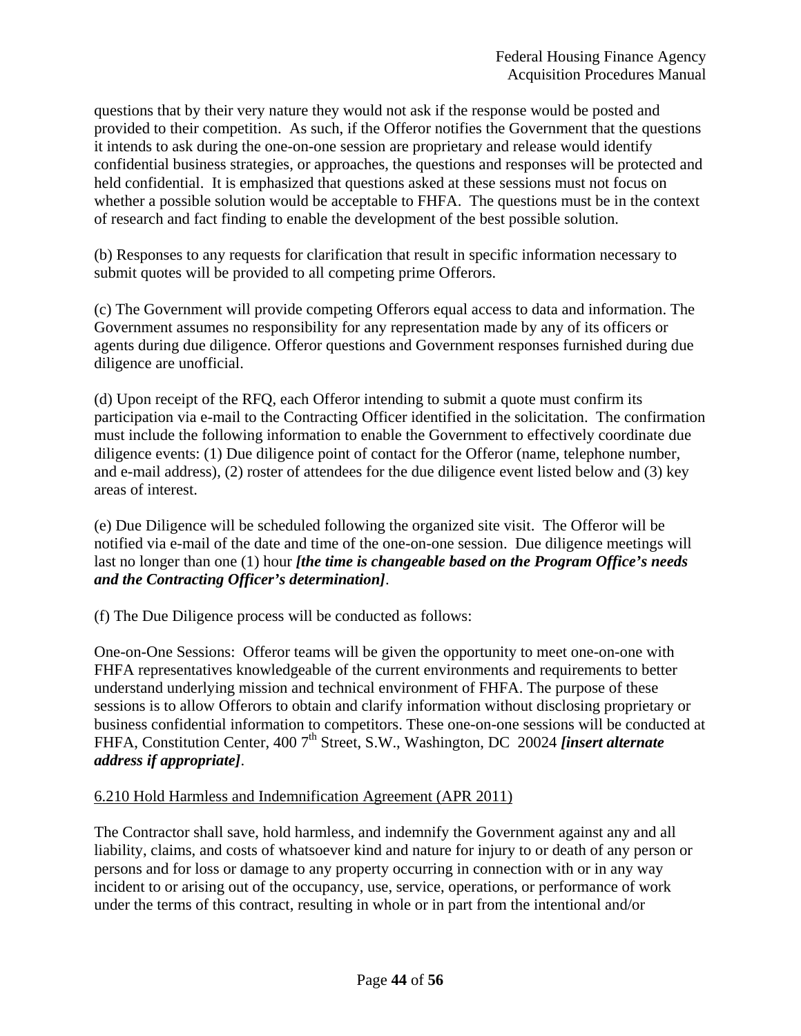questions that by their very nature they would not ask if the response would be posted and provided to their competition. As such, if the Offeror notifies the Government that the questions it intends to ask during the one-on-one session are proprietary and release would identify confidential business strategies, or approaches, the questions and responses will be protected and held confidential. It is emphasized that questions asked at these sessions must not focus on whether a possible solution would be acceptable to FHFA. The questions must be in the context of research and fact finding to enable the development of the best possible solution.

(b) Responses to any requests for clarification that result in specific information necessary to submit quotes will be provided to all competing prime Offerors.

(c) The Government will provide competing Offerors equal access to data and information. The Government assumes no responsibility for any representation made by any of its officers or agents during due diligence. Offeror questions and Government responses furnished during due diligence are unofficial.

(d) Upon receipt of the RFQ, each Offeror intending to submit a quote must confirm its participation via e-mail to the Contracting Officer identified in the solicitation. The confirmation must include the following information to enable the Government to effectively coordinate due diligence events: (1) Due diligence point of contact for the Offeror (name, telephone number, and e-mail address), (2) roster of attendees for the due diligence event listed below and (3) key areas of interest.

(e) Due Diligence will be scheduled following the organized site visit. The Offeror will be notified via e-mail of the date and time of the one-on-one session. Due diligence meetings will last no longer than one (1) hour ***[the time is changeable based on the Program Office's needs and the Contracting Officer's determination]***.

(f) The Due Diligence process will be conducted as follows:

One-on-One Sessions: Offeror teams will be given the opportunity to meet one-on-one with FHFA representatives knowledgeable of the current environments and requirements to better understand underlying mission and technical environment of FHFA. The purpose of these sessions is to allow Offerors to obtain and clarify information without disclosing proprietary or business confidential information to competitors. These one-on-one sessions will be conducted at FHFA, Constitution Center, 400 7th Street, S.W., Washington, DC 20024 ***[insert alternate address if appropriate]***.

6.210 Hold Harmless and Indemnification Agreement (APR 2011)

The Contractor shall save, hold harmless, and indemnify the Government against any and all liability, claims, and costs of whatsoever kind and nature for injury to or death of any person or persons and for loss or damage to any property occurring in connection with or in any way incident to or arising out of the occupancy, use, service, operations, or performance of work under the terms of this contract, resulting in whole or in part from the intentional and/or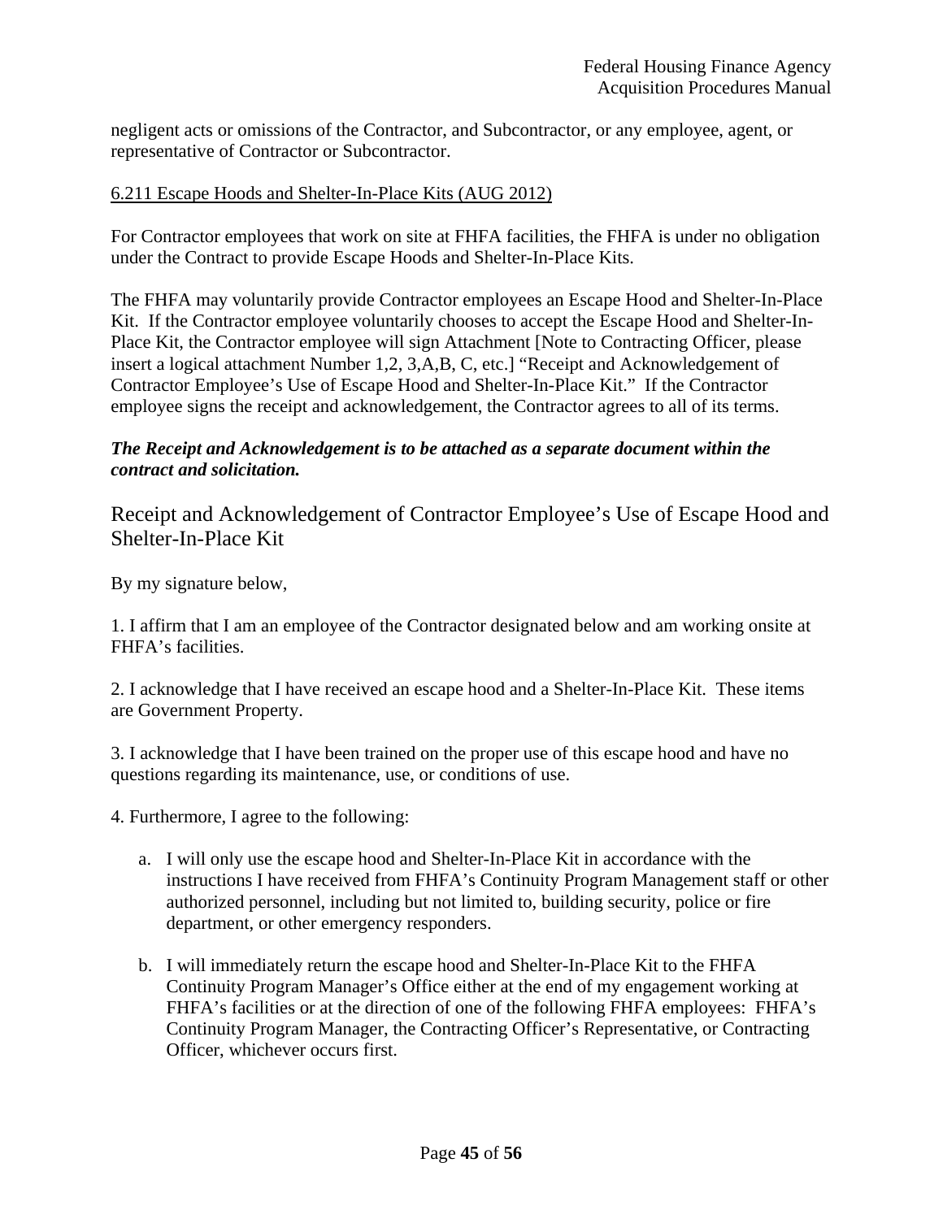negligent acts or omissions of the Contractor, and Subcontractor, or any employee, agent, or representative of Contractor or Subcontractor.

## 6.211 Escape Hoods and Shelter-In-Place Kits (AUG 2012)

For Contractor employees that work on site at FHFA facilities, the FHFA is under no obligation under the Contract to provide Escape Hoods and Shelter-In-Place Kits.

The FHFA may voluntarily provide Contractor employees an Escape Hood and Shelter-In-Place Kit. If the Contractor employee voluntarily chooses to accept the Escape Hood and Shelter-In-Place Kit, the Contractor employee will sign Attachment [Note to Contracting Officer, please insert a logical attachment Number 1,2, 3,A,B, C, etc.] "Receipt and Acknowledgement of Contractor Employee's Use of Escape Hood and Shelter-In-Place Kit." If the Contractor employee signs the receipt and acknowledgement, the Contractor agrees to all of its terms.

***The Receipt and Acknowledgement is to be attached as a separate document within the contract and solicitation.***

## Receipt and Acknowledgement of Contractor Employee's Use of Escape Hood and Shelter-In-Place Kit

By my signature below,

1. I affirm that I am an employee of the Contractor designated below and am working onsite at FHFA's facilities.

2. I acknowledge that I have received an escape hood and a Shelter-In-Place Kit. These items are Government Property.

3. I acknowledge that I have been trained on the proper use of this escape hood and have no questions regarding its maintenance, use, or conditions of use.

4. Furthermore, I agree to the following:

   a. I will only use the escape hood and Shelter-In-Place Kit in accordance with the instructions I have received from FHFA's Continuity Program Management staff or other authorized personnel, including but not limited to, building security, police or fire department, or other emergency responders.

   b. I will immediately return the escape hood and Shelter-In-Place Kit to the FHFA Continuity Program Manager's Office either at the end of my engagement working at FHFA's facilities or at the direction of one of the following FHFA employees: FHFA's Continuity Program Manager, the Contracting Officer's Representative, or Contracting Officer, whichever occurs first.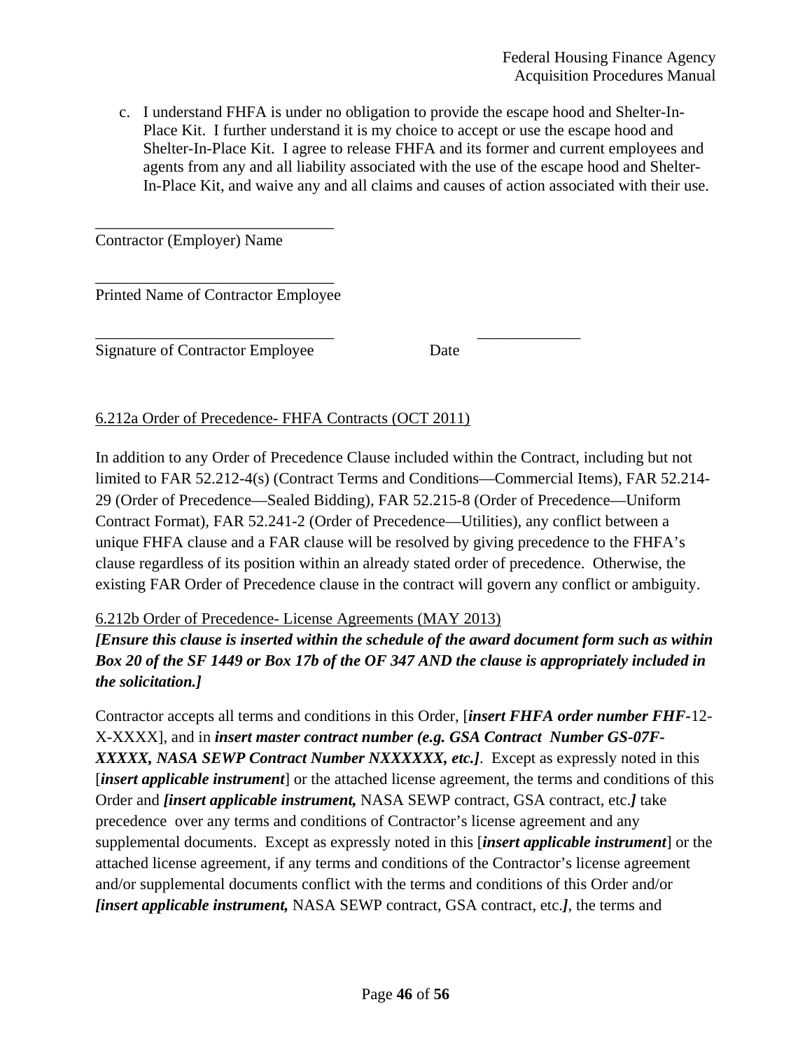c. I understand FHFA is under no obligation to provide the escape hood and Shelter-In-Place Kit. I further understand it is my choice to accept or use the escape hood and Shelter-In-Place Kit. I agree to release FHFA and its former and current employees and agents from any and all liability associated with the use of the escape hood and Shelter-In-Place Kit, and waive any and all claims and causes of action associated with their use.

\_\_\_\_\_\_\_\_\_\_\_\_\_\_\_\_\_\_\_\_\_\_\_\_\_\_\_\_\_\_
Contractor (Employer) Name

\_\_\_\_\_\_\_\_\_\_\_\_\_\_\_\_\_\_\_\_\_\_\_\_\_\_\_\_\_\_
Printed Name of Contractor Employee

\_\_\_\_\_\_\_\_\_\_\_\_\_\_\_\_\_\_\_\_\_\_\_\_\_\_\_\_\_\_ \_\_\_\_\_\_\_\_\_\_\_\_\_
Signature of Contractor Employee Date

6.212a Order of Precedence- FHFA Contracts (OCT 2011)

In addition to any Order of Precedence Clause included within the Contract, including but not limited to FAR 52.212-4(s) (Contract Terms and Conditions—Commercial Items), FAR 52.214-29 (Order of Precedence—Sealed Bidding), FAR 52.215-8 (Order of Precedence—Uniform Contract Format), FAR 52.241-2 (Order of Precedence—Utilities), any conflict between a unique FHFA clause and a FAR clause will be resolved by giving precedence to the FHFA's clause regardless of its position within an already stated order of precedence. Otherwise, the existing FAR Order of Precedence clause in the contract will govern any conflict or ambiguity.

6.212b Order of Precedence- License Agreements (MAY 2013)

***[Ensure this clause is inserted within the schedule of the award document form such as within Box 20 of the SF 1449 or Box 17b of the OF 347 AND the clause is appropriately included in the solicitation.]***

Contractor accepts all terms and conditions in this Order, [***insert FHFA order number FHF***-12-X-XXXX], and in ***insert master contract number (e.g. GSA Contract Number GS-07F-XXXXX, NASA SEWP Contract Number NXXXXXX, etc.]***. Except as expressly noted in this [***insert applicable instrument***] or the attached license agreement, the terms and conditions of this Order and ***[insert applicable instrument,*** NASA SEWP contract, GSA contract, etc.***]*** take precedence over any terms and conditions of Contractor's license agreement and any supplemental documents. Except as expressly noted in this [***insert applicable instrument***] or the attached license agreement, if any terms and conditions of the Contractor's license agreement and/or supplemental documents conflict with the terms and conditions of this Order and/or ***[insert applicable instrument,*** NASA SEWP contract, GSA contract, etc.***]***, the terms and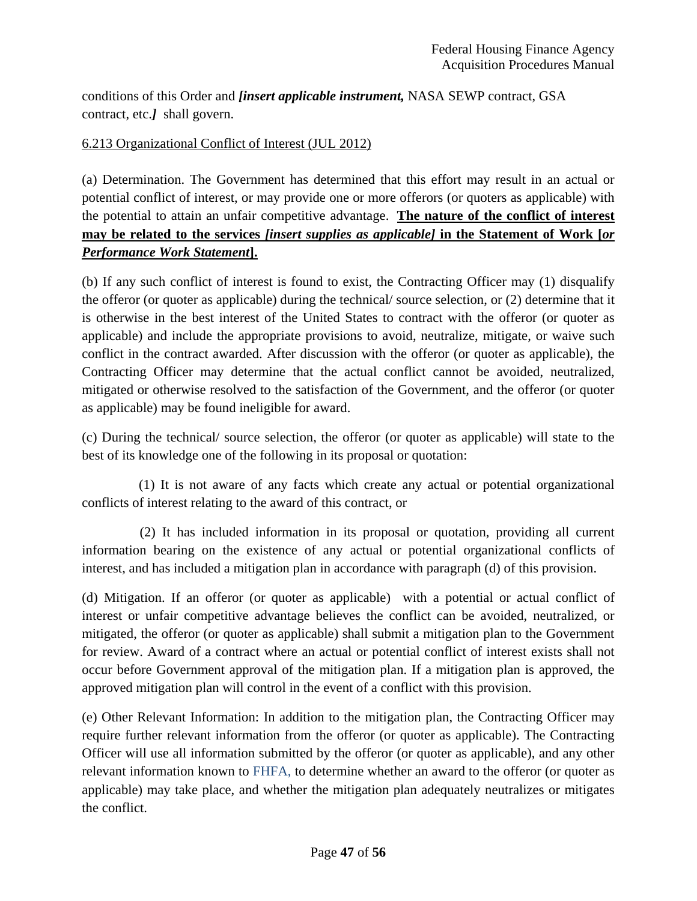conditions of this Order and ***[insert applicable instrument,*** NASA SEWP contract, GSA contract, etc.***]*** shall govern.

6.213 Organizational Conflict of Interest (JUL 2012)

(a) Determination. The Government has determined that this effort may result in an actual or potential conflict of interest, or may provide one or more offerors (or quoters as applicable) with the potential to attain an unfair competitive advantage. **The nature of the conflict of interest may be related to the services *[insert supplies as applicable]* in the Statement of Work [*or Performance Work Statement*].**

(b) If any such conflict of interest is found to exist, the Contracting Officer may (1) disqualify the offeror (or quoter as applicable) during the technical/ source selection, or (2) determine that it is otherwise in the best interest of the United States to contract with the offeror (or quoter as applicable) and include the appropriate provisions to avoid, neutralize, mitigate, or waive such conflict in the contract awarded. After discussion with the offeror (or quoter as applicable), the Contracting Officer may determine that the actual conflict cannot be avoided, neutralized, mitigated or otherwise resolved to the satisfaction of the Government, and the offeror (or quoter as applicable) may be found ineligible for award.

(c) During the technical/ source selection, the offeror (or quoter as applicable) will state to the best of its knowledge one of the following in its proposal or quotation:

(1) It is not aware of any facts which create any actual or potential organizational conflicts of interest relating to the award of this contract, or

(2) It has included information in its proposal or quotation, providing all current information bearing on the existence of any actual or potential organizational conflicts of interest, and has included a mitigation plan in accordance with paragraph (d) of this provision.

(d) Mitigation. If an offeror (or quoter as applicable) with a potential or actual conflict of interest or unfair competitive advantage believes the conflict can be avoided, neutralized, or mitigated, the offeror (or quoter as applicable) shall submit a mitigation plan to the Government for review. Award of a contract where an actual or potential conflict of interest exists shall not occur before Government approval of the mitigation plan. If a mitigation plan is approved, the approved mitigation plan will control in the event of a conflict with this provision.

(e) Other Relevant Information: In addition to the mitigation plan, the Contracting Officer may require further relevant information from the offeror (or quoter as applicable). The Contracting Officer will use all information submitted by the offeror (or quoter as applicable), and any other relevant information known to FHFA, to determine whether an award to the offeror (or quoter as applicable) may take place, and whether the mitigation plan adequately neutralizes or mitigates the conflict.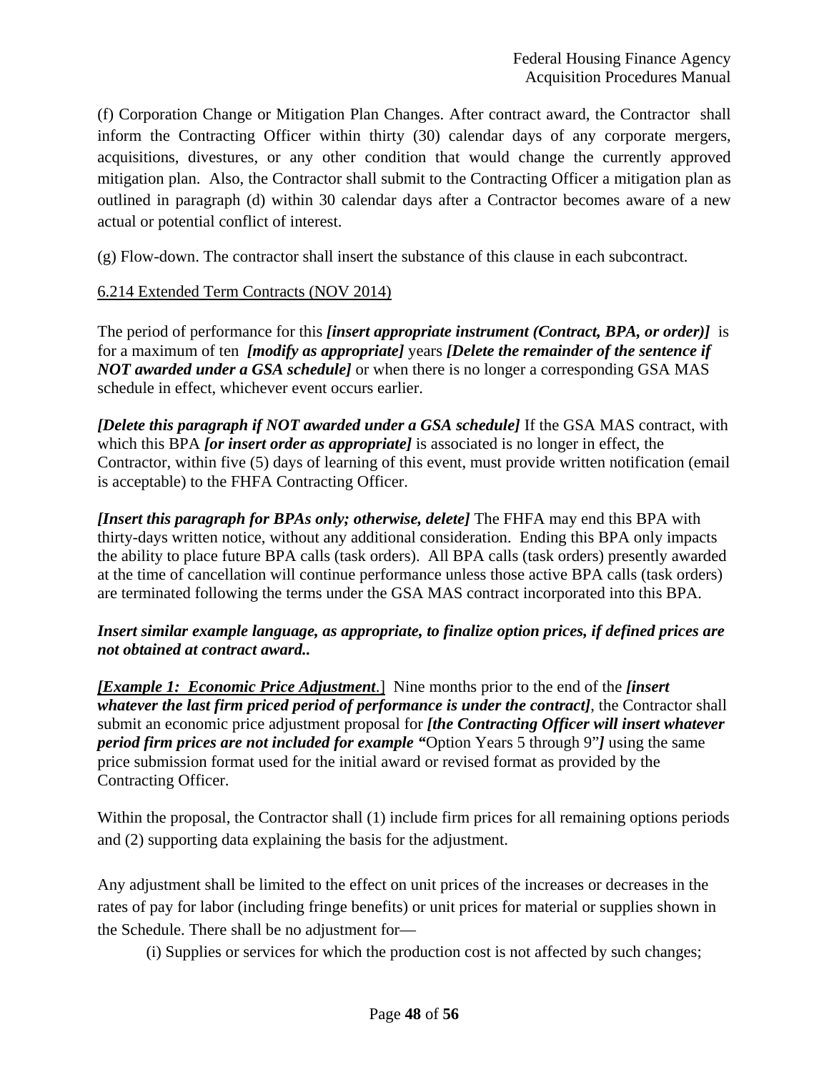(f) Corporation Change or Mitigation Plan Changes. After contract award, the Contractor shall inform the Contracting Officer within thirty (30) calendar days of any corporate mergers, acquisitions, divestures, or any other condition that would change the currently approved mitigation plan. Also, the Contractor shall submit to the Contracting Officer a mitigation plan as outlined in paragraph (d) within 30 calendar days after a Contractor becomes aware of a new actual or potential conflict of interest.

(g) Flow-down. The contractor shall insert the substance of this clause in each subcontract.

6.214 Extended Term Contracts (NOV 2014)

The period of performance for this ***[insert appropriate instrument (Contract, BPA, or order)]*** is for a maximum of ten ***[modify as appropriate]*** years ***[Delete the remainder of the sentence if NOT awarded under a GSA schedule]*** or when there is no longer a corresponding GSA MAS schedule in effect, whichever event occurs earlier.

***[Delete this paragraph if NOT awarded under a GSA schedule]*** If the GSA MAS contract, with which this BPA ***[or insert order as appropriate]*** is associated is no longer in effect, the Contractor, within five (5) days of learning of this event, must provide written notification (email is acceptable) to the FHFA Contracting Officer.

***[Insert this paragraph for BPAs only; otherwise, delete]*** The FHFA may end this BPA with thirty-days written notice, without any additional consideration. Ending this BPA only impacts the ability to place future BPA calls (task orders). All BPA calls (task orders) presently awarded at the time of cancellation will continue performance unless those active BPA calls (task orders) are terminated following the terms under the GSA MAS contract incorporated into this BPA.

***Insert similar example language, as appropriate, to finalize option prices, if defined prices are not obtained at contract award..***

***[Example 1: Economic Price Adjustment**.*] Nine months prior to the end of the ***[insert whatever the last firm priced period of performance is under the contract]***, the Contractor shall submit an economic price adjustment proposal for ***[the Contracting Officer will insert whatever period firm prices are not included for example "***Option Years 5 through 9"***]*** using the same price submission format used for the initial award or revised format as provided by the Contracting Officer.

Within the proposal, the Contractor shall (1) include firm prices for all remaining options periods and (2) supporting data explaining the basis for the adjustment.

Any adjustment shall be limited to the effect on unit prices of the increases or decreases in the rates of pay for labor (including fringe benefits) or unit prices for material or supplies shown in the Schedule. There shall be no adjustment for—

(i) Supplies or services for which the production cost is not affected by such changes;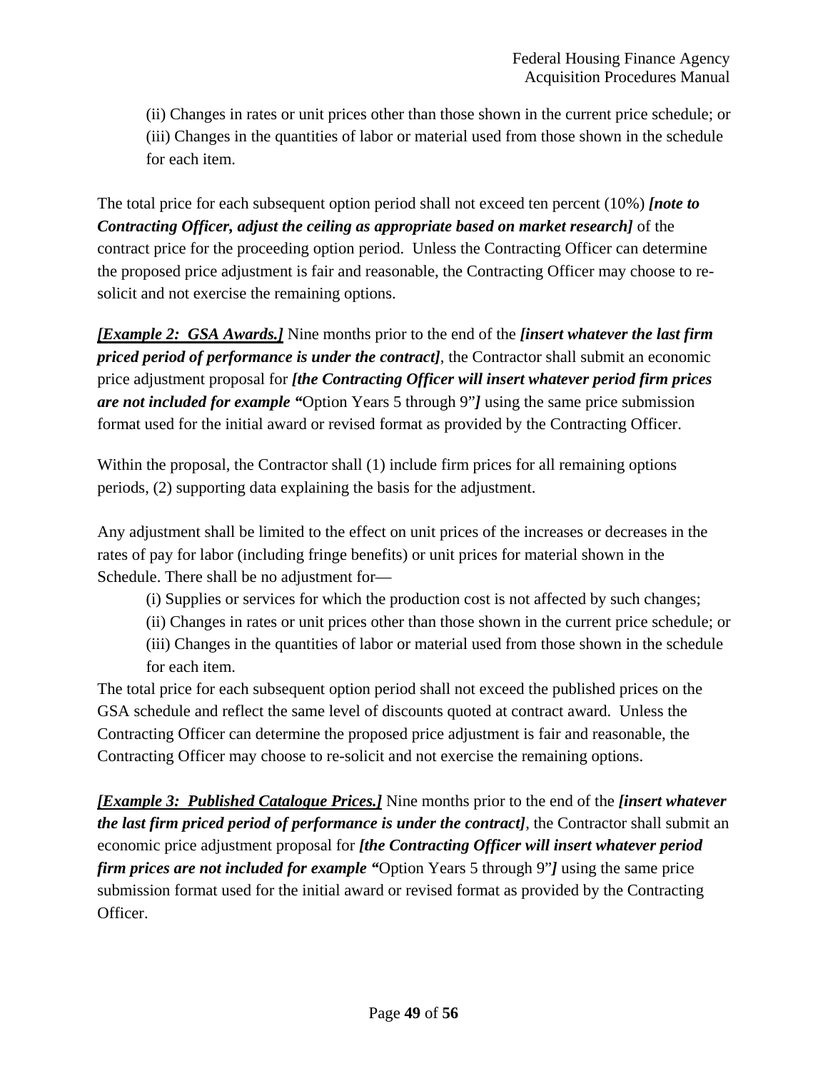(ii) Changes in rates or unit prices other than those shown in the current price schedule; or

(iii) Changes in the quantities of labor or material used from those shown in the schedule for each item.

The total price for each subsequent option period shall not exceed ten percent (10%) ***[note to Contracting Officer, adjust the ceiling as appropriate based on market research]*** of the contract price for the proceeding option period. Unless the Contracting Officer can determine the proposed price adjustment is fair and reasonable, the Contracting Officer may choose to re-solicit and not exercise the remaining options.

***[Example 2: GSA Awards.]*** Nine months prior to the end of the ***[insert whatever the last firm priced period of performance is under the contract]***, the Contractor shall submit an economic price adjustment proposal for ***[the Contracting Officer will insert whatever period firm prices are not included for example "***Option Years 5 through 9"***]*** using the same price submission format used for the initial award or revised format as provided by the Contracting Officer.

Within the proposal, the Contractor shall (1) include firm prices for all remaining options periods, (2) supporting data explaining the basis for the adjustment.

Any adjustment shall be limited to the effect on unit prices of the increases or decreases in the rates of pay for labor (including fringe benefits) or unit prices for material shown in the Schedule. There shall be no adjustment for—

(i) Supplies or services for which the production cost is not affected by such changes;

(ii) Changes in rates or unit prices other than those shown in the current price schedule; or

(iii) Changes in the quantities of labor or material used from those shown in the schedule for each item.

The total price for each subsequent option period shall not exceed the published prices on the GSA schedule and reflect the same level of discounts quoted at contract award. Unless the Contracting Officer can determine the proposed price adjustment is fair and reasonable, the Contracting Officer may choose to re-solicit and not exercise the remaining options.

***[Example 3: Published Catalogue Prices.]*** Nine months prior to the end of the ***[insert whatever the last firm priced period of performance is under the contract]***, the Contractor shall submit an economic price adjustment proposal for ***[the Contracting Officer will insert whatever period firm prices are not included for example "***Option Years 5 through 9"***]*** using the same price submission format used for the initial award or revised format as provided by the Contracting Officer.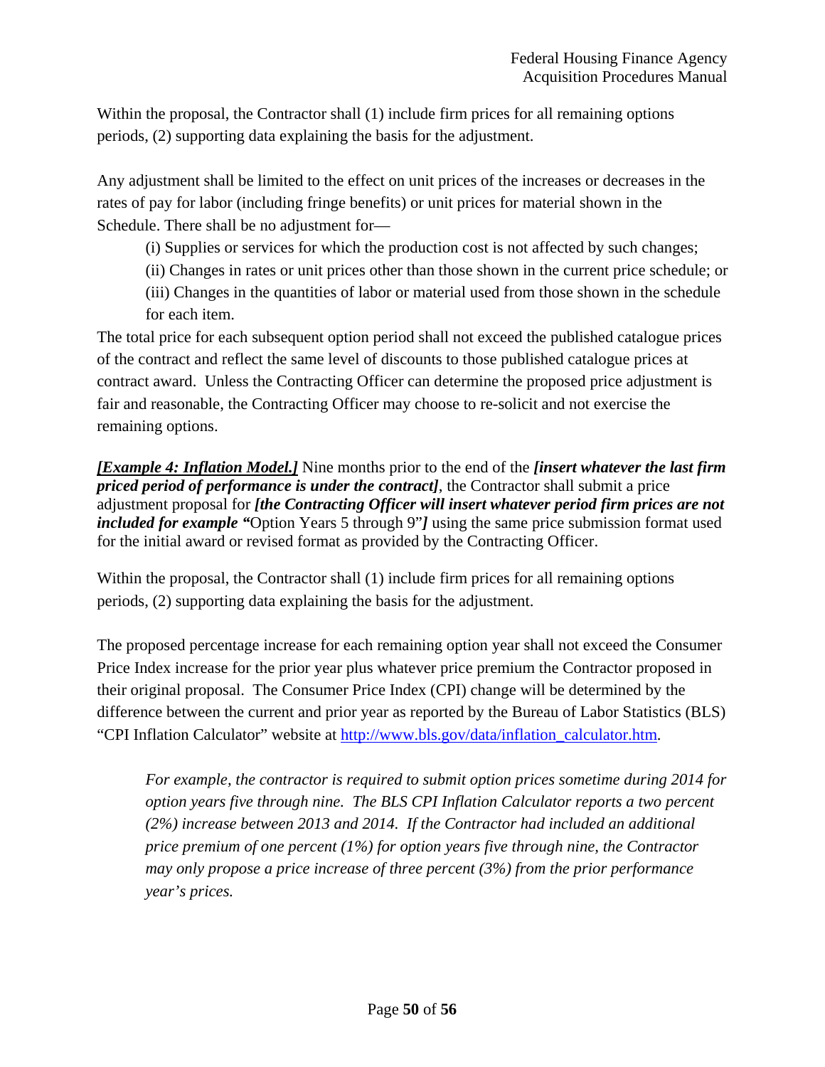Within the proposal, the Contractor shall (1) include firm prices for all remaining options periods, (2) supporting data explaining the basis for the adjustment.

Any adjustment shall be limited to the effect on unit prices of the increases or decreases in the rates of pay for labor (including fringe benefits) or unit prices for material shown in the Schedule. There shall be no adjustment for—

(i) Supplies or services for which the production cost is not affected by such changes;

(ii) Changes in rates or unit prices other than those shown in the current price schedule; or

(iii) Changes in the quantities of labor or material used from those shown in the schedule for each item.

The total price for each subsequent option period shall not exceed the published catalogue prices of the contract and reflect the same level of discounts to those published catalogue prices at contract award. Unless the Contracting Officer can determine the proposed price adjustment is fair and reasonable, the Contracting Officer may choose to re-solicit and not exercise the remaining options.

***[Example 4: Inflation Model.]*** Nine months prior to the end of the ***[insert whatever the last firm priced period of performance is under the contract]***, the Contractor shall submit a price adjustment proposal for ***[the Contracting Officer will insert whatever period firm prices are not included for example "***Option Years 5 through 9"***]*** using the same price submission format used for the initial award or revised format as provided by the Contracting Officer.

Within the proposal, the Contractor shall (1) include firm prices for all remaining options periods, (2) supporting data explaining the basis for the adjustment.

The proposed percentage increase for each remaining option year shall not exceed the Consumer Price Index increase for the prior year plus whatever price premium the Contractor proposed in their original proposal. The Consumer Price Index (CPI) change will be determined by the difference between the current and prior year as reported by the Bureau of Labor Statistics (BLS) "CPI Inflation Calculator" website at [http://www.bls.gov/data/inflation_calculator.htm](http://www.bls.gov/data/inflation_calculator.htm).

> *For example, the contractor is required to submit option prices sometime during 2014 for option years five through nine. The BLS CPI Inflation Calculator reports a two percent (2%) increase between 2013 and 2014. If the Contractor had included an additional price premium of one percent (1%) for option years five through nine, the Contractor may only propose a price increase of three percent (3%) from the prior performance year's prices.*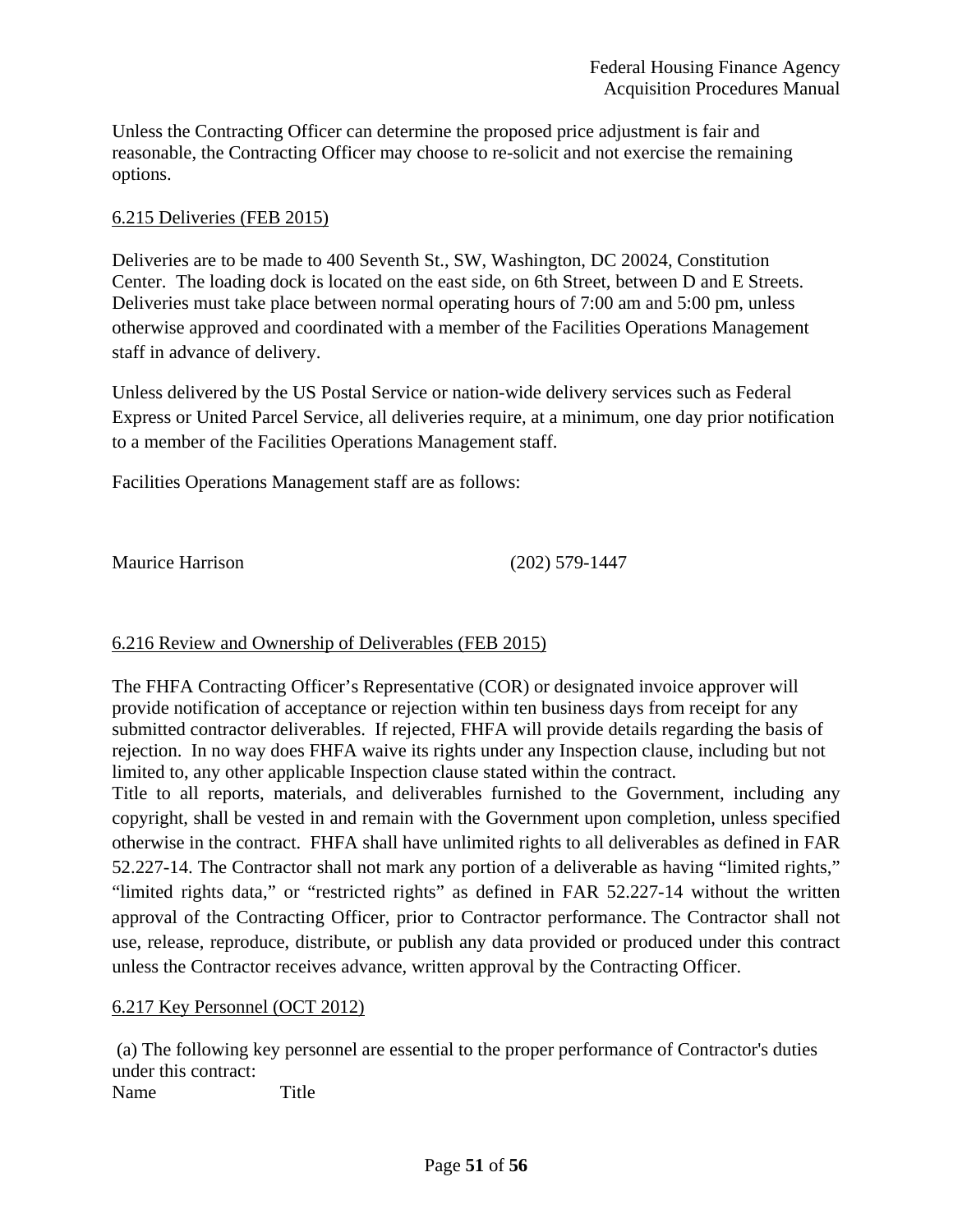Unless the Contracting Officer can determine the proposed price adjustment is fair and reasonable, the Contracting Officer may choose to re-solicit and not exercise the remaining options.

6.215 Deliveries (FEB 2015)

Deliveries are to be made to 400 Seventh St., SW, Washington, DC 20024, Constitution Center. The loading dock is located on the east side, on 6th Street, between D and E Streets. Deliveries must take place between normal operating hours of 7:00 am and 5:00 pm, unless otherwise approved and coordinated with a member of the Facilities Operations Management staff in advance of delivery.

Unless delivered by the US Postal Service or nation-wide delivery services such as Federal Express or United Parcel Service, all deliveries require, at a minimum, one day prior notification to a member of the Facilities Operations Management staff.

Facilities Operations Management staff are as follows:

| | |
|---|---|
| Maurice Harrison | (202) 579-1447 |

6.216 Review and Ownership of Deliverables (FEB 2015)

The FHFA Contracting Officer's Representative (COR) or designated invoice approver will provide notification of acceptance or rejection within ten business days from receipt for any submitted contractor deliverables. If rejected, FHFA will provide details regarding the basis of rejection. In no way does FHFA waive its rights under any Inspection clause, including but not limited to, any other applicable Inspection clause stated within the contract.

Title to all reports, materials, and deliverables furnished to the Government, including any copyright, shall be vested in and remain with the Government upon completion, unless specified otherwise in the contract. FHFA shall have unlimited rights to all deliverables as defined in FAR 52.227-14. The Contractor shall not mark any portion of a deliverable as having "limited rights," "limited rights data," or "restricted rights" as defined in FAR 52.227-14 without the written approval of the Contracting Officer, prior to Contractor performance. The Contractor shall not use, release, reproduce, distribute, or publish any data provided or produced under this contract unless the Contractor receives advance, written approval by the Contracting Officer.

6.217 Key Personnel (OCT 2012)

(a) The following key personnel are essential to the proper performance of Contractor's duties under this contract:

| Name | Title |
|---|---|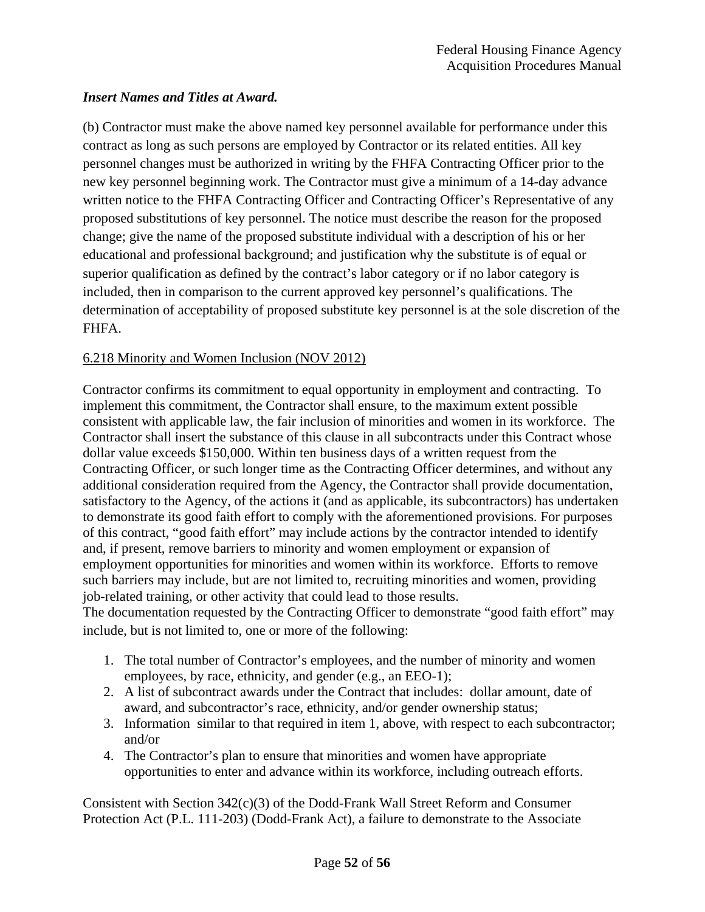***Insert Names and Titles at Award.***

(b) Contractor must make the above named key personnel available for performance under this contract as long as such persons are employed by Contractor or its related entities. All key personnel changes must be authorized in writing by the FHFA Contracting Officer prior to the new key personnel beginning work. The Contractor must give a minimum of a 14-day advance written notice to the FHFA Contracting Officer and Contracting Officer's Representative of any proposed substitutions of key personnel. The notice must describe the reason for the proposed change; give the name of the proposed substitute individual with a description of his or her educational and professional background; and justification why the substitute is of equal or superior qualification as defined by the contract's labor category or if no labor category is included, then in comparison to the current approved key personnel's qualifications. The determination of acceptability of proposed substitute key personnel is at the sole discretion of the FHFA.

<u>6.218 Minority and Women Inclusion (NOV 2012)</u>

Contractor confirms its commitment to equal opportunity in employment and contracting. To implement this commitment, the Contractor shall ensure, to the maximum extent possible consistent with applicable law, the fair inclusion of minorities and women in its workforce. The Contractor shall insert the substance of this clause in all subcontracts under this Contract whose dollar value exceeds $150,000. Within ten business days of a written request from the Contracting Officer, or such longer time as the Contracting Officer determines, and without any additional consideration required from the Agency, the Contractor shall provide documentation, satisfactory to the Agency, of the actions it (and as applicable, its subcontractors) has undertaken to demonstrate its good faith effort to comply with the aforementioned provisions. For purposes of this contract, "good faith effort" may include actions by the contractor intended to identify and, if present, remove barriers to minority and women employment or expansion of employment opportunities for minorities and women within its workforce. Efforts to remove such barriers may include, but are not limited to, recruiting minorities and women, providing job-related training, or other activity that could lead to those results.
The documentation requested by the Contracting Officer to demonstrate "good faith effort" may include, but is not limited to, one or more of the following:

1. The total number of Contractor's employees, and the number of minority and women employees, by race, ethnicity, and gender (e.g., an EEO-1);
2. A list of subcontract awards under the Contract that includes: dollar amount, date of award, and subcontractor's race, ethnicity, and/or gender ownership status;
3. Information similar to that required in item 1, above, with respect to each subcontractor; and/or
4. The Contractor's plan to ensure that minorities and women have appropriate opportunities to enter and advance within its workforce, including outreach efforts.

Consistent with Section 342(c)(3) of the Dodd-Frank Wall Street Reform and Consumer Protection Act (P.L. 111-203) (Dodd-Frank Act), a failure to demonstrate to the Associate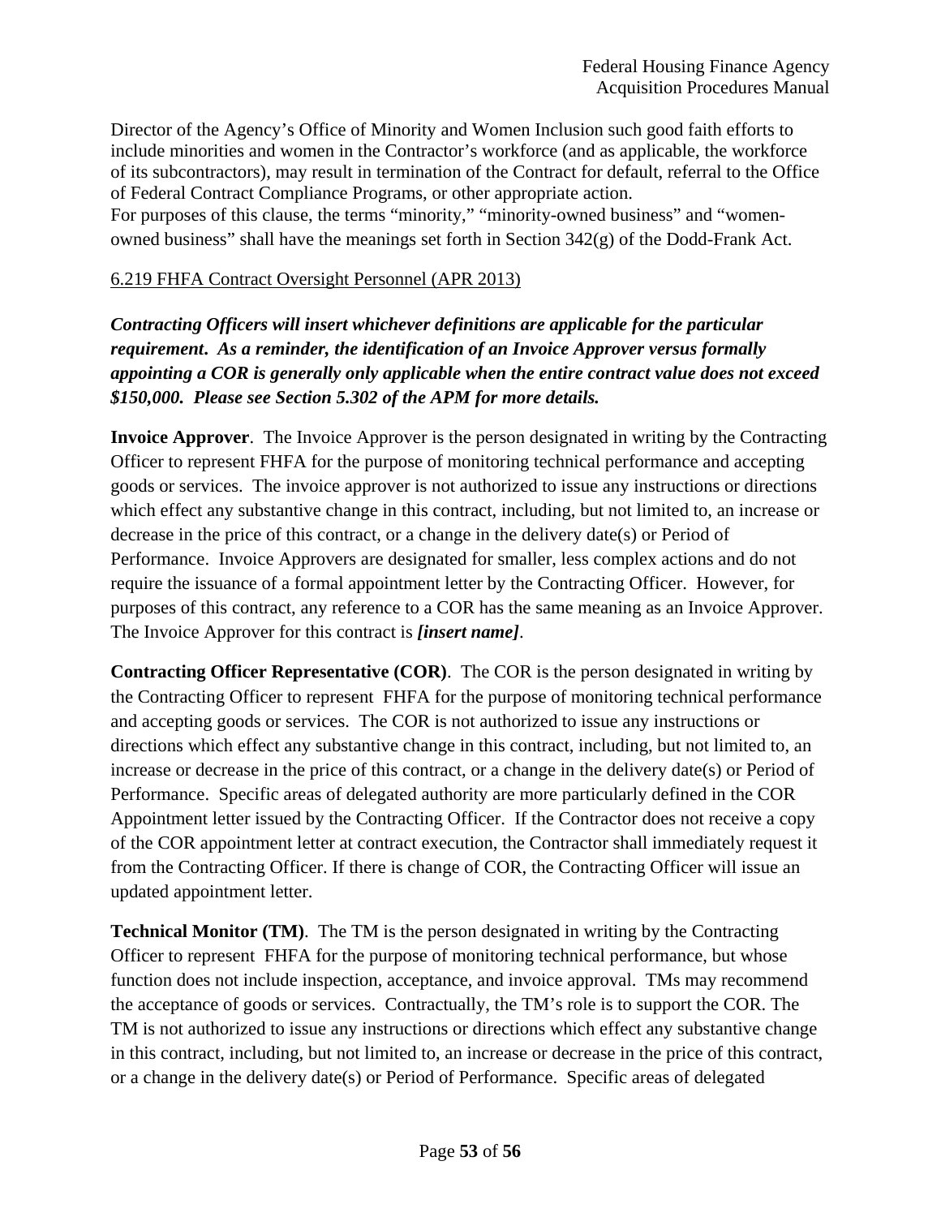Director of the Agency's Office of Minority and Women Inclusion such good faith efforts to include minorities and women in the Contractor's workforce (and as applicable, the workforce of its subcontractors), may result in termination of the Contract for default, referral to the Office of Federal Contract Compliance Programs, or other appropriate action.
For purposes of this clause, the terms "minority," "minority-owned business" and "women-owned business" shall have the meanings set forth in Section 342(g) of the Dodd-Frank Act.

6.219 FHFA Contract Oversight Personnel (APR 2013)

***Contracting Officers will insert whichever definitions are applicable for the particular requirement. As a reminder, the identification of an Invoice Approver versus formally appointing a COR is generally only applicable when the entire contract value does not exceed $150,000. Please see Section 5.302 of the APM for more details.***

**Invoice Approver**. The Invoice Approver is the person designated in writing by the Contracting Officer to represent FHFA for the purpose of monitoring technical performance and accepting goods or services. The invoice approver is not authorized to issue any instructions or directions which effect any substantive change in this contract, including, but not limited to, an increase or decrease in the price of this contract, or a change in the delivery date(s) or Period of Performance. Invoice Approvers are designated for smaller, less complex actions and do not require the issuance of a formal appointment letter by the Contracting Officer. However, for purposes of this contract, any reference to a COR has the same meaning as an Invoice Approver. The Invoice Approver for this contract is ***[insert name]***.

**Contracting Officer Representative (COR)**. The COR is the person designated in writing by the Contracting Officer to represent FHFA for the purpose of monitoring technical performance and accepting goods or services. The COR is not authorized to issue any instructions or directions which effect any substantive change in this contract, including, but not limited to, an increase or decrease in the price of this contract, or a change in the delivery date(s) or Period of Performance. Specific areas of delegated authority are more particularly defined in the COR Appointment letter issued by the Contracting Officer. If the Contractor does not receive a copy of the COR appointment letter at contract execution, the Contractor shall immediately request it from the Contracting Officer. If there is change of COR, the Contracting Officer will issue an updated appointment letter.

**Technical Monitor (TM)**. The TM is the person designated in writing by the Contracting Officer to represent FHFA for the purpose of monitoring technical performance, but whose function does not include inspection, acceptance, and invoice approval. TMs may recommend the acceptance of goods or services. Contractually, the TM's role is to support the COR. The TM is not authorized to issue any instructions or directions which effect any substantive change in this contract, including, but not limited to, an increase or decrease in the price of this contract, or a change in the delivery date(s) or Period of Performance. Specific areas of delegated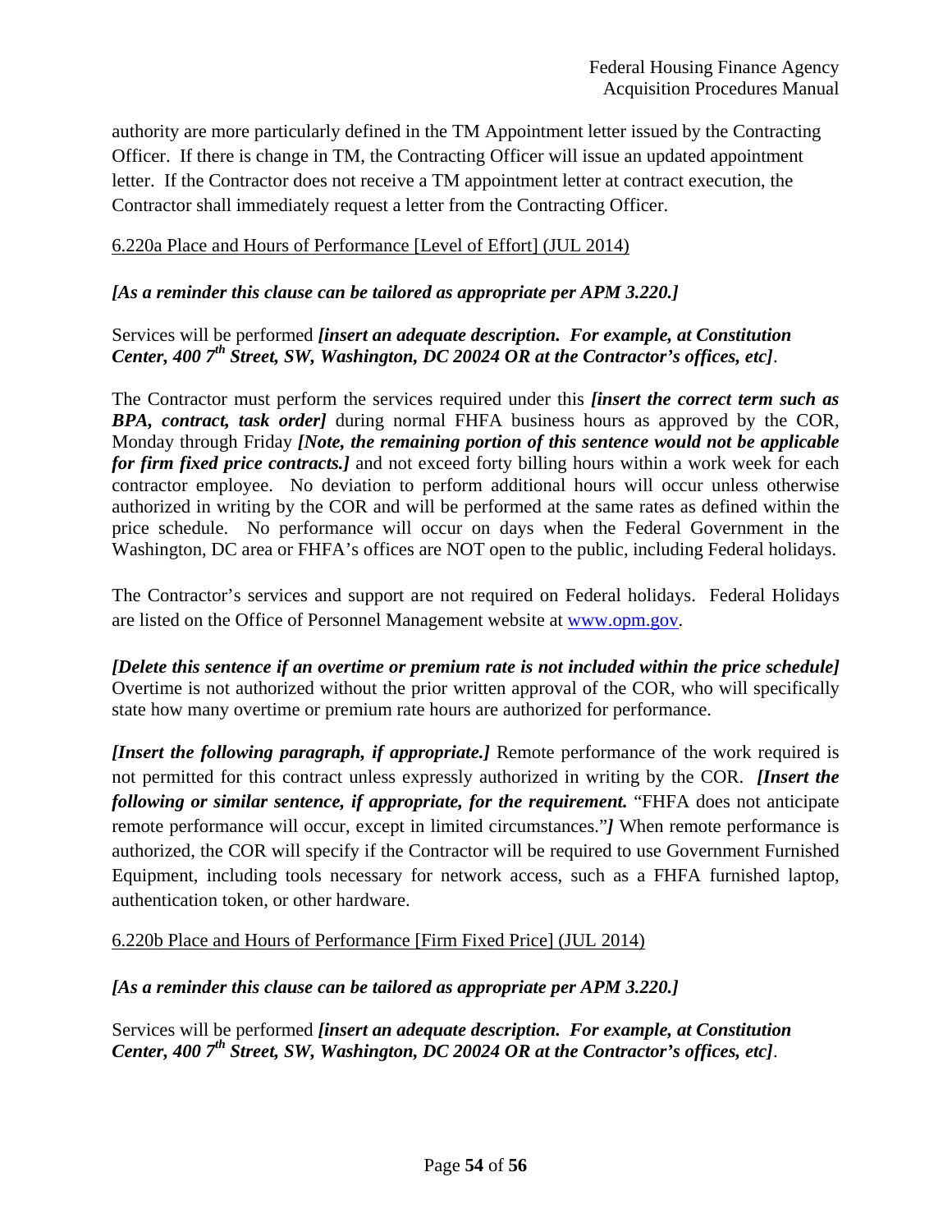authority are more particularly defined in the TM Appointment letter issued by the Contracting Officer. If there is change in TM, the Contracting Officer will issue an updated appointment letter. If the Contractor does not receive a TM appointment letter at contract execution, the Contractor shall immediately request a letter from the Contracting Officer.

6.220a Place and Hours of Performance [Level of Effort] (JUL 2014)

***[As a reminder this clause can be tailored as appropriate per APM 3.220.]***

Services will be performed ***[insert an adequate description. For example, at Constitution Center, 400 7th Street, SW, Washington, DC 20024 OR at the Contractor's offices, etc]***.

The Contractor must perform the services required under this ***[insert the correct term such as BPA, contract, task order]*** during normal FHFA business hours as approved by the COR, Monday through Friday ***[Note, the remaining portion of this sentence would not be applicable for firm fixed price contracts.]*** and not exceed forty billing hours within a work week for each contractor employee. No deviation to perform additional hours will occur unless otherwise authorized in writing by the COR and will be performed at the same rates as defined within the price schedule. No performance will occur on days when the Federal Government in the Washington, DC area or FHFA's offices are NOT open to the public, including Federal holidays.

The Contractor's services and support are not required on Federal holidays. Federal Holidays are listed on the Office of Personnel Management website at www.opm.gov.

***[Delete this sentence if an overtime or premium rate is not included within the price schedule]*** Overtime is not authorized without the prior written approval of the COR, who will specifically state how many overtime or premium rate hours are authorized for performance.

***[Insert the following paragraph, if appropriate.]*** Remote performance of the work required is not permitted for this contract unless expressly authorized in writing by the COR. ***[Insert the following or similar sentence, if appropriate, for the requirement.*** "FHFA does not anticipate remote performance will occur, except in limited circumstances."***]*** When remote performance is authorized, the COR will specify if the Contractor will be required to use Government Furnished Equipment, including tools necessary for network access, such as a FHFA furnished laptop, authentication token, or other hardware.

6.220b Place and Hours of Performance [Firm Fixed Price] (JUL 2014)

***[As a reminder this clause can be tailored as appropriate per APM 3.220.]***

Services will be performed ***[insert an adequate description. For example, at Constitution Center, 400 7th Street, SW, Washington, DC 20024 OR at the Contractor's offices, etc]***.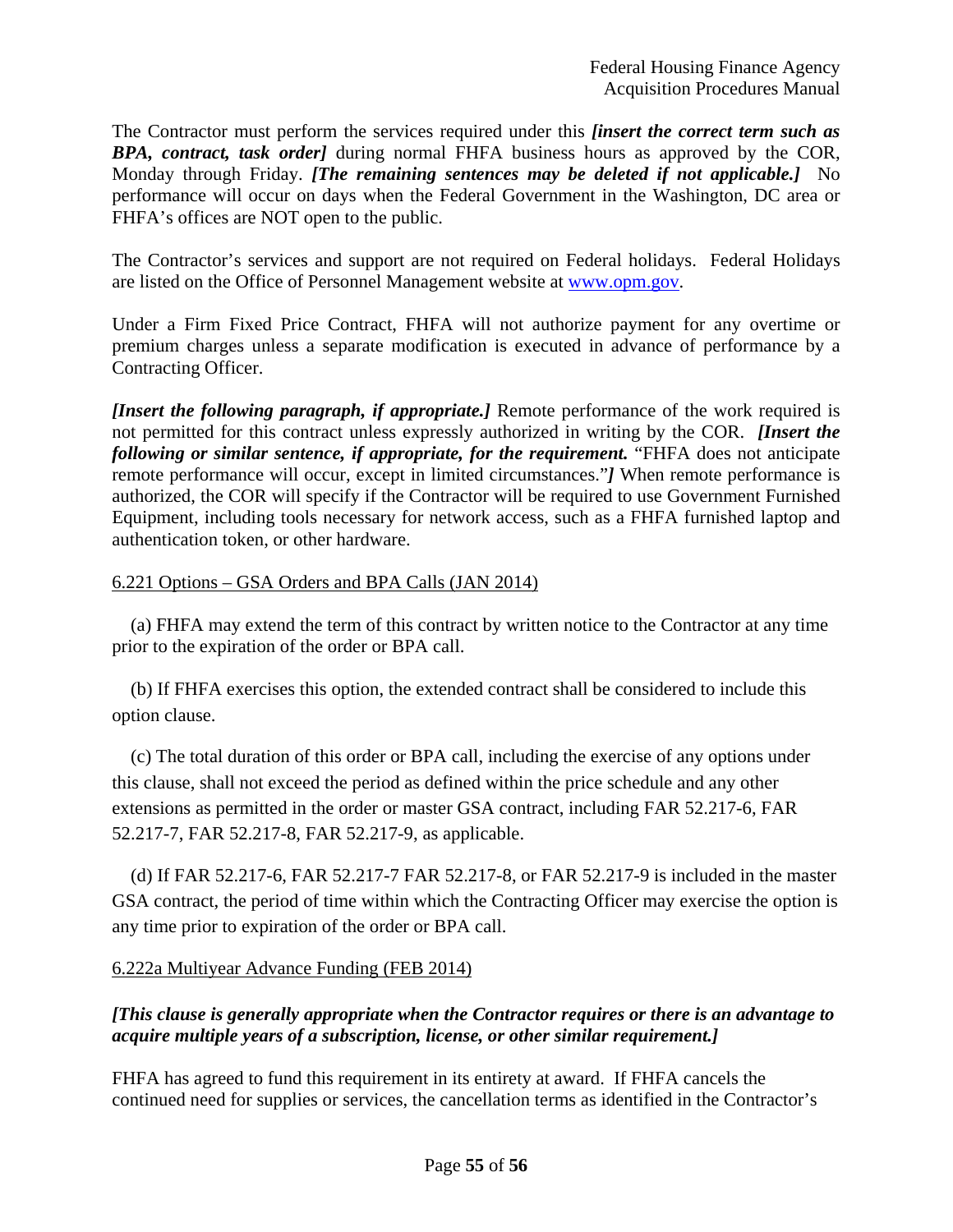The Contractor must perform the services required under this ***[insert the correct term such as BPA, contract, task order]*** during normal FHFA business hours as approved by the COR, Monday through Friday. ***[The remaining sentences may be deleted if not applicable.]*** No performance will occur on days when the Federal Government in the Washington, DC area or FHFA's offices are NOT open to the public.

The Contractor's services and support are not required on Federal holidays. Federal Holidays are listed on the Office of Personnel Management website at [www.opm.gov](http://www.opm.gov).

Under a Firm Fixed Price Contract, FHFA will not authorize payment for any overtime or premium charges unless a separate modification is executed in advance of performance by a Contracting Officer.

***[Insert the following paragraph, if appropriate.]*** Remote performance of the work required is not permitted for this contract unless expressly authorized in writing by the COR. ***[Insert the following or similar sentence, if appropriate, for the requirement.*** "FHFA does not anticipate remote performance will occur, except in limited circumstances."***]*** When remote performance is authorized, the COR will specify if the Contractor will be required to use Government Furnished Equipment, including tools necessary for network access, such as a FHFA furnished laptop and authentication token, or other hardware.

6.221 Options – GSA Orders and BPA Calls (JAN 2014)

(a) FHFA may extend the term of this contract by written notice to the Contractor at any time prior to the expiration of the order or BPA call.

(b) If FHFA exercises this option, the extended contract shall be considered to include this option clause.

(c) The total duration of this order or BPA call, including the exercise of any options under this clause, shall not exceed the period as defined within the price schedule and any other extensions as permitted in the order or master GSA contract, including FAR 52.217-6, FAR 52.217-7, FAR 52.217-8, FAR 52.217-9, as applicable.

(d) If FAR 52.217-6, FAR 52.217-7 FAR 52.217-8, or FAR 52.217-9 is included in the master GSA contract, the period of time within which the Contracting Officer may exercise the option is any time prior to expiration of the order or BPA call.

6.222a Multiyear Advance Funding (FEB 2014)

***[This clause is generally appropriate when the Contractor requires or there is an advantage to acquire multiple years of a subscription, license, or other similar requirement.]***

FHFA has agreed to fund this requirement in its entirety at award. If FHFA cancels the continued need for supplies or services, the cancellation terms as identified in the Contractor's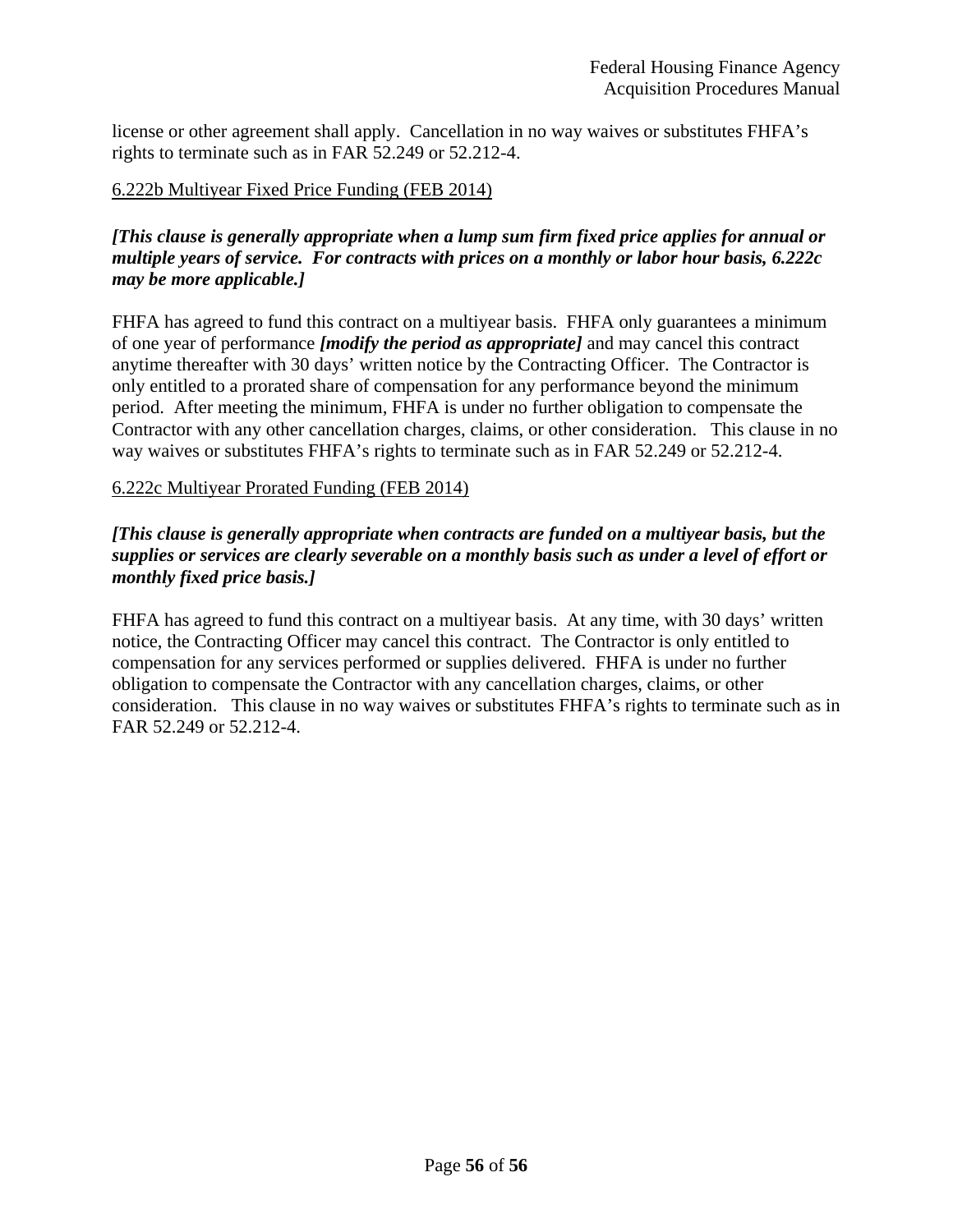license or other agreement shall apply. Cancellation in no way waives or substitutes FHFA's rights to terminate such as in FAR 52.249 or 52.212-4.

6.222b Multiyear Fixed Price Funding (FEB 2014)

***[This clause is generally appropriate when a lump sum firm fixed price applies for annual or multiple years of service. For contracts with prices on a monthly or labor hour basis, 6.222c may be more applicable.]***

FHFA has agreed to fund this contract on a multiyear basis. FHFA only guarantees a minimum of one year of performance ***[modify the period as appropriate]*** and may cancel this contract anytime thereafter with 30 days' written notice by the Contracting Officer. The Contractor is only entitled to a prorated share of compensation for any performance beyond the minimum period. After meeting the minimum, FHFA is under no further obligation to compensate the Contractor with any other cancellation charges, claims, or other consideration. This clause in no way waives or substitutes FHFA's rights to terminate such as in FAR 52.249 or 52.212-4.

6.222c Multiyear Prorated Funding (FEB 2014)

***[This clause is generally appropriate when contracts are funded on a multiyear basis, but the supplies or services are clearly severable on a monthly basis such as under a level of effort or monthly fixed price basis.]***

FHFA has agreed to fund this contract on a multiyear basis. At any time, with 30 days' written notice, the Contracting Officer may cancel this contract. The Contractor is only entitled to compensation for any services performed or supplies delivered. FHFA is under no further obligation to compensate the Contractor with any cancellation charges, claims, or other consideration. This clause in no way waives or substitutes FHFA's rights to terminate such as in FAR 52.249 or 52.212-4.